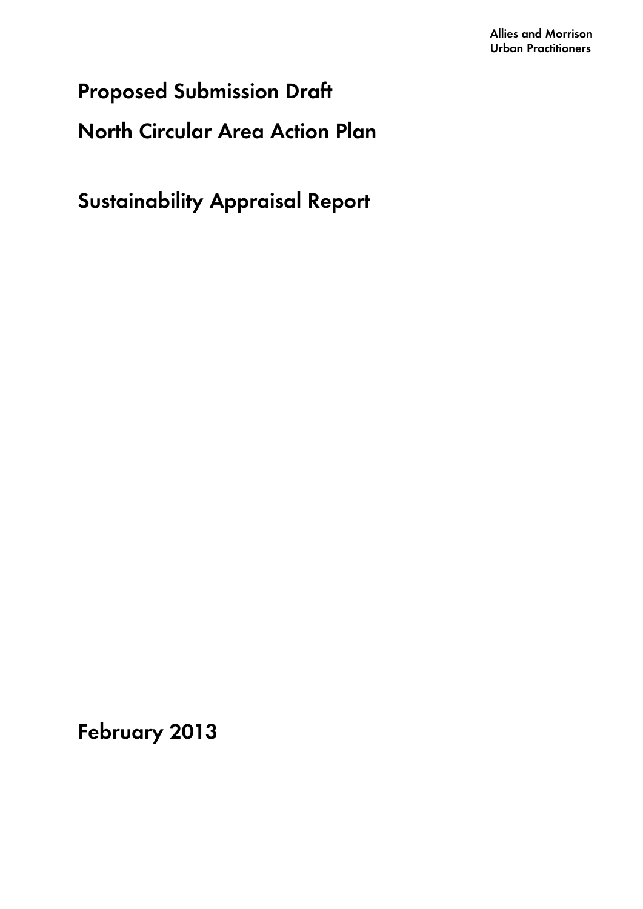Allies and Morrison
Urban Practitioners

# Proposed Submission Draft

# North Circular Area Action Plan

# Sustainability Appraisal Report

February 2013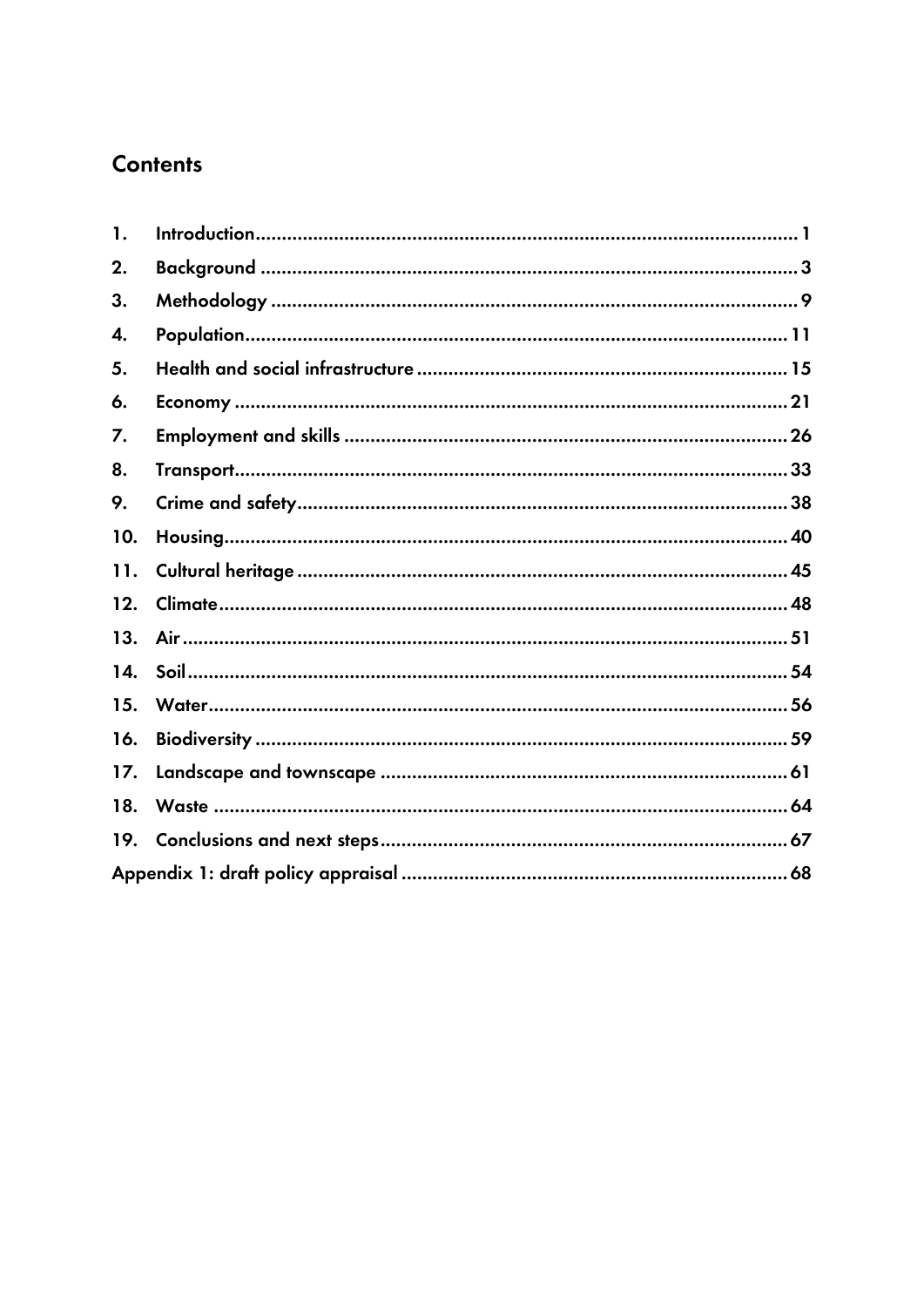## Contents

1. Introduction ..... 1
2. Background ..... 3
3. Methodology ..... 9
4. Population ..... 11
5. Health and social infrastructure ..... 15
6. Economy ..... 21
7. Employment and skills ..... 26
8. Transport ..... 33
9. Crime and safety ..... 38
10. Housing ..... 40
11. Cultural heritage ..... 45
12. Climate ..... 48
13. Air ..... 51
14. Soil ..... 54
15. Water ..... 56
16. Biodiversity ..... 59
17. Landscape and townscape ..... 61
18. Waste ..... 64
19. Conclusions and next steps ..... 67

Appendix 1: draft policy appraisal ..... 68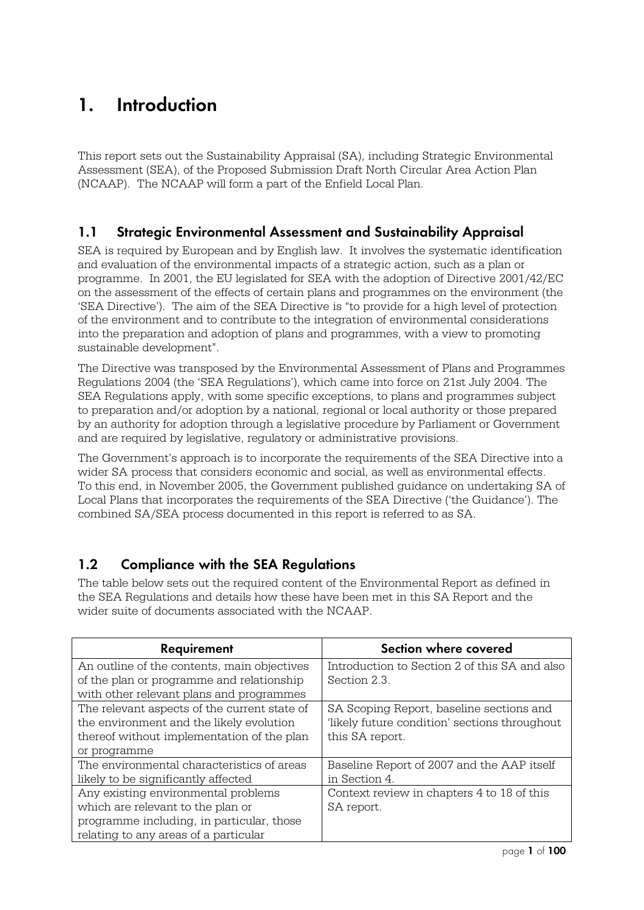# 1. Introduction

This report sets out the Sustainability Appraisal (SA), including Strategic Environmental Assessment (SEA), of the Proposed Submission Draft North Circular Area Action Plan (NCAAP). The NCAAP will form a part of the Enfield Local Plan.

## 1.1 Strategic Environmental Assessment and Sustainability Appraisal

SEA is required by European and by English law. It involves the systematic identification and evaluation of the environmental impacts of a strategic action, such as a plan or programme. In 2001, the EU legislated for SEA with the adoption of Directive 2001/42/EC on the assessment of the effects of certain plans and programmes on the environment (the 'SEA Directive'). The aim of the SEA Directive is "to provide for a high level of protection of the environment and to contribute to the integration of environmental considerations into the preparation and adoption of plans and programmes, with a view to promoting sustainable development".

The Directive was transposed by the Environmental Assessment of Plans and Programmes Regulations 2004 (the 'SEA Regulations'), which came into force on 21st July 2004. The SEA Regulations apply, with some specific exceptions, to plans and programmes subject to preparation and/or adoption by a national, regional or local authority or those prepared by an authority for adoption through a legislative procedure by Parliament or Government and are required by legislative, regulatory or administrative provisions.

The Government's approach is to incorporate the requirements of the SEA Directive into a wider SA process that considers economic and social, as well as environmental effects. To this end, in November 2005, the Government published guidance on undertaking SA of Local Plans that incorporates the requirements of the SEA Directive ('the Guidance'). The combined SA/SEA process documented in this report is referred to as SA.

## 1.2 Compliance with the SEA Regulations

The table below sets out the required content of the Environmental Report as defined in the SEA Regulations and details how these have been met in this SA Report and the wider suite of documents associated with the NCAAP.

| Requirement | Section where covered |
|---|---|
| An outline of the contents, main objectives of the plan or programme and relationship with other relevant plans and programmes | Introduction to Section 2 of this SA and also Section 2.3. |
| The relevant aspects of the current state of the environment and the likely evolution thereof without implementation of the plan or programme | SA Scoping Report, baseline sections and 'likely future condition' sections throughout this SA report. |
| The environmental characteristics of areas likely to be significantly affected | Baseline Report of 2007 and the AAP itself in Section 4. |
| Any existing environmental problems which are relevant to the plan or programme including, in particular, those relating to any areas of a particular | Context review in chapters 4 to 18 of this SA report. |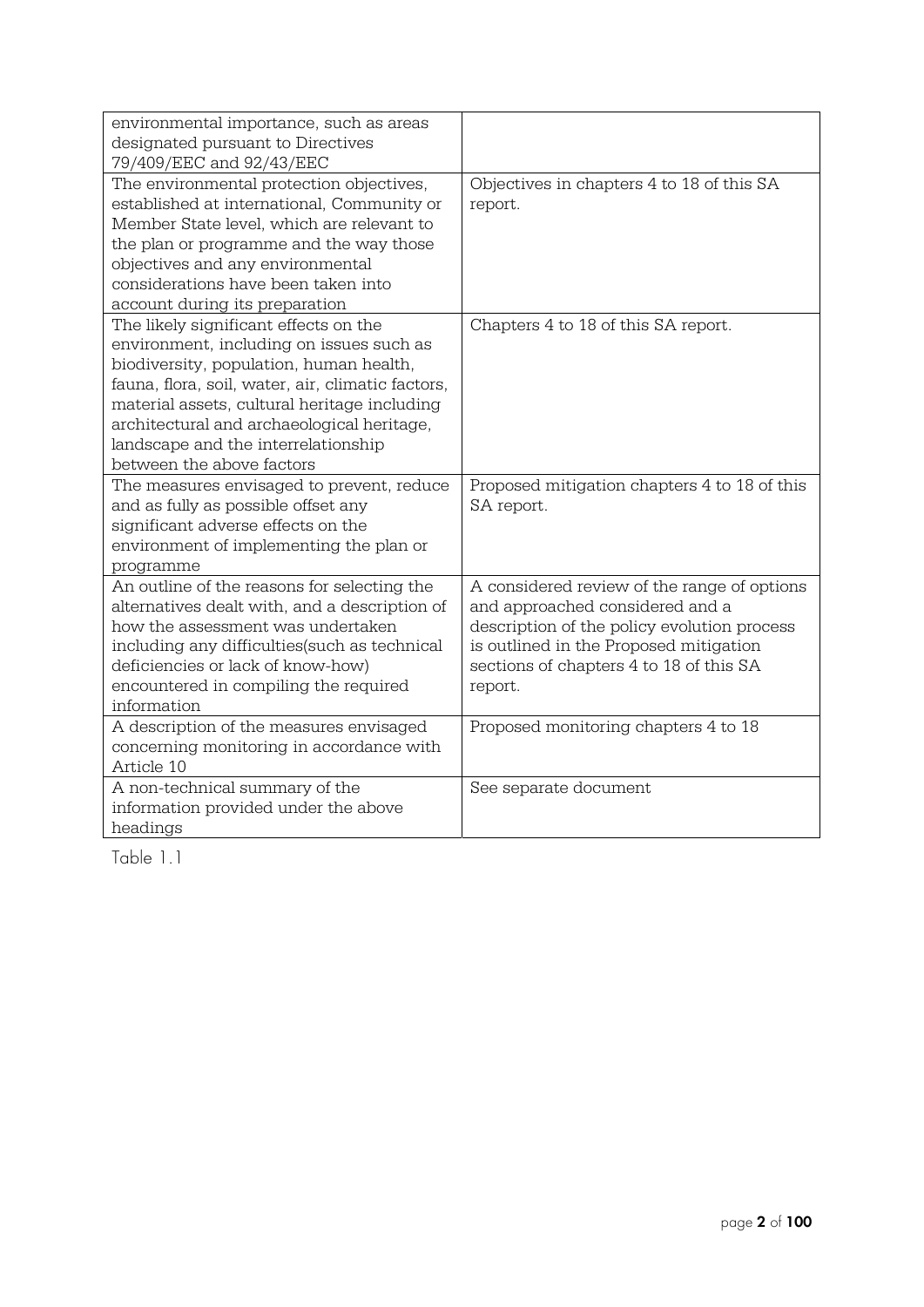| | |
|---|---|
| environmental importance, such as areas designated pursuant to Directives 79/409/EEC and 92/43/EEC | |
| The environmental protection objectives, established at international, Community or Member State level, which are relevant to the plan or programme and the way those objectives and any environmental considerations have been taken into account during its preparation | Objectives in chapters 4 to 18 of this SA report. |
| The likely significant effects on the environment, including on issues such as biodiversity, population, human health, fauna, flora, soil, water, air, climatic factors, material assets, cultural heritage including architectural and archaeological heritage, landscape and the interrelationship between the above factors | Chapters 4 to 18 of this SA report. |
| The measures envisaged to prevent, reduce and as fully as possible offset any significant adverse effects on the environment of implementing the plan or programme | Proposed mitigation chapters 4 to 18 of this SA report. |
| An outline of the reasons for selecting the alternatives dealt with, and a description of how the assessment was undertaken including any difficulties(such as technical deficiencies or lack of know-how) encountered in compiling the required information | A considered review of the range of options and approached considered and a description of the policy evolution process is outlined in the Proposed mitigation sections of chapters 4 to 18 of this SA report. |
| A description of the measures envisaged concerning monitoring in accordance with Article 10 | Proposed monitoring chapters 4 to 18 |
| A non-technical summary of the information provided under the above headings | See separate document |

Table 1.1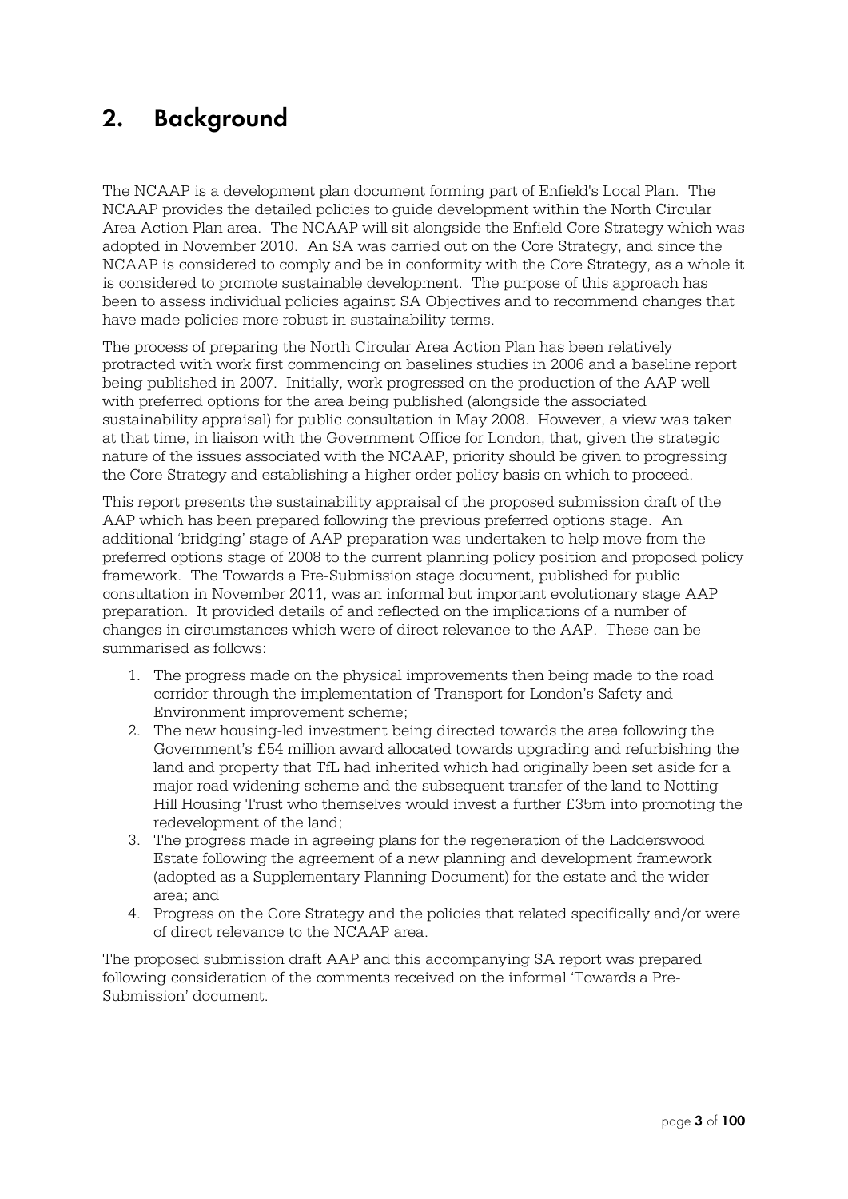## 2. Background

The NCAAP is a development plan document forming part of Enfield's Local Plan. The NCAAP provides the detailed policies to guide development within the North Circular Area Action Plan area. The NCAAP will sit alongside the Enfield Core Strategy which was adopted in November 2010. An SA was carried out on the Core Strategy, and since the NCAAP is considered to comply and be in conformity with the Core Strategy, as a whole it is considered to promote sustainable development. The purpose of this approach has been to assess individual policies against SA Objectives and to recommend changes that have made policies more robust in sustainability terms.

The process of preparing the North Circular Area Action Plan has been relatively protracted with work first commencing on baselines studies in 2006 and a baseline report being published in 2007. Initially, work progressed on the production of the AAP well with preferred options for the area being published (alongside the associated sustainability appraisal) for public consultation in May 2008. However, a view was taken at that time, in liaison with the Government Office for London, that, given the strategic nature of the issues associated with the NCAAP, priority should be given to progressing the Core Strategy and establishing a higher order policy basis on which to proceed.

This report presents the sustainability appraisal of the proposed submission draft of the AAP which has been prepared following the previous preferred options stage. An additional 'bridging' stage of AAP preparation was undertaken to help move from the preferred options stage of 2008 to the current planning policy position and proposed policy framework. The Towards a Pre-Submission stage document, published for public consultation in November 2011, was an informal but important evolutionary stage AAP preparation. It provided details of and reflected on the implications of a number of changes in circumstances which were of direct relevance to the AAP. These can be summarised as follows:

1. The progress made on the physical improvements then being made to the road corridor through the implementation of Transport for London's Safety and Environment improvement scheme;
2. The new housing-led investment being directed towards the area following the Government's £54 million award allocated towards upgrading and refurbishing the land and property that TfL had inherited which had originally been set aside for a major road widening scheme and the subsequent transfer of the land to Notting Hill Housing Trust who themselves would invest a further £35m into promoting the redevelopment of the land;
3. The progress made in agreeing plans for the regeneration of the Ladderswood Estate following the agreement of a new planning and development framework (adopted as a Supplementary Planning Document) for the estate and the wider area; and
4. Progress on the Core Strategy and the policies that related specifically and/or were of direct relevance to the NCAAP area.

The proposed submission draft AAP and this accompanying SA report was prepared following consideration of the comments received on the informal 'Towards a Pre-Submission' document.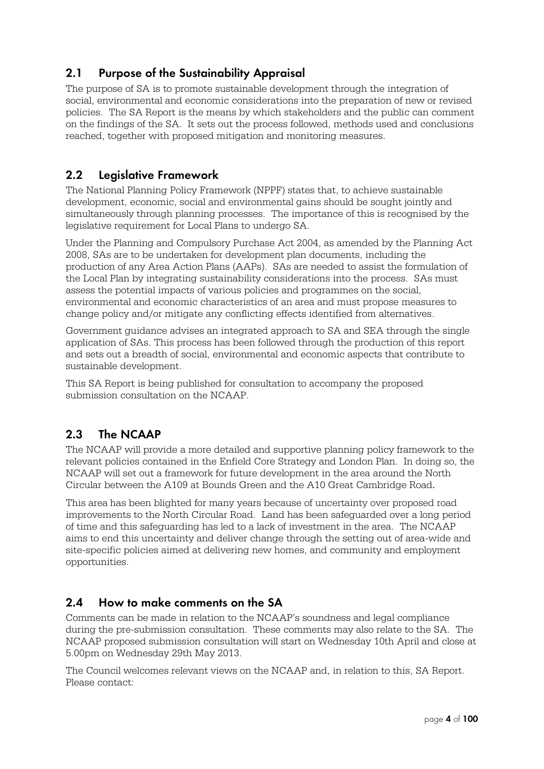## 2.1 Purpose of the Sustainability Appraisal

The purpose of SA is to promote sustainable development through the integration of social, environmental and economic considerations into the preparation of new or revised policies. The SA Report is the means by which stakeholders and the public can comment on the findings of the SA. It sets out the process followed, methods used and conclusions reached, together with proposed mitigation and monitoring measures.

## 2.2 Legislative Framework

The National Planning Policy Framework (NPPF) states that, to achieve sustainable development, economic, social and environmental gains should be sought jointly and simultaneously through planning processes. The importance of this is recognised by the legislative requirement for Local Plans to undergo SA.

Under the Planning and Compulsory Purchase Act 2004, as amended by the Planning Act 2008, SAs are to be undertaken for development plan documents, including the production of any Area Action Plans (AAPs). SAs are needed to assist the formulation of the Local Plan by integrating sustainability considerations into the process. SAs must assess the potential impacts of various policies and programmes on the social, environmental and economic characteristics of an area and must propose measures to change policy and/or mitigate any conflicting effects identified from alternatives.

Government guidance advises an integrated approach to SA and SEA through the single application of SAs. This process has been followed through the production of this report and sets out a breadth of social, environmental and economic aspects that contribute to sustainable development.

This SA Report is being published for consultation to accompany the proposed submission consultation on the NCAAP.

## 2.3 The NCAAP

The NCAAP will provide a more detailed and supportive planning policy framework to the relevant policies contained in the Enfield Core Strategy and London Plan. In doing so, the NCAAP will set out a framework for future development in the area around the North Circular between the A109 at Bounds Green and the A10 Great Cambridge Road.

This area has been blighted for many years because of uncertainty over proposed road improvements to the North Circular Road. Land has been safeguarded over a long period of time and this safeguarding has led to a lack of investment in the area. The NCAAP aims to end this uncertainty and deliver change through the setting out of area-wide and site-specific policies aimed at delivering new homes, and community and employment opportunities.

## 2.4 How to make comments on the SA

Comments can be made in relation to the NCAAP's soundness and legal compliance during the pre-submission consultation. These comments may also relate to the SA. The NCAAP proposed submission consultation will start on Wednesday 10th April and close at 5.00pm on Wednesday 29th May 2013.

The Council welcomes relevant views on the NCAAP and, in relation to this, SA Report. Please contact: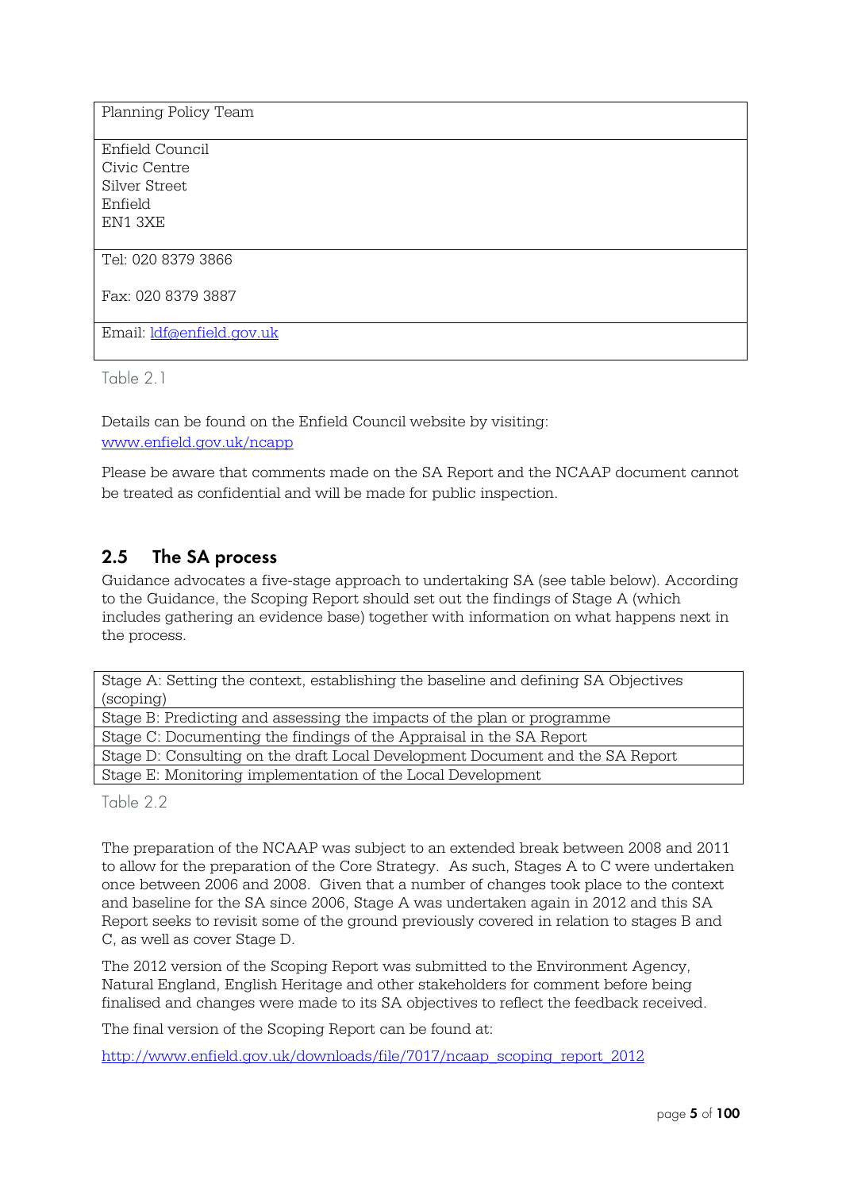| Planning Policy Team |
|---|
| Enfield Council<br>Civic Centre<br>Silver Street<br>Enfield<br>EN1 3XE |
| Tel: 020 8379 3866<br><br>Fax: 020 8379 3887 |
| Email: ldf@enfield.gov.uk |

Table 2.1

Details can be found on the Enfield Council website by visiting: www.enfield.gov.uk/ncapp

Please be aware that comments made on the SA Report and the NCAAP document cannot be treated as confidential and will be made for public inspection.

## 2.5 The SA process

Guidance advocates a five-stage approach to undertaking SA (see table below). According to the Guidance, the Scoping Report should set out the findings of Stage A (which includes gathering an evidence base) together with information on what happens next in the process.

| Stage A: Setting the context, establishing the baseline and defining SA Objectives (scoping) |
|---|
| Stage B: Predicting and assessing the impacts of the plan or programme |
| Stage C: Documenting the findings of the Appraisal in the SA Report |
| Stage D: Consulting on the draft Local Development Document and the SA Report |
| Stage E: Monitoring implementation of the Local Development |

Table 2.2

The preparation of the NCAAP was subject to an extended break between 2008 and 2011 to allow for the preparation of the Core Strategy. As such, Stages A to C were undertaken once between 2006 and 2008. Given that a number of changes took place to the context and baseline for the SA since 2006, Stage A was undertaken again in 2012 and this SA Report seeks to revisit some of the ground previously covered in relation to stages B and C, as well as cover Stage D.

The 2012 version of the Scoping Report was submitted to the Environment Agency, Natural England, English Heritage and other stakeholders for comment before being finalised and changes were made to its SA objectives to reflect the feedback received.

The final version of the Scoping Report can be found at:

http://www.enfield.gov.uk/downloads/file/7017/ncaap_scoping_report_2012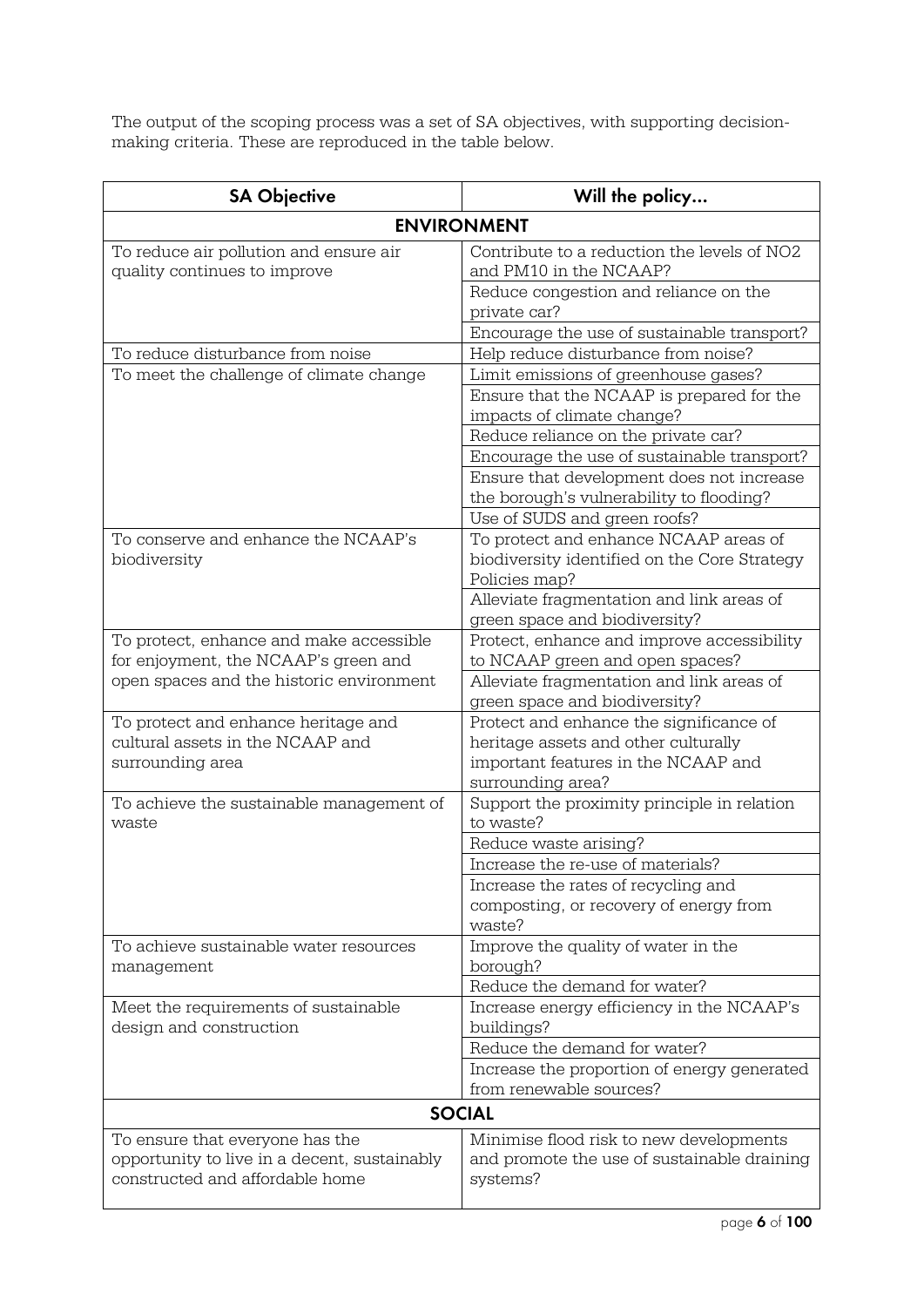The output of the scoping process was a set of SA objectives, with supporting decision-making criteria. These are reproduced in the table below.

| SA Objective | Will the policy... |
|---|---|
| **ENVIRONMENT** | |
| To reduce air pollution and ensure air quality continues to improve | Contribute to a reduction the levels of $NO_2$ and PM10 in the NCAAP? |
| | Reduce congestion and reliance on the private car? |
| | Encourage the use of sustainable transport? |
| To reduce disturbance from noise | Help reduce disturbance from noise? |
| To meet the challenge of climate change | Limit emissions of greenhouse gases? |
| | Ensure that the NCAAP is prepared for the impacts of climate change? |
| | Reduce reliance on the private car? |
| | Encourage the use of sustainable transport? |
| | Ensure that development does not increase the borough's vulnerability to flooding? |
| | Use of SUDS and green roofs? |
| To conserve and enhance the NCAAP's biodiversity | To protect and enhance NCAAP areas of biodiversity identified on the Core Strategy Policies map? |
| | Alleviate fragmentation and link areas of green space and biodiversity? |
| To protect, enhance and make accessible for enjoyment, the NCAAP's green and open spaces and the historic environment | Protect, enhance and improve accessibility to NCAAP green and open spaces? |
| | Alleviate fragmentation and link areas of green space and biodiversity? |
| To protect and enhance heritage and cultural assets in the NCAAP and surrounding area | Protect and enhance the significance of heritage assets and other culturally important features in the NCAAP and surrounding area? |
| To achieve the sustainable management of waste | Support the proximity principle in relation to waste? |
| | Reduce waste arising? |
| | Increase the re-use of materials? |
| | Increase the rates of recycling and composting, or recovery of energy from waste? |
| To achieve sustainable water resources management | Improve the quality of water in the borough? |
| | Reduce the demand for water? |
| Meet the requirements of sustainable design and construction | Increase energy efficiency in the NCAAP's buildings? |
| | Reduce the demand for water? |
| | Increase the proportion of energy generated from renewable sources? |
| **SOCIAL** | |
| To ensure that everyone has the opportunity to live in a decent, sustainably constructed and affordable home | Minimise flood risk to new developments and promote the use of sustainable draining systems? |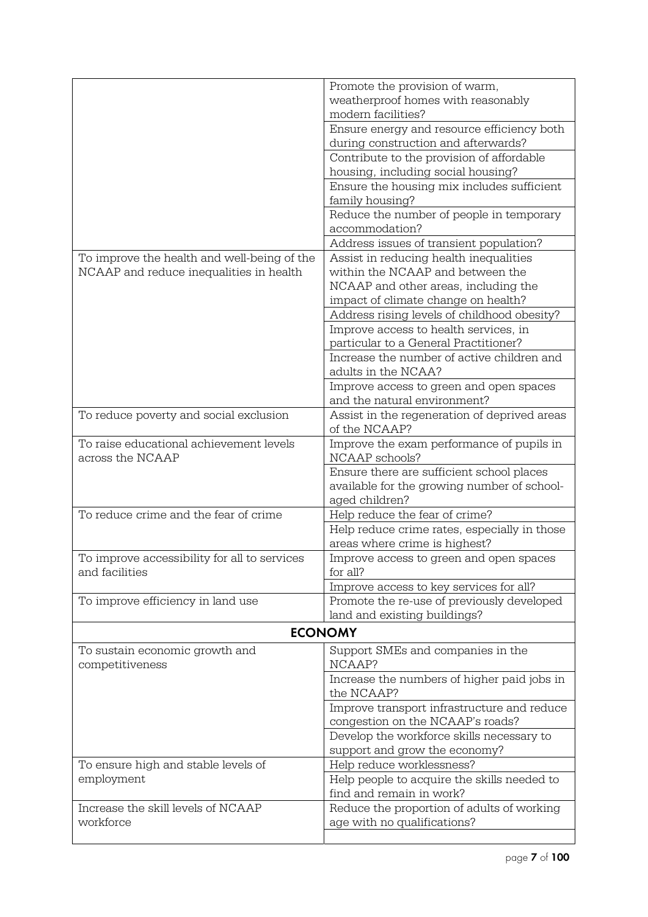| | |
|---|---|
| | Promote the provision of warm, weatherproof homes with reasonably modern facilities? |
| | Ensure energy and resource efficiency both during construction and afterwards? |
| | Contribute to the provision of affordable housing, including social housing? |
| | Ensure the housing mix includes sufficient family housing? |
| | Reduce the number of people in temporary accommodation? |
| | Address issues of transient population? |
| To improve the health and well-being of the NCAAP and reduce inequalities in health | Assist in reducing health inequalities within the NCAAP and between the NCAAP and other areas, including the impact of climate change on health? |
| | Address rising levels of childhood obesity? |
| | Improve access to health services, in particular to a General Practitioner? |
| | Increase the number of active children and adults in the NCAA? |
| | Improve access to green and open spaces and the natural environment? |
| To reduce poverty and social exclusion | Assist in the regeneration of deprived areas of the NCAAP? |
| To raise educational achievement levels across the NCAAP | Improve the exam performance of pupils in NCAAP schools? |
| | Ensure there are sufficient school places available for the growing number of school-aged children? |
| To reduce crime and the fear of crime | Help reduce the fear of crime? |
| | Help reduce crime rates, especially in those areas where crime is highest? |
| To improve accessibility for all to services and facilities | Improve access to green and open spaces for all? |
| | Improve access to key services for all? |
| To improve efficiency in land use | Promote the re-use of previously developed land and existing buildings? |
| **ECONOMY** | |
| To sustain economic growth and competitiveness | Support SMEs and companies in the NCAAP? |
| | Increase the numbers of higher paid jobs in the NCAAP? |
| | Improve transport infrastructure and reduce congestion on the NCAAP's roads? |
| | Develop the workforce skills necessary to support and grow the economy? |
| To ensure high and stable levels of employment | Help reduce worklessness? |
| | Help people to acquire the skills needed to find and remain in work? |
| Increase the skill levels of NCAAP workforce | Reduce the proportion of adults of working age with no qualifications? |
| | |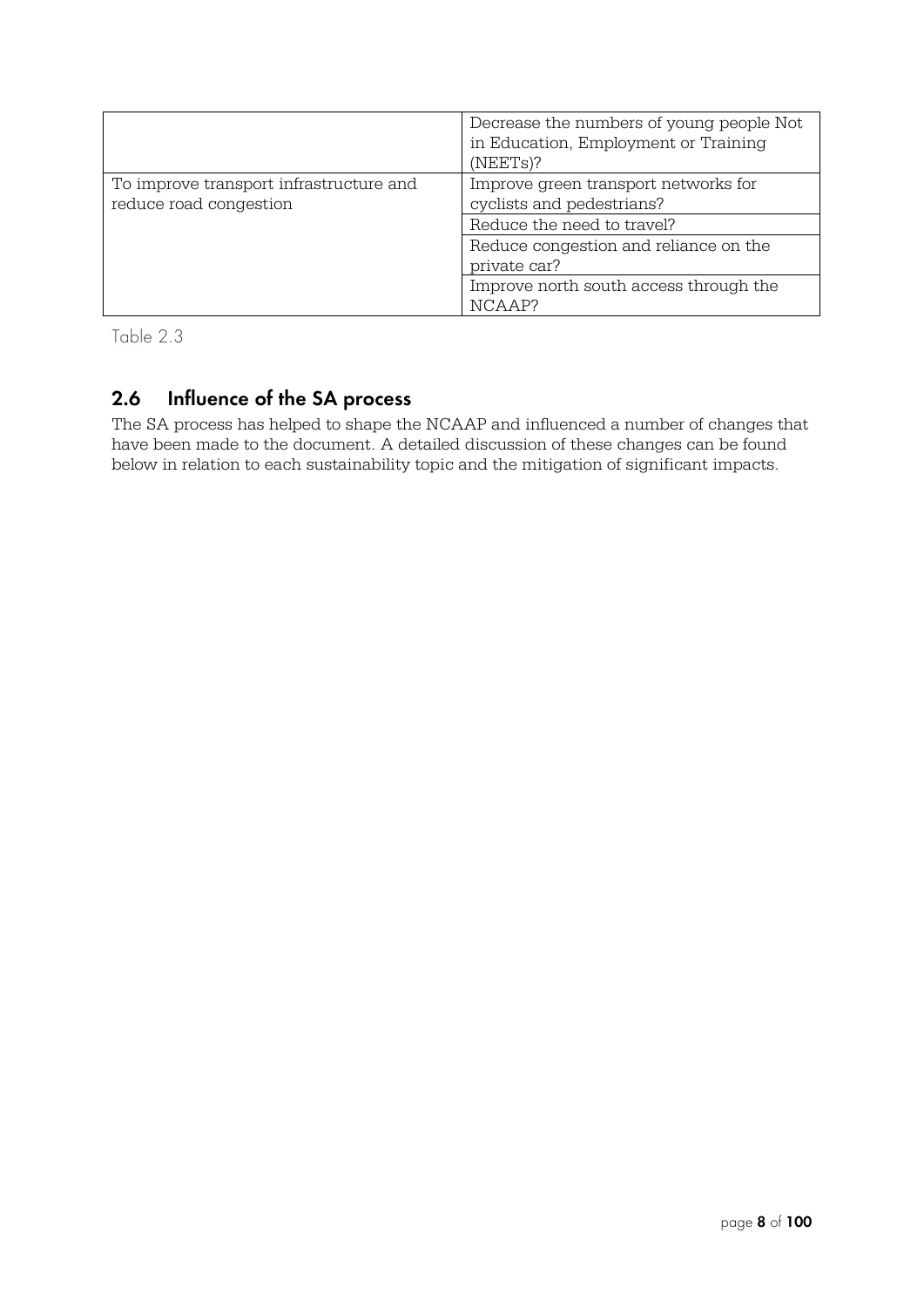| | |
|---|---|
| | Decrease the numbers of young people Not in Education, Employment or Training (NEETs)? |
| To improve transport infrastructure and reduce road congestion | Improve green transport networks for cyclists and pedestrians? |
| | Reduce the need to travel? |
| | Reduce congestion and reliance on the private car? |
| | Improve north south access through the NCAAP? |

Table 2.3

## 2.6 Influence of the SA process

The SA process has helped to shape the NCAAP and influenced a number of changes that have been made to the document. A detailed discussion of these changes can be found below in relation to each sustainability topic and the mitigation of significant impacts.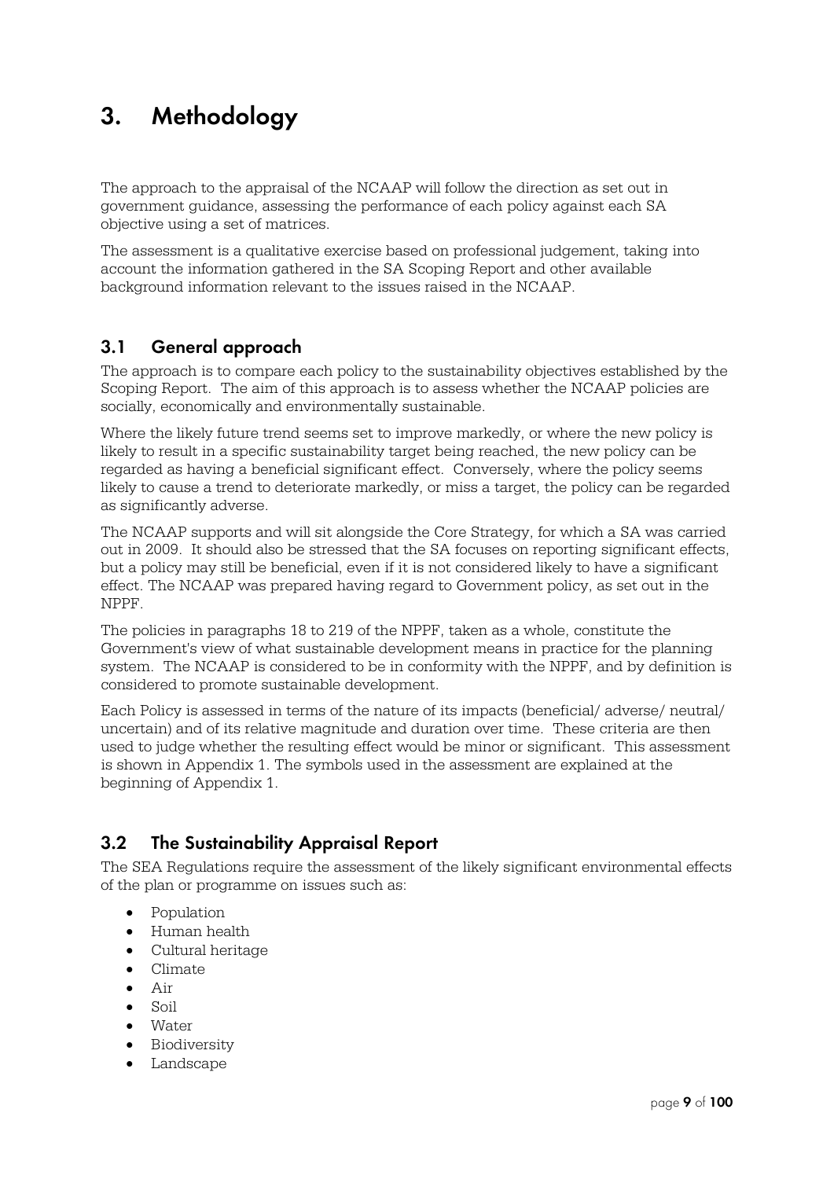# 3. Methodology

The approach to the appraisal of the NCAAP will follow the direction as set out in government guidance, assessing the performance of each policy against each SA objective using a set of matrices.

The assessment is a qualitative exercise based on professional judgement, taking into account the information gathered in the SA Scoping Report and other available background information relevant to the issues raised in the NCAAP.

## 3.1 General approach

The approach is to compare each policy to the sustainability objectives established by the Scoping Report. The aim of this approach is to assess whether the NCAAP policies are socially, economically and environmentally sustainable.

Where the likely future trend seems set to improve markedly, or where the new policy is likely to result in a specific sustainability target being reached, the new policy can be regarded as having a beneficial significant effect. Conversely, where the policy seems likely to cause a trend to deteriorate markedly, or miss a target, the policy can be regarded as significantly adverse.

The NCAAP supports and will sit alongside the Core Strategy, for which a SA was carried out in 2009. It should also be stressed that the SA focuses on reporting significant effects, but a policy may still be beneficial, even if it is not considered likely to have a significant effect. The NCAAP was prepared having regard to Government policy, as set out in the NPPF.

The policies in paragraphs 18 to 219 of the NPPF, taken as a whole, constitute the Government's view of what sustainable development means in practice for the planning system. The NCAAP is considered to be in conformity with the NPPF, and by definition is considered to promote sustainable development.

Each Policy is assessed in terms of the nature of its impacts (beneficial/ adverse/ neutral/ uncertain) and of its relative magnitude and duration over time. These criteria are then used to judge whether the resulting effect would be minor or significant. This assessment is shown in Appendix 1. The symbols used in the assessment are explained at the beginning of Appendix 1.

## 3.2 The Sustainability Appraisal Report

The SEA Regulations require the assessment of the likely significant environmental effects of the plan or programme on issues such as:

- Population
- Human health
- Cultural heritage
- Climate
- Air
- Soil
- Water
- Biodiversity
- Landscape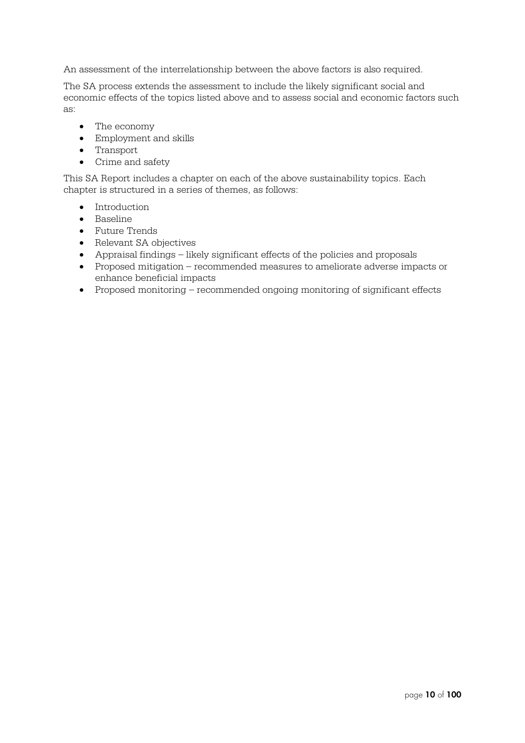An assessment of the interrelationship between the above factors is also required.

The SA process extends the assessment to include the likely significant social and economic effects of the topics listed above and to assess social and economic factors such as:

- The economy
- Employment and skills
- Transport
- Crime and safety

This SA Report includes a chapter on each of the above sustainability topics. Each chapter is structured in a series of themes, as follows:

- Introduction
- Baseline
- Future Trends
- Relevant SA objectives
- Appraisal findings – likely significant effects of the policies and proposals
- Proposed mitigation – recommended measures to ameliorate adverse impacts or enhance beneficial impacts
- Proposed monitoring – recommended ongoing monitoring of significant effects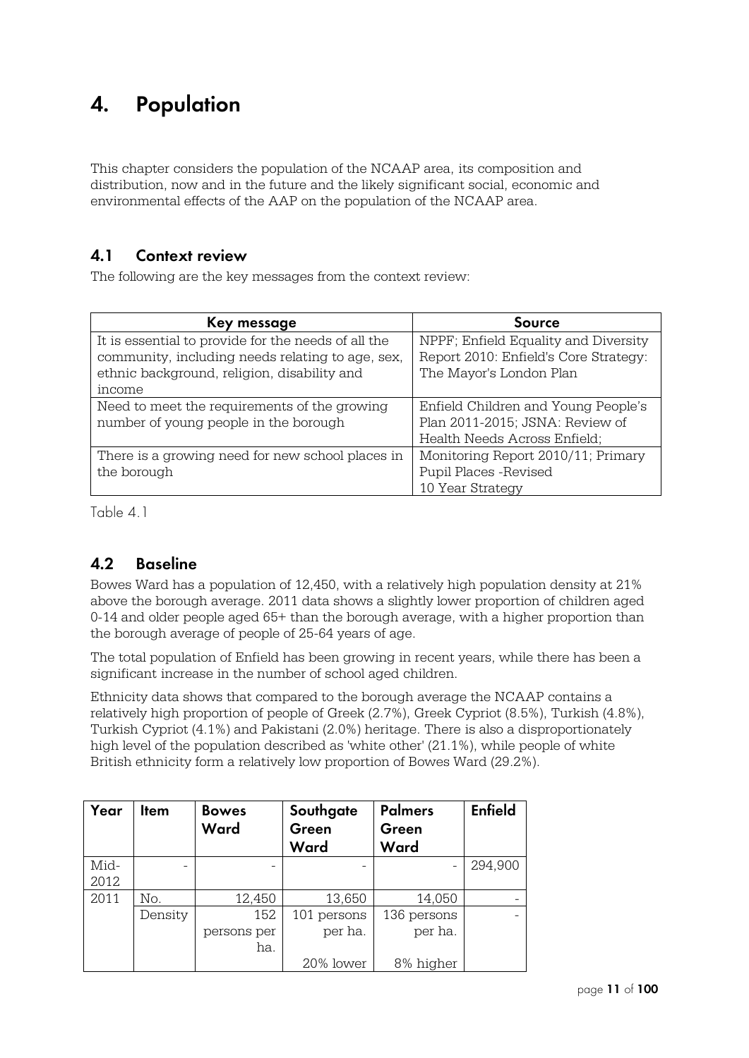# 4. Population

This chapter considers the population of the NCAAP area, its composition and distribution, now and in the future and the likely significant social, economic and environmental effects of the AAP on the population of the NCAAP area.

## 4.1 Context review

The following are the key messages from the context review:

| Key message | Source |
|---|---|
| It is essential to provide for the needs of all the community, including needs relating to age, sex, ethnic background, religion, disability and income | NPPF; Enfield Equality and Diversity Report 2010: Enfield's Core Strategy: The Mayor's London Plan |
| Need to meet the requirements of the growing number of young people in the borough | Enfield Children and Young People's Plan 2011-2015; JSNA: Review of Health Needs Across Enfield; |
| There is a growing need for new school places in the borough | Monitoring Report 2010/11; Primary Pupil Places -Revised 10 Year Strategy |

Table 4.1

## 4.2 Baseline

Bowes Ward has a population of 12,450, with a relatively high population density at 21% above the borough average. 2011 data shows a slightly lower proportion of children aged 0-14 and older people aged 65+ than the borough average, with a higher proportion than the borough average of people of 25-64 years of age.

The total population of Enfield has been growing in recent years, while there has been a significant increase in the number of school aged children.

Ethnicity data shows that compared to the borough average the NCAAP contains a relatively high proportion of people of Greek (2.7%), Greek Cypriot (8.5%), Turkish (4.8%), Turkish Cypriot (4.1%) and Pakistani (2.0%) heritage. There is also a disproportionately high level of the population described as 'white other' (21.1%), while people of white British ethnicity form a relatively low proportion of Bowes Ward (29.2%).

| Year | Item | Bowes Ward | Southgate Green Ward | Palmers Green Ward | Enfield |
|---|---|---|---|---|---|
| Mid-2012 | - | - | - | - | 294,900 |
| 2011 | No. | 12,450 | 13,650 | 14,050 | - |
| | Density | 152 persons per ha. | 101 persons per ha.<br><br>20% lower | 136 persons per ha.<br><br>8% higher | - |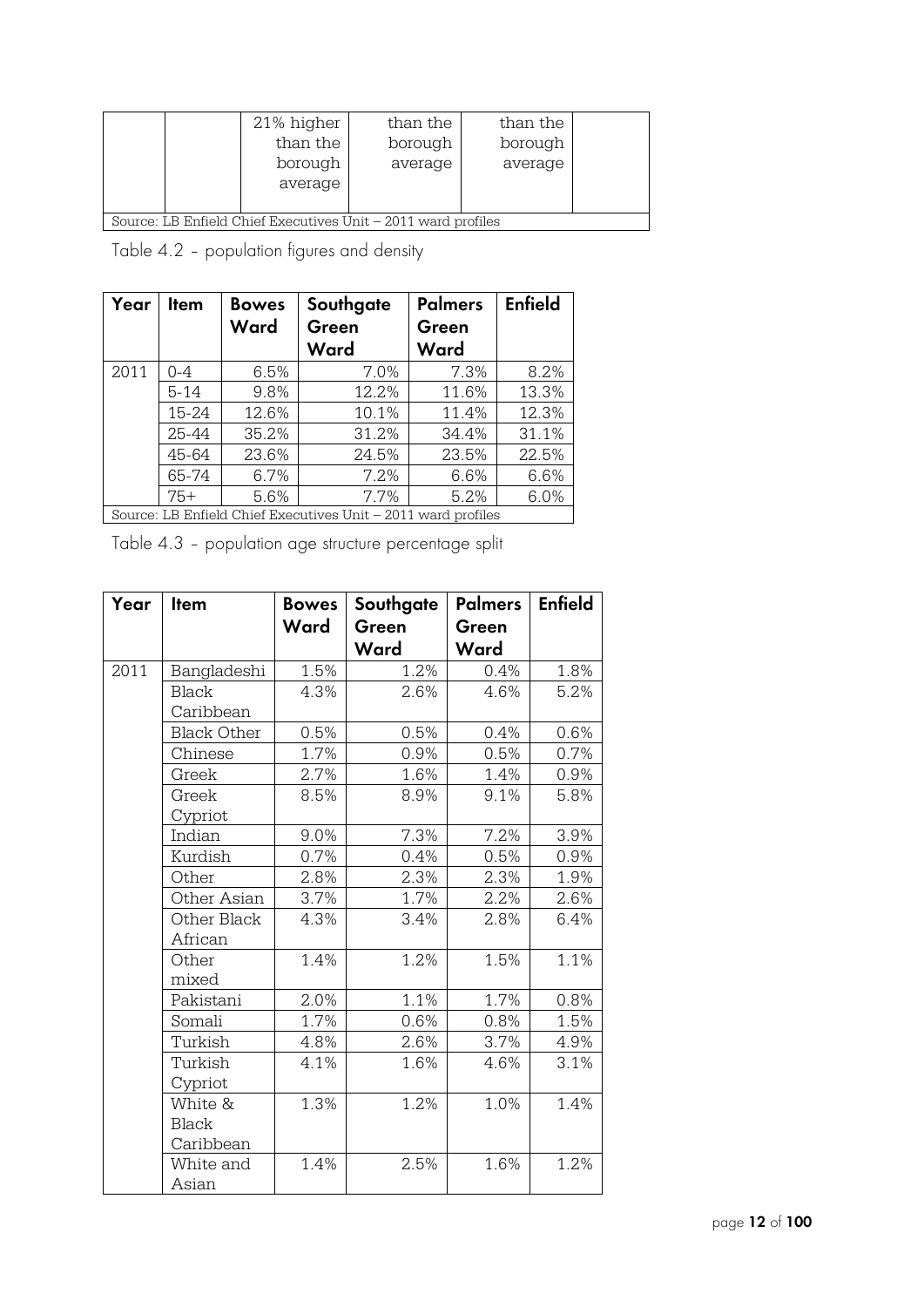|  |  | 21% higher than the borough average | than the borough average | than the borough average |  |
|---|---|---|---|---|---|
| Source: LB Enfield Chief Executives Unit – 2011 ward profiles | | | | | |

Table 4.2 – population figures and density

| Year | Item | Bowes Ward | Southgate Green Ward | Palmers Green Ward | Enfield |
|---|---|---|---|---|---|
| 2011 | 0-4 | 6.5% | 7.0% | 7.3% | 8.2% |
|  | 5-14 | 9.8% | 12.2% | 11.6% | 13.3% |
|  | 15-24 | 12.6% | 10.1% | 11.4% | 12.3% |
|  | 25-44 | 35.2% | 31.2% | 34.4% | 31.1% |
|  | 45-64 | 23.6% | 24.5% | 23.5% | 22.5% |
|  | 65-74 | 6.7% | 7.2% | 6.6% | 6.6% |
|  | 75+ | 5.6% | 7.7% | 5.2% | 6.0% |
| Source: LB Enfield Chief Executives Unit – 2011 ward profiles | | | | | |

Table 4.3 – population age structure percentage split

| Year | Item | Bowes Ward | Southgate Green Ward | Palmers Green Ward | Enfield |
|---|---|---|---|---|---|
| 2011 | Bangladeshi | 1.5% | 1.2% | 0.4% | 1.8% |
|  | Black Caribbean | 4.3% | 2.6% | 4.6% | 5.2% |
|  | Black Other | 0.5% | 0.5% | 0.4% | 0.6% |
|  | Chinese | 1.7% | 0.9% | 0.5% | 0.7% |
|  | Greek | 2.7% | 1.6% | 1.4% | 0.9% |
|  | Greek Cypriot | 8.5% | 8.9% | 9.1% | 5.8% |
|  | Indian | 9.0% | 7.3% | 7.2% | 3.9% |
|  | Kurdish | 0.7% | 0.4% | 0.5% | 0.9% |
|  | Other | 2.8% | 2.3% | 2.3% | 1.9% |
|  | Other Asian | 3.7% | 1.7% | 2.2% | 2.6% |
|  | Other Black African | 4.3% | 3.4% | 2.8% | 6.4% |
|  | Other mixed | 1.4% | 1.2% | 1.5% | 1.1% |
|  | Pakistani | 2.0% | 1.1% | 1.7% | 0.8% |
|  | Somali | 1.7% | 0.6% | 0.8% | 1.5% |
|  | Turkish | 4.8% | 2.6% | 3.7% | 4.9% |
|  | Turkish Cypriot | 4.1% | 1.6% | 4.6% | 3.1% |
|  | White & Black Caribbean | 1.3% | 1.2% | 1.0% | 1.4% |
|  | White and Asian | 1.4% | 2.5% | 1.6% | 1.2% |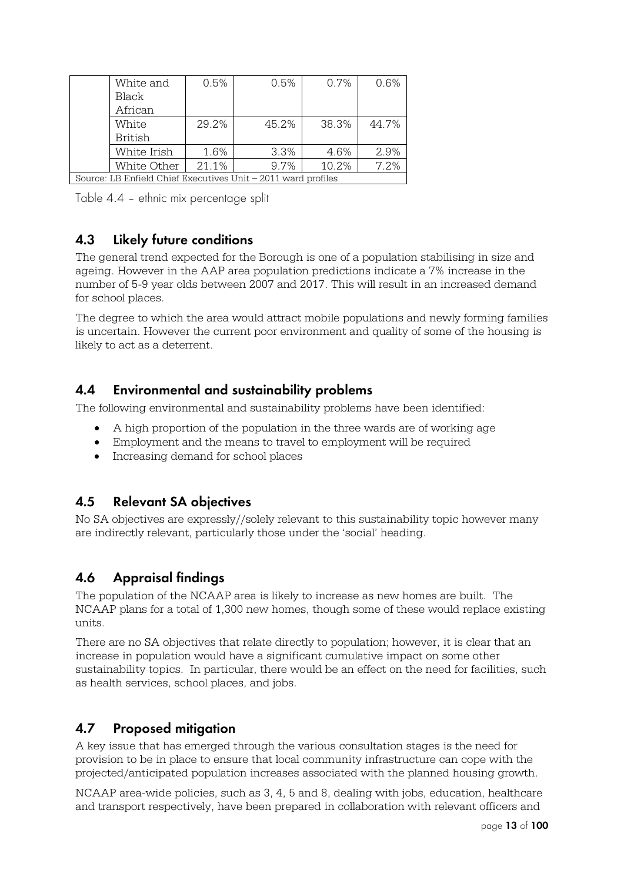| | | | | | |
|---|---|---|---|---|---|
| | White and Black African | 0.5% | 0.5% | 0.7% | 0.6% |
| | White British | 29.2% | 45.2% | 38.3% | 44.7% |
| | White Irish | 1.6% | 3.3% | 4.6% | 2.9% |
| | White Other | 21.1% | 9.7% | 10.2% | 7.2% |
| Source: LB Enfield Chief Executives Unit – 2011 ward profiles | | | | | |

Table 4.4 – ethnic mix percentage split

## 4.3 Likely future conditions

The general trend expected for the Borough is one of a population stabilising in size and ageing. However in the AAP area population predictions indicate a 7% increase in the number of 5-9 year olds between 2007 and 2017. This will result in an increased demand for school places.

The degree to which the area would attract mobile populations and newly forming families is uncertain. However the current poor environment and quality of some of the housing is likely to act as a deterrent.

## 4.4 Environmental and sustainability problems

The following environmental and sustainability problems have been identified:

- A high proportion of the population in the three wards are of working age
- Employment and the means to travel to employment will be required
- Increasing demand for school places

## 4.5 Relevant SA objectives

No SA objectives are expressly//solely relevant to this sustainability topic however many are indirectly relevant, particularly those under the 'social' heading.

## 4.6 Appraisal findings

The population of the NCAAP area is likely to increase as new homes are built. The NCAAP plans for a total of 1,300 new homes, though some of these would replace existing units.

There are no SA objectives that relate directly to population; however, it is clear that an increase in population would have a significant cumulative impact on some other sustainability topics. In particular, there would be an effect on the need for facilities, such as health services, school places, and jobs.

## 4.7 Proposed mitigation

A key issue that has emerged through the various consultation stages is the need for provision to be in place to ensure that local community infrastructure can cope with the projected/anticipated population increases associated with the planned housing growth.

NCAAP area-wide policies, such as 3, 4, 5 and 8, dealing with jobs, education, healthcare and transport respectively, have been prepared in collaboration with relevant officers and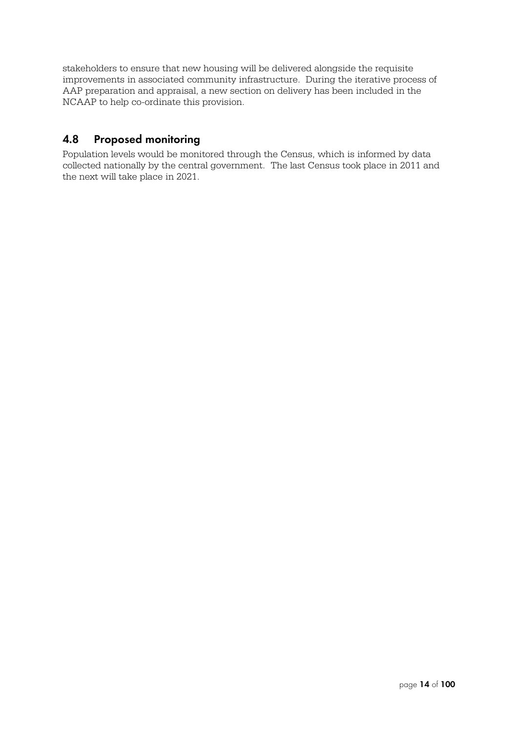stakeholders to ensure that new housing will be delivered alongside the requisite improvements in associated community infrastructure. During the iterative process of AAP preparation and appraisal, a new section on delivery has been included in the NCAAP to help co-ordinate this provision.

## 4.8 Proposed monitoring

Population levels would be monitored through the Census, which is informed by data collected nationally by the central government. The last Census took place in 2011 and the next will take place in 2021.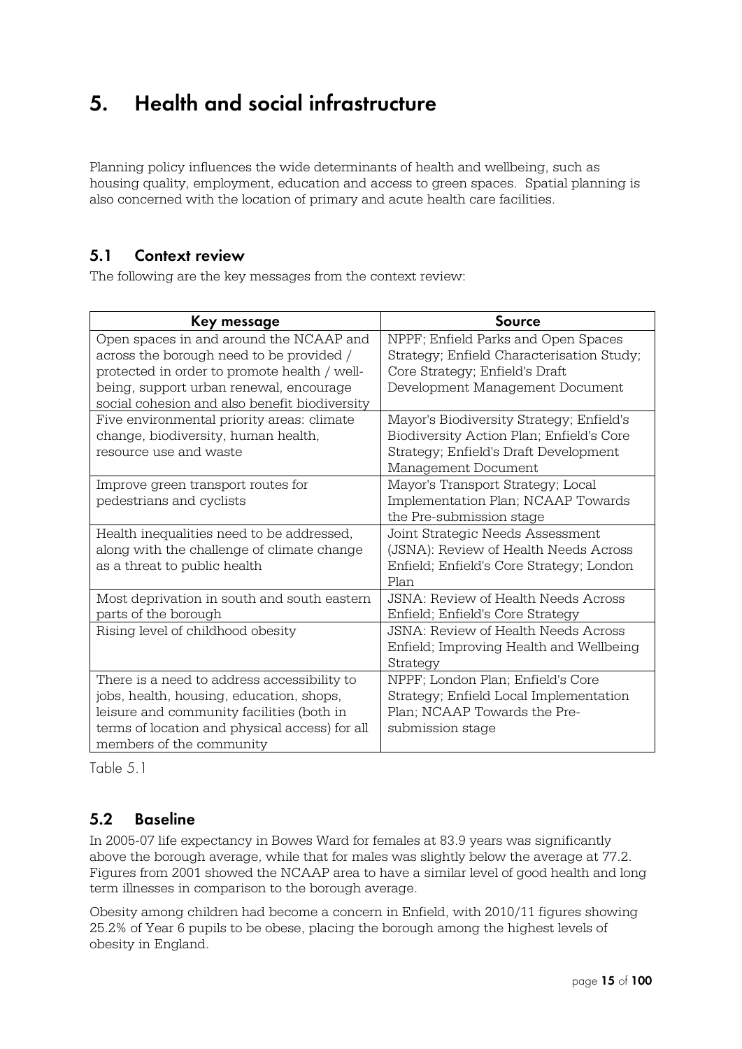# 5. Health and social infrastructure

Planning policy influences the wide determinants of health and wellbeing, such as housing quality, employment, education and access to green spaces. Spatial planning is also concerned with the location of primary and acute health care facilities.

## 5.1 Context review

The following are the key messages from the context review:

| Key message | Source |
| --- | --- |
| Open spaces in and around the NCAAP and across the borough need to be provided / protected in order to promote health / well-being, support urban renewal, encourage social cohesion and also benefit biodiversity | NPPF; Enfield Parks and Open Spaces Strategy; Enfield Characterisation Study; Core Strategy; Enfield's Draft Development Management Document |
| Five environmental priority areas: climate change, biodiversity, human health, resource use and waste | Mayor's Biodiversity Strategy; Enfield's Biodiversity Action Plan; Enfield's Core Strategy; Enfield's Draft Development Management Document |
| Improve green transport routes for pedestrians and cyclists | Mayor's Transport Strategy; Local Implementation Plan; NCAAP Towards the Pre-submission stage |
| Health inequalities need to be addressed, along with the challenge of climate change as a threat to public health | Joint Strategic Needs Assessment (JSNA): Review of Health Needs Across Enfield; Enfield's Core Strategy; London Plan |
| Most deprivation in south and south eastern parts of the borough | JSNA: Review of Health Needs Across Enfield; Enfield's Core Strategy |
| Rising level of childhood obesity | JSNA: Review of Health Needs Across Enfield; Improving Health and Wellbeing Strategy |
| There is a need to address accessibility to jobs, health, housing, education, shops, leisure and community facilities (both in terms of location and physical access) for all members of the community | NPPF; London Plan; Enfield's Core Strategy; Enfield Local Implementation Plan; NCAAP Towards the Pre-submission stage |

Table 5.1

## 5.2 Baseline

In 2005-07 life expectancy in Bowes Ward for females at 83.9 years was significantly above the borough average, while that for males was slightly below the average at 77.2. Figures from 2001 showed the NCAAP area to have a similar level of good health and long term illnesses in comparison to the borough average.

Obesity among children had become a concern in Enfield, with 2010/11 figures showing 25.2% of Year 6 pupils to be obese, placing the borough among the highest levels of obesity in England.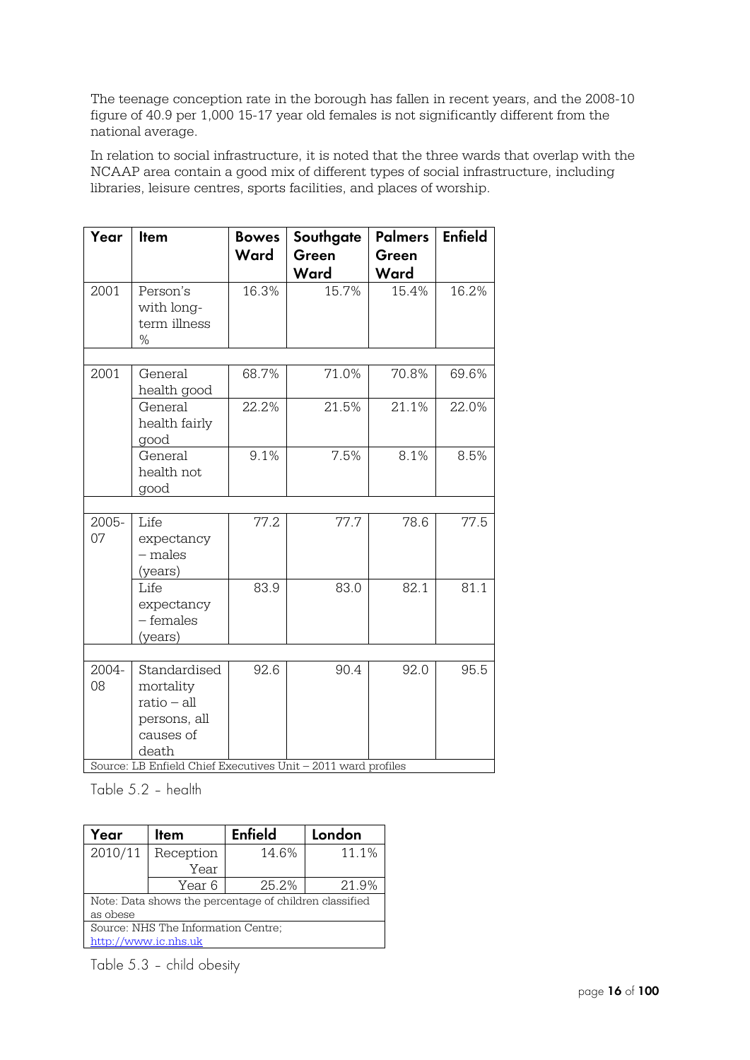The teenage conception rate in the borough has fallen in recent years, and the 2008-10 figure of 40.9 per 1,000 15-17 year old females is not significantly different from the national average.

In relation to social infrastructure, it is noted that the three wards that overlap with the NCAAP area contain a good mix of different types of social infrastructure, including libraries, leisure centres, sports facilities, and places of worship.

| Year | Item | Bowes Ward | Southgate Green Ward | Palmers Green Ward | Enfield |
|---|---|---|---|---|---|
| 2001 | Person's with long-term illness % | 16.3% | 15.7% | 15.4% | 16.2% |
| | | | | | |
| 2001 | General health good | 68.7% | 71.0% | 70.8% | 69.6% |
| | General health fairly good | 22.2% | 21.5% | 21.1% | 22.0% |
| | General health not good | 9.1% | 7.5% | 8.1% | 8.5% |
| | | | | | |
| 2005-07 | Life expectancy – males (years) | 77.2 | 77.7 | 78.6 | 77.5 |
| | Life expectancy – females (years) | 83.9 | 83.0 | 82.1 | 81.1 |
| | | | | | |
| 2004-08 | Standardised mortality ratio – all persons, all causes of death | 92.6 | 90.4 | 92.0 | 95.5 |
| Source: LB Enfield Chief Executives Unit – 2011 ward profiles | | | | | |

Table 5.2 - health

| Year | Item | Enfield | London |
|---|---|---|---|
| 2010/11 | Reception Year | 14.6% | 11.1% |
| | Year 6 | 25.2% | 21.9% |
| Note: Data shows the percentage of children classified as obese | | | |
| Source: NHS The Information Centre; http://www.ic.nhs.uk | | | |

Table 5.3 - child obesity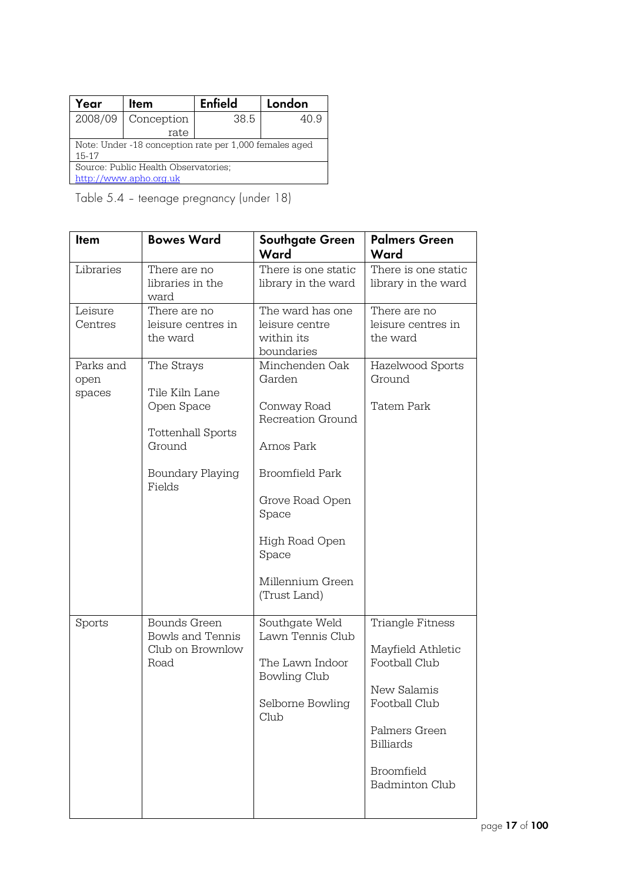| Year | Item | Enfield | London |
|---|---|---|---|
| 2008/09 | Conception rate | 38.5 | 40.9 |
| Note: Under -18 conception rate per 1,000 females aged 15-17 | | | |
| Source: Public Health Observatories; http://www.apho.org.uk | | | |

Table 5.4 – teenage pregnancy (under 18)

| Item | Bowes Ward | Southgate Green Ward | Palmers Green Ward |
|---|---|---|---|
| Libraries | There are no libraries in the ward | There is one static library in the ward | There is one static library in the ward |
| Leisure Centres | There are no leisure centres in the ward | The ward has one leisure centre within its boundaries | There are no leisure centres in the ward |
| Parks and open spaces | The Strays<br><br>Tile Kiln Lane Open Space<br><br>Tottenhall Sports Ground<br><br>Boundary Playing Fields | Minchenden Oak Garden<br><br>Conway Road Recreation Ground<br><br>Arnos Park<br><br>Broomfield Park<br><br>Grove Road Open Space<br><br>High Road Open Space<br><br>Millennium Green (Trust Land) | Hazelwood Sports Ground<br><br>Tatem Park |
| Sports | Bounds Green Bowls and Tennis Club on Brownlow Road | Southgate Weld Lawn Tennis Club<br><br>The Lawn Indoor Bowling Club<br><br>Selborne Bowling Club | Triangle Fitness<br><br>Mayfield Athletic Football Club<br><br>New Salamis Football Club<br><br>Palmers Green Billiards<br><br>Broomfield Badminton Club |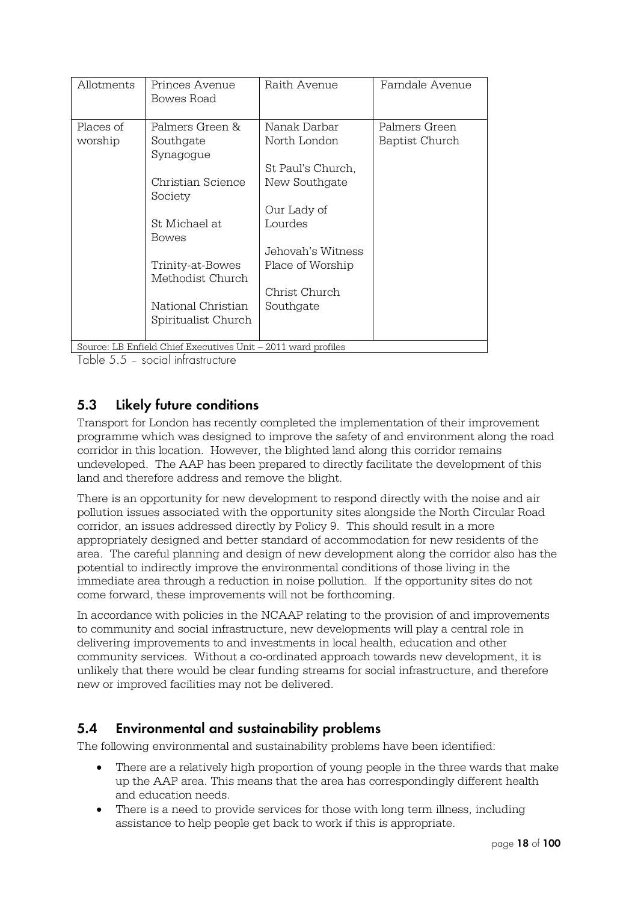| Allotments | Princes Avenue<br>Bowes Road | Raith Avenue | Farndale Avenue |
|---|---|---|---|
| Places of worship | Palmers Green & Southgate Synagogue<br><br>Christian Science Society<br><br>St Michael at Bowes<br><br>Trinity-at-Bowes Methodist Church<br><br>National Christian Spiritualist Church | Nanak Darbar North London<br><br>St Paul's Church, New Southgate<br><br>Our Lady of Lourdes<br><br>Jehovah's Witness Place of Worship<br><br>Christ Church Southgate | Palmers Green Baptist Church |
| Source: LB Enfield Chief Executives Unit – 2011 ward profiles | | | |

Table 5.5 – social infrastructure

## 5.3 Likely future conditions

Transport for London has recently completed the implementation of their improvement programme which was designed to improve the safety of and environment along the road corridor in this location. However, the blighted land along this corridor remains undeveloped. The AAP has been prepared to directly facilitate the development of this land and therefore address and remove the blight.

There is an opportunity for new development to respond directly with the noise and air pollution issues associated with the opportunity sites alongside the North Circular Road corridor, an issues addressed directly by Policy 9. This should result in a more appropriately designed and better standard of accommodation for new residents of the area. The careful planning and design of new development along the corridor also has the potential to indirectly improve the environmental conditions of those living in the immediate area through a reduction in noise pollution. If the opportunity sites do not come forward, these improvements will not be forthcoming.

In accordance with policies in the NCAAP relating to the provision of and improvements to community and social infrastructure, new developments will play a central role in delivering improvements to and investments in local health, education and other community services. Without a co-ordinated approach towards new development, it is unlikely that there would be clear funding streams for social infrastructure, and therefore new or improved facilities may not be delivered.

## 5.4 Environmental and sustainability problems

The following environmental and sustainability problems have been identified:

- There are a relatively high proportion of young people in the three wards that make up the AAP area. This means that the area has correspondingly different health and education needs.
- There is a need to provide services for those with long term illness, including assistance to help people get back to work if this is appropriate.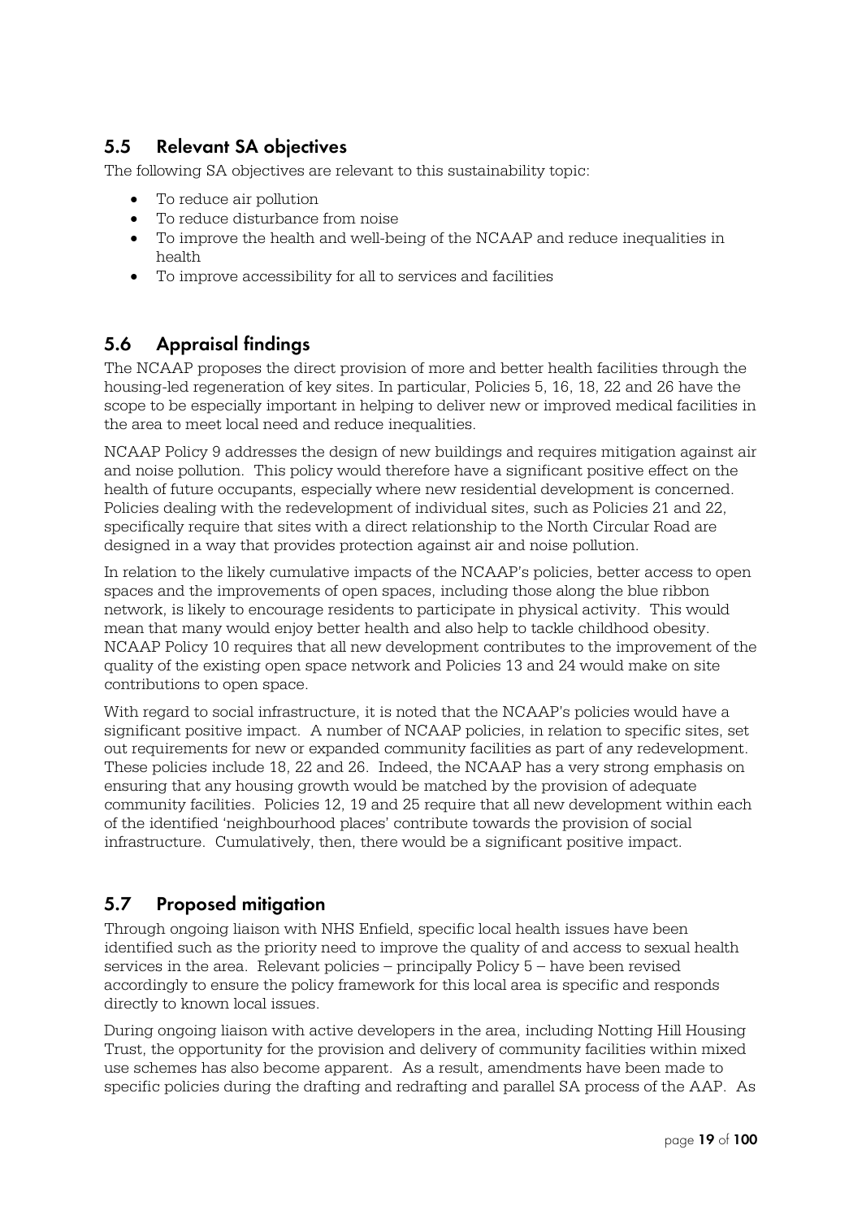## 5.5 Relevant SA objectives

The following SA objectives are relevant to this sustainability topic:

- To reduce air pollution
- To reduce disturbance from noise
- To improve the health and well-being of the NCAAP and reduce inequalities in health
- To improve accessibility for all to services and facilities

## 5.6 Appraisal findings

The NCAAP proposes the direct provision of more and better health facilities through the housing-led regeneration of key sites. In particular, Policies 5, 16, 18, 22 and 26 have the scope to be especially important in helping to deliver new or improved medical facilities in the area to meet local need and reduce inequalities.

NCAAP Policy 9 addresses the design of new buildings and requires mitigation against air and noise pollution. This policy would therefore have a significant positive effect on the health of future occupants, especially where new residential development is concerned. Policies dealing with the redevelopment of individual sites, such as Policies 21 and 22, specifically require that sites with a direct relationship to the North Circular Road are designed in a way that provides protection against air and noise pollution.

In relation to the likely cumulative impacts of the NCAAP's policies, better access to open spaces and the improvements of open spaces, including those along the blue ribbon network, is likely to encourage residents to participate in physical activity. This would mean that many would enjoy better health and also help to tackle childhood obesity. NCAAP Policy 10 requires that all new development contributes to the improvement of the quality of the existing open space network and Policies 13 and 24 would make on site contributions to open space.

With regard to social infrastructure, it is noted that the NCAAP's policies would have a significant positive impact. A number of NCAAP policies, in relation to specific sites, set out requirements for new or expanded community facilities as part of any redevelopment. These policies include 18, 22 and 26. Indeed, the NCAAP has a very strong emphasis on ensuring that any housing growth would be matched by the provision of adequate community facilities. Policies 12, 19 and 25 require that all new development within each of the identified 'neighbourhood places' contribute towards the provision of social infrastructure. Cumulatively, then, there would be a significant positive impact.

## 5.7 Proposed mitigation

Through ongoing liaison with NHS Enfield, specific local health issues have been identified such as the priority need to improve the quality of and access to sexual health services in the area. Relevant policies – principally Policy 5 – have been revised accordingly to ensure the policy framework for this local area is specific and responds directly to known local issues.

During ongoing liaison with active developers in the area, including Notting Hill Housing Trust, the opportunity for the provision and delivery of community facilities within mixed use schemes has also become apparent. As a result, amendments have been made to specific policies during the drafting and redrafting and parallel SA process of the AAP. As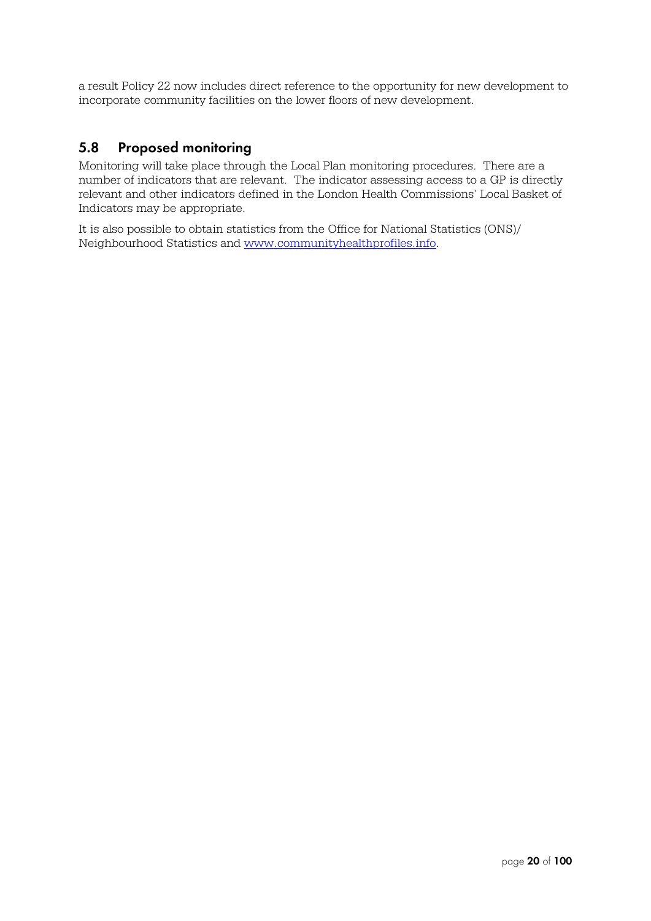a result Policy 22 now includes direct reference to the opportunity for new development to incorporate community facilities on the lower floors of new development.

## 5.8 Proposed monitoring

Monitoring will take place through the Local Plan monitoring procedures. There are a number of indicators that are relevant. The indicator assessing access to a GP is directly relevant and other indicators defined in the London Health Commissions' Local Basket of Indicators may be appropriate.

It is also possible to obtain statistics from the Office for National Statistics (ONS)/ Neighbourhood Statistics and [www.communityhealthprofiles.info](http://www.communityhealthprofiles.info).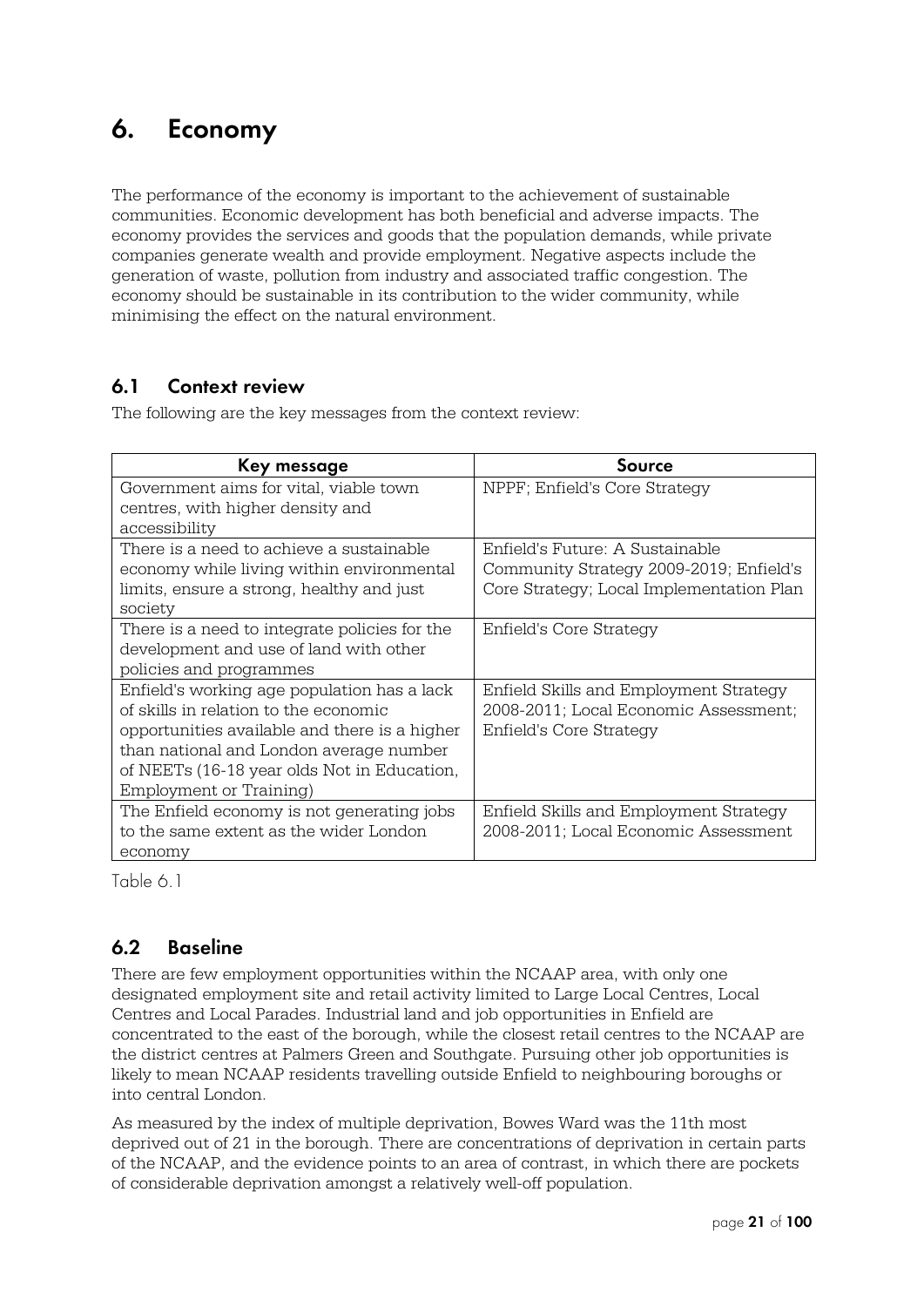# 6. Economy

The performance of the economy is important to the achievement of sustainable communities. Economic development has both beneficial and adverse impacts. The economy provides the services and goods that the population demands, while private companies generate wealth and provide employment. Negative aspects include the generation of waste, pollution from industry and associated traffic congestion. The economy should be sustainable in its contribution to the wider community, while minimising the effect on the natural environment.

## 6.1 Context review

The following are the key messages from the context review:

| Key message | Source |
|---|---|
| Government aims for vital, viable town centres, with higher density and accessibility | NPPF; Enfield's Core Strategy |
| There is a need to achieve a sustainable economy while living within environmental limits, ensure a strong, healthy and just society | Enfield's Future: A Sustainable Community Strategy 2009-2019; Enfield's Core Strategy; Local Implementation Plan |
| There is a need to integrate policies for the development and use of land with other policies and programmes | Enfield's Core Strategy |
| Enfield's working age population has a lack of skills in relation to the economic opportunities available and there is a higher than national and London average number of NEETs (16-18 year olds Not in Education, Employment or Training) | Enfield Skills and Employment Strategy 2008-2011; Local Economic Assessment; Enfield's Core Strategy |
| The Enfield economy is not generating jobs to the same extent as the wider London economy | Enfield Skills and Employment Strategy 2008-2011; Local Economic Assessment |

Table 6.1

## 6.2 Baseline

There are few employment opportunities within the NCAAP area, with only one designated employment site and retail activity limited to Large Local Centres, Local Centres and Local Parades. Industrial land and job opportunities in Enfield are concentrated to the east of the borough, while the closest retail centres to the NCAAP are the district centres at Palmers Green and Southgate. Pursuing other job opportunities is likely to mean NCAAP residents travelling outside Enfield to neighbouring boroughs or into central London.

As measured by the index of multiple deprivation, Bowes Ward was the 11th most deprived out of 21 in the borough. There are concentrations of deprivation in certain parts of the NCAAP, and the evidence points to an area of contrast, in which there are pockets of considerable deprivation amongst a relatively well-off population.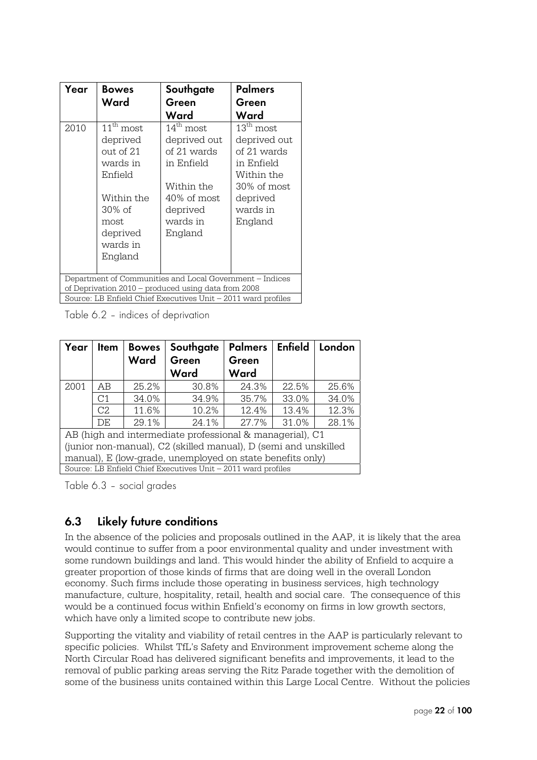| Year | Bowes Ward | Southgate Green Ward | Palmers Green Ward |
|---|---|---|---|
| 2010 | 11th most deprived out of 21 wards in Enfield<br><br>Within the 30% of most deprived wards in England | 14th most deprived out of 21 wards in Enfield<br><br>Within the 40% of most deprived wards in England | 13th most deprived out of 21 wards in Enfield<br>Within the 30% of most deprived wards in England |
| Department of Communities and Local Government – Indices of Deprivation 2010 – produced using data from 2008 | | | |
| Source: LB Enfield Chief Executives Unit – 2011 ward profiles | | | |

Table 6.2 – indices of deprivation

| Year | Item | Bowes Ward | Southgate Green Ward | Palmers Green Ward | Enfield | London |
|---|---|---|---|---|---|---|
| 2001 | AB | 25.2% | 30.8% | 24.3% | 22.5% | 25.6% |
| | C1 | 34.0% | 34.9% | 35.7% | 33.0% | 34.0% |
| | C2 | 11.6% | 10.2% | 12.4% | 13.4% | 12.3% |
| | DE | 29.1% | 24.1% | 27.7% | 31.0% | 28.1% |
| AB (high and intermediate professional & managerial), C1 (junior non-manual), C2 (skilled manual), D (semi and unskilled manual), E (low-grade, unemployed on state benefits only) | | | | | | |
| Source: LB Enfield Chief Executives Unit – 2011 ward profiles | | | | | | |

Table 6.3 – social grades

## 6.3 Likely future conditions

In the absence of the policies and proposals outlined in the AAP, it is likely that the area would continue to suffer from a poor environmental quality and under investment with some rundown buildings and land. This would hinder the ability of Enfield to acquire a greater proportion of those kinds of firms that are doing well in the overall London economy. Such firms include those operating in business services, high technology manufacture, culture, hospitality, retail, health and social care. The consequence of this would be a continued focus within Enfield's economy on firms in low growth sectors, which have only a limited scope to contribute new jobs.

Supporting the vitality and viability of retail centres in the AAP is particularly relevant to specific policies. Whilst TfL's Safety and Environment improvement scheme along the North Circular Road has delivered significant benefits and improvements, it lead to the removal of public parking areas serving the Ritz Parade together with the demolition of some of the business units contained within this Large Local Centre. Without the policies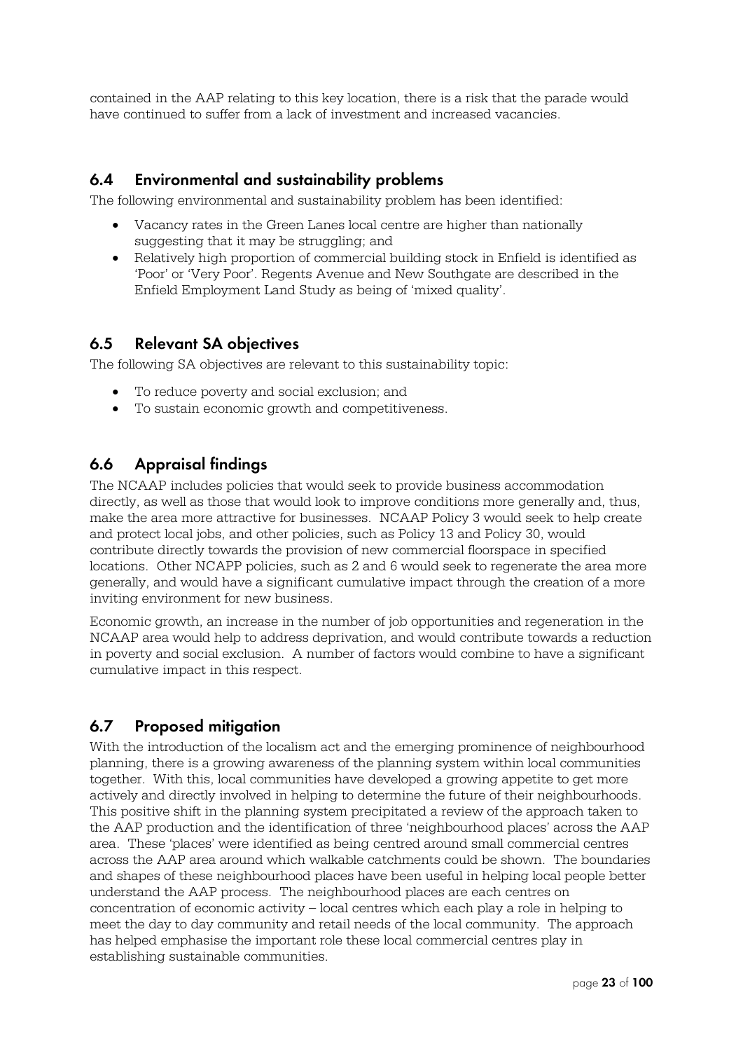contained in the AAP relating to this key location, there is a risk that the parade would have continued to suffer from a lack of investment and increased vacancies.

## 6.4 Environmental and sustainability problems

The following environmental and sustainability problem has been identified:

- Vacancy rates in the Green Lanes local centre are higher than nationally suggesting that it may be struggling; and
- Relatively high proportion of commercial building stock in Enfield is identified as 'Poor' or 'Very Poor'. Regents Avenue and New Southgate are described in the Enfield Employment Land Study as being of 'mixed quality'.

## 6.5 Relevant SA objectives

The following SA objectives are relevant to this sustainability topic:

- To reduce poverty and social exclusion; and
- To sustain economic growth and competitiveness.

## 6.6 Appraisal findings

The NCAAP includes policies that would seek to provide business accommodation directly, as well as those that would look to improve conditions more generally and, thus, make the area more attractive for businesses. NCAAP Policy 3 would seek to help create and protect local jobs, and other policies, such as Policy 13 and Policy 30, would contribute directly towards the provision of new commercial floorspace in specified locations. Other NCAPP policies, such as 2 and 6 would seek to regenerate the area more generally, and would have a significant cumulative impact through the creation of a more inviting environment for new business.

Economic growth, an increase in the number of job opportunities and regeneration in the NCAAP area would help to address deprivation, and would contribute towards a reduction in poverty and social exclusion. A number of factors would combine to have a significant cumulative impact in this respect.

## 6.7 Proposed mitigation

With the introduction of the localism act and the emerging prominence of neighbourhood planning, there is a growing awareness of the planning system within local communities together. With this, local communities have developed a growing appetite to get more actively and directly involved in helping to determine the future of their neighbourhoods. This positive shift in the planning system precipitated a review of the approach taken to the AAP production and the identification of three 'neighbourhood places' across the AAP area. These 'places' were identified as being centred around small commercial centres across the AAP area around which walkable catchments could be shown. The boundaries and shapes of these neighbourhood places have been useful in helping local people better understand the AAP process. The neighbourhood places are each centres on concentration of economic activity – local centres which each play a role in helping to meet the day to day community and retail needs of the local community. The approach has helped emphasise the important role these local commercial centres play in establishing sustainable communities.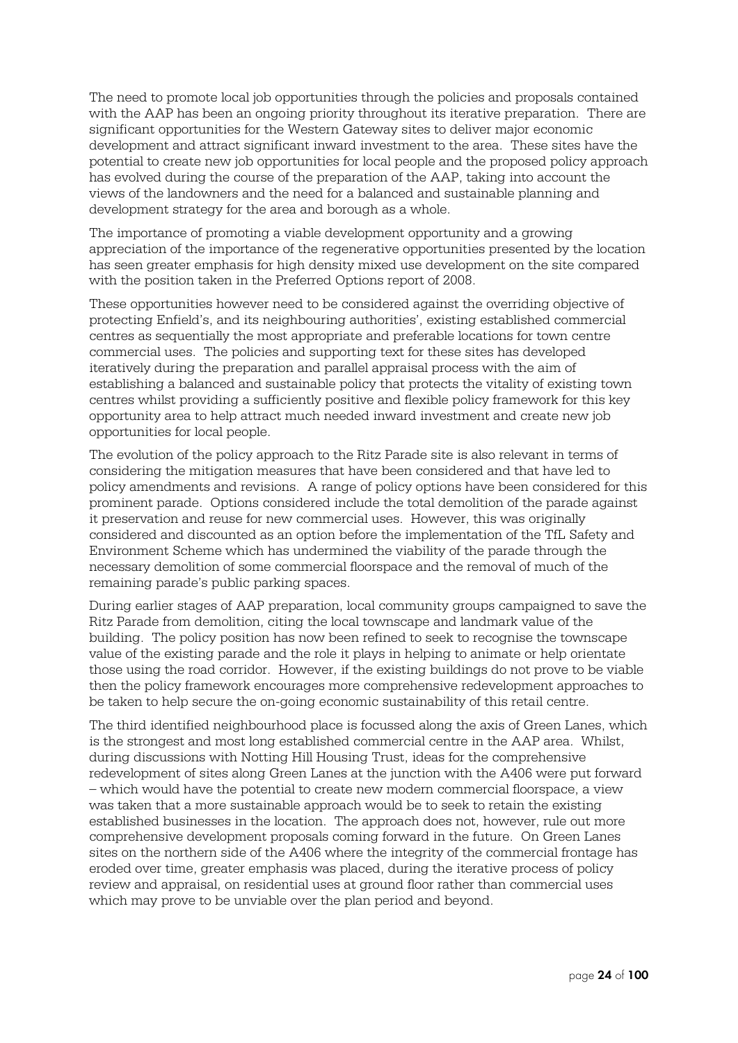The need to promote local job opportunities through the policies and proposals contained with the AAP has been an ongoing priority throughout its iterative preparation. There are significant opportunities for the Western Gateway sites to deliver major economic development and attract significant inward investment to the area. These sites have the potential to create new job opportunities for local people and the proposed policy approach has evolved during the course of the preparation of the AAP, taking into account the views of the landowners and the need for a balanced and sustainable planning and development strategy for the area and borough as a whole.

The importance of promoting a viable development opportunity and a growing appreciation of the importance of the regenerative opportunities presented by the location has seen greater emphasis for high density mixed use development on the site compared with the position taken in the Preferred Options report of 2008.

These opportunities however need to be considered against the overriding objective of protecting Enfield's, and its neighbouring authorities', existing established commercial centres as sequentially the most appropriate and preferable locations for town centre commercial uses. The policies and supporting text for these sites has developed iteratively during the preparation and parallel appraisal process with the aim of establishing a balanced and sustainable policy that protects the vitality of existing town centres whilst providing a sufficiently positive and flexible policy framework for this key opportunity area to help attract much needed inward investment and create new job opportunities for local people.

The evolution of the policy approach to the Ritz Parade site is also relevant in terms of considering the mitigation measures that have been considered and that have led to policy amendments and revisions. A range of policy options have been considered for this prominent parade. Options considered include the total demolition of the parade against it preservation and reuse for new commercial uses. However, this was originally considered and discounted as an option before the implementation of the TfL Safety and Environment Scheme which has undermined the viability of the parade through the necessary demolition of some commercial floorspace and the removal of much of the remaining parade's public parking spaces.

During earlier stages of AAP preparation, local community groups campaigned to save the Ritz Parade from demolition, citing the local townscape and landmark value of the building. The policy position has now been refined to seek to recognise the townscape value of the existing parade and the role it plays in helping to animate or help orientate those using the road corridor. However, if the existing buildings do not prove to be viable then the policy framework encourages more comprehensive redevelopment approaches to be taken to help secure the on-going economic sustainability of this retail centre.

The third identified neighbourhood place is focussed along the axis of Green Lanes, which is the strongest and most long established commercial centre in the AAP area. Whilst, during discussions with Notting Hill Housing Trust, ideas for the comprehensive redevelopment of sites along Green Lanes at the junction with the A406 were put forward – which would have the potential to create new modern commercial floorspace, a view was taken that a more sustainable approach would be to seek to retain the existing established businesses in the location. The approach does not, however, rule out more comprehensive development proposals coming forward in the future. On Green Lanes sites on the northern side of the A406 where the integrity of the commercial frontage has eroded over time, greater emphasis was placed, during the iterative process of policy review and appraisal, on residential uses at ground floor rather than commercial uses which may prove to be unviable over the plan period and beyond.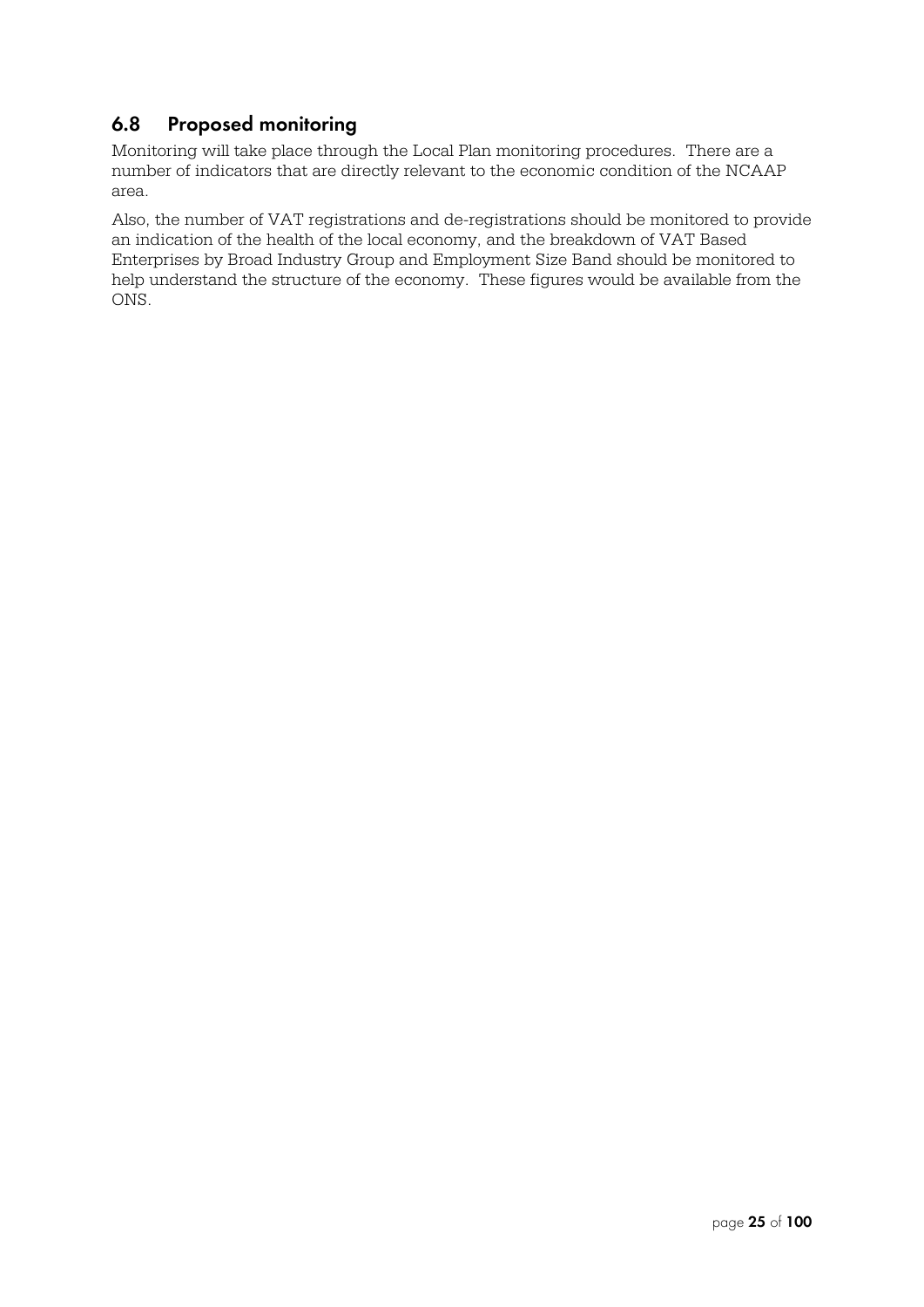## 6.8 Proposed monitoring

Monitoring will take place through the Local Plan monitoring procedures. There are a number of indicators that are directly relevant to the economic condition of the NCAAP area.

Also, the number of VAT registrations and de-registrations should be monitored to provide an indication of the health of the local economy, and the breakdown of VAT Based Enterprises by Broad Industry Group and Employment Size Band should be monitored to help understand the structure of the economy. These figures would be available from the ONS.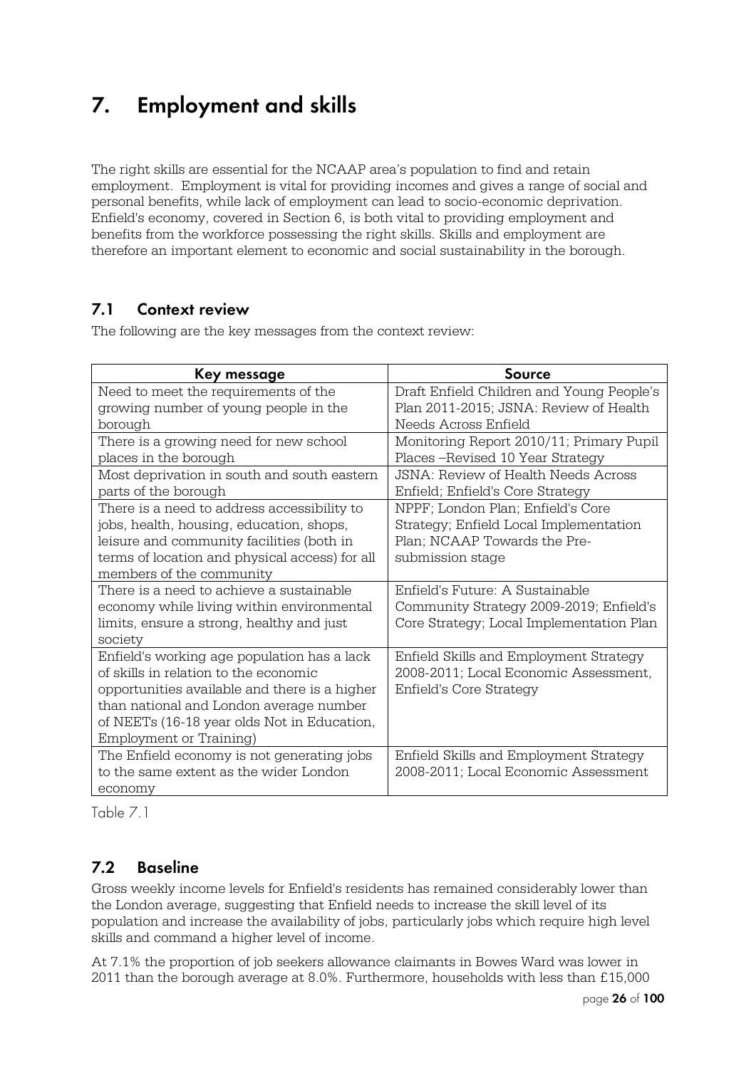# 7. Employment and skills

The right skills are essential for the NCAAP area's population to find and retain employment. Employment is vital for providing incomes and gives a range of social and personal benefits, while lack of employment can lead to socio-economic deprivation. Enfield's economy, covered in Section 6, is both vital to providing employment and benefits from the workforce possessing the right skills. Skills and employment are therefore an important element to economic and social sustainability in the borough.

## 7.1 Context review

The following are the key messages from the context review:

| Key message | Source |
|---|---|
| Need to meet the requirements of the growing number of young people in the borough | Draft Enfield Children and Young People's Plan 2011-2015; JSNA: Review of Health Needs Across Enfield |
| There is a growing need for new school places in the borough | Monitoring Report 2010/11; Primary Pupil Places –Revised 10 Year Strategy |
| Most deprivation in south and south eastern parts of the borough | JSNA: Review of Health Needs Across Enfield; Enfield's Core Strategy |
| There is a need to address accessibility to jobs, health, housing, education, shops, leisure and community facilities (both in terms of location and physical access) for all members of the community | NPPF; London Plan; Enfield's Core Strategy; Enfield Local Implementation Plan; NCAAP Towards the Pre-submission stage |
| There is a need to achieve a sustainable economy while living within environmental limits, ensure a strong, healthy and just society | Enfield's Future: A Sustainable Community Strategy 2009-2019; Enfield's Core Strategy; Local Implementation Plan |
| Enfield's working age population has a lack of skills in relation to the economic opportunities available and there is a higher than national and London average number of NEETs (16-18 year olds Not in Education, Employment or Training) | Enfield Skills and Employment Strategy 2008-2011; Local Economic Assessment, Enfield's Core Strategy |
| The Enfield economy is not generating jobs to the same extent as the wider London economy | Enfield Skills and Employment Strategy 2008-2011; Local Economic Assessment |

Table 7.1

## 7.2 Baseline

Gross weekly income levels for Enfield's residents has remained considerably lower than the London average, suggesting that Enfield needs to increase the skill level of its population and increase the availability of jobs, particularly jobs which require high level skills and command a higher level of income.

At 7.1% the proportion of job seekers allowance claimants in Bowes Ward was lower in 2011 than the borough average at 8.0%. Furthermore, households with less than £15,000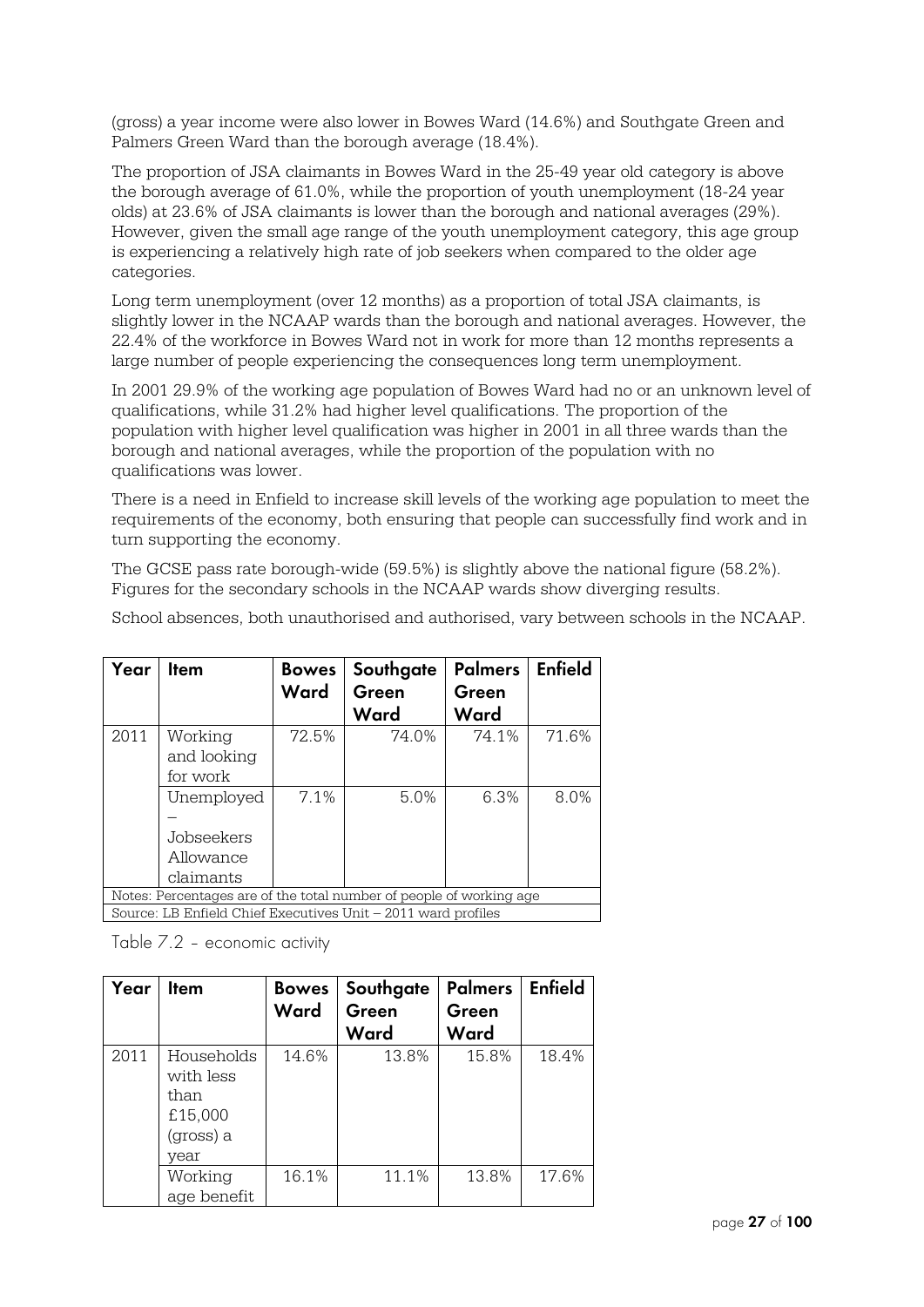(gross) a year income were also lower in Bowes Ward (14.6%) and Southgate Green and Palmers Green Ward than the borough average (18.4%).

The proportion of JSA claimants in Bowes Ward in the 25-49 year old category is above the borough average of 61.0%, while the proportion of youth unemployment (18-24 year olds) at 23.6% of JSA claimants is lower than the borough and national averages (29%). However, given the small age range of the youth unemployment category, this age group is experiencing a relatively high rate of job seekers when compared to the older age categories.

Long term unemployment (over 12 months) as a proportion of total JSA claimants, is slightly lower in the NCAAP wards than the borough and national averages. However, the 22.4% of the workforce in Bowes Ward not in work for more than 12 months represents a large number of people experiencing the consequences long term unemployment.

In 2001 29.9% of the working age population of Bowes Ward had no or an unknown level of qualifications, while 31.2% had higher level qualifications. The proportion of the population with higher level qualification was higher in 2001 in all three wards than the borough and national averages, while the proportion of the population with no qualifications was lower.

There is a need in Enfield to increase skill levels of the working age population to meet the requirements of the economy, both ensuring that people can successfully find work and in turn supporting the economy.

The GCSE pass rate borough-wide (59.5%) is slightly above the national figure (58.2%). Figures for the secondary schools in the NCAAP wards show diverging results.

School absences, both unauthorised and authorised, vary between schools in the NCAAP.

| Year | Item | Bowes Ward | Southgate Green Ward | Palmers Green Ward | Enfield |
|---|---|---|---|---|---|
| 2011 | Working and looking for work | 72.5% | 74.0% | 74.1% | 71.6% |
| | Unemployed – Jobseekers Allowance claimants | 7.1% | 5.0% | 6.3% | 8.0% |
| Notes: Percentages are of the total number of people of working age | | | | | |
| Source: LB Enfield Chief Executives Unit – 2011 ward profiles | | | | | |

Table 7.2 - economic activity

| Year | Item | Bowes Ward | Southgate Green Ward | Palmers Green Ward | Enfield |
|---|---|---|---|---|---|
| 2011 | Households with less than £15,000 (gross) a year | 14.6% | 13.8% | 15.8% | 18.4% |
| | Working age benefit | 16.1% | 11.1% | 13.8% | 17.6% |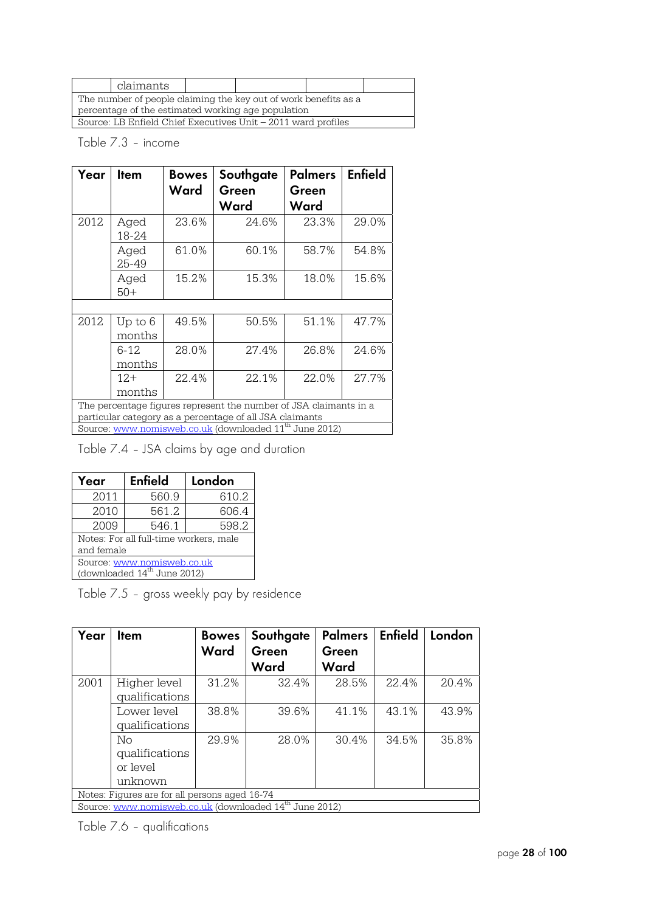| | claimants | | | | |
|---|---|---|---|---|---|
| The number of people claiming the key out of work benefits as a percentage of the estimated working age population | | | | | |
| Source: LB Enfield Chief Executives Unit – 2011 ward profiles | | | | | |

Table 7.3 – income

| Year | Item | Bowes Ward | Southgate Green Ward | Palmers Green Ward | Enfield |
|---|---|---|---|---|---|
| 2012 | Aged 18-24 | 23.6% | 24.6% | 23.3% | 29.0% |
| | Aged 25-49 | 61.0% | 60.1% | 58.7% | 54.8% |
| | Aged 50+ | 15.2% | 15.3% | 18.0% | 15.6% |
| | | | | | |
| 2012 | Up to 6 months | 49.5% | 50.5% | 51.1% | 47.7% |
| | 6-12 months | 28.0% | 27.4% | 26.8% | 24.6% |
| | 12+ months | 22.4% | 22.1% | 22.0% | 27.7% |
| The percentage figures represent the number of JSA claimants in a particular category as a percentage of all JSA claimants | | | | | |
| Source: www.nomisweb.co.uk (downloaded 11th June 2012) | | | | | |

Table 7.4 – JSA claims by age and duration

| Year | Enfield | London |
|---|---|---|
| 2011 | 560.9 | 610.2 |
| 2010 | 561.2 | 606.4 |
| 2009 | 546.1 | 598.2 |
| Notes: For all full-time workers, male and female | | |
| Source: www.nomisweb.co.uk (downloaded 14th June 2012) | | |

Table 7.5 – gross weekly pay by residence

| Year | Item | Bowes Ward | Southgate Green Ward | Palmers Green Ward | Enfield | London |
|---|---|---|---|---|---|---|
| 2001 | Higher level qualifications | 31.2% | 32.4% | 28.5% | 22.4% | 20.4% |
| | Lower level qualifications | 38.8% | 39.6% | 41.1% | 43.1% | 43.9% |
| | No qualifications or level unknown | 29.9% | 28.0% | 30.4% | 34.5% | 35.8% |
| Notes: Figures are for all persons aged 16-74 | | | | | | |
| Source: www.nomisweb.co.uk (downloaded 14th June 2012) | | | | | | |

Table 7.6 – qualifications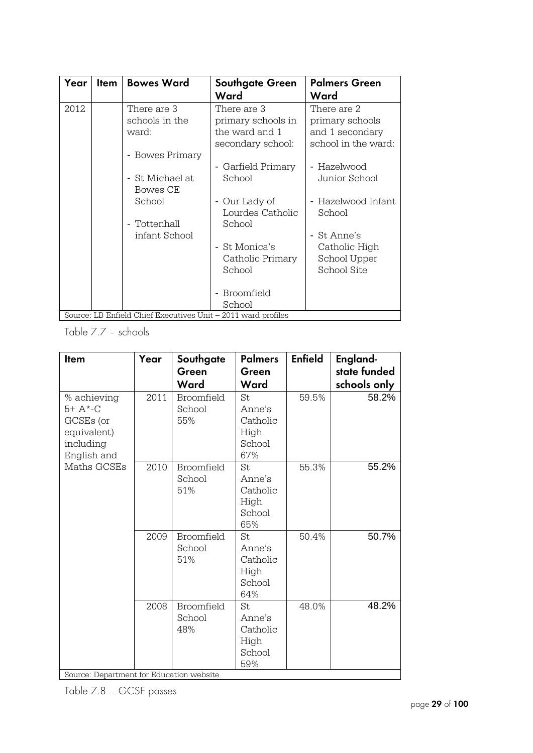| Year | Item | Bowes Ward | Southgate Green Ward | Palmers Green Ward |
|---|---|---|---|---|
| 2012 | | There are 3 schools in the ward:<br><br>- Bowes Primary<br><br>- St Michael at Bowes CE School<br><br>- Tottenhall infant School | There are 3 primary schools in the ward and 1 secondary school:<br><br>- Garfield Primary School<br><br>- Our Lady of Lourdes Catholic School<br><br>- St Monica's Catholic Primary School<br><br>- Broomfield School | There are 2 primary schools and 1 secondary school in the ward:<br><br>- Hazelwood Junior School<br><br>- Hazelwood Infant School<br><br>- St Anne's Catholic High School Upper School Site |
| Source: LB Enfield Chief Executives Unit – 2011 ward profiles | | | | |

Table 7.7 – schools

| Item | Year | Southgate Green Ward | Palmers Green Ward | Enfield | England- state funded schools only |
|---|---|---|---|---|---|
| % achieving 5+ A*-C GCSEs (or equivalent) including English and Maths GCSEs | 2011 | Broomfield School 55% | St Anne's Catholic High School 67% | 59.5% | 58.2% |
| | 2010 | Broomfield School 51% | St Anne's Catholic High School 65% | 55.3% | 55.2% |
| | 2009 | Broomfield School 51% | St Anne's Catholic High School 64% | 50.4% | 50.7% |
| | 2008 | Broomfield School 48% | St Anne's Catholic High School 59% | 48.0% | 48.2% |
| Source: Department for Education website | | | | | |

Table 7.8 – GCSE passes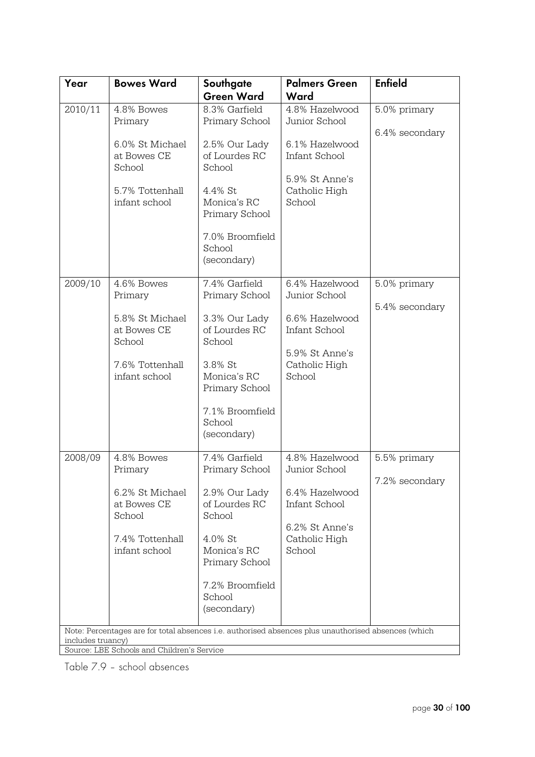| Year | Bowes Ward | Southgate Green Ward | Palmers Green Ward | Enfield |
|---|---|---|---|---|
| 2010/11 | 4.8% Bowes Primary<br><br>6.0% St Michael at Bowes CE School<br><br>5.7% Tottenhall infant school | 8.3% Garfield Primary School<br><br>2.5% Our Lady of Lourdes RC School<br><br>4.4% St Monica's RC Primary School<br><br>7.0% Broomfield School (secondary) | 4.8% Hazelwood Junior School<br><br>6.1% Hazelwood Infant School<br><br>5.9% St Anne's Catholic High School | 5.0% primary<br><br>6.4% secondary |
| 2009/10 | 4.6% Bowes Primary<br><br>5.8% St Michael at Bowes CE School<br><br>7.6% Tottenhall infant school | 7.4% Garfield Primary School<br><br>3.3% Our Lady of Lourdes RC School<br><br>3.8% St Monica's RC Primary School<br><br>7.1% Broomfield School (secondary) | 6.4% Hazelwood Junior School<br><br>6.6% Hazelwood Infant School<br><br>5.9% St Anne's Catholic High School | 5.0% primary<br><br>5.4% secondary |
| 2008/09 | 4.8% Bowes Primary<br><br>6.2% St Michael at Bowes CE School<br><br>7.4% Tottenhall infant school | 7.4% Garfield Primary School<br><br>2.9% Our Lady of Lourdes RC School<br><br>4.0% St Monica's RC Primary School<br><br>7.2% Broomfield School (secondary) | 4.8% Hazelwood Junior School<br><br>6.4% Hazelwood Infant School<br><br>6.2% St Anne's Catholic High School | 5.5% primary<br><br>7.2% secondary |

Note: Percentages are for total absences i.e. authorised absences plus unauthorised absences (which includes truancy)

Source: LBE Schools and Children's Service

Table 7.9 – school absences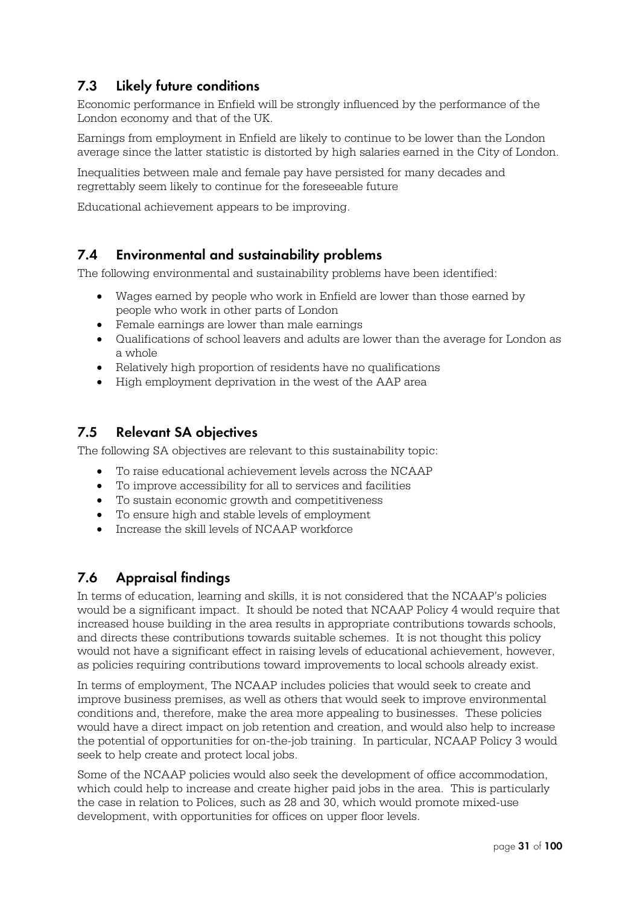## 7.3 Likely future conditions

Economic performance in Enfield will be strongly influenced by the performance of the London economy and that of the UK.

Earnings from employment in Enfield are likely to continue to be lower than the London average since the latter statistic is distorted by high salaries earned in the City of London.

Inequalities between male and female pay have persisted for many decades and regrettably seem likely to continue for the foreseeable future

Educational achievement appears to be improving.

## 7.4 Environmental and sustainability problems

The following environmental and sustainability problems have been identified:

- Wages earned by people who work in Enfield are lower than those earned by people who work in other parts of London
- Female earnings are lower than male earnings
- Qualifications of school leavers and adults are lower than the average for London as a whole
- Relatively high proportion of residents have no qualifications
- High employment deprivation in the west of the AAP area

## 7.5 Relevant SA objectives

The following SA objectives are relevant to this sustainability topic:

- To raise educational achievement levels across the NCAAP
- To improve accessibility for all to services and facilities
- To sustain economic growth and competitiveness
- To ensure high and stable levels of employment
- Increase the skill levels of NCAAP workforce

## 7.6 Appraisal findings

In terms of education, learning and skills, it is not considered that the NCAAP's policies would be a significant impact. It should be noted that NCAAP Policy 4 would require that increased house building in the area results in appropriate contributions towards schools, and directs these contributions towards suitable schemes. It is not thought this policy would not have a significant effect in raising levels of educational achievement, however, as policies requiring contributions toward improvements to local schools already exist.

In terms of employment, The NCAAP includes policies that would seek to create and improve business premises, as well as others that would seek to improve environmental conditions and, therefore, make the area more appealing to businesses. These policies would have a direct impact on job retention and creation, and would also help to increase the potential of opportunities for on-the-job training. In particular, NCAAP Policy 3 would seek to help create and protect local jobs.

Some of the NCAAP policies would also seek the development of office accommodation, which could help to increase and create higher paid jobs in the area. This is particularly the case in relation to Polices, such as 28 and 30, which would promote mixed-use development, with opportunities for offices on upper floor levels.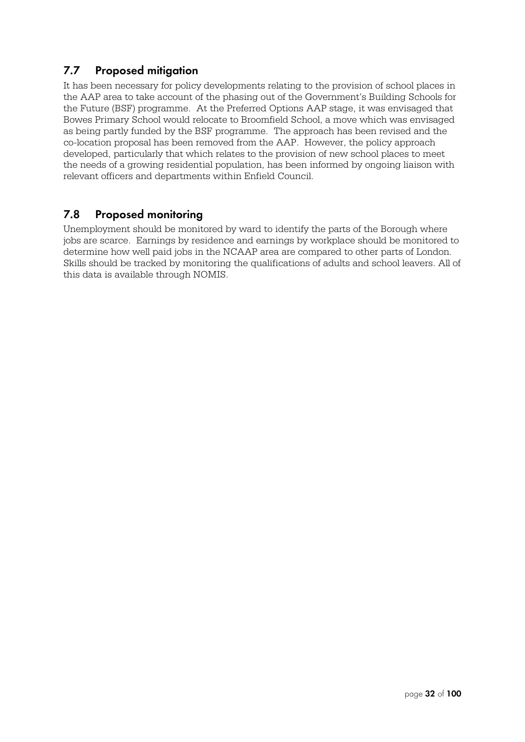## 7.7 Proposed mitigation

It has been necessary for policy developments relating to the provision of school places in the AAP area to take account of the phasing out of the Government's Building Schools for the Future (BSF) programme. At the Preferred Options AAP stage, it was envisaged that Bowes Primary School would relocate to Broomfield School, a move which was envisaged as being partly funded by the BSF programme. The approach has been revised and the co-location proposal has been removed from the AAP. However, the policy approach developed, particularly that which relates to the provision of new school places to meet the needs of a growing residential population, has been informed by ongoing liaison with relevant officers and departments within Enfield Council.

## 7.8 Proposed monitoring

Unemployment should be monitored by ward to identify the parts of the Borough where jobs are scarce. Earnings by residence and earnings by workplace should be monitored to determine how well paid jobs in the NCAAP area are compared to other parts of London. Skills should be tracked by monitoring the qualifications of adults and school leavers. All of this data is available through NOMIS.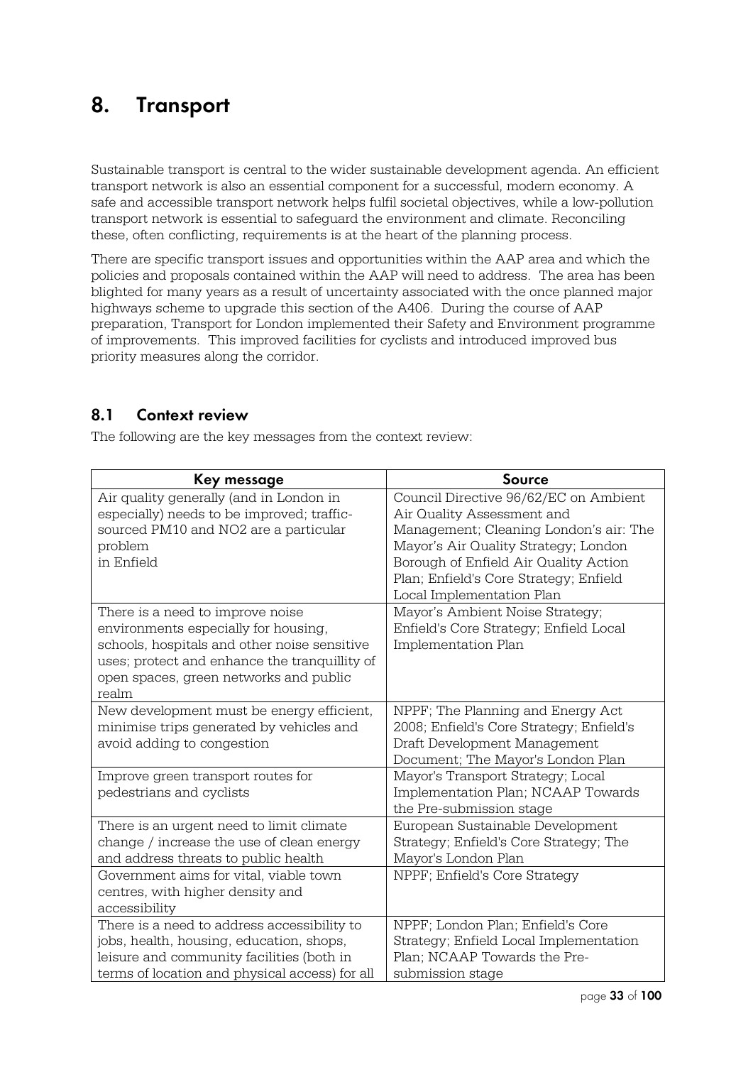# 8. Transport

Sustainable transport is central to the wider sustainable development agenda. An efficient transport network is also an essential component for a successful, modern economy. A safe and accessible transport network helps fulfil societal objectives, while a low-pollution transport network is essential to safeguard the environment and climate. Reconciling these, often conflicting, requirements is at the heart of the planning process.

There are specific transport issues and opportunities within the AAP area and which the policies and proposals contained within the AAP will need to address. The area has been blighted for many years as a result of uncertainty associated with the once planned major highways scheme to upgrade this section of the A406. During the course of AAP preparation, Transport for London implemented their Safety and Environment programme of improvements. This improved facilities for cyclists and introduced improved bus priority measures along the corridor.

## 8.1 Context review

The following are the key messages from the context review:

| Key message | Source |
|---|---|
| Air quality generally (and in London in especially) needs to be improved; traffic-sourced PM10 and NO2 are a particular problem in Enfield | Council Directive 96/62/EC on Ambient Air Quality Assessment and Management; Cleaning London's air: The Mayor's Air Quality Strategy; London Borough of Enfield Air Quality Action Plan; Enfield's Core Strategy; Enfield Local Implementation Plan |
| There is a need to improve noise environments especially for housing, schools, hospitals and other noise sensitive uses; protect and enhance the tranquillity of open spaces, green networks and public realm | Mayor's Ambient Noise Strategy; Enfield's Core Strategy; Enfield Local Implementation Plan |
| New development must be energy efficient, minimise trips generated by vehicles and avoid adding to congestion | NPPF; The Planning and Energy Act 2008; Enfield's Core Strategy; Enfield's Draft Development Management Document; The Mayor's London Plan |
| Improve green transport routes for pedestrians and cyclists | Mayor's Transport Strategy; Local Implementation Plan; NCAAP Towards the Pre-submission stage |
| There is an urgent need to limit climate change / increase the use of clean energy and address threats to public health | European Sustainable Development Strategy; Enfield's Core Strategy; The Mayor's London Plan |
| Government aims for vital, viable town centres, with higher density and accessibility | NPPF; Enfield's Core Strategy |
| There is a need to address accessibility to jobs, health, housing, education, shops, leisure and community facilities (both in terms of location and physical access) for all | NPPF; London Plan; Enfield's Core Strategy; Enfield Local Implementation Plan; NCAAP Towards the Pre-submission stage |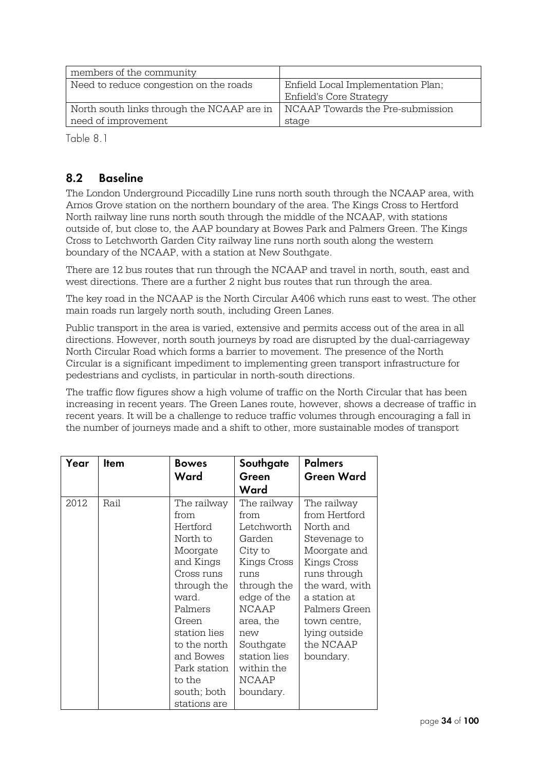| | |
|---|---|
| members of the community | |
| Need to reduce congestion on the roads | Enfield Local Implementation Plan; Enfield's Core Strategy |
| North south links through the NCAAP are in need of improvement | NCAAP Towards the Pre-submission stage |

Table 8.1

## 8.2 Baseline

The London Underground Piccadilly Line runs north south through the NCAAP area, with Arnos Grove station on the northern boundary of the area. The Kings Cross to Hertford North railway line runs north south through the middle of the NCAAP, with stations outside of, but close to, the AAP boundary at Bowes Park and Palmers Green. The Kings Cross to Letchworth Garden City railway line runs north south along the western boundary of the NCAAP, with a station at New Southgate.

There are 12 bus routes that run through the NCAAP and travel in north, south, east and west directions. There are a further 2 night bus routes that run through the area.

The key road in the NCAAP is the North Circular A406 which runs east to west. The other main roads run largely north south, including Green Lanes.

Public transport in the area is varied, extensive and permits access out of the area in all directions. However, north south journeys by road are disrupted by the dual-carriageway North Circular Road which forms a barrier to movement. The presence of the North Circular is a significant impediment to implementing green transport infrastructure for pedestrians and cyclists, in particular in north-south directions.

The traffic flow figures show a high volume of traffic on the North Circular that has been increasing in recent years. The Green Lanes route, however, shows a decrease of traffic in recent years. It will be a challenge to reduce traffic volumes through encouraging a fall in the number of journeys made and a shift to other, more sustainable modes of transport

| Year | Item | Bowes Ward | Southgate Green Ward | Palmers Green Ward |
|---|---|---|---|---|
| 2012 | Rail | The railway from Hertford North to Moorgate and Kings Cross runs through the ward. Palmers Green station lies to the north and Bowes Park station to the south; both stations are | The railway from Letchworth Garden City to Kings Cross runs through the edge of the NCAAP area, the new Southgate station lies within the NCAAP boundary. | The railway from Hertford North and Stevenage to Moorgate and Kings Cross runs through the ward, with a station at Palmers Green town centre, lying outside the NCAAP boundary. |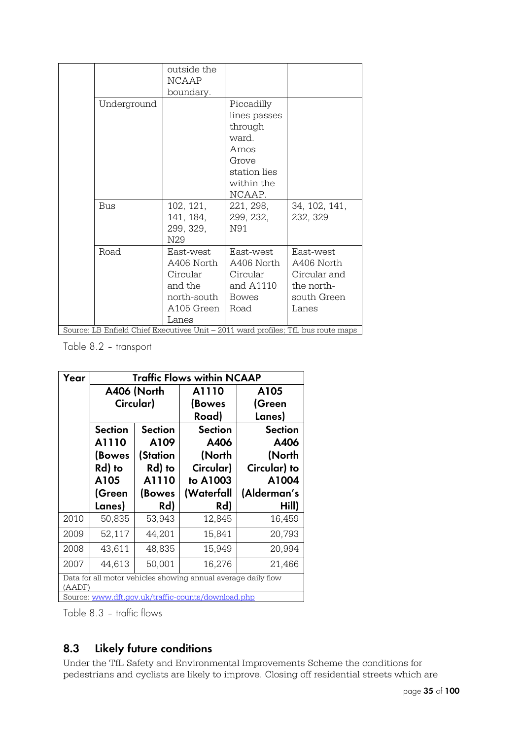| | | | | |
|---|---|---|---|---|
| | | outside the NCAAP boundary. | | |
| | Underground | | Piccadilly lines passes through ward. Arnos Grove station lies within the NCAAP. | |
| | Bus | 102, 121, 141, 184, 299, 329, N29 | 221, 298, 299, 232, N91 | 34, 102, 141, 232, 329 |
| | Road | East-west A406 North Circular and the north-south A105 Green Lanes | East-west A406 North Circular and A1110 Bowes Road | East-west A406 North Circular and the north-south Green Lanes |
| Source: LB Enfield Chief Executives Unit – 2011 ward profiles; TfL bus route maps | | | | |

Table 8.2 – transport

| Year | Traffic Flows within NCAAP | | | |
|---|---|---|---|---|
| | A406 (North Circular) | | A1110 (Bowes Road) | A105 (Green Lanes) |
| | Section A1110 (Bowes Rd) to A105 (Green Lanes) | Section A109 (Station Rd) to A1110 (Bowes Rd) | Section A406 (North Circular) to A1003 (Waterfall Rd) | Section A406 (North Circular) to A1004 (Alderman's Hill) |
| 2010 | 50,835 | 53,943 | 12,845 | 16,459 |
| 2009 | 52,117 | 44,201 | 15,841 | 20,793 |
| 2008 | 43,611 | 48,835 | 15,949 | 20,994 |
| 2007 | 44,613 | 50,001 | 16,276 | 21,466 |
| Data for all motor vehicles showing annual average daily flow (AADF) | | | | |
| Source: www.dft.gov.uk/traffic-counts/download.php | | | | |

Table 8.3 – traffic flows

## 8.3 Likely future conditions

Under the TfL Safety and Environmental Improvements Scheme the conditions for pedestrians and cyclists are likely to improve. Closing off residential streets which are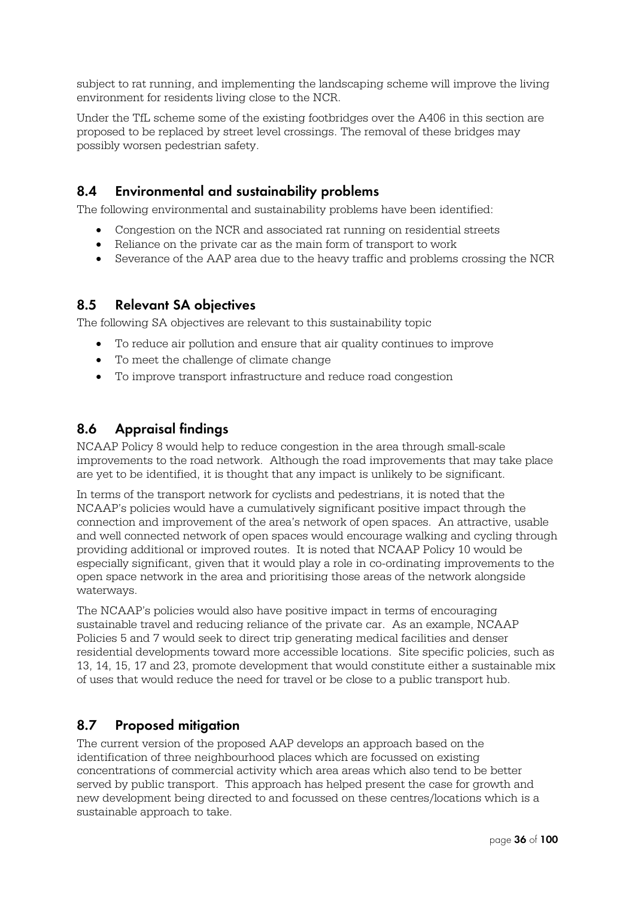subject to rat running, and implementing the landscaping scheme will improve the living environment for residents living close to the NCR.

Under the TfL scheme some of the existing footbridges over the A406 in this section are proposed to be replaced by street level crossings. The removal of these bridges may possibly worsen pedestrian safety.

## 8.4 Environmental and sustainability problems

The following environmental and sustainability problems have been identified:

- Congestion on the NCR and associated rat running on residential streets
- Reliance on the private car as the main form of transport to work
- Severance of the AAP area due to the heavy traffic and problems crossing the NCR

## 8.5 Relevant SA objectives

The following SA objectives are relevant to this sustainability topic

- To reduce air pollution and ensure that air quality continues to improve
- To meet the challenge of climate change
- To improve transport infrastructure and reduce road congestion

## 8.6 Appraisal findings

NCAAP Policy 8 would help to reduce congestion in the area through small-scale improvements to the road network. Although the road improvements that may take place are yet to be identified, it is thought that any impact is unlikely to be significant.

In terms of the transport network for cyclists and pedestrians, it is noted that the NCAAP's policies would have a cumulatively significant positive impact through the connection and improvement of the area's network of open spaces. An attractive, usable and well connected network of open spaces would encourage walking and cycling through providing additional or improved routes. It is noted that NCAAP Policy 10 would be especially significant, given that it would play a role in co-ordinating improvements to the open space network in the area and prioritising those areas of the network alongside waterways.

The NCAAP's policies would also have positive impact in terms of encouraging sustainable travel and reducing reliance of the private car. As an example, NCAAP Policies 5 and 7 would seek to direct trip generating medical facilities and denser residential developments toward more accessible locations. Site specific policies, such as 13, 14, 15, 17 and 23, promote development that would constitute either a sustainable mix of uses that would reduce the need for travel or be close to a public transport hub.

## 8.7 Proposed mitigation

The current version of the proposed AAP develops an approach based on the identification of three neighbourhood places which are focussed on existing concentrations of commercial activity which area areas which also tend to be better served by public transport. This approach has helped present the case for growth and new development being directed to and focussed on these centres/locations which is a sustainable approach to take.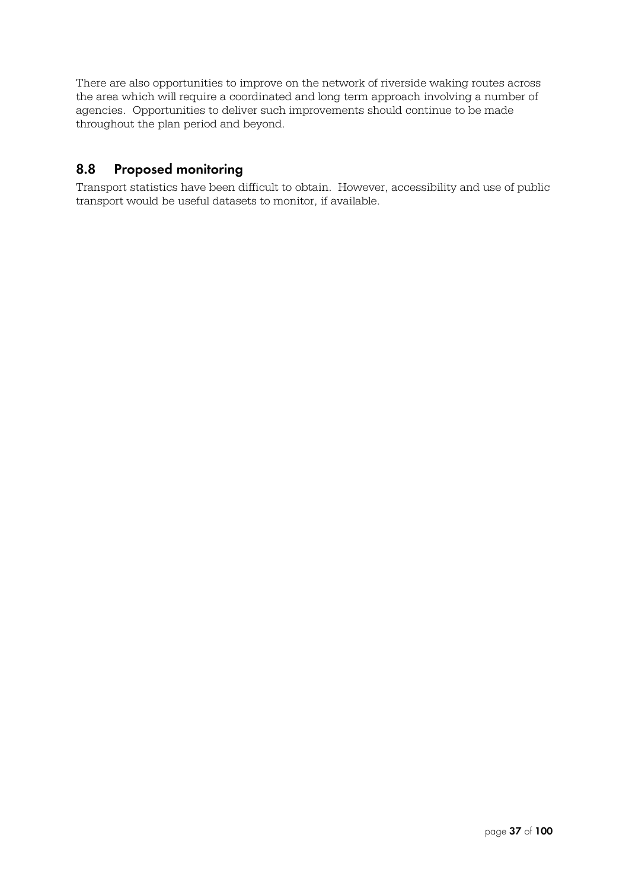There are also opportunities to improve on the network of riverside waking routes across the area which will require a coordinated and long term approach involving a number of agencies. Opportunities to deliver such improvements should continue to be made throughout the plan period and beyond.

## 8.8 Proposed monitoring

Transport statistics have been difficult to obtain. However, accessibility and use of public transport would be useful datasets to monitor, if available.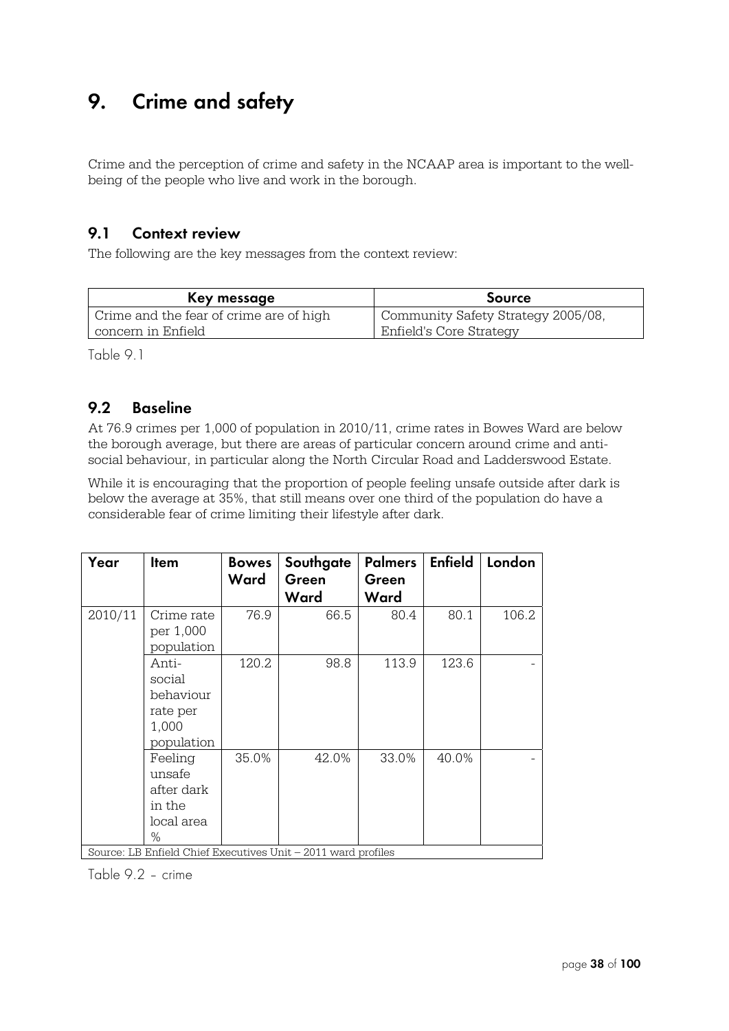# 9. Crime and safety

Crime and the perception of crime and safety in the NCAAP area is important to the well-being of the people who live and work in the borough.

## 9.1 Context review

The following are the key messages from the context review:

| Key message | Source |
| --- | --- |
| Crime and the fear of crime are of high concern in Enfield | Community Safety Strategy 2005/08, Enfield's Core Strategy |

Table 9.1

## 9.2 Baseline

At 76.9 crimes per 1,000 of population in 2010/11, crime rates in Bowes Ward are below the borough average, but there are areas of particular concern around crime and anti-social behaviour, in particular along the North Circular Road and Ladderswood Estate.

While it is encouraging that the proportion of people feeling unsafe outside after dark is below the average at 35%, that still means over one third of the population do have a considerable fear of crime limiting their lifestyle after dark.

| Year | Item | Bowes Ward | Southgate Green Ward | Palmers Green Ward | Enfield | London |
| --- | --- | --- | --- | --- | --- | --- |
| 2010/11 | Crime rate per 1,000 population | 76.9 | 66.5 | 80.4 | 80.1 | 106.2 |
| | Anti-social behaviour rate per 1,000 population | 120.2 | 98.8 | 113.9 | 123.6 | - |
| | Feeling unsafe after dark in the local area % | 35.0% | 42.0% | 33.0% | 40.0% | - |
| Source: LB Enfield Chief Executives Unit – 2011 ward profiles | | | | | | |

Table 9.2 – crime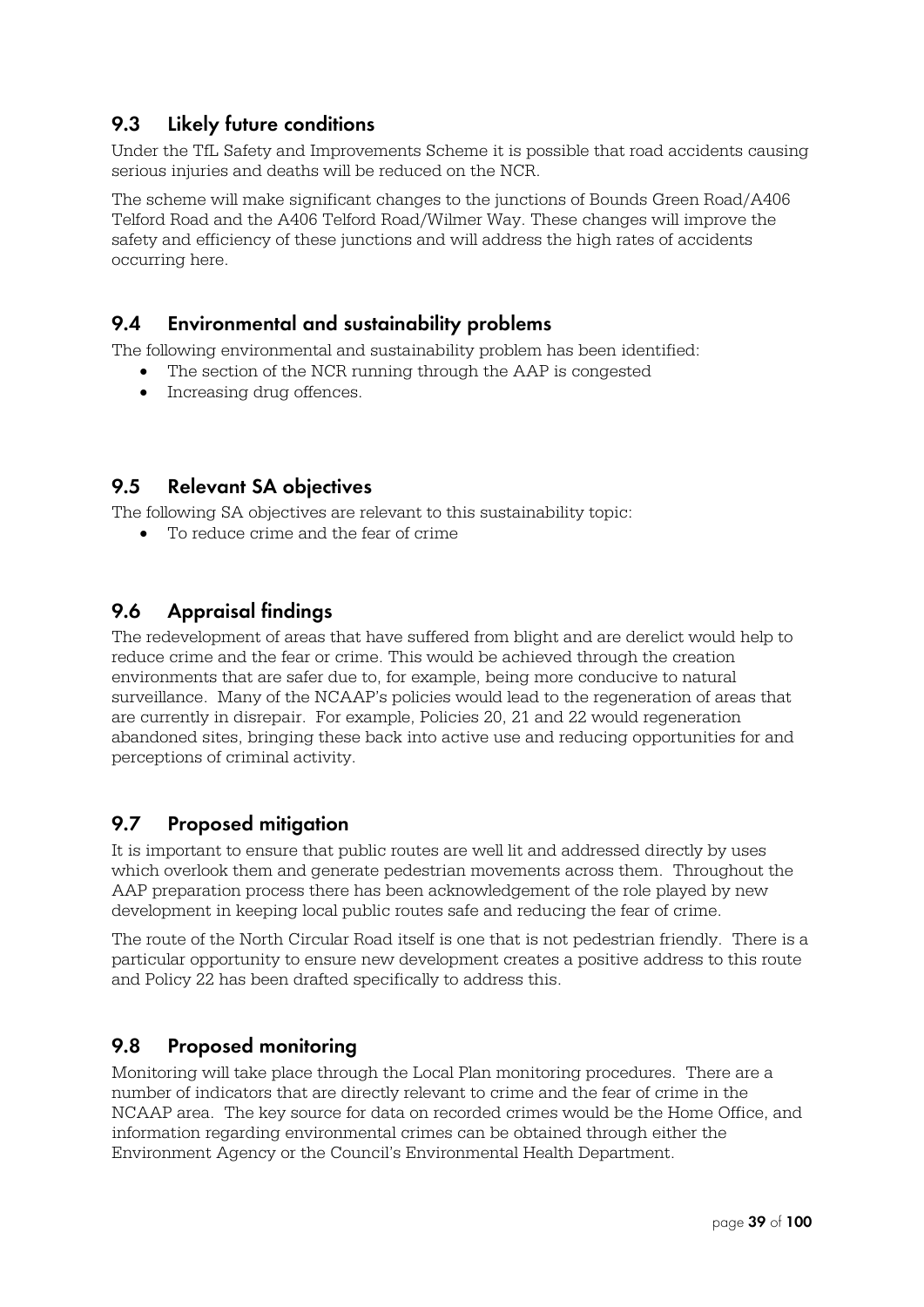## 9.3 Likely future conditions

Under the TfL Safety and Improvements Scheme it is possible that road accidents causing serious injuries and deaths will be reduced on the NCR.

The scheme will make significant changes to the junctions of Bounds Green Road/A406 Telford Road and the A406 Telford Road/Wilmer Way. These changes will improve the safety and efficiency of these junctions and will address the high rates of accidents occurring here.

## 9.4 Environmental and sustainability problems

The following environmental and sustainability problem has been identified:

- The section of the NCR running through the AAP is congested
- Increasing drug offences.

## 9.5 Relevant SA objectives

The following SA objectives are relevant to this sustainability topic:

- To reduce crime and the fear of crime

## 9.6 Appraisal findings

The redevelopment of areas that have suffered from blight and are derelict would help to reduce crime and the fear or crime. This would be achieved through the creation environments that are safer due to, for example, being more conducive to natural surveillance. Many of the NCAAP's policies would lead to the regeneration of areas that are currently in disrepair. For example, Policies 20, 21 and 22 would regeneration abandoned sites, bringing these back into active use and reducing opportunities for and perceptions of criminal activity.

## 9.7 Proposed mitigation

It is important to ensure that public routes are well lit and addressed directly by uses which overlook them and generate pedestrian movements across them. Throughout the AAP preparation process there has been acknowledgement of the role played by new development in keeping local public routes safe and reducing the fear of crime.

The route of the North Circular Road itself is one that is not pedestrian friendly. There is a particular opportunity to ensure new development creates a positive address to this route and Policy 22 has been drafted specifically to address this.

## 9.8 Proposed monitoring

Monitoring will take place through the Local Plan monitoring procedures. There are a number of indicators that are directly relevant to crime and the fear of crime in the NCAAP area. The key source for data on recorded crimes would be the Home Office, and information regarding environmental crimes can be obtained through either the Environment Agency or the Council's Environmental Health Department.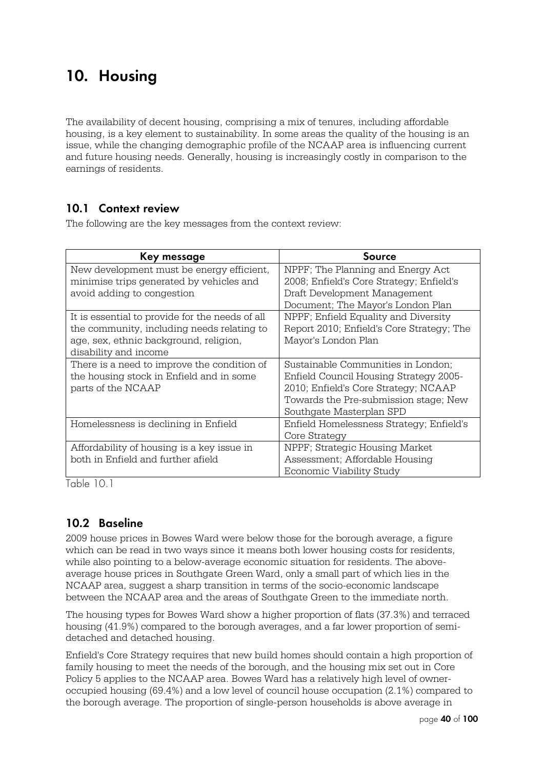# 10. Housing

The availability of decent housing, comprising a mix of tenures, including affordable housing, is a key element to sustainability. In some areas the quality of the housing is an issue, while the changing demographic profile of the NCAAP area is influencing current and future housing needs. Generally, housing is increasingly costly in comparison to the earnings of residents.

## 10.1 Context review

The following are the key messages from the context review:

| Key message | Source |
|---|---|
| New development must be energy efficient, minimise trips generated by vehicles and avoid adding to congestion | NPPF; The Planning and Energy Act 2008; Enfield's Core Strategy; Enfield's Draft Development Management Document; The Mayor's London Plan |
| It is essential to provide for the needs of all the community, including needs relating to age, sex, ethnic background, religion, disability and income | NPPF; Enfield Equality and Diversity Report 2010; Enfield's Core Strategy; The Mayor's London Plan |
| There is a need to improve the condition of the housing stock in Enfield and in some parts of the NCAAP | Sustainable Communities in London; Enfield Council Housing Strategy 2005-2010; Enfield's Core Strategy; NCAAP Towards the Pre-submission stage; New Southgate Masterplan SPD |
| Homelessness is declining in Enfield | Enfield Homelessness Strategy; Enfield's Core Strategy |
| Affordability of housing is a key issue in both in Enfield and further afield | NPPF; Strategic Housing Market Assessment; Affordable Housing Economic Viability Study |

Table 10.1

## 10.2 Baseline

2009 house prices in Bowes Ward were below those for the borough average, a figure which can be read in two ways since it means both lower housing costs for residents, while also pointing to a below-average economic situation for residents. The above-average house prices in Southgate Green Ward, only a small part of which lies in the NCAAP area, suggest a sharp transition in terms of the socio-economic landscape between the NCAAP area and the areas of Southgate Green to the immediate north.

The housing types for Bowes Ward show a higher proportion of flats (37.3%) and terraced housing (41.9%) compared to the borough averages, and a far lower proportion of semi-detached and detached housing.

Enfield's Core Strategy requires that new build homes should contain a high proportion of family housing to meet the needs of the borough, and the housing mix set out in Core Policy 5 applies to the NCAAP area. Bowes Ward has a relatively high level of owner-occupied housing (69.4%) and a low level of council house occupation (2.1%) compared to the borough average. The proportion of single-person households is above average in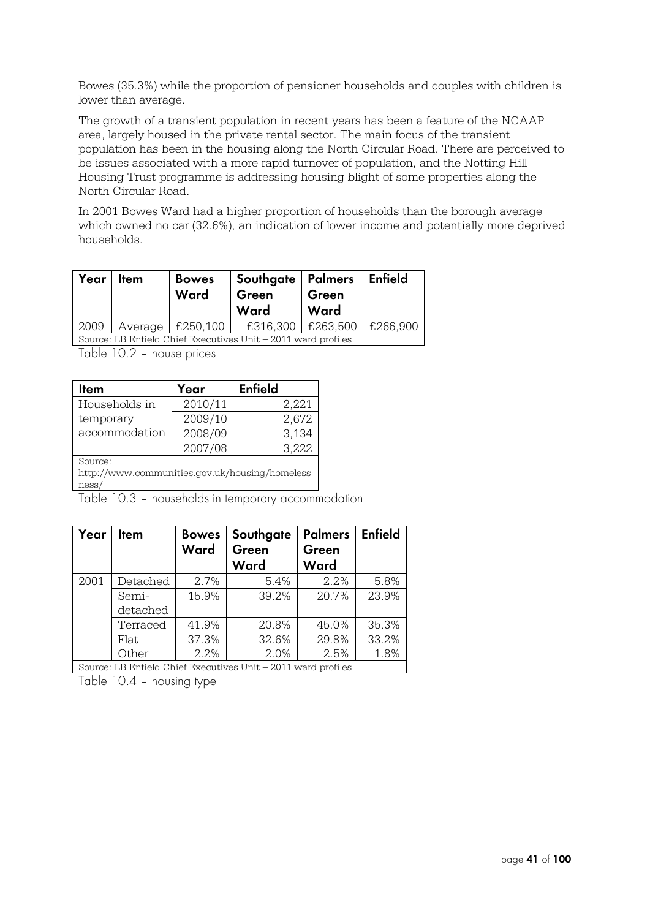Bowes (35.3%) while the proportion of pensioner households and couples with children is lower than average.

The growth of a transient population in recent years has been a feature of the NCAAP area, largely housed in the private rental sector. The main focus of the transient population has been in the housing along the North Circular Road. There are perceived to be issues associated with a more rapid turnover of population, and the Notting Hill Housing Trust programme is addressing housing blight of some properties along the North Circular Road.

In 2001 Bowes Ward had a higher proportion of households than the borough average which owned no car (32.6%), an indication of lower income and potentially more deprived households.

| Year | Item | Bowes Ward | Southgate Green Ward | Palmers Green Ward | Enfield |
|---|---|---|---|---|---|
| 2009 | Average | £250,100 | £316,300 | £263,500 | £266,900 |
| Source: LB Enfield Chief Executives Unit – 2011 ward profiles | | | | | |

Table 10.2 - house prices

| Item | Year | Enfield |
|---|---|---|
| Households in temporary accommodation | 2010/11 | 2,221 |
| | 2009/10 | 2,672 |
| | 2008/09 | 3,134 |
| | 2007/08 | 3,222 |
| Source: http://www.communities.gov.uk/housing/homelessness/ | | |

Table 10.3 - households in temporary accommodation

| Year | Item | Bowes Ward | Southgate Green Ward | Palmers Green Ward | Enfield |
|---|---|---|---|---|---|
| 2001 | Detached | 2.7% | 5.4% | 2.2% | 5.8% |
| | Semi-detached | 15.9% | 39.2% | 20.7% | 23.9% |
| | Terraced | 41.9% | 20.8% | 45.0% | 35.3% |
| | Flat | 37.3% | 32.6% | 29.8% | 33.2% |
| | Other | 2.2% | 2.0% | 2.5% | 1.8% |
| Source: LB Enfield Chief Executives Unit – 2011 ward profiles | | | | | |

Table 10.4 - housing type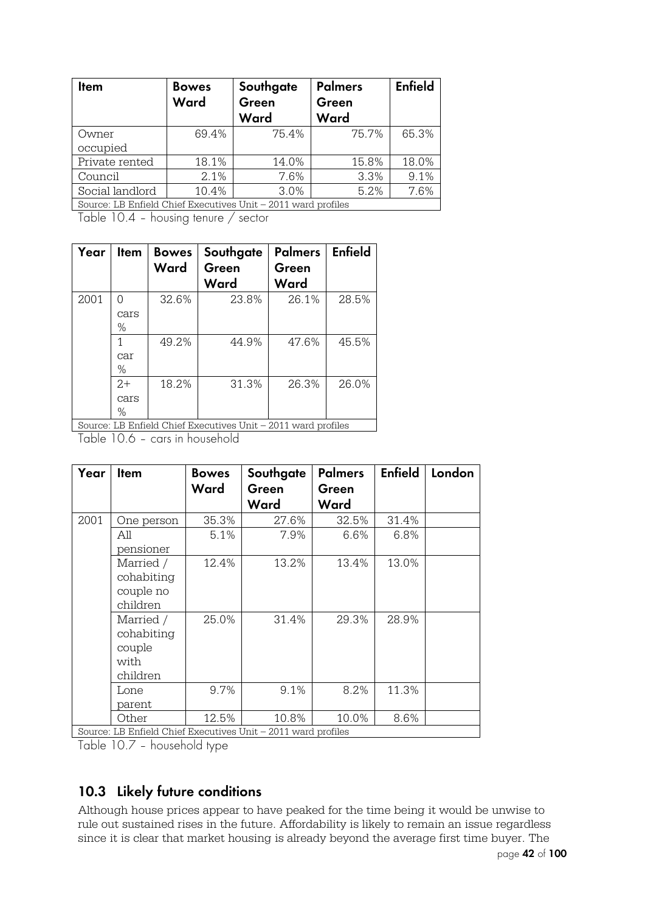| Item | Bowes Ward | Southgate Green Ward | Palmers Green Ward | Enfield |
|---|---|---|---|---|
| Owner occupied | 69.4% | 75.4% | 75.7% | 65.3% |
| Private rented | 18.1% | 14.0% | 15.8% | 18.0% |
| Council | 2.1% | 7.6% | 3.3% | 9.1% |
| Social landlord | 10.4% | 3.0% | 5.2% | 7.6% |
| Source: LB Enfield Chief Executives Unit – 2011 ward profiles | | | | |

Table 10.4 – housing tenure / sector

| Year | Item | Bowes Ward | Southgate Green Ward | Palmers Green Ward | Enfield |
|---|---|---|---|---|---|
| 2001 | 0 cars % | 32.6% | 23.8% | 26.1% | 28.5% |
| | 1 car % | 49.2% | 44.9% | 47.6% | 45.5% |
| | 2+ cars % | 18.2% | 31.3% | 26.3% | 26.0% |
| Source: LB Enfield Chief Executives Unit – 2011 ward profiles | | | | | |

Table 10.6 – cars in household

| Year | Item | Bowes Ward | Southgate Green Ward | Palmers Green Ward | Enfield | London |
|---|---|---|---|---|---|---|
| 2001 | One person | 35.3% | 27.6% | 32.5% | 31.4% | |
| | All pensioner | 5.1% | 7.9% | 6.6% | 6.8% | |
| | Married / cohabiting couple no children | 12.4% | 13.2% | 13.4% | 13.0% | |
| | Married / cohabiting couple with children | 25.0% | 31.4% | 29.3% | 28.9% | |
| | Lone parent | 9.7% | 9.1% | 8.2% | 11.3% | |
| | Other | 12.5% | 10.8% | 10.0% | 8.6% | |
| Source: LB Enfield Chief Executives Unit – 2011 ward profiles | | | | | | |

Table 10.7 – household type

## 10.3 Likely future conditions

Although house prices appear to have peaked for the time being it would be unwise to rule out sustained rises in the future. Affordability is likely to remain an issue regardless since it is clear that market housing is already beyond the average first time buyer. The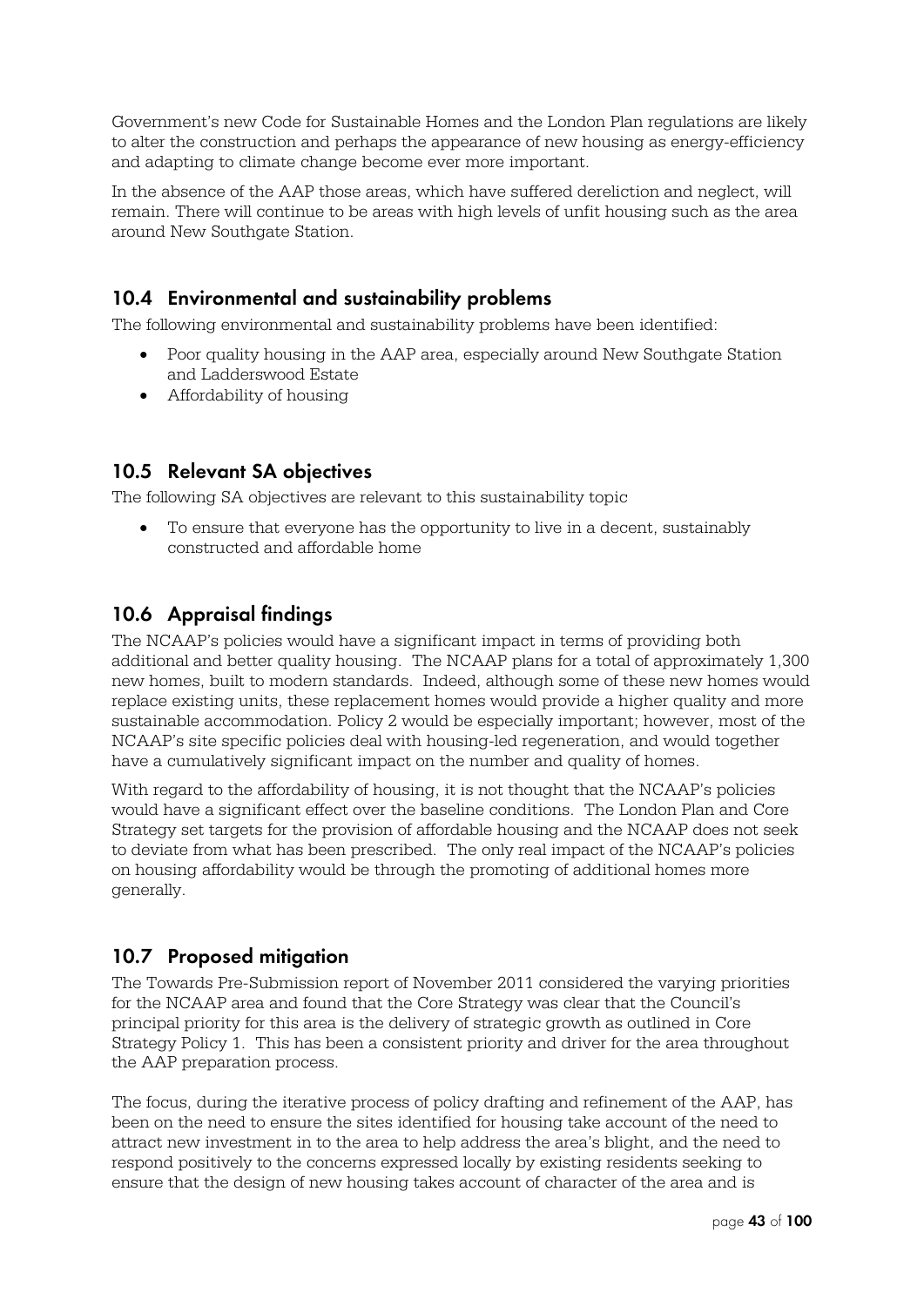Government's new Code for Sustainable Homes and the London Plan regulations are likely to alter the construction and perhaps the appearance of new housing as energy-efficiency and adapting to climate change become ever more important.

In the absence of the AAP those areas, which have suffered dereliction and neglect, will remain. There will continue to be areas with high levels of unfit housing such as the area around New Southgate Station.

## 10.4 Environmental and sustainability problems

The following environmental and sustainability problems have been identified:

- Poor quality housing in the AAP area, especially around New Southgate Station and Ladderswood Estate
- Affordability of housing

## 10.5 Relevant SA objectives

The following SA objectives are relevant to this sustainability topic

- To ensure that everyone has the opportunity to live in a decent, sustainably constructed and affordable home

## 10.6 Appraisal findings

The NCAAP's policies would have a significant impact in terms of providing both additional and better quality housing. The NCAAP plans for a total of approximately 1,300 new homes, built to modern standards. Indeed, although some of these new homes would replace existing units, these replacement homes would provide a higher quality and more sustainable accommodation. Policy 2 would be especially important; however, most of the NCAAP's site specific policies deal with housing-led regeneration, and would together have a cumulatively significant impact on the number and quality of homes.

With regard to the affordability of housing, it is not thought that the NCAAP's policies would have a significant effect over the baseline conditions. The London Plan and Core Strategy set targets for the provision of affordable housing and the NCAAP does not seek to deviate from what has been prescribed. The only real impact of the NCAAP's policies on housing affordability would be through the promoting of additional homes more generally.

## 10.7 Proposed mitigation

The Towards Pre-Submission report of November 2011 considered the varying priorities for the NCAAP area and found that the Core Strategy was clear that the Council's principal priority for this area is the delivery of strategic growth as outlined in Core Strategy Policy 1. This has been a consistent priority and driver for the area throughout the AAP preparation process.

The focus, during the iterative process of policy drafting and refinement of the AAP, has been on the need to ensure the sites identified for housing take account of the need to attract new investment in to the area to help address the area's blight, and the need to respond positively to the concerns expressed locally by existing residents seeking to ensure that the design of new housing takes account of character of the area and is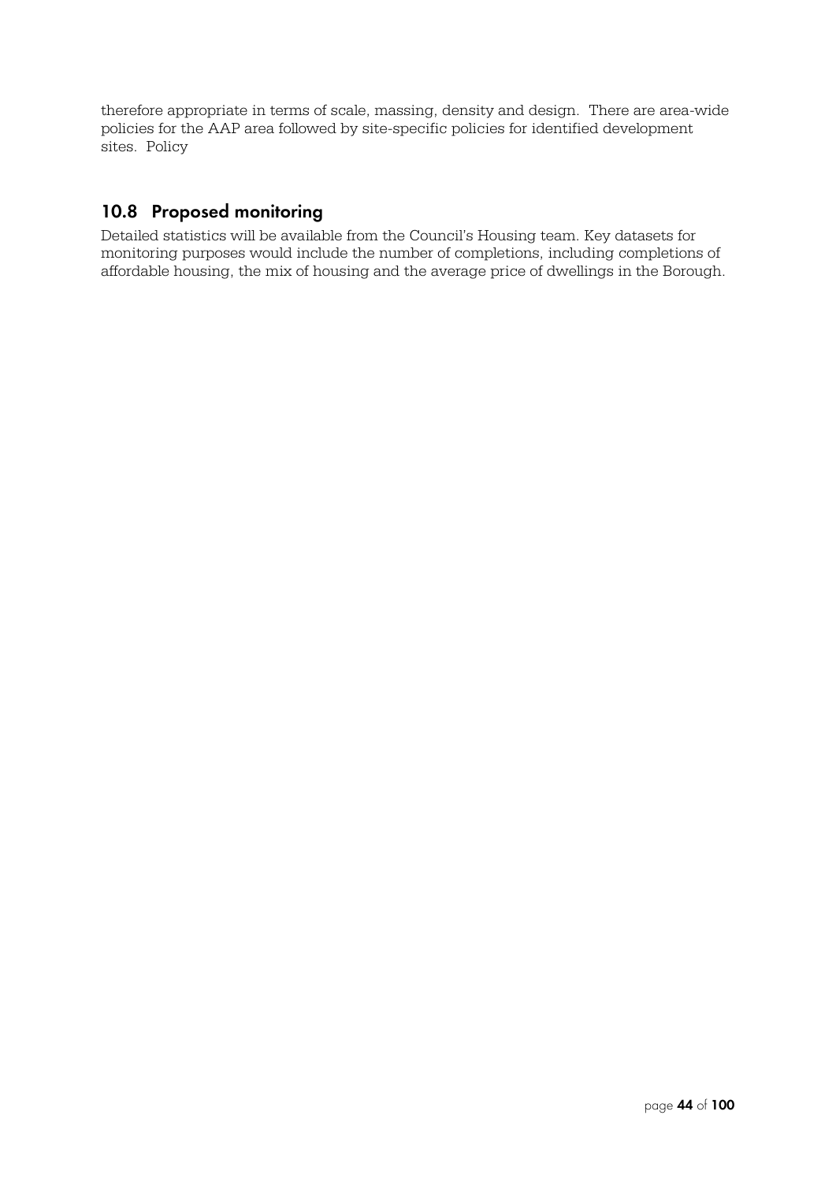therefore appropriate in terms of scale, massing, density and design. There are area-wide policies for the AAP area followed by site-specific policies for identified development sites. Policy

## 10.8 Proposed monitoring

Detailed statistics will be available from the Council's Housing team. Key datasets for monitoring purposes would include the number of completions, including completions of affordable housing, the mix of housing and the average price of dwellings in the Borough.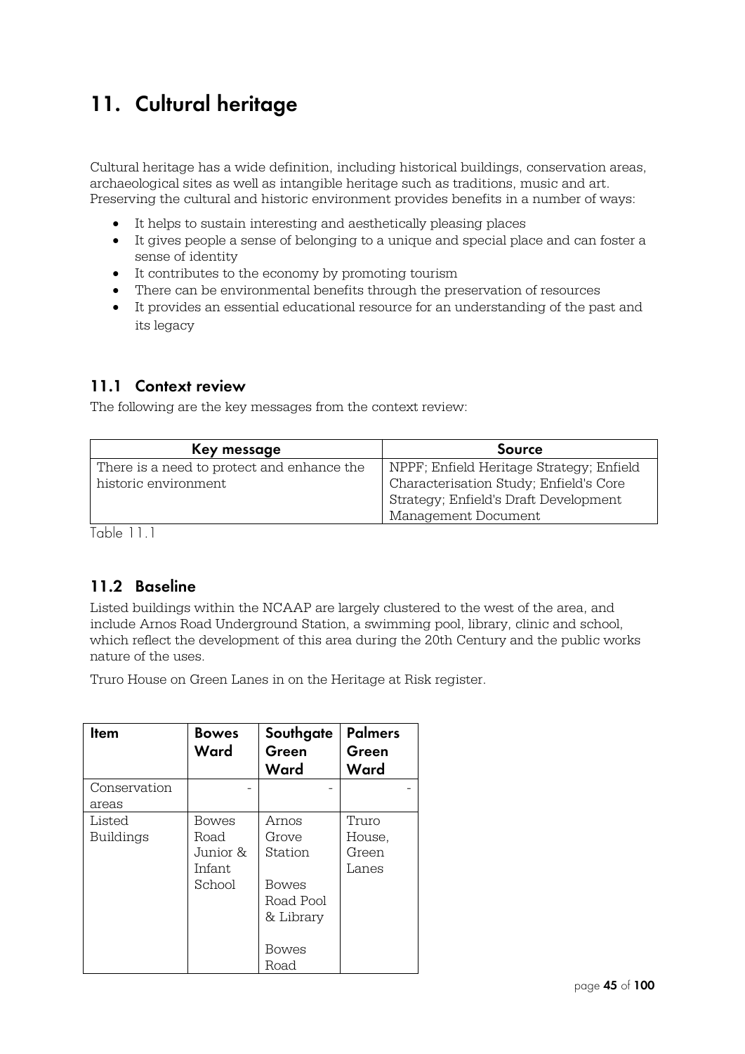# 11. Cultural heritage

Cultural heritage has a wide definition, including historical buildings, conservation areas, archaeological sites as well as intangible heritage such as traditions, music and art. Preserving the cultural and historic environment provides benefits in a number of ways:

- It helps to sustain interesting and aesthetically pleasing places
- It gives people a sense of belonging to a unique and special place and can foster a sense of identity
- It contributes to the economy by promoting tourism
- There can be environmental benefits through the preservation of resources
- It provides an essential educational resource for an understanding of the past and its legacy

## 11.1 Context review

The following are the key messages from the context review:

| Key message | Source |
|---|---|
| There is a need to protect and enhance the historic environment | NPPF; Enfield Heritage Strategy; Enfield Characterisation Study; Enfield's Core Strategy; Enfield's Draft Development Management Document |

Table 11.1

## 11.2 Baseline

Listed buildings within the NCAAP are largely clustered to the west of the area, and include Arnos Road Underground Station, a swimming pool, library, clinic and school, which reflect the development of this area during the 20th Century and the public works nature of the uses.

Truro House on Green Lanes in on the Heritage at Risk register.

| Item | Bowes Ward | Southgate Green Ward | Palmers Green Ward |
|---|---|---|---|
| Conservation areas | - | - | - |
| Listed Buildings | Bowes Road Junior & Infant School | Arnos Grove Station<br><br>Bowes Road Pool & Library<br><br>Bowes Road | Truro House, Green Lanes |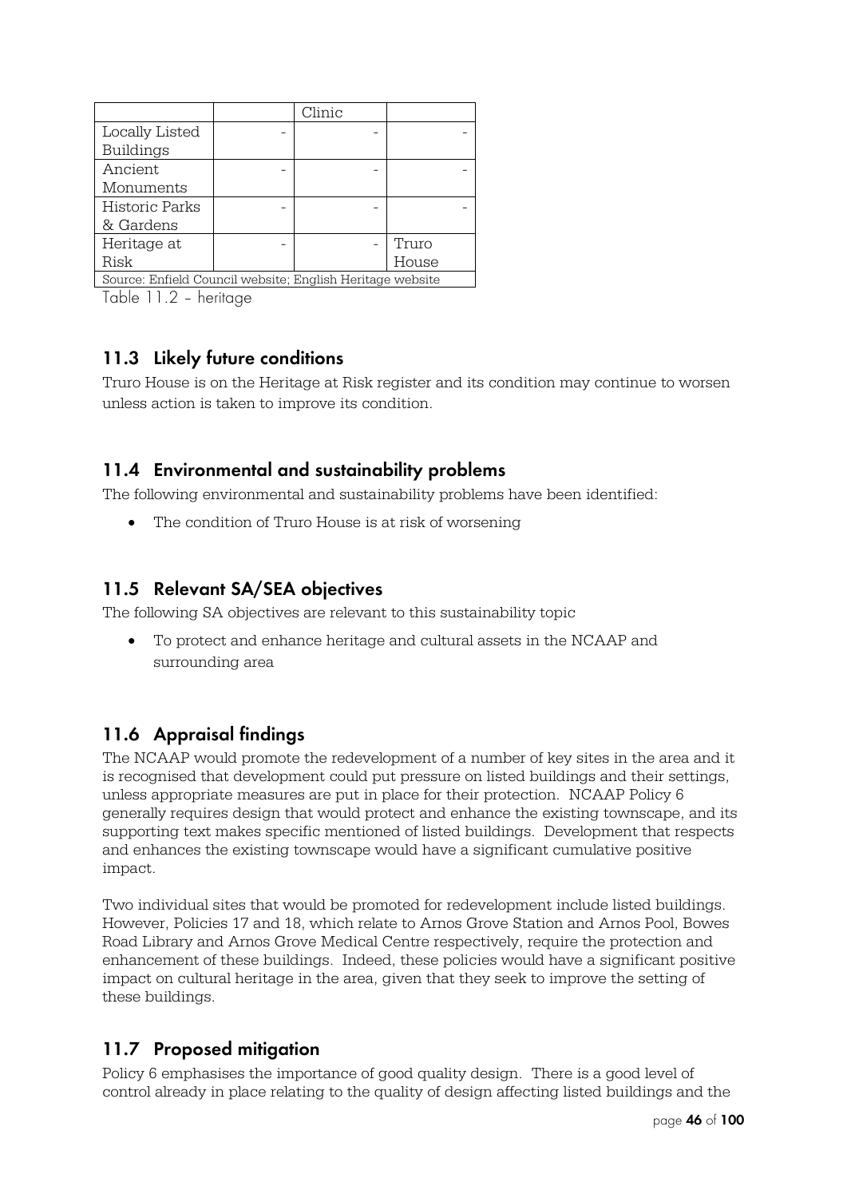|  |  | Clinic |  |
|---|---|---|---|
| Locally Listed Buildings | - | - | - |
| Ancient Monuments | - | - | - |
| Historic Parks & Gardens | - | - | - |
| Heritage at Risk | - | - | Truro House |
| Source: Enfield Council website; English Heritage website |  |  |  |

Table 11.2 - heritage

## 11.3 Likely future conditions

Truro House is on the Heritage at Risk register and its condition may continue to worsen unless action is taken to improve its condition.

## 11.4 Environmental and sustainability problems

The following environmental and sustainability problems have been identified:

- The condition of Truro House is at risk of worsening

## 11.5 Relevant SA/SEA objectives

The following SA objectives are relevant to this sustainability topic

- To protect and enhance heritage and cultural assets in the NCAAP and surrounding area

## 11.6 Appraisal findings

The NCAAP would promote the redevelopment of a number of key sites in the area and it is recognised that development could put pressure on listed buildings and their settings, unless appropriate measures are put in place for their protection. NCAAP Policy 6 generally requires design that would protect and enhance the existing townscape, and its supporting text makes specific mentioned of listed buildings. Development that respects and enhances the existing townscape would have a significant cumulative positive impact.

Two individual sites that would be promoted for redevelopment include listed buildings. However, Policies 17 and 18, which relate to Arnos Grove Station and Arnos Pool, Bowes Road Library and Arnos Grove Medical Centre respectively, require the protection and enhancement of these buildings. Indeed, these policies would have a significant positive impact on cultural heritage in the area, given that they seek to improve the setting of these buildings.

## 11.7 Proposed mitigation

Policy 6 emphasises the importance of good quality design. There is a good level of control already in place relating to the quality of design affecting listed buildings and the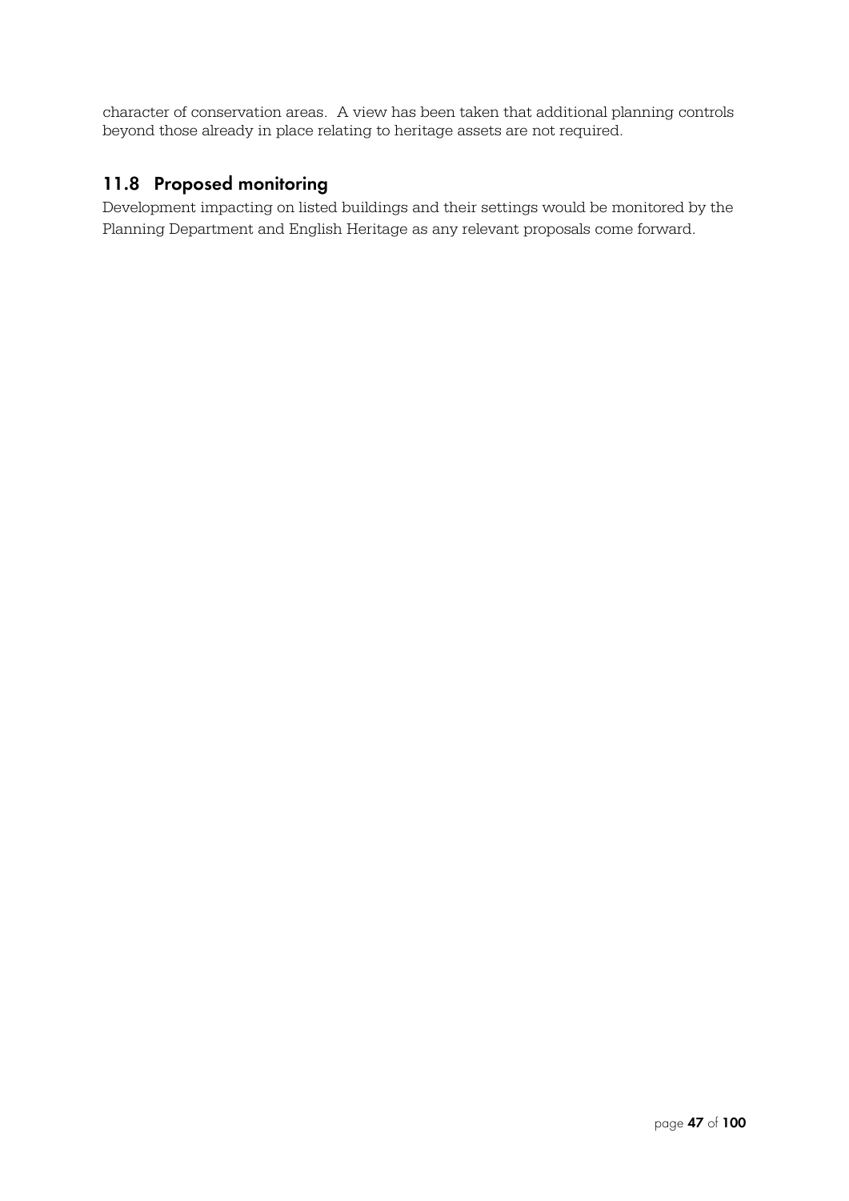character of conservation areas. A view has been taken that additional planning controls beyond those already in place relating to heritage assets are not required.

## 11.8 Proposed monitoring

Development impacting on listed buildings and their settings would be monitored by the Planning Department and English Heritage as any relevant proposals come forward.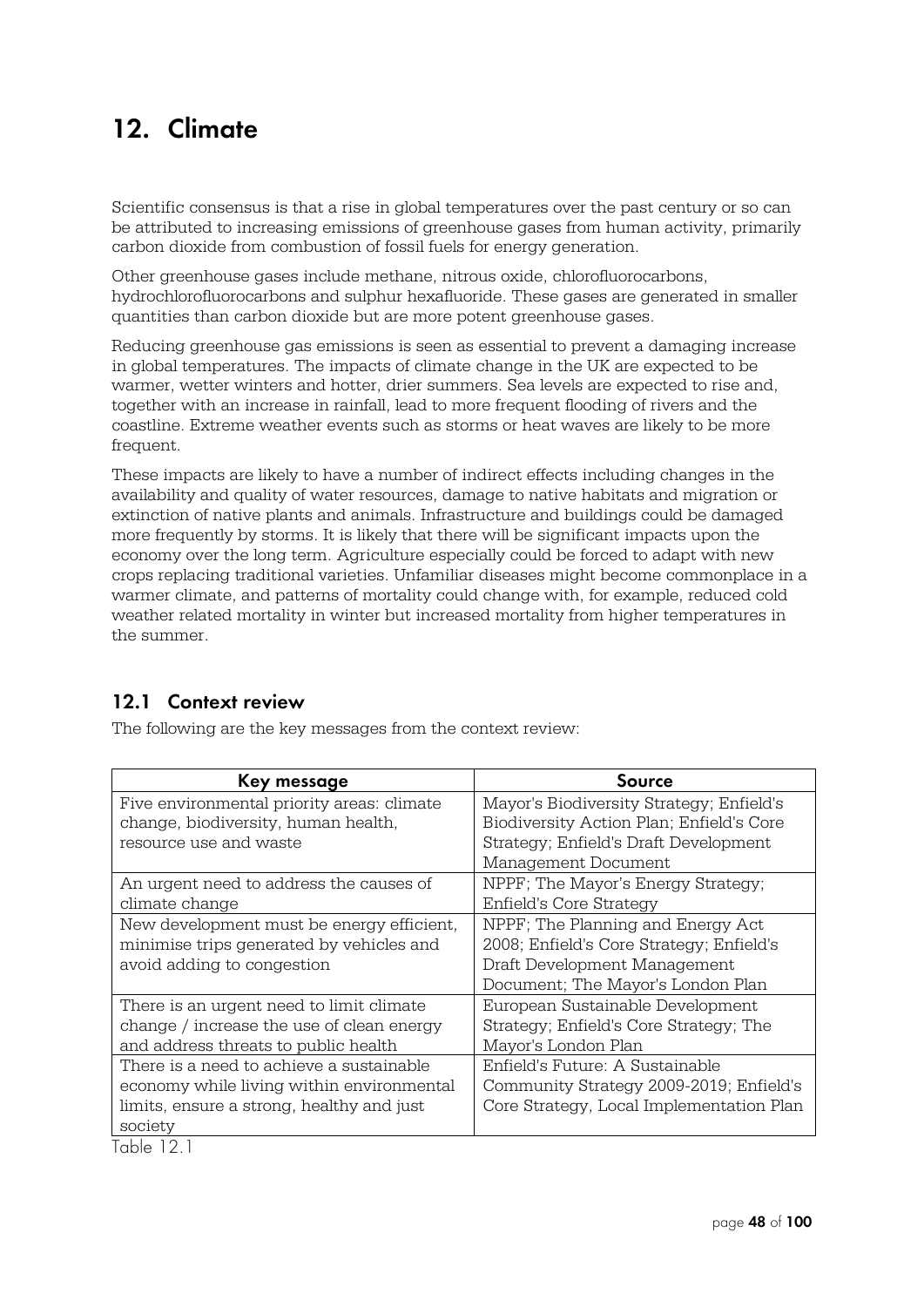# 12. Climate

Scientific consensus is that a rise in global temperatures over the past century or so can be attributed to increasing emissions of greenhouse gases from human activity, primarily carbon dioxide from combustion of fossil fuels for energy generation.

Other greenhouse gases include methane, nitrous oxide, chlorofluorocarbons, hydrochlorofluorocarbons and sulphur hexafluoride. These gases are generated in smaller quantities than carbon dioxide but are more potent greenhouse gases.

Reducing greenhouse gas emissions is seen as essential to prevent a damaging increase in global temperatures. The impacts of climate change in the UK are expected to be warmer, wetter winters and hotter, drier summers. Sea levels are expected to rise and, together with an increase in rainfall, lead to more frequent flooding of rivers and the coastline. Extreme weather events such as storms or heat waves are likely to be more frequent.

These impacts are likely to have a number of indirect effects including changes in the availability and quality of water resources, damage to native habitats and migration or extinction of native plants and animals. Infrastructure and buildings could be damaged more frequently by storms. It is likely that there will be significant impacts upon the economy over the long term. Agriculture especially could be forced to adapt with new crops replacing traditional varieties. Unfamiliar diseases might become commonplace in a warmer climate, and patterns of mortality could change with, for example, reduced cold weather related mortality in winter but increased mortality from higher temperatures in the summer.

## 12.1 Context review

The following are the key messages from the context review:

| Key message | Source |
|---|---|
| Five environmental priority areas: climate change, biodiversity, human health, resource use and waste | Mayor's Biodiversity Strategy; Enfield's Biodiversity Action Plan; Enfield's Core Strategy; Enfield's Draft Development Management Document |
| An urgent need to address the causes of climate change | NPPF; The Mayor's Energy Strategy; Enfield's Core Strategy |
| New development must be energy efficient, minimise trips generated by vehicles and avoid adding to congestion | NPPF; The Planning and Energy Act 2008; Enfield's Core Strategy; Enfield's Draft Development Management Document; The Mayor's London Plan |
| There is an urgent need to limit climate change / increase the use of clean energy and address threats to public health | European Sustainable Development Strategy; Enfield's Core Strategy; The Mayor's London Plan |
| There is a need to achieve a sustainable economy while living within environmental limits, ensure a strong, healthy and just society | Enfield's Future: A Sustainable Community Strategy 2009-2019; Enfield's Core Strategy, Local Implementation Plan |

Table 12.1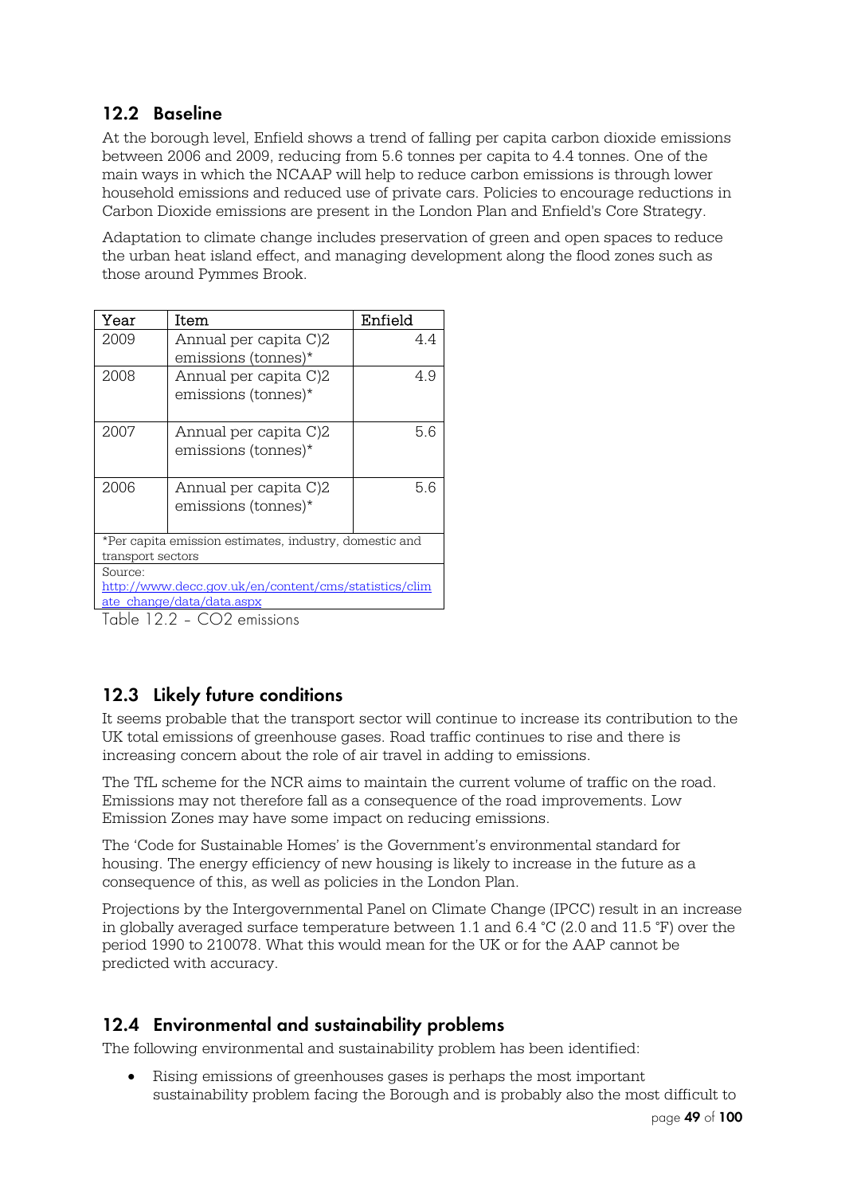## 12.2 Baseline

At the borough level, Enfield shows a trend of falling per capita carbon dioxide emissions between 2006 and 2009, reducing from 5.6 tonnes per capita to 4.4 tonnes. One of the main ways in which the NCAAP will help to reduce carbon emissions is through lower household emissions and reduced use of private cars. Policies to encourage reductions in Carbon Dioxide emissions are present in the London Plan and Enfield's Core Strategy.

Adaptation to climate change includes preservation of green and open spaces to reduce the urban heat island effect, and managing development along the flood zones such as those around Pymmes Brook.

| Year | Item | Enfield |
|---|---|---|
| 2009 | Annual per capita C)2 emissions (tonnes)* | 4.4 |
| 2008 | Annual per capita C)2 emissions (tonnes)* | 4.9 |
| 2007 | Annual per capita C)2 emissions (tonnes)* | 5.6 |
| 2006 | Annual per capita C)2 emissions (tonnes)* | 5.6 |
| *Per capita emission estimates, industry, domestic and transport sectors | | |
| Source: http://www.decc.gov.uk/en/content/cms/statistics/climate_change/data/data.aspx | | |

Table 12.2 – CO2 emissions

## 12.3 Likely future conditions

It seems probable that the transport sector will continue to increase its contribution to the UK total emissions of greenhouse gases. Road traffic continues to rise and there is increasing concern about the role of air travel in adding to emissions.

The TfL scheme for the NCR aims to maintain the current volume of traffic on the road. Emissions may not therefore fall as a consequence of the road improvements. Low Emission Zones may have some impact on reducing emissions.

The 'Code for Sustainable Homes' is the Government's environmental standard for housing. The energy efficiency of new housing is likely to increase in the future as a consequence of this, as well as policies in the London Plan.

Projections by the Intergovernmental Panel on Climate Change (IPCC) result in an increase in globally averaged surface temperature between 1.1 and 6.4 °C (2.0 and 11.5 °F) over the period 1990 to 210078. What this would mean for the UK or for the AAP cannot be predicted with accuracy.

## 12.4 Environmental and sustainability problems

The following environmental and sustainability problem has been identified:

- Rising emissions of greenhouses gases is perhaps the most important sustainability problem facing the Borough and is probably also the most difficult to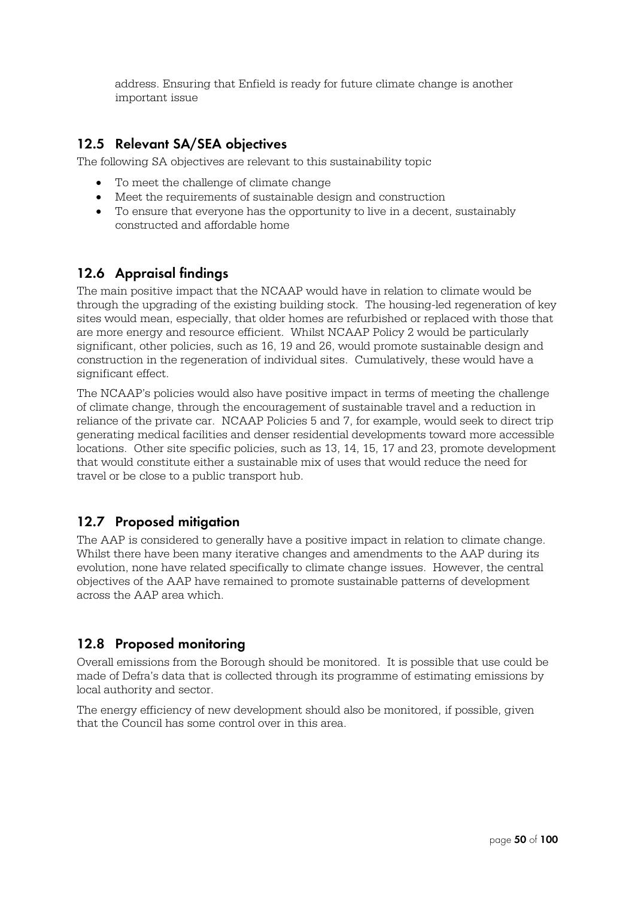address. Ensuring that Enfield is ready for future climate change is another important issue

## 12.5 Relevant SA/SEA objectives

The following SA objectives are relevant to this sustainability topic

- To meet the challenge of climate change
- Meet the requirements of sustainable design and construction
- To ensure that everyone has the opportunity to live in a decent, sustainably constructed and affordable home

## 12.6 Appraisal findings

The main positive impact that the NCAAP would have in relation to climate would be through the upgrading of the existing building stock. The housing-led regeneration of key sites would mean, especially, that older homes are refurbished or replaced with those that are more energy and resource efficient. Whilst NCAAP Policy 2 would be particularly significant, other policies, such as 16, 19 and 26, would promote sustainable design and construction in the regeneration of individual sites. Cumulatively, these would have a significant effect.

The NCAAP's policies would also have positive impact in terms of meeting the challenge of climate change, through the encouragement of sustainable travel and a reduction in reliance of the private car. NCAAP Policies 5 and 7, for example, would seek to direct trip generating medical facilities and denser residential developments toward more accessible locations. Other site specific policies, such as 13, 14, 15, 17 and 23, promote development that would constitute either a sustainable mix of uses that would reduce the need for travel or be close to a public transport hub.

## 12.7 Proposed mitigation

The AAP is considered to generally have a positive impact in relation to climate change. Whilst there have been many iterative changes and amendments to the AAP during its evolution, none have related specifically to climate change issues. However, the central objectives of the AAP have remained to promote sustainable patterns of development across the AAP area which.

## 12.8 Proposed monitoring

Overall emissions from the Borough should be monitored. It is possible that use could be made of Defra's data that is collected through its programme of estimating emissions by local authority and sector.

The energy efficiency of new development should also be monitored, if possible, given that the Council has some control over in this area.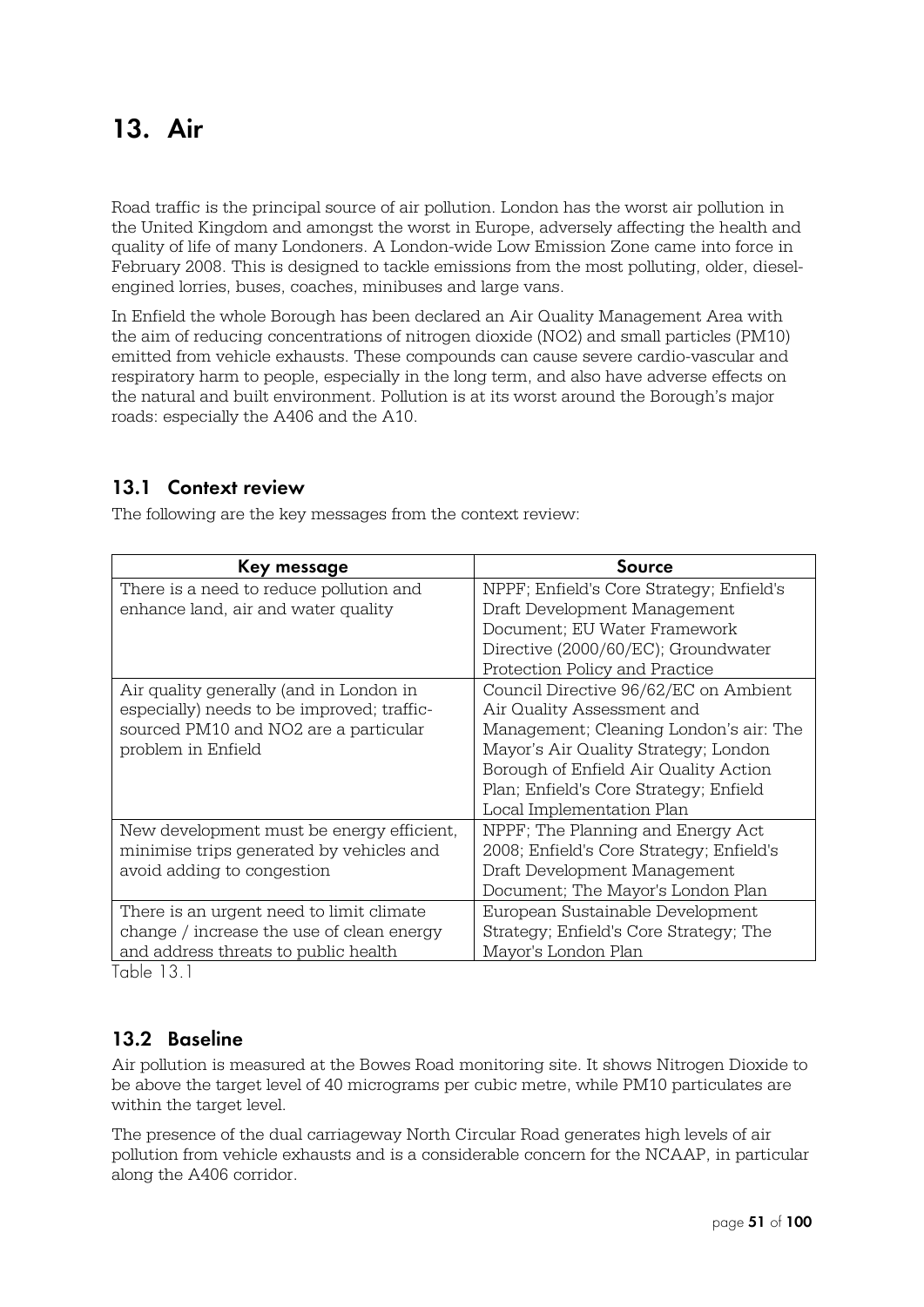# 13. Air

Road traffic is the principal source of air pollution. London has the worst air pollution in the United Kingdom and amongst the worst in Europe, adversely affecting the health and quality of life of many Londoners. A London-wide Low Emission Zone came into force in February 2008. This is designed to tackle emissions from the most polluting, older, diesel-engined lorries, buses, coaches, minibuses and large vans.

In Enfield the whole Borough has been declared an Air Quality Management Area with the aim of reducing concentrations of nitrogen dioxide ($NO_2$) and small particles ($PM_{10}$) emitted from vehicle exhausts. These compounds can cause severe cardio-vascular and respiratory harm to people, especially in the long term, and also have adverse effects on the natural and built environment. Pollution is at its worst around the Borough's major roads: especially the A406 and the A10.

## 13.1 Context review

The following are the key messages from the context review:

| Key message | Source |
|---|---|
| There is a need to reduce pollution and enhance land, air and water quality | NPPF; Enfield's Core Strategy; Enfield's Draft Development Management Document; EU Water Framework Directive (2000/60/EC); Groundwater Protection Policy and Practice |
| Air quality generally (and in London in especially) needs to be improved; traffic-sourced $PM_{10}$ and $NO_2$ are a particular problem in Enfield | Council Directive 96/62/EC on Ambient Air Quality Assessment and Management; Cleaning London's air: The Mayor's Air Quality Strategy; London Borough of Enfield Air Quality Action Plan; Enfield's Core Strategy; Enfield Local Implementation Plan |
| New development must be energy efficient, minimise trips generated by vehicles and avoid adding to congestion | NPPF; The Planning and Energy Act 2008; Enfield's Core Strategy; Enfield's Draft Development Management Document; The Mayor's London Plan |
| There is an urgent need to limit climate change / increase the use of clean energy and address threats to public health | European Sustainable Development Strategy; Enfield's Core Strategy; The Mayor's London Plan |

Table 13.1

## 13.2 Baseline

Air pollution is measured at the Bowes Road monitoring site. It shows Nitrogen Dioxide to be above the target level of 40 micrograms per cubic metre, while $PM_{10}$ particulates are within the target level.

The presence of the dual carriageway North Circular Road generates high levels of air pollution from vehicle exhausts and is a considerable concern for the NCAAP, in particular along the A406 corridor.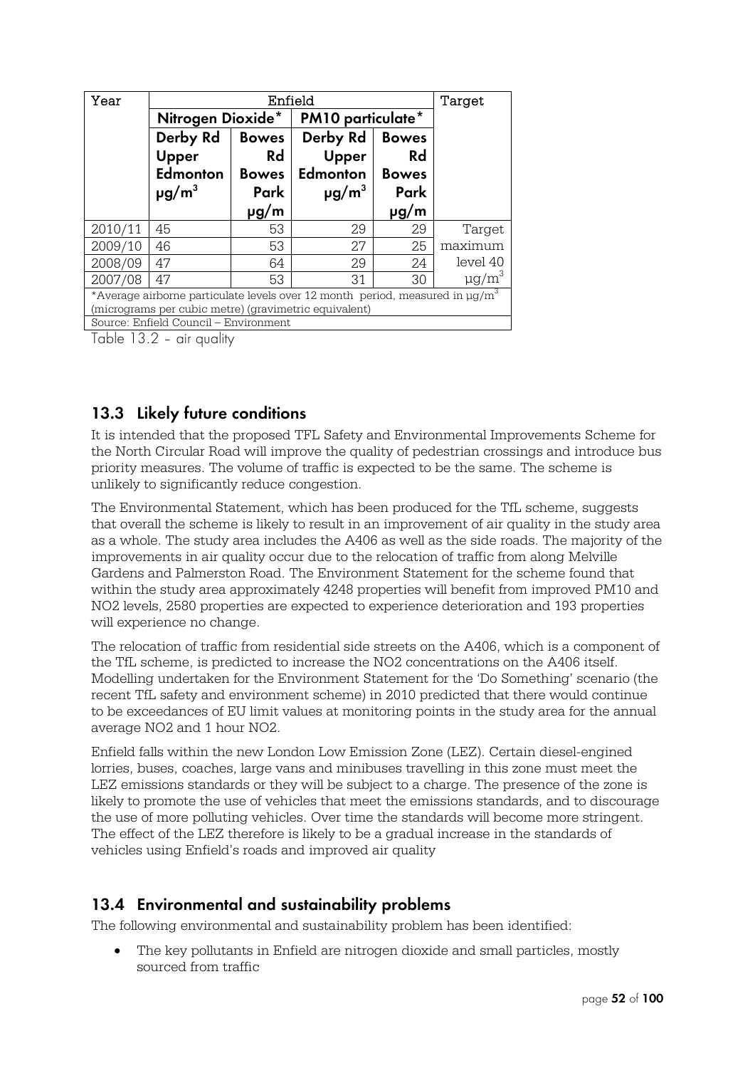| Year | Enfield | | | | Target |
|---|---|---|---|---|---|
| | Nitrogen Dioxide* | | PM10 particulate* | | |
| | Derby Rd Upper Edmonton μg/m$^3$ | Bowes Rd Bowes Park μg/m | Derby Rd Upper Edmonton μg/m$^3$ | Bowes Rd Bowes Park μg/m | |
| 2010/11 | 45 | 53 | 29 | 29 | Target maximum level 40 μg/m$^3$ |
| 2009/10 | 46 | 53 | 27 | 25 | |
| 2008/09 | 47 | 64 | 29 | 24 | |
| 2007/08 | 47 | 53 | 31 | 30 | |

*Average airborne particulate levels over 12 month period, measured in μg/m$^3$ (micrograms per cubic metre) (gravimetric equivalent)

Source: Enfield Council – Environment

Table 13.2 - air quality

## 13.3 Likely future conditions

It is intended that the proposed TFL Safety and Environmental Improvements Scheme for the North Circular Road will improve the quality of pedestrian crossings and introduce bus priority measures. The volume of traffic is expected to be the same. The scheme is unlikely to significantly reduce congestion.

The Environmental Statement, which has been produced for the TfL scheme, suggests that overall the scheme is likely to result in an improvement of air quality in the study area as a whole. The study area includes the A406 as well as the side roads. The majority of the improvements in air quality occur due to the relocation of traffic from along Melville Gardens and Palmerston Road. The Environment Statement for the scheme found that within the study area approximately 4248 properties will benefit from improved PM10 and NO2 levels, 2580 properties are expected to experience deterioration and 193 properties will experience no change.

The relocation of traffic from residential side streets on the A406, which is a component of the TfL scheme, is predicted to increase the NO2 concentrations on the A406 itself. Modelling undertaken for the Environment Statement for the 'Do Something' scenario (the recent TfL safety and environment scheme) in 2010 predicted that there would continue to be exceedances of EU limit values at monitoring points in the study area for the annual average NO2 and 1 hour NO2.

Enfield falls within the new London Low Emission Zone (LEZ). Certain diesel-engined lorries, buses, coaches, large vans and minibuses travelling in this zone must meet the LEZ emissions standards or they will be subject to a charge. The presence of the zone is likely to promote the use of vehicles that meet the emissions standards, and to discourage the use of more polluting vehicles. Over time the standards will become more stringent. The effect of the LEZ therefore is likely to be a gradual increase in the standards of vehicles using Enfield's roads and improved air quality

## 13.4 Environmental and sustainability problems

The following environmental and sustainability problem has been identified:

- The key pollutants in Enfield are nitrogen dioxide and small particles, mostly sourced from traffic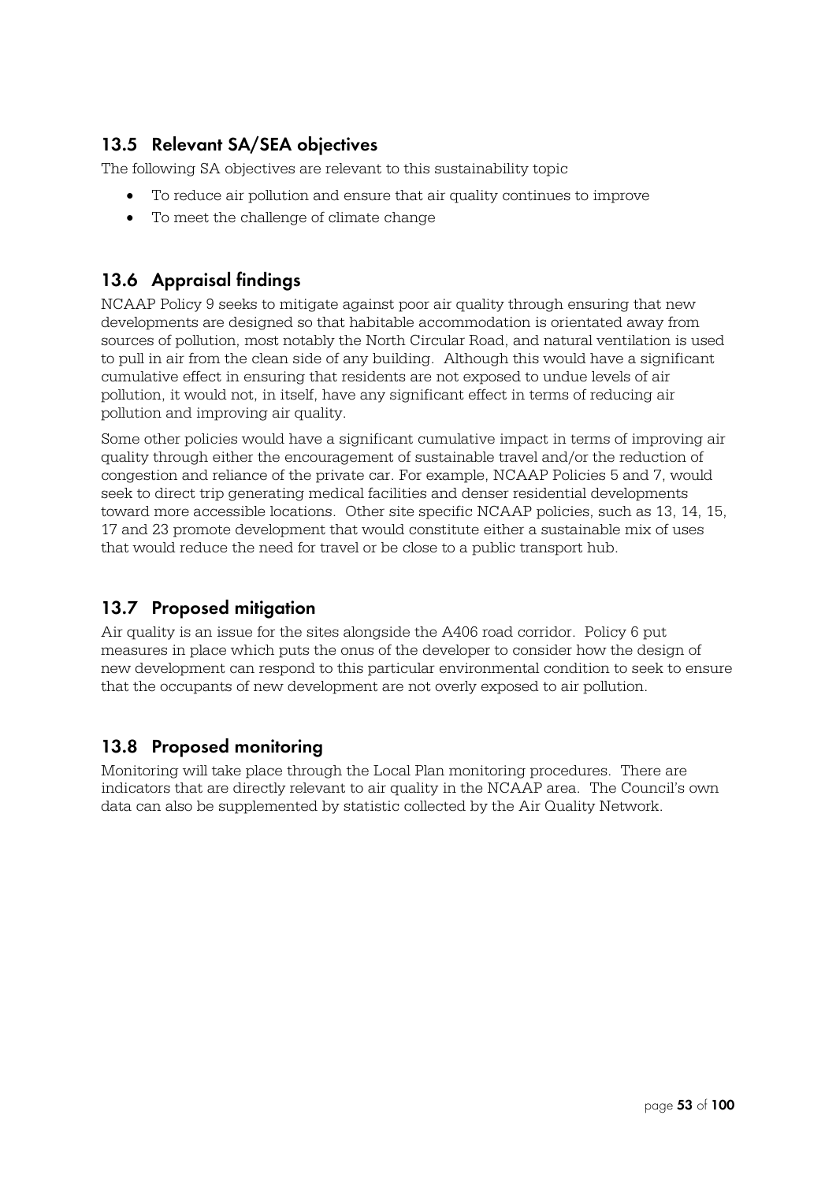## 13.5 Relevant SA/SEA objectives

The following SA objectives are relevant to this sustainability topic

- To reduce air pollution and ensure that air quality continues to improve
- To meet the challenge of climate change

## 13.6 Appraisal findings

NCAAP Policy 9 seeks to mitigate against poor air quality through ensuring that new developments are designed so that habitable accommodation is orientated away from sources of pollution, most notably the North Circular Road, and natural ventilation is used to pull in air from the clean side of any building. Although this would have a significant cumulative effect in ensuring that residents are not exposed to undue levels of air pollution, it would not, in itself, have any significant effect in terms of reducing air pollution and improving air quality.

Some other policies would have a significant cumulative impact in terms of improving air quality through either the encouragement of sustainable travel and/or the reduction of congestion and reliance of the private car. For example, NCAAP Policies 5 and 7, would seek to direct trip generating medical facilities and denser residential developments toward more accessible locations. Other site specific NCAAP policies, such as 13, 14, 15, 17 and 23 promote development that would constitute either a sustainable mix of uses that would reduce the need for travel or be close to a public transport hub.

## 13.7 Proposed mitigation

Air quality is an issue for the sites alongside the A406 road corridor. Policy 6 put measures in place which puts the onus of the developer to consider how the design of new development can respond to this particular environmental condition to seek to ensure that the occupants of new development are not overly exposed to air pollution.

## 13.8 Proposed monitoring

Monitoring will take place through the Local Plan monitoring procedures. There are indicators that are directly relevant to air quality in the NCAAP area. The Council's own data can also be supplemented by statistic collected by the Air Quality Network.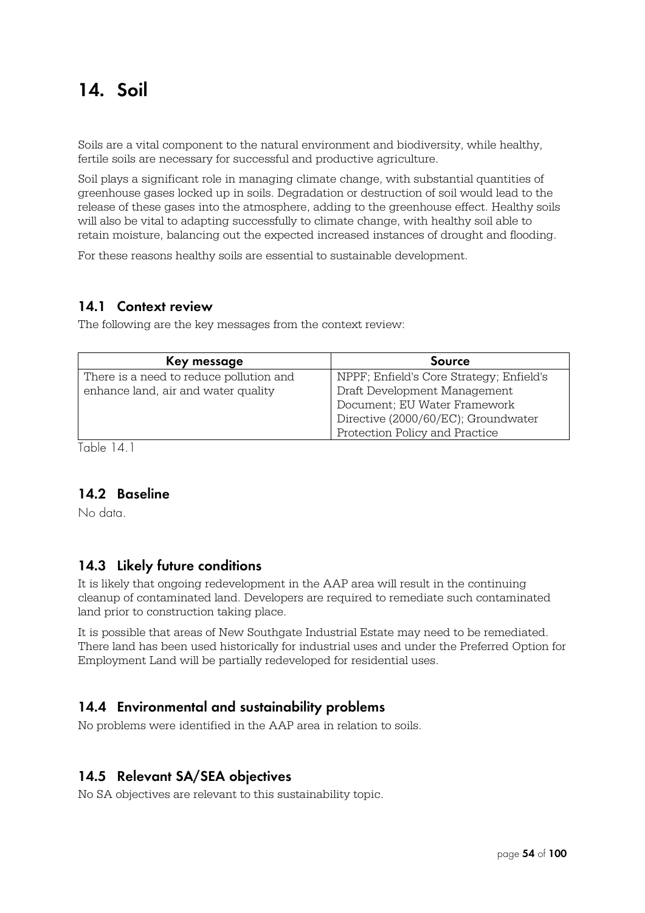# 14. Soil

Soils are a vital component to the natural environment and biodiversity, while healthy, fertile soils are necessary for successful and productive agriculture.

Soil plays a significant role in managing climate change, with substantial quantities of greenhouse gases locked up in soils. Degradation or destruction of soil would lead to the release of these gases into the atmosphere, adding to the greenhouse effect. Healthy soils will also be vital to adapting successfully to climate change, with healthy soil able to retain moisture, balancing out the expected increased instances of drought and flooding.

For these reasons healthy soils are essential to sustainable development.

## 14.1 Context review

The following are the key messages from the context review:

| Key message | Source |
| --- | --- |
| There is a need to reduce pollution and enhance land, air and water quality | NPPF; Enfield's Core Strategy; Enfield's Draft Development Management Document; EU Water Framework Directive (2000/60/EC); Groundwater Protection Policy and Practice |

Table 14.1

## 14.2 Baseline

No data.

## 14.3 Likely future conditions

It is likely that ongoing redevelopment in the AAP area will result in the continuing cleanup of contaminated land. Developers are required to remediate such contaminated land prior to construction taking place.

It is possible that areas of New Southgate Industrial Estate may need to be remediated. There land has been used historically for industrial uses and under the Preferred Option for Employment Land will be partially redeveloped for residential uses.

## 14.4 Environmental and sustainability problems

No problems were identified in the AAP area in relation to soils.

## 14.5 Relevant SA/SEA objectives

No SA objectives are relevant to this sustainability topic.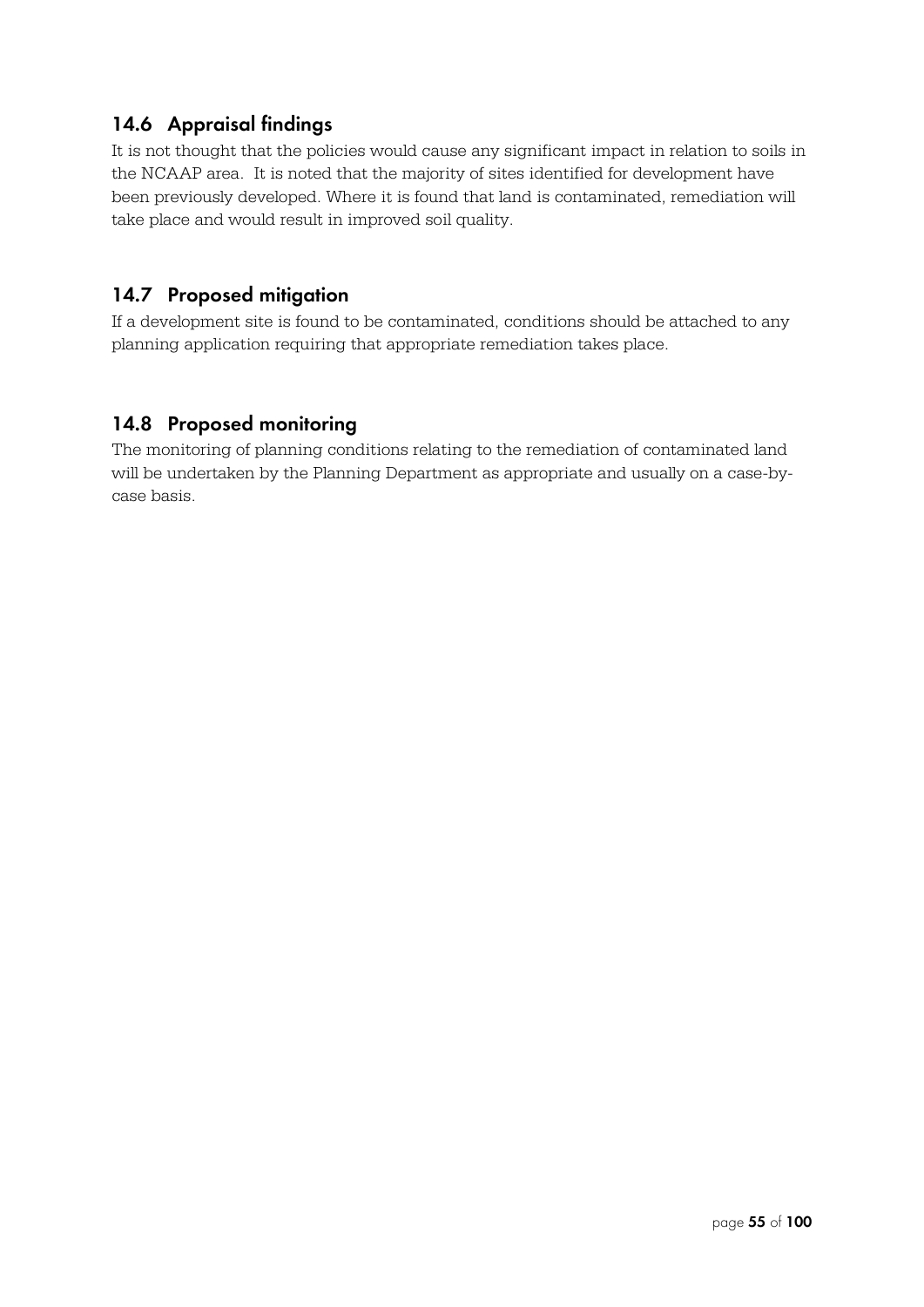## 14.6 Appraisal findings

It is not thought that the policies would cause any significant impact in relation to soils in the NCAAP area. It is noted that the majority of sites identified for development have been previously developed. Where it is found that land is contaminated, remediation will take place and would result in improved soil quality.

## 14.7 Proposed mitigation

If a development site is found to be contaminated, conditions should be attached to any planning application requiring that appropriate remediation takes place.

## 14.8 Proposed monitoring

The monitoring of planning conditions relating to the remediation of contaminated land will be undertaken by the Planning Department as appropriate and usually on a case-by-case basis.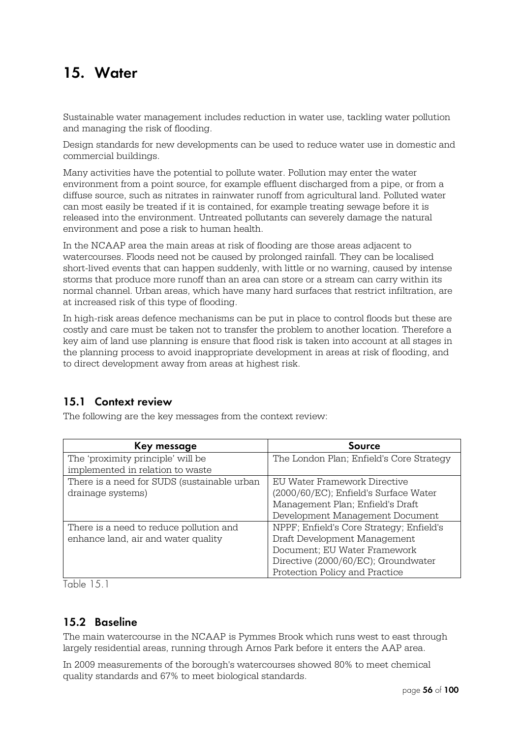# 15. Water

Sustainable water management includes reduction in water use, tackling water pollution and managing the risk of flooding.

Design standards for new developments can be used to reduce water use in domestic and commercial buildings.

Many activities have the potential to pollute water. Pollution may enter the water environment from a point source, for example effluent discharged from a pipe, or from a diffuse source, such as nitrates in rainwater runoff from agricultural land. Polluted water can most easily be treated if it is contained, for example treating sewage before it is released into the environment. Untreated pollutants can severely damage the natural environment and pose a risk to human health.

In the NCAAP area the main areas at risk of flooding are those areas adjacent to watercourses. Floods need not be caused by prolonged rainfall. They can be localised short-lived events that can happen suddenly, with little or no warning, caused by intense storms that produce more runoff than an area can store or a stream can carry within its normal channel. Urban areas, which have many hard surfaces that restrict infiltration, are at increased risk of this type of flooding.

In high-risk areas defence mechanisms can be put in place to control floods but these are costly and care must be taken not to transfer the problem to another location. Therefore a key aim of land use planning is ensure that flood risk is taken into account at all stages in the planning process to avoid inappropriate development in areas at risk of flooding, and to direct development away from areas at highest risk.

## 15.1 Context review

The following are the key messages from the context review:

| Key message | Source |
|---|---|
| The 'proximity principle' will be implemented in relation to waste | The London Plan; Enfield's Core Strategy |
| There is a need for SUDS (sustainable urban drainage systems) | EU Water Framework Directive (2000/60/EC); Enfield's Surface Water Management Plan; Enfield's Draft Development Management Document |
| There is a need to reduce pollution and enhance land, air and water quality | NPPF; Enfield's Core Strategy; Enfield's Draft Development Management Document; EU Water Framework Directive (2000/60/EC); Groundwater Protection Policy and Practice |

Table 15.1

## 15.2 Baseline

The main watercourse in the NCAAP is Pymmes Brook which runs west to east through largely residential areas, running through Arnos Park before it enters the AAP area.

In 2009 measurements of the borough's watercourses showed 80% to meet chemical quality standards and 67% to meet biological standards.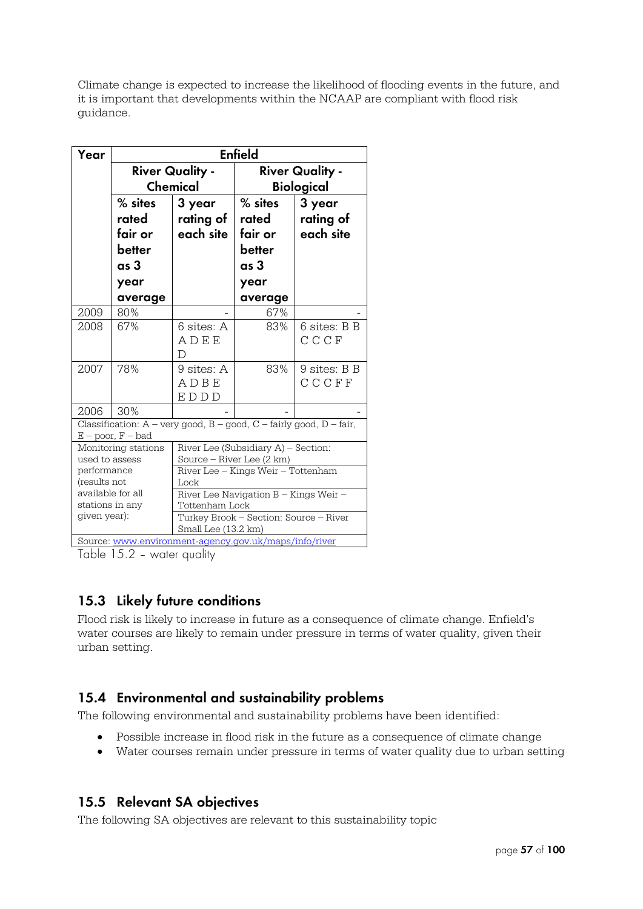Climate change is expected to increase the likelihood of flooding events in the future, and it is important that developments within the NCAAP are compliant with flood risk guidance.

| Year | Enfield | | | |
|---|---|---|---|---|
| | River Quality - Chemical | | River Quality - Biological | |
| | % sites rated fair or better as 3 year average | 3 year rating of each site | % sites rated fair or better as 3 year average | 3 year rating of each site |
| 2009 | 80% | - | 67% | - |
| 2008 | 67% | 6 sites: A A D E E D | 83% | 6 sites: B B C C C F |
| 2007 | 78% | 9 sites: A A D B E E D D D | 83% | 9 sites: B B C C C F F |
| 2006 | 30% | - | - | - |
| Classification: A – very good, B – good, C – fairly good, D – fair, E – poor, F – bad | | | | |
| Monitoring stations used to assess performance (results not available for all stations in any given year): | River Lee (Subsidiary A) – Section: Source – River Lee (2 km) | | | |
| | River Lee – Kings Weir – Tottenham Lock | | | |
| | River Lee Navigation B – Kings Weir – Tottenham Lock | | | |
| | Turkey Brook – Section: Source – River Small Lee (13.2 km) | | | |
| Source: www.environment-agency.gov.uk/maps/info/river | | | | |

Table 15.2 - water quality

## 15.3 Likely future conditions

Flood risk is likely to increase in future as a consequence of climate change. Enfield's water courses are likely to remain under pressure in terms of water quality, given their urban setting.

## 15.4 Environmental and sustainability problems

The following environmental and sustainability problems have been identified:

- Possible increase in flood risk in the future as a consequence of climate change
- Water courses remain under pressure in terms of water quality due to urban setting

## 15.5 Relevant SA objectives

The following SA objectives are relevant to this sustainability topic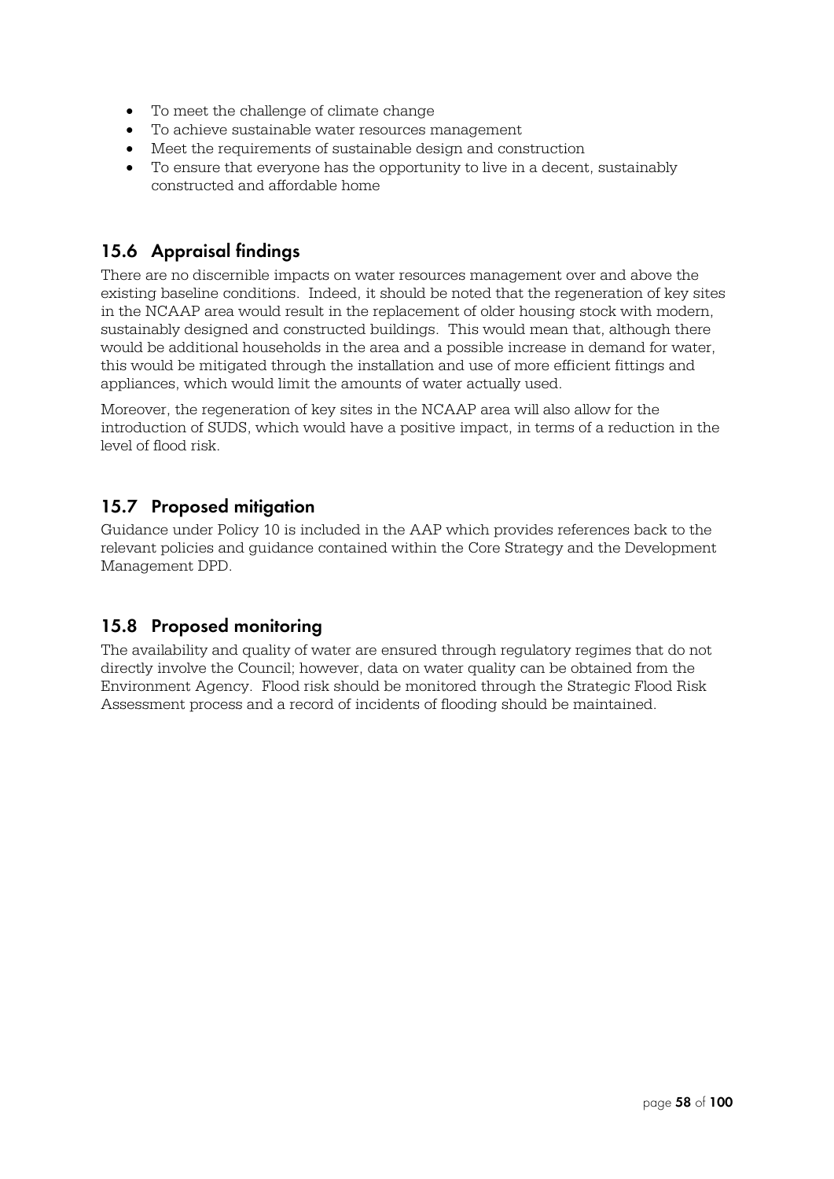- To meet the challenge of climate change
- To achieve sustainable water resources management
- Meet the requirements of sustainable design and construction
- To ensure that everyone has the opportunity to live in a decent, sustainably constructed and affordable home

## 15.6 Appraisal findings

There are no discernible impacts on water resources management over and above the existing baseline conditions. Indeed, it should be noted that the regeneration of key sites in the NCAAP area would result in the replacement of older housing stock with modern, sustainably designed and constructed buildings. This would mean that, although there would be additional households in the area and a possible increase in demand for water, this would be mitigated through the installation and use of more efficient fittings and appliances, which would limit the amounts of water actually used.

Moreover, the regeneration of key sites in the NCAAP area will also allow for the introduction of SUDS, which would have a positive impact, in terms of a reduction in the level of flood risk.

## 15.7 Proposed mitigation

Guidance under Policy 10 is included in the AAP which provides references back to the relevant policies and guidance contained within the Core Strategy and the Development Management DPD.

## 15.8 Proposed monitoring

The availability and quality of water are ensured through regulatory regimes that do not directly involve the Council; however, data on water quality can be obtained from the Environment Agency. Flood risk should be monitored through the Strategic Flood Risk Assessment process and a record of incidents of flooding should be maintained.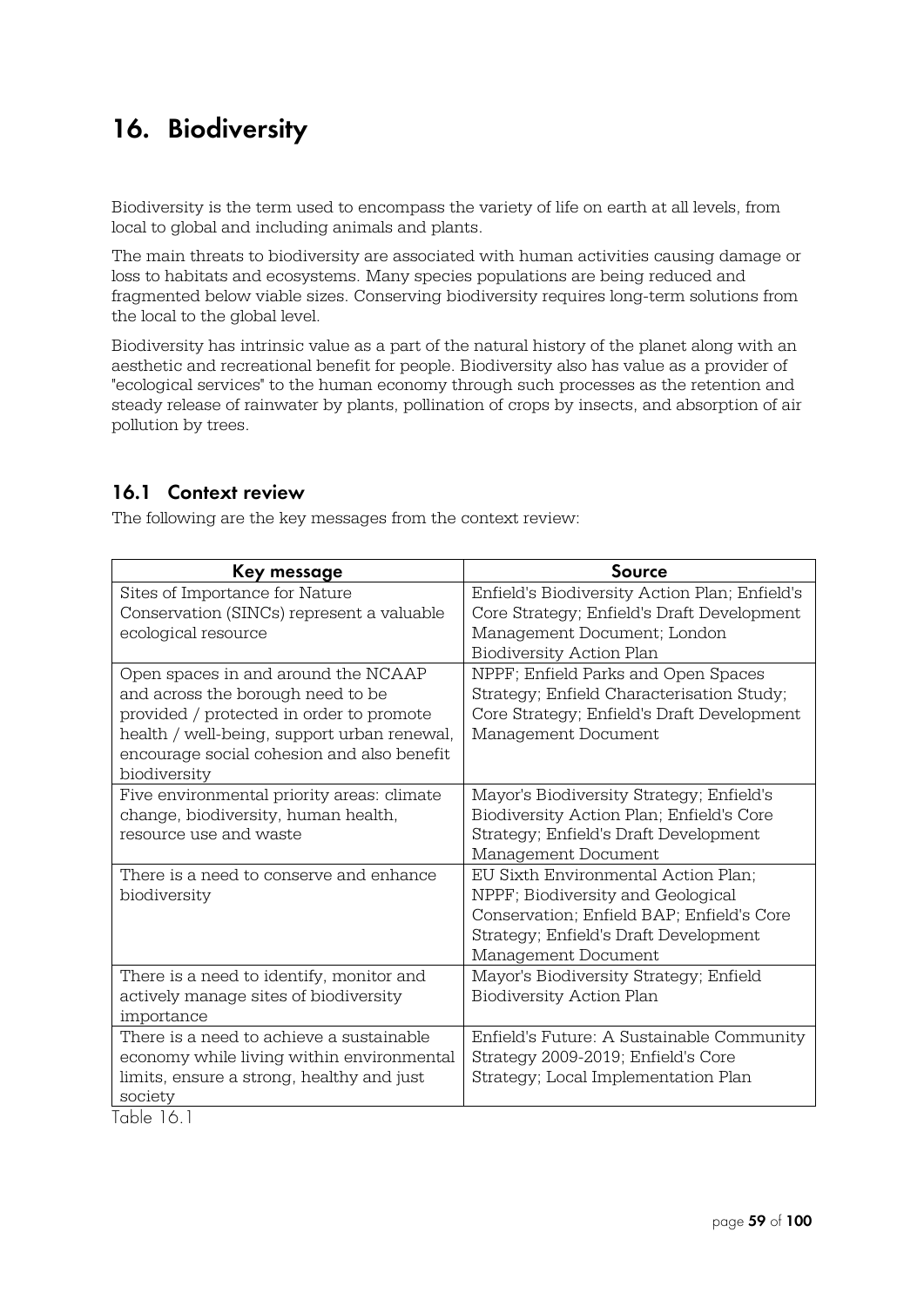# 16. Biodiversity

Biodiversity is the term used to encompass the variety of life on earth at all levels, from local to global and including animals and plants.

The main threats to biodiversity are associated with human activities causing damage or loss to habitats and ecosystems. Many species populations are being reduced and fragmented below viable sizes. Conserving biodiversity requires long-term solutions from the local to the global level.

Biodiversity has intrinsic value as a part of the natural history of the planet along with an aesthetic and recreational benefit for people. Biodiversity also has value as a provider of "ecological services" to the human economy through such processes as the retention and steady release of rainwater by plants, pollination of crops by insects, and absorption of air pollution by trees.

## 16.1 Context review

The following are the key messages from the context review:

| Key message | Source |
|---|---|
| Sites of Importance for Nature Conservation (SINCs) represent a valuable ecological resource | Enfield's Biodiversity Action Plan; Enfield's Core Strategy; Enfield's Draft Development Management Document; London Biodiversity Action Plan |
| Open spaces in and around the NCAAP and across the borough need to be provided / protected in order to promote health / well-being, support urban renewal, encourage social cohesion and also benefit biodiversity | NPPF; Enfield Parks and Open Spaces Strategy; Enfield Characterisation Study; Core Strategy; Enfield's Draft Development Management Document |
| Five environmental priority areas: climate change, biodiversity, human health, resource use and waste | Mayor's Biodiversity Strategy; Enfield's Biodiversity Action Plan; Enfield's Core Strategy; Enfield's Draft Development Management Document |
| There is a need to conserve and enhance biodiversity | EU Sixth Environmental Action Plan; NPPF; Biodiversity and Geological Conservation; Enfield BAP; Enfield's Core Strategy; Enfield's Draft Development Management Document |
| There is a need to identify, monitor and actively manage sites of biodiversity importance | Mayor's Biodiversity Strategy; Enfield Biodiversity Action Plan |
| There is a need to achieve a sustainable economy while living within environmental limits, ensure a strong, healthy and just society | Enfield's Future: A Sustainable Community Strategy 2009-2019; Enfield's Core Strategy; Local Implementation Plan |

Table 16.1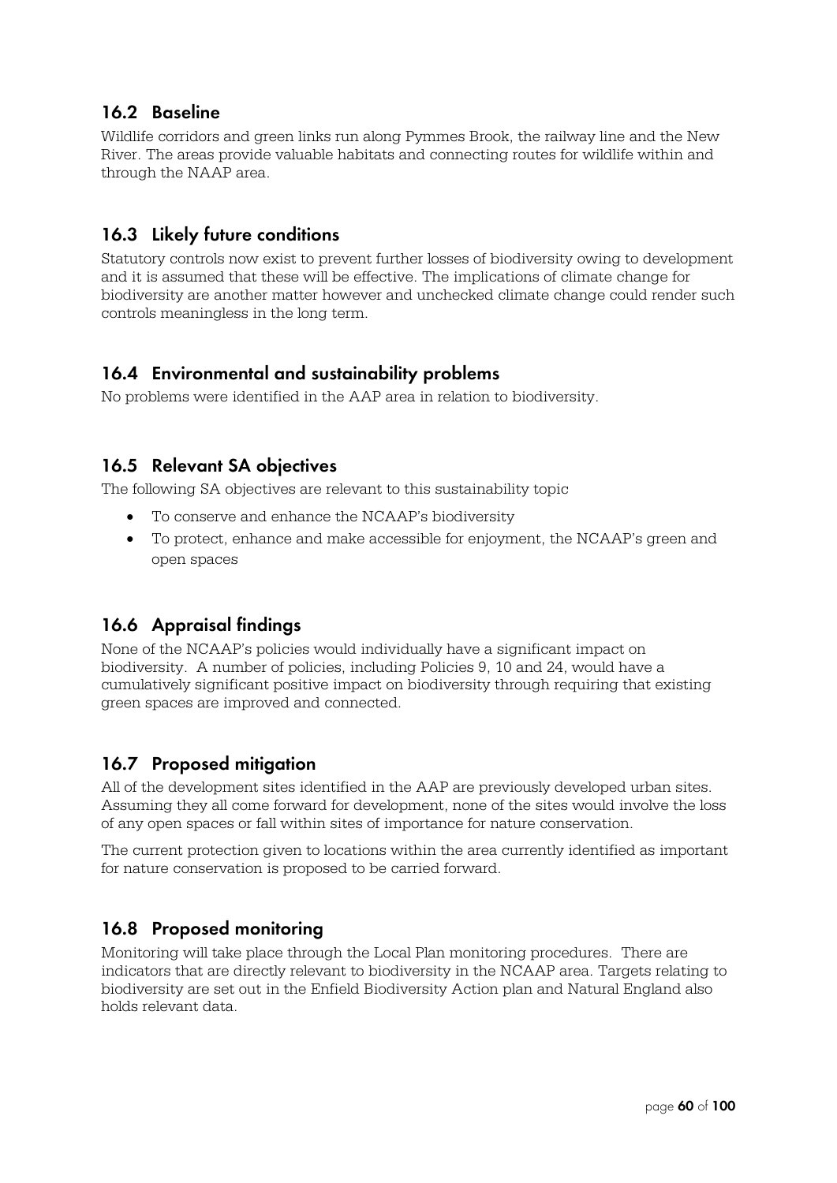## 16.2 Baseline

Wildlife corridors and green links run along Pymmes Brook, the railway line and the New River. The areas provide valuable habitats and connecting routes for wildlife within and through the NAAP area.

## 16.3 Likely future conditions

Statutory controls now exist to prevent further losses of biodiversity owing to development and it is assumed that these will be effective. The implications of climate change for biodiversity are another matter however and unchecked climate change could render such controls meaningless in the long term.

## 16.4 Environmental and sustainability problems

No problems were identified in the AAP area in relation to biodiversity.

## 16.5 Relevant SA objectives

The following SA objectives are relevant to this sustainability topic

- To conserve and enhance the NCAAP's biodiversity
- To protect, enhance and make accessible for enjoyment, the NCAAP's green and open spaces

## 16.6 Appraisal findings

None of the NCAAP's policies would individually have a significant impact on biodiversity. A number of policies, including Policies 9, 10 and 24, would have a cumulatively significant positive impact on biodiversity through requiring that existing green spaces are improved and connected.

## 16.7 Proposed mitigation

All of the development sites identified in the AAP are previously developed urban sites. Assuming they all come forward for development, none of the sites would involve the loss of any open spaces or fall within sites of importance for nature conservation.

The current protection given to locations within the area currently identified as important for nature conservation is proposed to be carried forward.

## 16.8 Proposed monitoring

Monitoring will take place through the Local Plan monitoring procedures. There are indicators that are directly relevant to biodiversity in the NCAAP area. Targets relating to biodiversity are set out in the Enfield Biodiversity Action plan and Natural England also holds relevant data.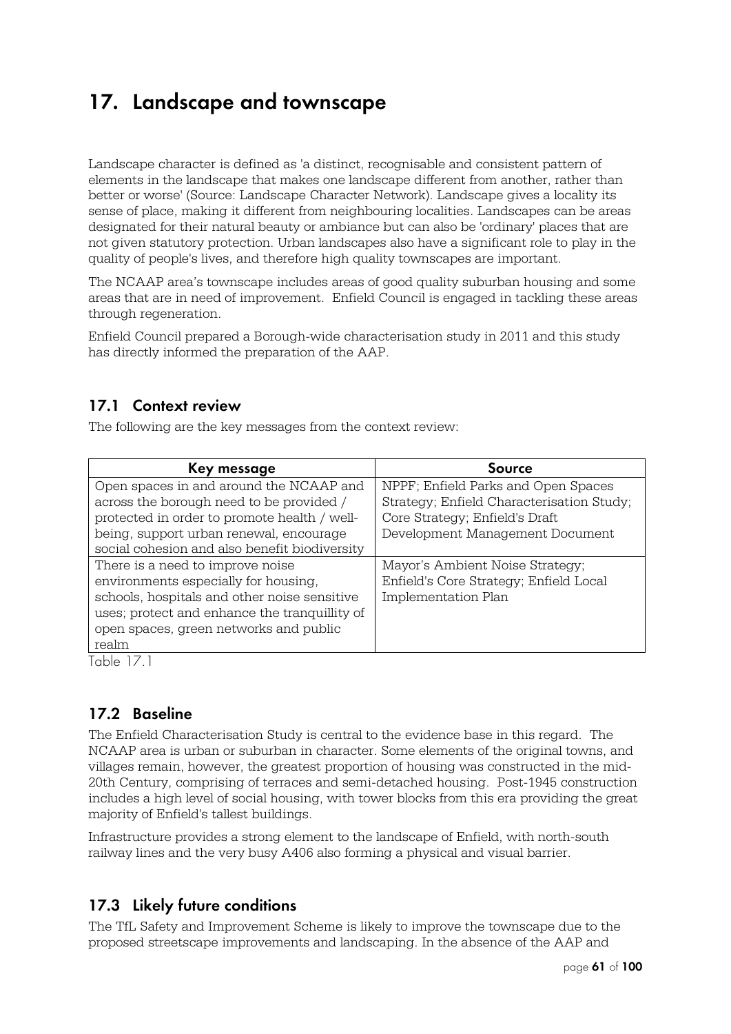# 17. Landscape and townscape

Landscape character is defined as 'a distinct, recognisable and consistent pattern of elements in the landscape that makes one landscape different from another, rather than better or worse' (Source: Landscape Character Network). Landscape gives a locality its sense of place, making it different from neighbouring localities. Landscapes can be areas designated for their natural beauty or ambiance but can also be 'ordinary' places that are not given statutory protection. Urban landscapes also have a significant role to play in the quality of people's lives, and therefore high quality townscapes are important.

The NCAAP area's townscape includes areas of good quality suburban housing and some areas that are in need of improvement. Enfield Council is engaged in tackling these areas through regeneration.

Enfield Council prepared a Borough-wide characterisation study in 2011 and this study has directly informed the preparation of the AAP.

## 17.1 Context review

The following are the key messages from the context review:

| Key message | Source |
|---|---|
| Open spaces in and around the NCAAP and across the borough need to be provided / protected in order to promote health / well-being, support urban renewal, encourage social cohesion and also benefit biodiversity | NPPF; Enfield Parks and Open Spaces Strategy; Enfield Characterisation Study; Core Strategy; Enfield's Draft Development Management Document |
| There is a need to improve noise environments especially for housing, schools, hospitals and other noise sensitive uses; protect and enhance the tranquillity of open spaces, green networks and public realm | Mayor's Ambient Noise Strategy; Enfield's Core Strategy; Enfield Local Implementation Plan |

Table 17.1

## 17.2 Baseline

The Enfield Characterisation Study is central to the evidence base in this regard. The NCAAP area is urban or suburban in character. Some elements of the original towns, and villages remain, however, the greatest proportion of housing was constructed in the mid-20th Century, comprising of terraces and semi-detached housing. Post-1945 construction includes a high level of social housing, with tower blocks from this era providing the great majority of Enfield's tallest buildings.

Infrastructure provides a strong element to the landscape of Enfield, with north-south railway lines and the very busy A406 also forming a physical and visual barrier.

## 17.3 Likely future conditions

The TfL Safety and Improvement Scheme is likely to improve the townscape due to the proposed streetscape improvements and landscaping. In the absence of the AAP and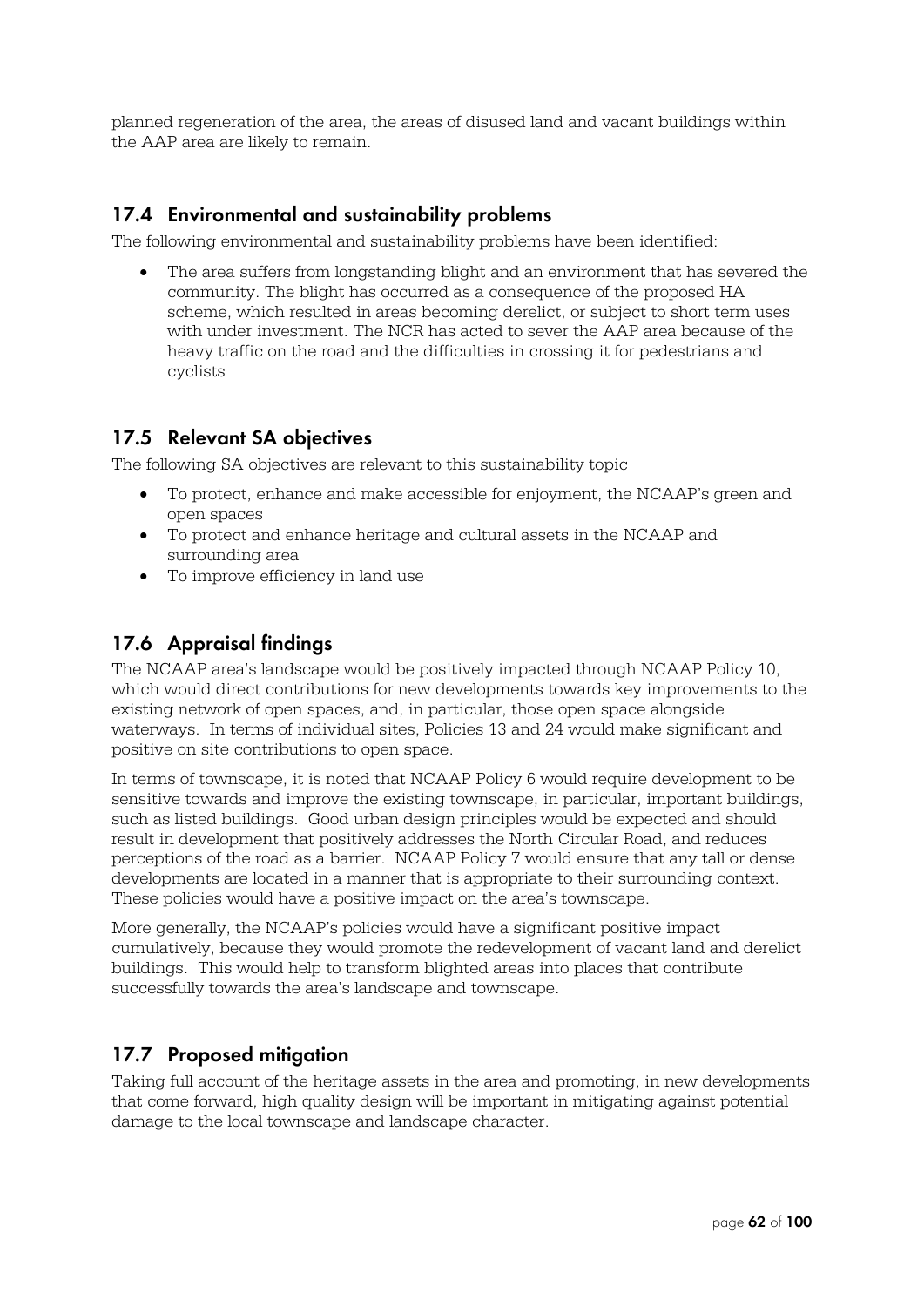planned regeneration of the area, the areas of disused land and vacant buildings within the AAP area are likely to remain.

## 17.4 Environmental and sustainability problems

The following environmental and sustainability problems have been identified:

- The area suffers from longstanding blight and an environment that has severed the community. The blight has occurred as a consequence of the proposed HA scheme, which resulted in areas becoming derelict, or subject to short term uses with under investment. The NCR has acted to sever the AAP area because of the heavy traffic on the road and the difficulties in crossing it for pedestrians and cyclists

## 17.5 Relevant SA objectives

The following SA objectives are relevant to this sustainability topic

- To protect, enhance and make accessible for enjoyment, the NCAAP's green and open spaces
- To protect and enhance heritage and cultural assets in the NCAAP and surrounding area
- To improve efficiency in land use

## 17.6 Appraisal findings

The NCAAP area's landscape would be positively impacted through NCAAP Policy 10, which would direct contributions for new developments towards key improvements to the existing network of open spaces, and, in particular, those open space alongside waterways. In terms of individual sites, Policies 13 and 24 would make significant and positive on site contributions to open space.

In terms of townscape, it is noted that NCAAP Policy 6 would require development to be sensitive towards and improve the existing townscape, in particular, important buildings, such as listed buildings. Good urban design principles would be expected and should result in development that positively addresses the North Circular Road, and reduces perceptions of the road as a barrier. NCAAP Policy 7 would ensure that any tall or dense developments are located in a manner that is appropriate to their surrounding context. These policies would have a positive impact on the area's townscape.

More generally, the NCAAP's policies would have a significant positive impact cumulatively, because they would promote the redevelopment of vacant land and derelict buildings. This would help to transform blighted areas into places that contribute successfully towards the area's landscape and townscape.

## 17.7 Proposed mitigation

Taking full account of the heritage assets in the area and promoting, in new developments that come forward, high quality design will be important in mitigating against potential damage to the local townscape and landscape character.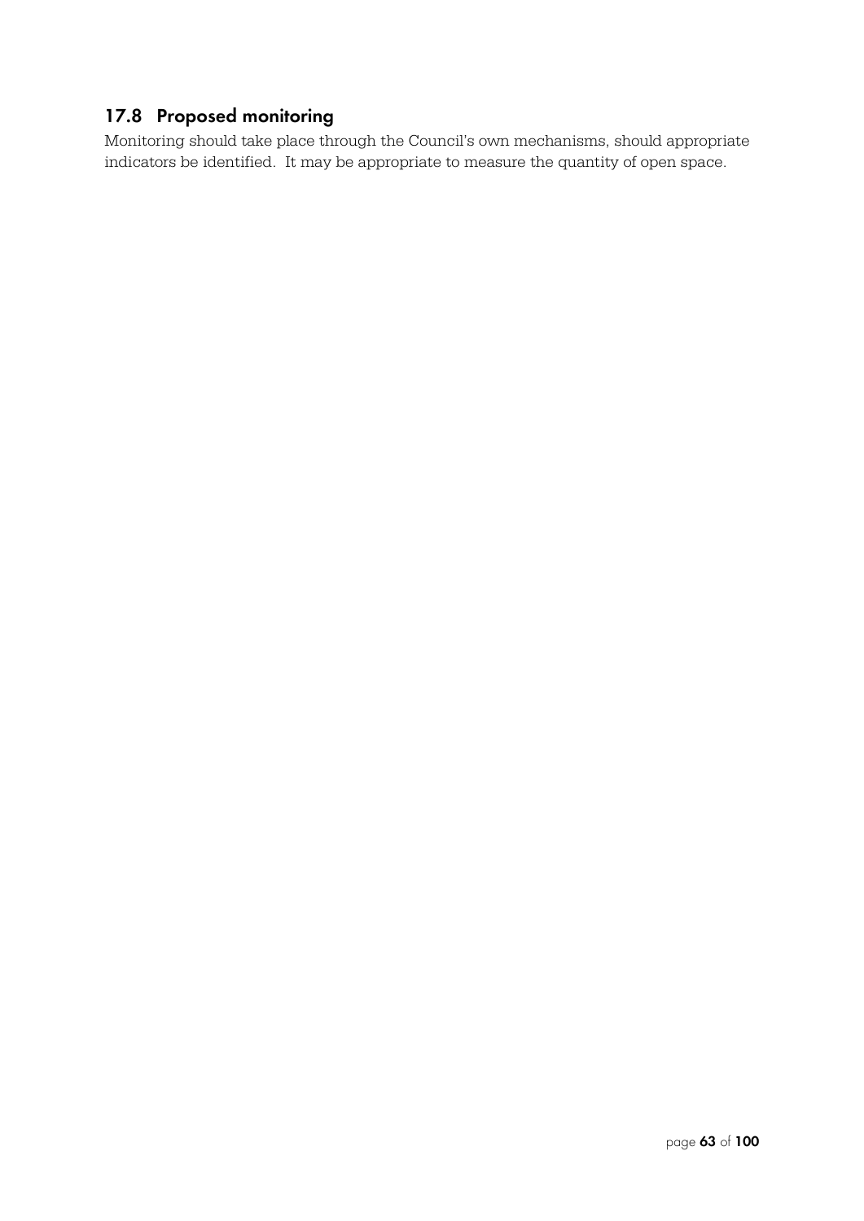## 17.8 Proposed monitoring

Monitoring should take place through the Council's own mechanisms, should appropriate indicators be identified. It may be appropriate to measure the quantity of open space.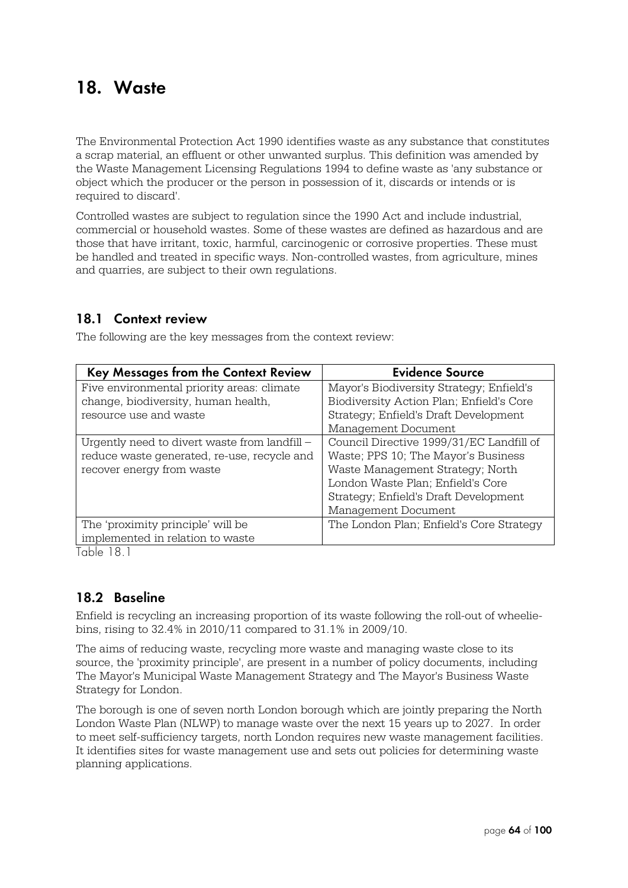# 18. Waste

The Environmental Protection Act 1990 identifies waste as any substance that constitutes a scrap material, an effluent or other unwanted surplus. This definition was amended by the Waste Management Licensing Regulations 1994 to define waste as 'any substance or object which the producer or the person in possession of it, discards or intends or is required to discard'.

Controlled wastes are subject to regulation since the 1990 Act and include industrial, commercial or household wastes. Some of these wastes are defined as hazardous and are those that have irritant, toxic, harmful, carcinogenic or corrosive properties. These must be handled and treated in specific ways. Non-controlled wastes, from agriculture, mines and quarries, are subject to their own regulations.

## 18.1 Context review

The following are the key messages from the context review:

| Key Messages from the Context Review | Evidence Source |
|---|---|
| Five environmental priority areas: climate change, biodiversity, human health, resource use and waste | Mayor's Biodiversity Strategy; Enfield's Biodiversity Action Plan; Enfield's Core Strategy; Enfield's Draft Development Management Document |
| Urgently need to divert waste from landfill – reduce waste generated, re-use, recycle and recover energy from waste | Council Directive 1999/31/EC Landfill of Waste; PPS 10; The Mayor's Business Waste Management Strategy; North London Waste Plan; Enfield's Core Strategy; Enfield's Draft Development Management Document |
| The 'proximity principle' will be implemented in relation to waste | The London Plan; Enfield's Core Strategy |

Table 18.1

## 18.2 Baseline

Enfield is recycling an increasing proportion of its waste following the roll-out of wheelie-bins, rising to 32.4% in 2010/11 compared to 31.1% in 2009/10.

The aims of reducing waste, recycling more waste and managing waste close to its source, the 'proximity principle', are present in a number of policy documents, including The Mayor's Municipal Waste Management Strategy and The Mayor's Business Waste Strategy for London.

The borough is one of seven north London borough which are jointly preparing the North London Waste Plan (NLWP) to manage waste over the next 15 years up to 2027. In order to meet self-sufficiency targets, north London requires new waste management facilities. It identifies sites for waste management use and sets out policies for determining waste planning applications.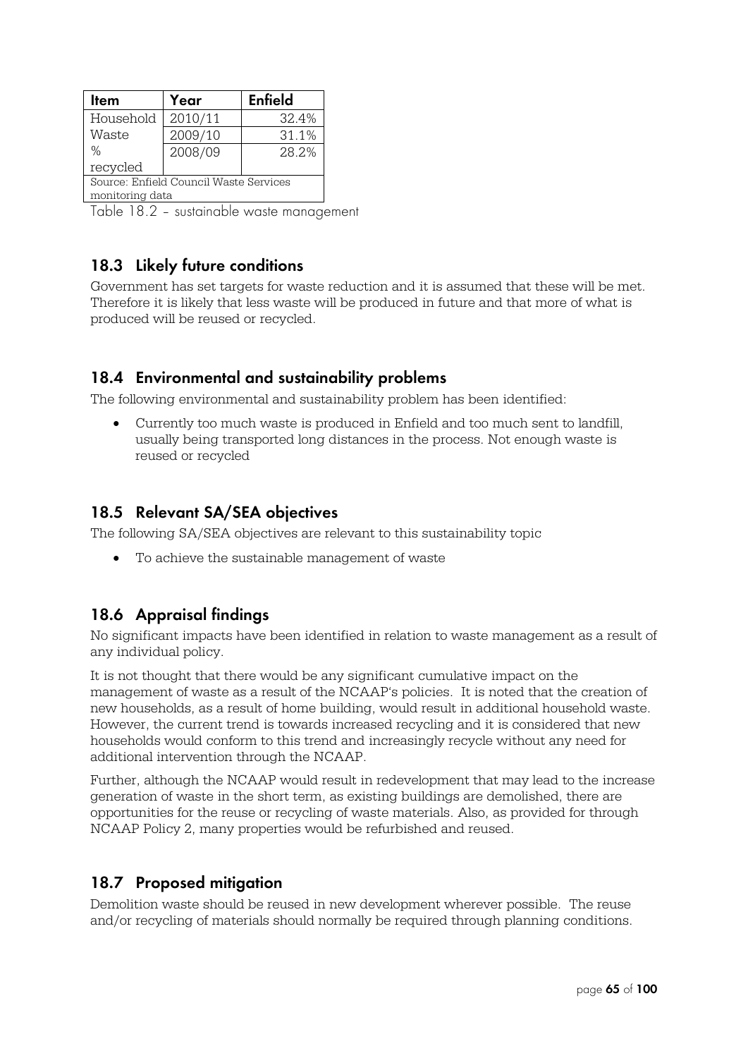| Item | Year | Enfield |
|---|---|---|
| Household Waste % recycled | 2010/11 | 32.4% |
| | 2009/10 | 31.1% |
| | 2008/09 | 28.2% |
| Source: Enfield Council Waste Services monitoring data | | |

Table 18.2 – sustainable waste management

## 18.3 Likely future conditions

Government has set targets for waste reduction and it is assumed that these will be met. Therefore it is likely that less waste will be produced in future and that more of what is produced will be reused or recycled.

## 18.4 Environmental and sustainability problems

The following environmental and sustainability problem has been identified:

- Currently too much waste is produced in Enfield and too much sent to landfill, usually being transported long distances in the process. Not enough waste is reused or recycled

## 18.5 Relevant SA/SEA objectives

The following SA/SEA objectives are relevant to this sustainability topic

- To achieve the sustainable management of waste

## 18.6 Appraisal findings

No significant impacts have been identified in relation to waste management as a result of any individual policy.

It is not thought that there would be any significant cumulative impact on the management of waste as a result of the NCAAP's policies. It is noted that the creation of new households, as a result of home building, would result in additional household waste. However, the current trend is towards increased recycling and it is considered that new households would conform to this trend and increasingly recycle without any need for additional intervention through the NCAAP.

Further, although the NCAAP would result in redevelopment that may lead to the increase generation of waste in the short term, as existing buildings are demolished, there are opportunities for the reuse or recycling of waste materials. Also, as provided for through NCAAP Policy 2, many properties would be refurbished and reused.

## 18.7 Proposed mitigation

Demolition waste should be reused in new development wherever possible. The reuse and/or recycling of materials should normally be required through planning conditions.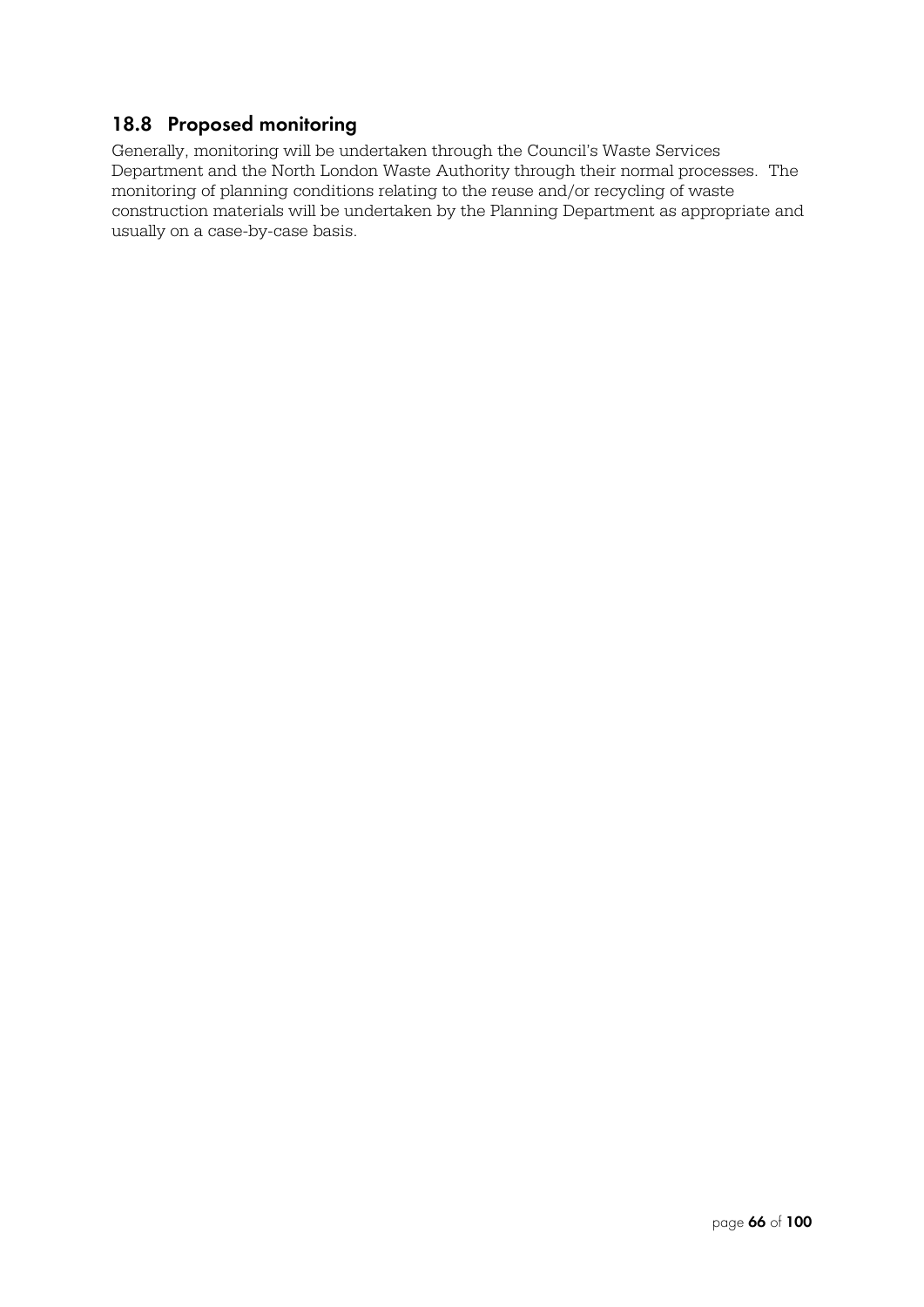## 18.8 Proposed monitoring

Generally, monitoring will be undertaken through the Council's Waste Services Department and the North London Waste Authority through their normal processes. The monitoring of planning conditions relating to the reuse and/or recycling of waste construction materials will be undertaken by the Planning Department as appropriate and usually on a case-by-case basis.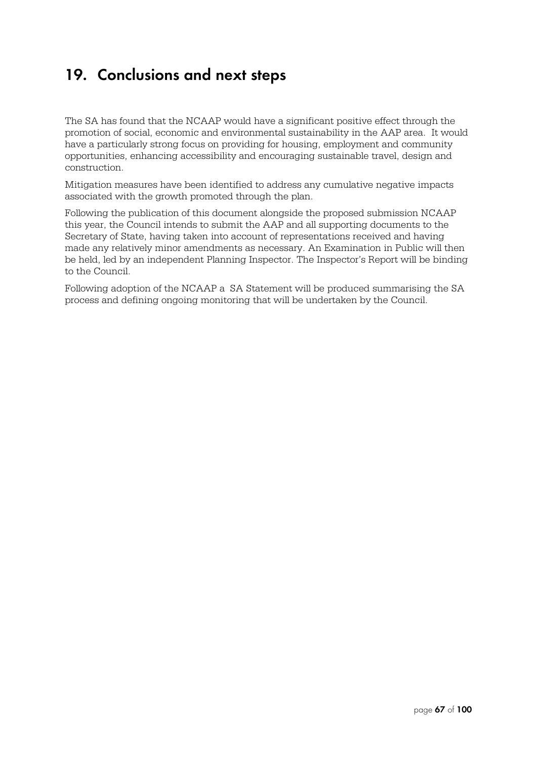# 19. Conclusions and next steps

The SA has found that the NCAAP would have a significant positive effect through the promotion of social, economic and environmental sustainability in the AAP area. It would have a particularly strong focus on providing for housing, employment and community opportunities, enhancing accessibility and encouraging sustainable travel, design and construction.

Mitigation measures have been identified to address any cumulative negative impacts associated with the growth promoted through the plan.

Following the publication of this document alongside the proposed submission NCAAP this year, the Council intends to submit the AAP and all supporting documents to the Secretary of State, having taken into account of representations received and having made any relatively minor amendments as necessary. An Examination in Public will then be held, led by an independent Planning Inspector. The Inspector's Report will be binding to the Council.

Following adoption of the NCAAP a SA Statement will be produced summarising the SA process and defining ongoing monitoring that will be undertaken by the Council.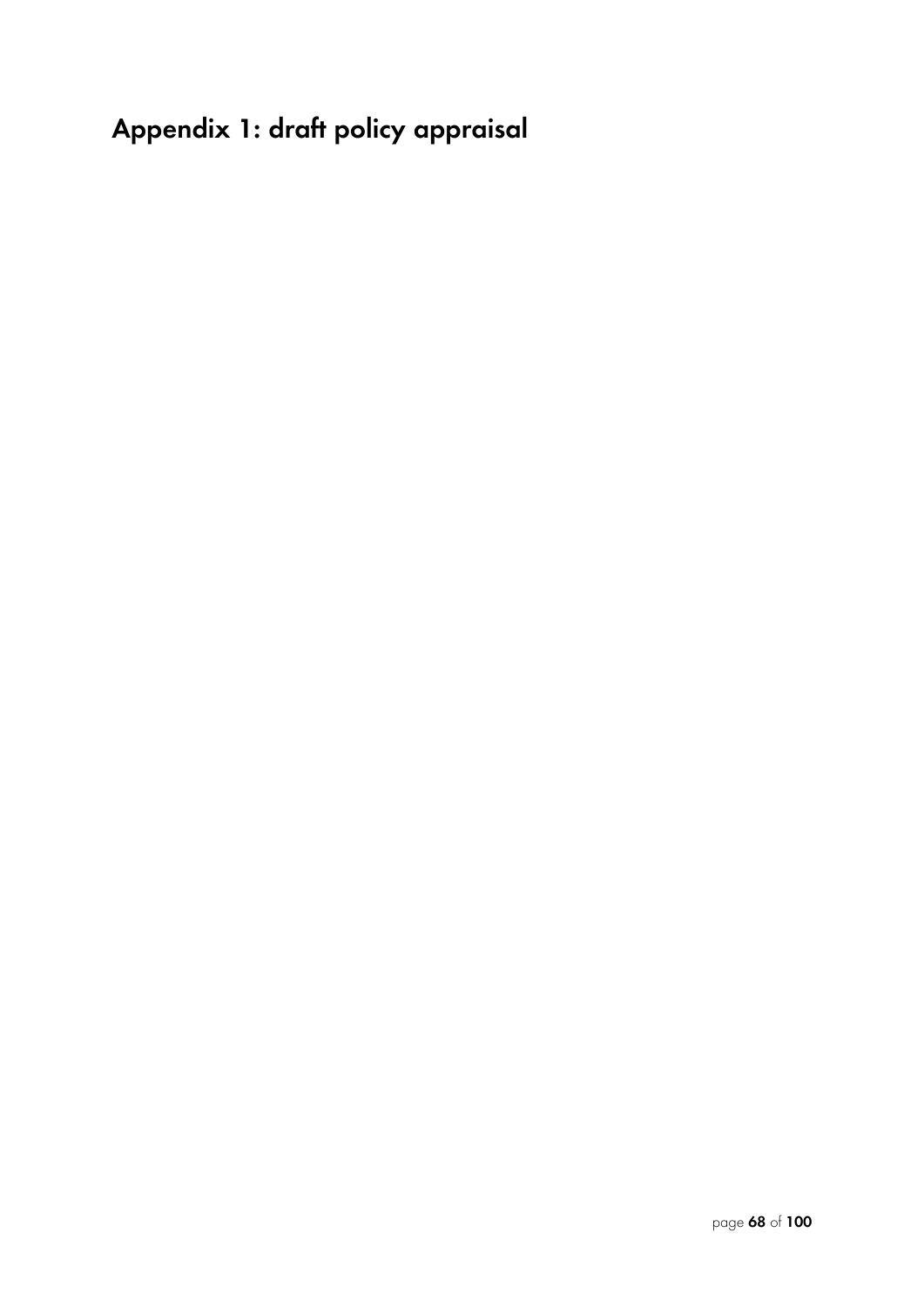# Appendix 1: draft policy appraisal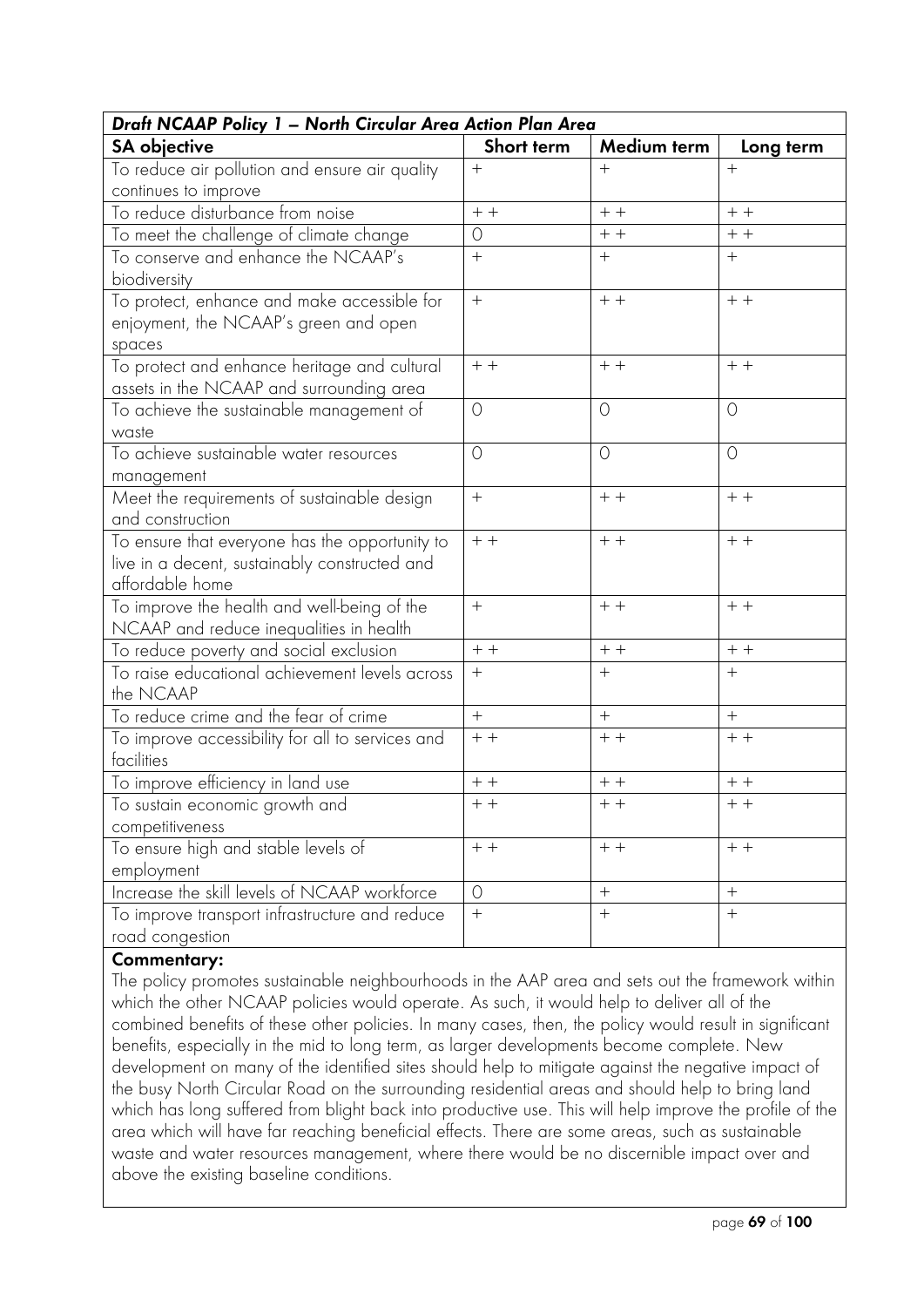| *Draft NCAAP Policy 1 – North Circular Area Action Plan Area* | | | |
|---|---|---|---|
| **SA objective** | **Short term** | **Medium term** | **Long term** |
| To reduce air pollution and ensure air quality continues to improve | + | + | + |
| To reduce disturbance from noise | + + | + + | + + |
| To meet the challenge of climate change | 0 | + + | + + |
| To conserve and enhance the NCAAP's biodiversity | + | + | + |
| To protect, enhance and make accessible for enjoyment, the NCAAP's green and open spaces | + | + + | + + |
| To protect and enhance heritage and cultural assets in the NCAAP and surrounding area | + + | + + | + + |
| To achieve the sustainable management of waste | 0 | 0 | 0 |
| To achieve sustainable water resources management | 0 | 0 | 0 |
| Meet the requirements of sustainable design and construction | + | + + | + + |
| To ensure that everyone has the opportunity to live in a decent, sustainably constructed and affordable home | + + | + + | + + |
| To improve the health and well-being of the NCAAP and reduce inequalities in health | + | + + | + + |
| To reduce poverty and social exclusion | + + | + + | + + |
| To raise educational achievement levels across the NCAAP | + | + | + |
| To reduce crime and the fear of crime | + | + | + |
| To improve accessibility for all to services and facilities | + + | + + | + + |
| To improve efficiency in land use | + + | + + | + + |
| To sustain economic growth and competitiveness | + + | + + | + + |
| To ensure high and stable levels of employment | + + | + + | + + |
| Increase the skill levels of NCAAP workforce | 0 | + | + |
| To improve transport infrastructure and reduce road congestion | + | + | + |

**Commentary:**

The policy promotes sustainable neighbourhoods in the AAP area and sets out the framework within which the other NCAAP policies would operate. As such, it would help to deliver all of the combined benefits of these other policies. In many cases, then, the policy would result in significant benefits, especially in the mid to long term, as larger developments become complete. New development on many of the identified sites should help to mitigate against the negative impact of the busy North Circular Road on the surrounding residential areas and should help to bring land which has long suffered from blight back into productive use. This will help improve the profile of the area which will have far reaching beneficial effects. There are some areas, such as sustainable waste and water resources management, where there would be no discernible impact over and above the existing baseline conditions.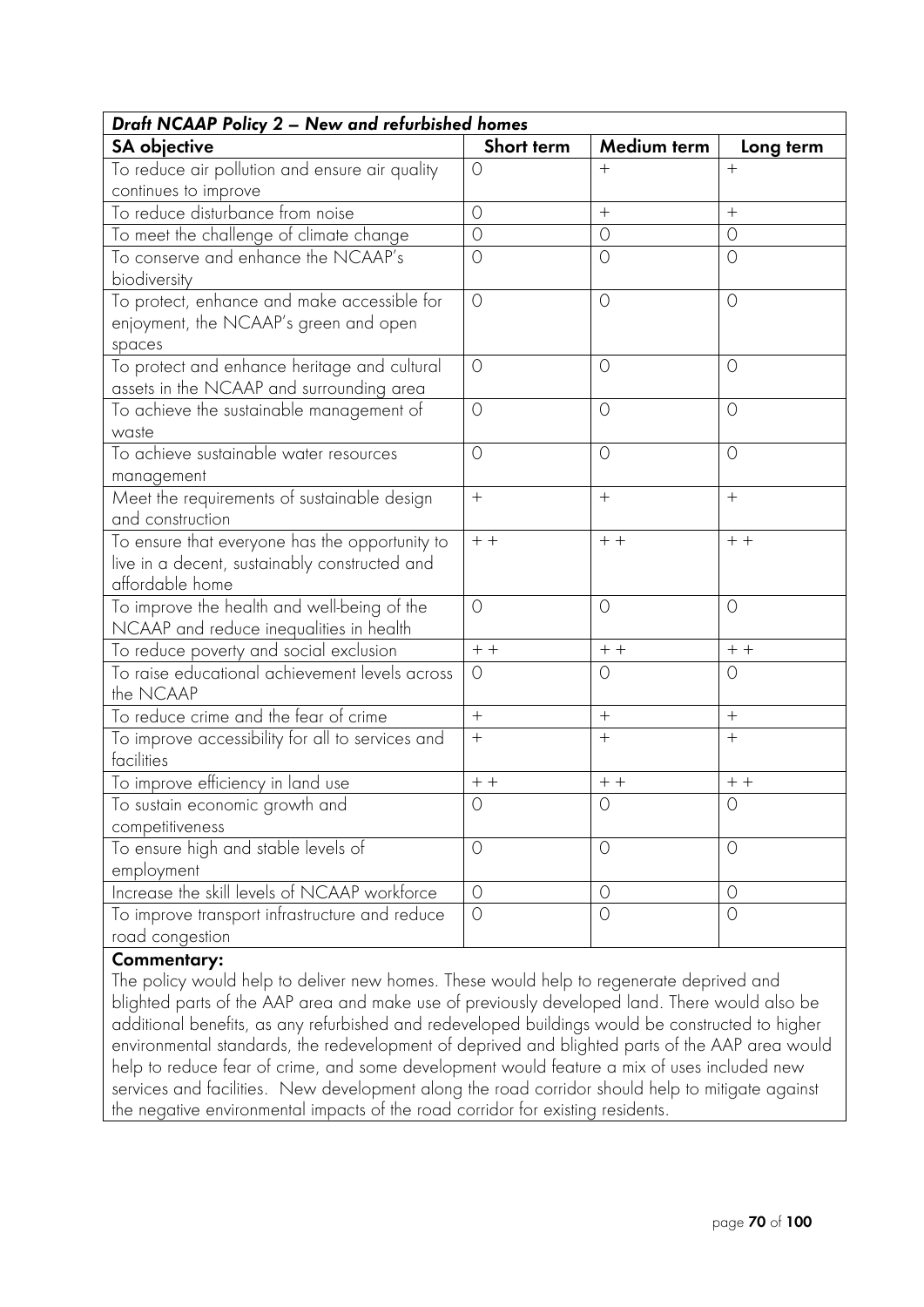| *Draft NCAAP Policy 2 – New and refurbished homes* | | | |
|---|---|---|---|
| **SA objective** | **Short term** | **Medium term** | **Long term** |
| To reduce air pollution and ensure air quality continues to improve | 0 | + | + |
| To reduce disturbance from noise | 0 | + | + |
| To meet the challenge of climate change | 0 | 0 | 0 |
| To conserve and enhance the NCAAP's biodiversity | 0 | 0 | 0 |
| To protect, enhance and make accessible for enjoyment, the NCAAP's green and open spaces | 0 | 0 | 0 |
| To protect and enhance heritage and cultural assets in the NCAAP and surrounding area | 0 | 0 | 0 |
| To achieve the sustainable management of waste | 0 | 0 | 0 |
| To achieve sustainable water resources management | 0 | 0 | 0 |
| Meet the requirements of sustainable design and construction | + | + | + |
| To ensure that everyone has the opportunity to live in a decent, sustainably constructed and affordable home | + + | + + | + + |
| To improve the health and well-being of the NCAAP and reduce inequalities in health | 0 | 0 | 0 |
| To reduce poverty and social exclusion | + + | + + | + + |
| To raise educational achievement levels across the NCAAP | 0 | 0 | 0 |
| To reduce crime and the fear of crime | + | + | + |
| To improve accessibility for all to services and facilities | + | + | + |
| To improve efficiency in land use | + + | + + | + + |
| To sustain economic growth and competitiveness | 0 | 0 | 0 |
| To ensure high and stable levels of employment | 0 | 0 | 0 |
| Increase the skill levels of NCAAP workforce | 0 | 0 | 0 |
| To improve transport infrastructure and reduce road congestion | 0 | 0 | 0 |

**Commentary:**

The policy would help to deliver new homes. These would help to regenerate deprived and blighted parts of the AAP area and make use of previously developed land. There would also be additional benefits, as any refurbished and redeveloped buildings would be constructed to higher environmental standards, the redevelopment of deprived and blighted parts of the AAP area would help to reduce fear of crime, and some development would feature a mix of uses included new services and facilities. New development along the road corridor should help to mitigate against the negative environmental impacts of the road corridor for existing residents.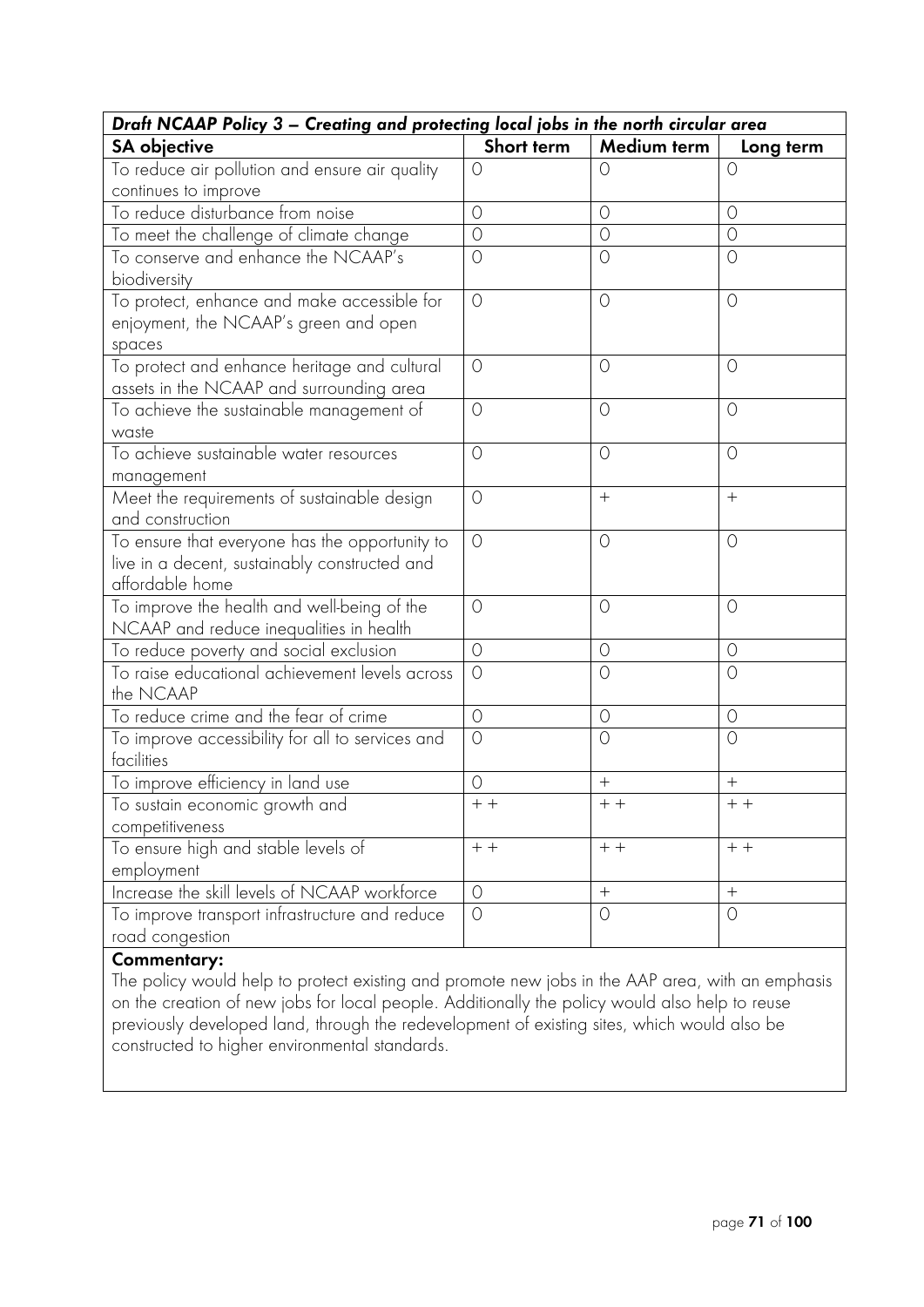| *Draft NCAAP Policy 3 – Creating and protecting local jobs in the north circular area* | | | |
|---|---|---|---|
| **SA objective** | **Short term** | **Medium term** | **Long term** |
| To reduce air pollution and ensure air quality continues to improve | 0 | 0 | 0 |
| To reduce disturbance from noise | 0 | 0 | 0 |
| To meet the challenge of climate change | 0 | 0 | 0 |
| To conserve and enhance the NCAAP's biodiversity | 0 | 0 | 0 |
| To protect, enhance and make accessible for enjoyment, the NCAAP's green and open spaces | 0 | 0 | 0 |
| To protect and enhance heritage and cultural assets in the NCAAP and surrounding area | 0 | 0 | 0 |
| To achieve the sustainable management of waste | 0 | 0 | 0 |
| To achieve sustainable water resources management | 0 | 0 | 0 |
| Meet the requirements of sustainable design and construction | 0 | + | + |
| To ensure that everyone has the opportunity to live in a decent, sustainably constructed and affordable home | 0 | 0 | 0 |
| To improve the health and well-being of the NCAAP and reduce inequalities in health | 0 | 0 | 0 |
| To reduce poverty and social exclusion | 0 | 0 | 0 |
| To raise educational achievement levels across the NCAAP | 0 | 0 | 0 |
| To reduce crime and the fear of crime | 0 | 0 | 0 |
| To improve accessibility for all to services and facilities | 0 | 0 | 0 |
| To improve efficiency in land use | 0 | + | + |
| To sustain economic growth and competitiveness | + + | + + | + + |
| To ensure high and stable levels of employment | + + | + + | + + |
| Increase the skill levels of NCAAP workforce | 0 | + | + |
| To improve transport infrastructure and reduce road congestion | 0 | 0 | 0 |

**Commentary:**

The policy would help to protect existing and promote new jobs in the AAP area, with an emphasis on the creation of new jobs for local people. Additionally the policy would also help to reuse previously developed land, through the redevelopment of existing sites, which would also be constructed to higher environmental standards.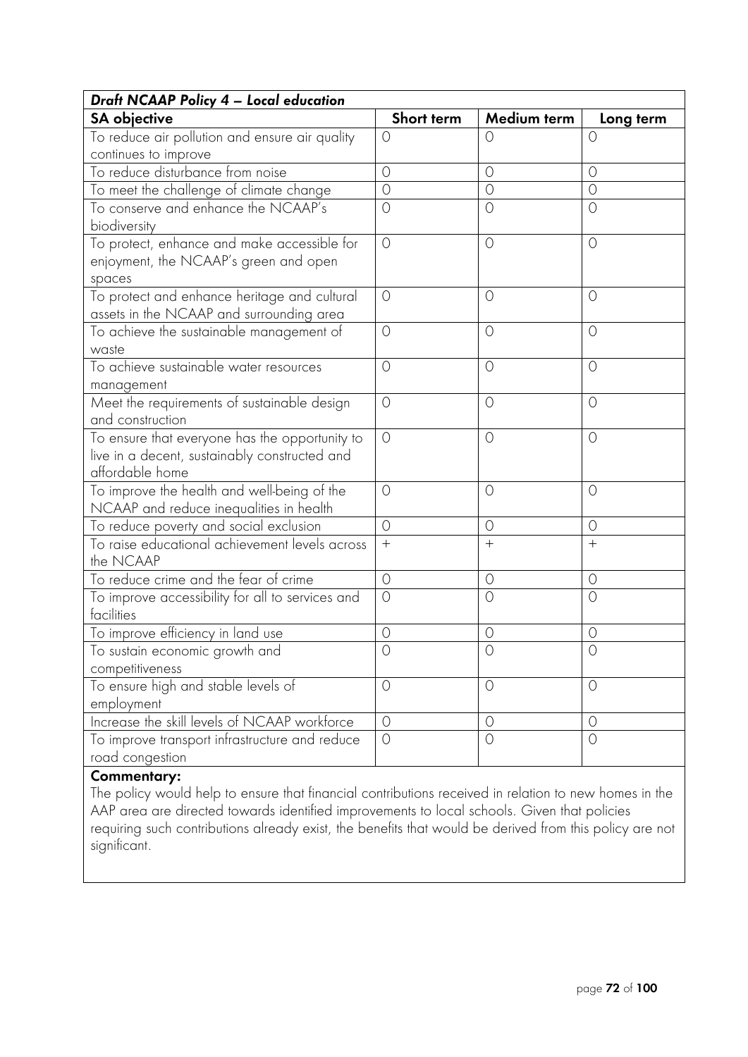| *Draft NCAAP Policy 4 – Local education* | | | |
|---|---|---|---|
| **SA objective** | **Short term** | **Medium term** | **Long term** |
| To reduce air pollution and ensure air quality continues to improve | 0 | 0 | 0 |
| To reduce disturbance from noise | 0 | 0 | 0 |
| To meet the challenge of climate change | 0 | 0 | 0 |
| To conserve and enhance the NCAAP's biodiversity | 0 | 0 | 0 |
| To protect, enhance and make accessible for enjoyment, the NCAAP's green and open spaces | 0 | 0 | 0 |
| To protect and enhance heritage and cultural assets in the NCAAP and surrounding area | 0 | 0 | 0 |
| To achieve the sustainable management of waste | 0 | 0 | 0 |
| To achieve sustainable water resources management | 0 | 0 | 0 |
| Meet the requirements of sustainable design and construction | 0 | 0 | 0 |
| To ensure that everyone has the opportunity to live in a decent, sustainably constructed and affordable home | 0 | 0 | 0 |
| To improve the health and well-being of the NCAAP and reduce inequalities in health | 0 | 0 | 0 |
| To reduce poverty and social exclusion | 0 | 0 | 0 |
| To raise educational achievement levels across the NCAAP | + | + | + |
| To reduce crime and the fear of crime | 0 | 0 | 0 |
| To improve accessibility for all to services and facilities | 0 | 0 | 0 |
| To improve efficiency in land use | 0 | 0 | 0 |
| To sustain economic growth and competitiveness | 0 | 0 | 0 |
| To ensure high and stable levels of employment | 0 | 0 | 0 |
| Increase the skill levels of NCAAP workforce | 0 | 0 | 0 |
| To improve transport infrastructure and reduce road congestion | 0 | 0 | 0 |

**Commentary:**

The policy would help to ensure that financial contributions received in relation to new homes in the AAP area are directed towards identified improvements to local schools. Given that policies requiring such contributions already exist, the benefits that would be derived from this policy are not significant.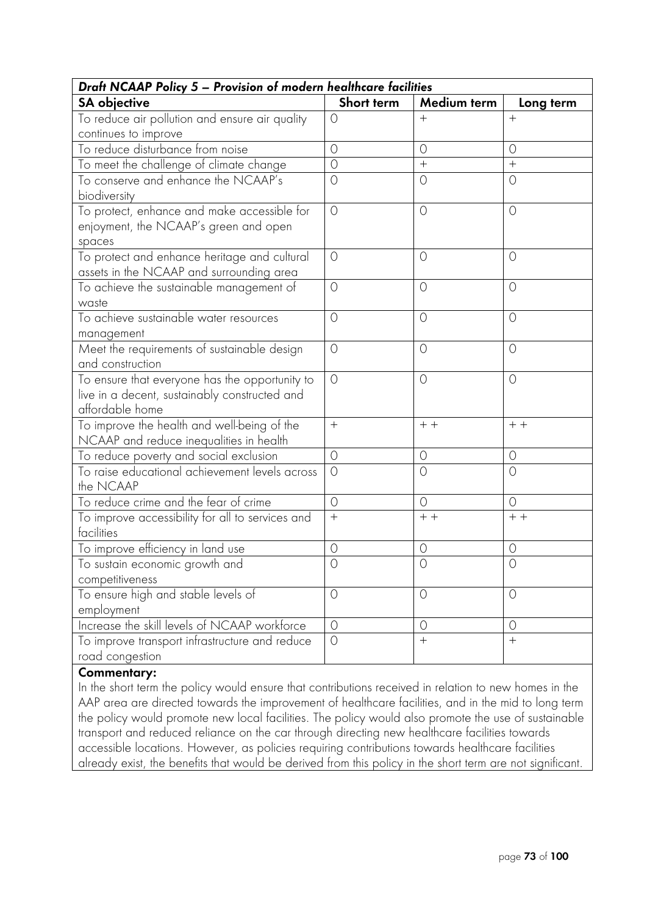| *Draft NCAAP Policy 5 – Provision of modern healthcare facilities* | | | |
|---|---|---|---|
| **SA objective** | **Short term** | **Medium term** | **Long term** |
| To reduce air pollution and ensure air quality continues to improve | 0 | + | + |
| To reduce disturbance from noise | 0 | 0 | 0 |
| To meet the challenge of climate change | 0 | + | + |
| To conserve and enhance the NCAAP's biodiversity | 0 | 0 | 0 |
| To protect, enhance and make accessible for enjoyment, the NCAAP's green and open spaces | 0 | 0 | 0 |
| To protect and enhance heritage and cultural assets in the NCAAP and surrounding area | 0 | 0 | 0 |
| To achieve the sustainable management of waste | 0 | 0 | 0 |
| To achieve sustainable water resources management | 0 | 0 | 0 |
| Meet the requirements of sustainable design and construction | 0 | 0 | 0 |
| To ensure that everyone has the opportunity to live in a decent, sustainably constructed and affordable home | 0 | 0 | 0 |
| To improve the health and well-being of the NCAAP and reduce inequalities in health | + | + + | + + |
| To reduce poverty and social exclusion | 0 | 0 | 0 |
| To raise educational achievement levels across the NCAAP | 0 | 0 | 0 |
| To reduce crime and the fear of crime | 0 | 0 | 0 |
| To improve accessibility for all to services and facilities | + | + + | + + |
| To improve efficiency in land use | 0 | 0 | 0 |
| To sustain economic growth and competitiveness | 0 | 0 | 0 |
| To ensure high and stable levels of employment | 0 | 0 | 0 |
| Increase the skill levels of NCAAP workforce | 0 | 0 | 0 |
| To improve transport infrastructure and reduce road congestion | 0 | + | + |

**Commentary:**

In the short term the policy would ensure that contributions received in relation to new homes in the AAP area are directed towards the improvement of healthcare facilities, and in the mid to long term the policy would promote new local facilities. The policy would also promote the use of sustainable transport and reduced reliance on the car through directing new healthcare facilities towards accessible locations. However, as policies requiring contributions towards healthcare facilities already exist, the benefits that would be derived from this policy in the short term are not significant.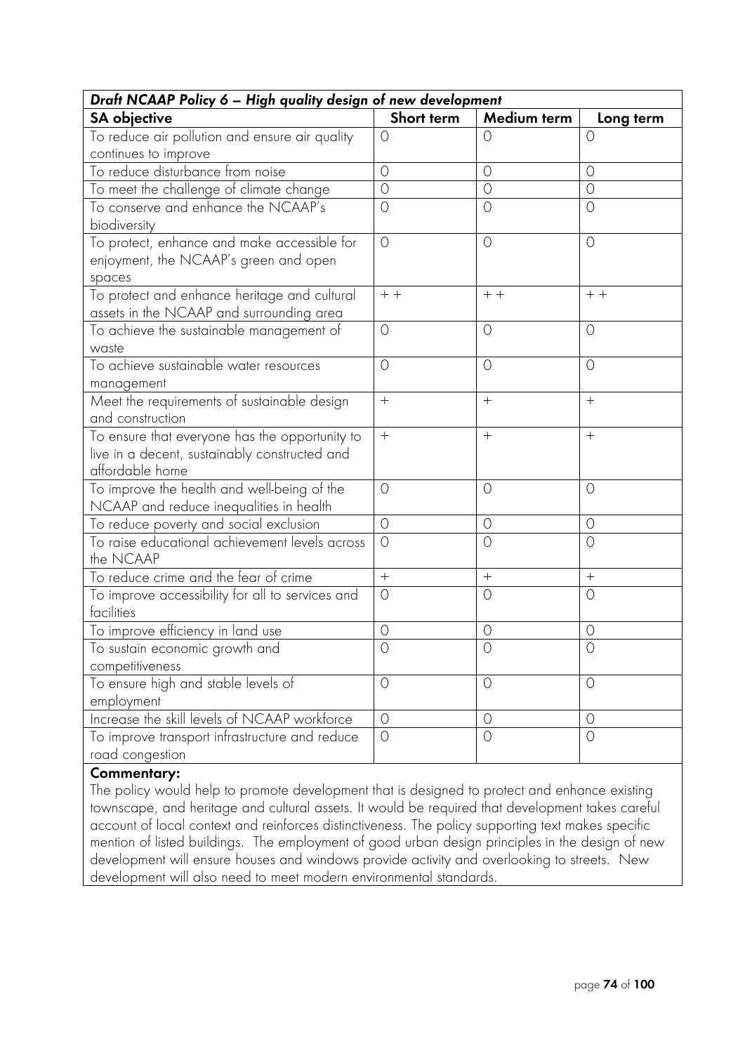| *Draft NCAAP Policy 6 – High quality design of new development* | | | |
|---|---|---|---|
| **SA objective** | **Short term** | **Medium term** | **Long term** |
| To reduce air pollution and ensure air quality continues to improve | 0 | 0 | 0 |
| To reduce disturbance from noise | 0 | 0 | 0 |
| To meet the challenge of climate change | 0 | 0 | 0 |
| To conserve and enhance the NCAAP's biodiversity | 0 | 0 | 0 |
| To protect, enhance and make accessible for enjoyment, the NCAAP's green and open spaces | 0 | 0 | 0 |
| To protect and enhance heritage and cultural assets in the NCAAP and surrounding area | + + | + + | + + |
| To achieve the sustainable management of waste | 0 | 0 | 0 |
| To achieve sustainable water resources management | 0 | 0 | 0 |
| Meet the requirements of sustainable design and construction | + | + | + |
| To ensure that everyone has the opportunity to live in a decent, sustainably constructed and affordable home | + | + | + |
| To improve the health and well-being of the NCAAP and reduce inequalities in health | 0 | 0 | 0 |
| To reduce poverty and social exclusion | 0 | 0 | 0 |
| To raise educational achievement levels across the NCAAP | 0 | 0 | 0 |
| To reduce crime and the fear of crime | + | + | + |
| To improve accessibility for all to services and facilities | 0 | 0 | 0 |
| To improve efficiency in land use | 0 | 0 | 0 |
| To sustain economic growth and competitiveness | 0 | 0 | 0 |
| To ensure high and stable levels of employment | 0 | 0 | 0 |
| Increase the skill levels of NCAAP workforce | 0 | 0 | 0 |
| To improve transport infrastructure and reduce road congestion | 0 | 0 | 0 |

**Commentary:**

The policy would help to promote development that is designed to protect and enhance existing townscape, and heritage and cultural assets. It would be required that development takes careful account of local context and reinforces distinctiveness. The policy supporting text makes specific mention of listed buildings. The employment of good urban design principles in the design of new development will ensure houses and windows provide activity and overlooking to streets. New development will also need to meet modern environmental standards.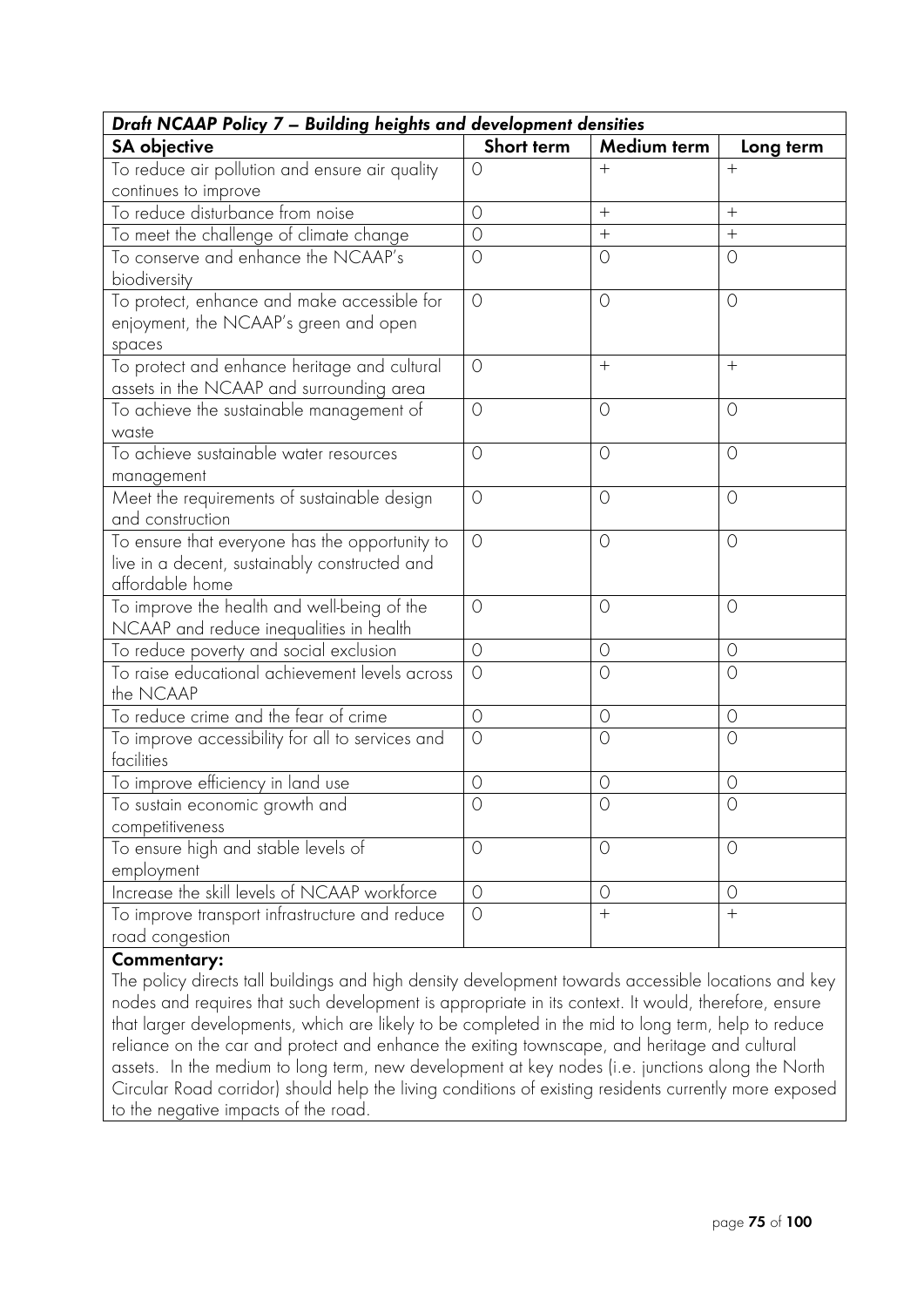| *Draft NCAAP Policy 7 – Building heights and development densities* | | | |
|---|---|---|---|
| **SA objective** | **Short term** | **Medium term** | **Long term** |
| To reduce air pollution and ensure air quality continues to improve | 0 | + | + |
| To reduce disturbance from noise | 0 | + | + |
| To meet the challenge of climate change | 0 | + | + |
| To conserve and enhance the NCAAP's biodiversity | 0 | 0 | 0 |
| To protect, enhance and make accessible for enjoyment, the NCAAP's green and open spaces | 0 | 0 | 0 |
| To protect and enhance heritage and cultural assets in the NCAAP and surrounding area | 0 | + | + |
| To achieve the sustainable management of waste | 0 | 0 | 0 |
| To achieve sustainable water resources management | 0 | 0 | 0 |
| Meet the requirements of sustainable design and construction | 0 | 0 | 0 |
| To ensure that everyone has the opportunity to live in a decent, sustainably constructed and affordable home | 0 | 0 | 0 |
| To improve the health and well-being of the NCAAP and reduce inequalities in health | 0 | 0 | 0 |
| To reduce poverty and social exclusion | 0 | 0 | 0 |
| To raise educational achievement levels across the NCAAP | 0 | 0 | 0 |
| To reduce crime and the fear of crime | 0 | 0 | 0 |
| To improve accessibility for all to services and facilities | 0 | 0 | 0 |
| To improve efficiency in land use | 0 | 0 | 0 |
| To sustain economic growth and competitiveness | 0 | 0 | 0 |
| To ensure high and stable levels of employment | 0 | 0 | 0 |
| Increase the skill levels of NCAAP workforce | 0 | 0 | 0 |
| To improve transport infrastructure and reduce road congestion | 0 | + | + |

**Commentary:**

The policy directs tall buildings and high density development towards accessible locations and key nodes and requires that such development is appropriate in its context. It would, therefore, ensure that larger developments, which are likely to be completed in the mid to long term, help to reduce reliance on the car and protect and enhance the exiting townscape, and heritage and cultural assets. In the medium to long term, new development at key nodes (i.e. junctions along the North Circular Road corridor) should help the living conditions of existing residents currently more exposed to the negative impacts of the road.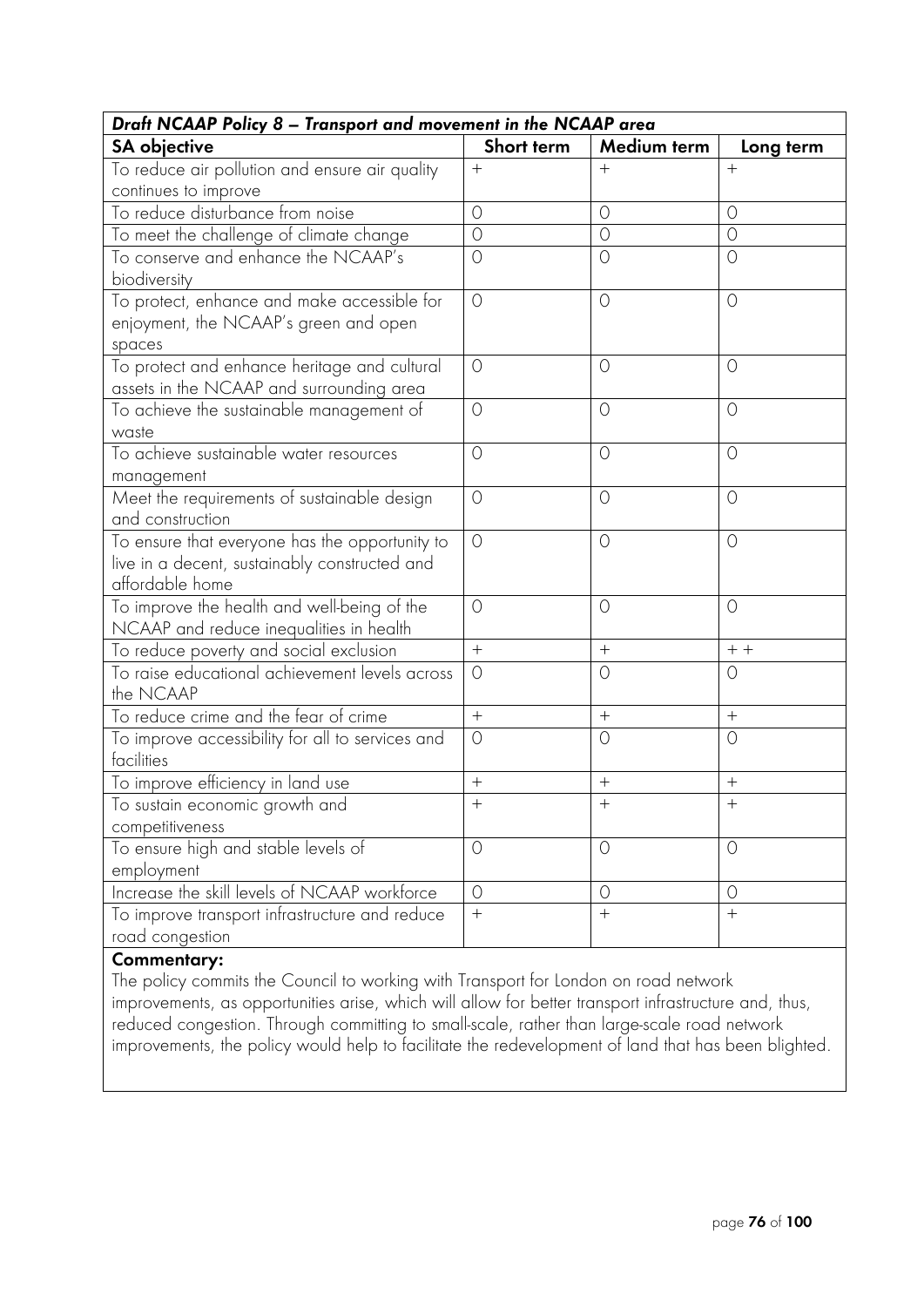| *Draft NCAAP Policy 8 – Transport and movement in the NCAAP area* | | | |
|---|---|---|---|
| **SA objective** | **Short term** | **Medium term** | **Long term** |
| To reduce air pollution and ensure air quality continues to improve | + | + | + |
| To reduce disturbance from noise | 0 | 0 | 0 |
| To meet the challenge of climate change | 0 | 0 | 0 |
| To conserve and enhance the NCAAP's biodiversity | 0 | 0 | 0 |
| To protect, enhance and make accessible for enjoyment, the NCAAP's green and open spaces | 0 | 0 | 0 |
| To protect and enhance heritage and cultural assets in the NCAAP and surrounding area | 0 | 0 | 0 |
| To achieve the sustainable management of waste | 0 | 0 | 0 |
| To achieve sustainable water resources management | 0 | 0 | 0 |
| Meet the requirements of sustainable design and construction | 0 | 0 | 0 |
| To ensure that everyone has the opportunity to live in a decent, sustainably constructed and affordable home | 0 | 0 | 0 |
| To improve the health and well-being of the NCAAP and reduce inequalities in health | 0 | 0 | 0 |
| To reduce poverty and social exclusion | + | + | + + |
| To raise educational achievement levels across the NCAAP | 0 | 0 | 0 |
| To reduce crime and the fear of crime | + | + | + |
| To improve accessibility for all to services and facilities | 0 | 0 | 0 |
| To improve efficiency in land use | + | + | + |
| To sustain economic growth and competitiveness | + | + | + |
| To ensure high and stable levels of employment | 0 | 0 | 0 |
| Increase the skill levels of NCAAP workforce | 0 | 0 | 0 |
| To improve transport infrastructure and reduce road congestion | + | + | + |

**Commentary:**

The policy commits the Council to working with Transport for London on road network improvements, as opportunities arise, which will allow for better transport infrastructure and, thus, reduced congestion. Through committing to small-scale, rather than large-scale road network improvements, the policy would help to facilitate the redevelopment of land that has been blighted.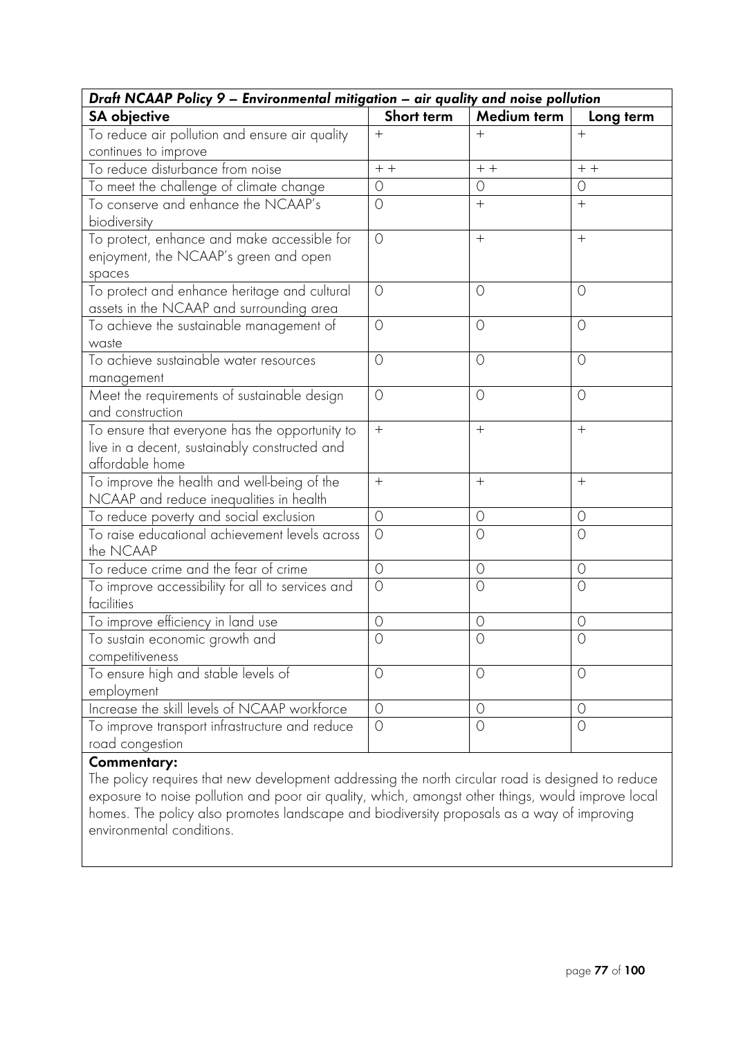| *Draft NCAAP Policy 9 – Environmental mitigation – air quality and noise pollution* | | | |
|---|---|---|---|
| **SA objective** | **Short term** | **Medium term** | **Long term** |
| To reduce air pollution and ensure air quality continues to improve | + | + | + |
| To reduce disturbance from noise | + + | + + | + + |
| To meet the challenge of climate change | 0 | 0 | 0 |
| To conserve and enhance the NCAAP's biodiversity | 0 | + | + |
| To protect, enhance and make accessible for enjoyment, the NCAAP's green and open spaces | 0 | + | + |
| To protect and enhance heritage and cultural assets in the NCAAP and surrounding area | 0 | 0 | 0 |
| To achieve the sustainable management of waste | 0 | 0 | 0 |
| To achieve sustainable water resources management | 0 | 0 | 0 |
| Meet the requirements of sustainable design and construction | 0 | 0 | 0 |
| To ensure that everyone has the opportunity to live in a decent, sustainably constructed and affordable home | + | + | + |
| To improve the health and well-being of the NCAAP and reduce inequalities in health | + | + | + |
| To reduce poverty and social exclusion | 0 | 0 | 0 |
| To raise educational achievement levels across the NCAAP | 0 | 0 | 0 |
| To reduce crime and the fear of crime | 0 | 0 | 0 |
| To improve accessibility for all to services and facilities | 0 | 0 | 0 |
| To improve efficiency in land use | 0 | 0 | 0 |
| To sustain economic growth and competitiveness | 0 | 0 | 0 |
| To ensure high and stable levels of employment | 0 | 0 | 0 |
| Increase the skill levels of NCAAP workforce | 0 | 0 | 0 |
| To improve transport infrastructure and reduce road congestion | 0 | 0 | 0 |

**Commentary:**

The policy requires that new development addressing the north circular road is designed to reduce exposure to noise pollution and poor air quality, which, amongst other things, would improve local homes. The policy also promotes landscape and biodiversity proposals as a way of improving environmental conditions.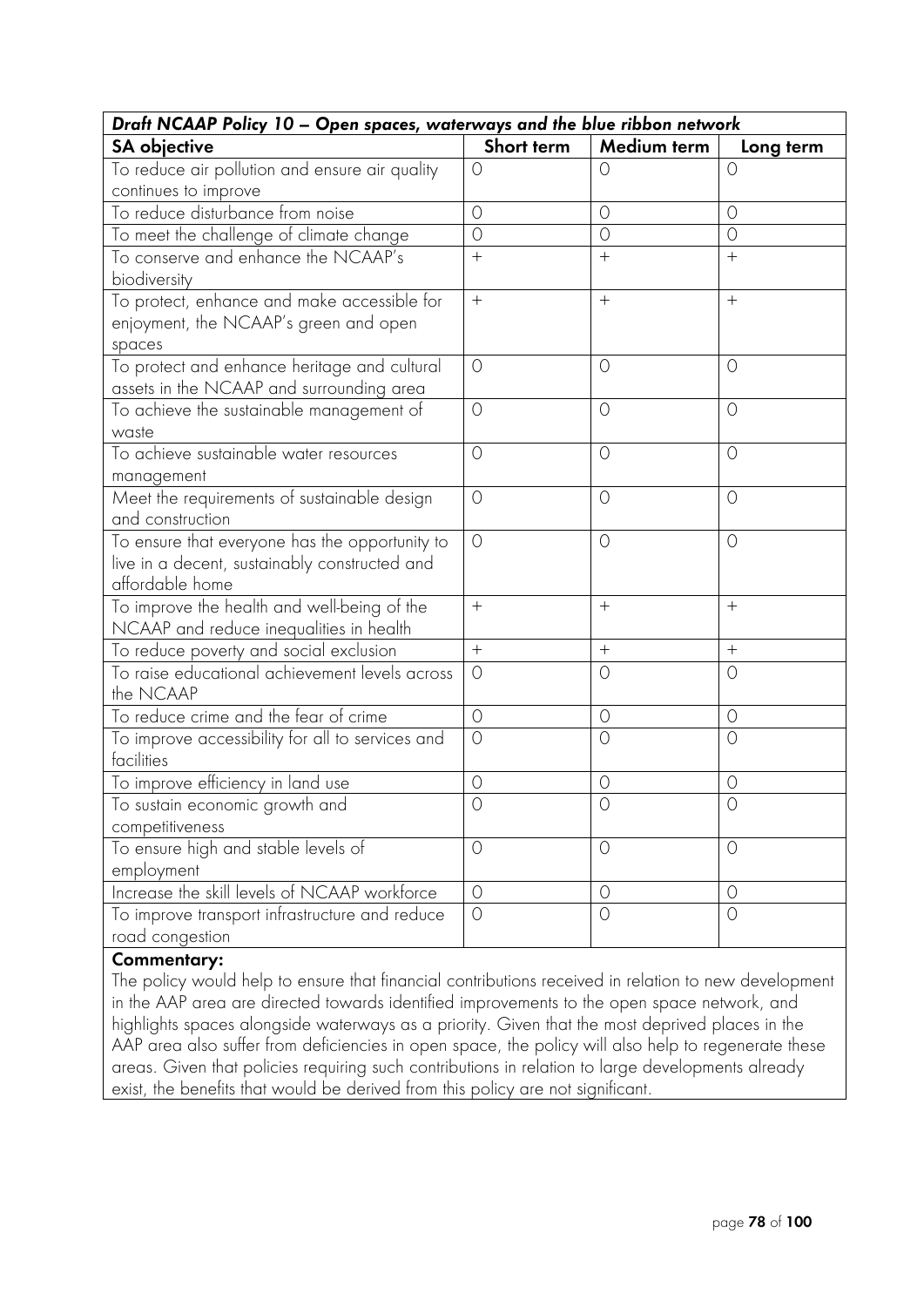| *Draft NCAAP Policy 10 – Open spaces, waterways and the blue ribbon network* | | | |
|---|---|---|---|
| **SA objective** | **Short term** | **Medium term** | **Long term** |
| To reduce air pollution and ensure air quality continues to improve | 0 | 0 | 0 |
| To reduce disturbance from noise | 0 | 0 | 0 |
| To meet the challenge of climate change | 0 | 0 | 0 |
| To conserve and enhance the NCAAP's biodiversity | + | + | + |
| To protect, enhance and make accessible for enjoyment, the NCAAP's green and open spaces | + | + | + |
| To protect and enhance heritage and cultural assets in the NCAAP and surrounding area | 0 | 0 | 0 |
| To achieve the sustainable management of waste | 0 | 0 | 0 |
| To achieve sustainable water resources management | 0 | 0 | 0 |
| Meet the requirements of sustainable design and construction | 0 | 0 | 0 |
| To ensure that everyone has the opportunity to live in a decent, sustainably constructed and affordable home | 0 | 0 | 0 |
| To improve the health and well-being of the NCAAP and reduce inequalities in health | + | + | + |
| To reduce poverty and social exclusion | + | + | + |
| To raise educational achievement levels across the NCAAP | 0 | 0 | 0 |
| To reduce crime and the fear of crime | 0 | 0 | 0 |
| To improve accessibility for all to services and facilities | 0 | 0 | 0 |
| To improve efficiency in land use | 0 | 0 | 0 |
| To sustain economic growth and competitiveness | 0 | 0 | 0 |
| To ensure high and stable levels of employment | 0 | 0 | 0 |
| Increase the skill levels of NCAAP workforce | 0 | 0 | 0 |
| To improve transport infrastructure and reduce road congestion | 0 | 0 | 0 |

**Commentary:**

The policy would help to ensure that financial contributions received in relation to new development in the AAP area are directed towards identified improvements to the open space network, and highlights spaces alongside waterways as a priority. Given that the most deprived places in the AAP area also suffer from deficiencies in open space, the policy will also help to regenerate these areas. Given that policies requiring such contributions in relation to large developments already exist, the benefits that would be derived from this policy are not significant.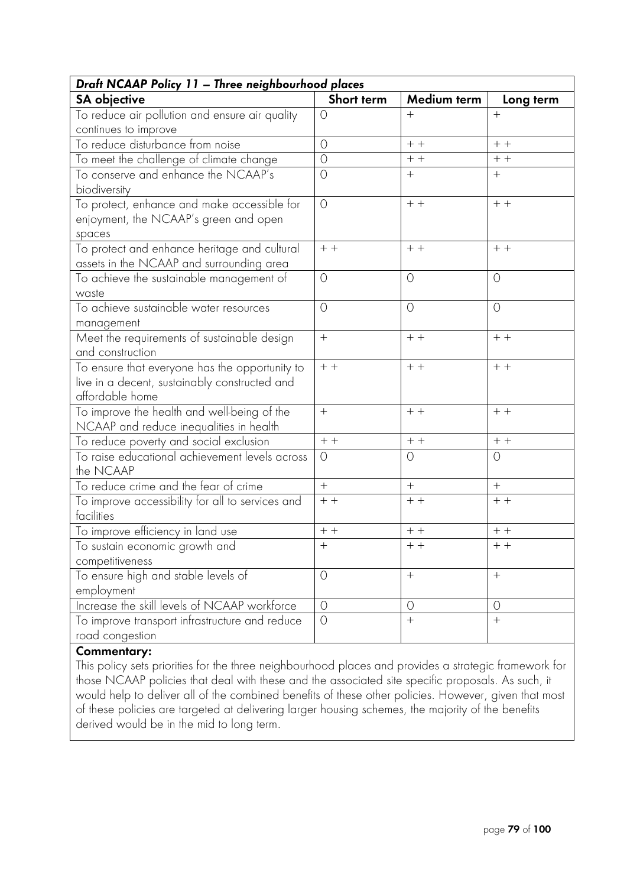| *Draft NCAAP Policy 11 – Three neighbourhood places* | | | |
|---|---|---|---|
| **SA objective** | **Short term** | **Medium term** | **Long term** |
| To reduce air pollution and ensure air quality continues to improve | 0 | + | + |
| To reduce disturbance from noise | 0 | + + | + + |
| To meet the challenge of climate change | 0 | + + | + + |
| To conserve and enhance the NCAAP's biodiversity | 0 | + | + |
| To protect, enhance and make accessible for enjoyment, the NCAAP's green and open spaces | 0 | + + | + + |
| To protect and enhance heritage and cultural assets in the NCAAP and surrounding area | + + | + + | + + |
| To achieve the sustainable management of waste | 0 | 0 | 0 |
| To achieve sustainable water resources management | 0 | 0 | 0 |
| Meet the requirements of sustainable design and construction | + | + + | + + |
| To ensure that everyone has the opportunity to live in a decent, sustainably constructed and affordable home | + + | + + | + + |
| To improve the health and well-being of the NCAAP and reduce inequalities in health | + | + + | + + |
| To reduce poverty and social exclusion | + + | + + | + + |
| To raise educational achievement levels across the NCAAP | 0 | 0 | 0 |
| To reduce crime and the fear of crime | + | + | + |
| To improve accessibility for all to services and facilities | + + | + + | + + |
| To improve efficiency in land use | + + | + + | + + |
| To sustain economic growth and competitiveness | + | + + | + + |
| To ensure high and stable levels of employment | 0 | + | + |
| Increase the skill levels of NCAAP workforce | 0 | 0 | 0 |
| To improve transport infrastructure and reduce road congestion | 0 | + | + |

**Commentary:**

This policy sets priorities for the three neighbourhood places and provides a strategic framework for those NCAAP policies that deal with these and the associated site specific proposals. As such, it would help to deliver all of the combined benefits of these other policies. However, given that most of these policies are targeted at delivering larger housing schemes, the majority of the benefits derived would be in the mid to long term.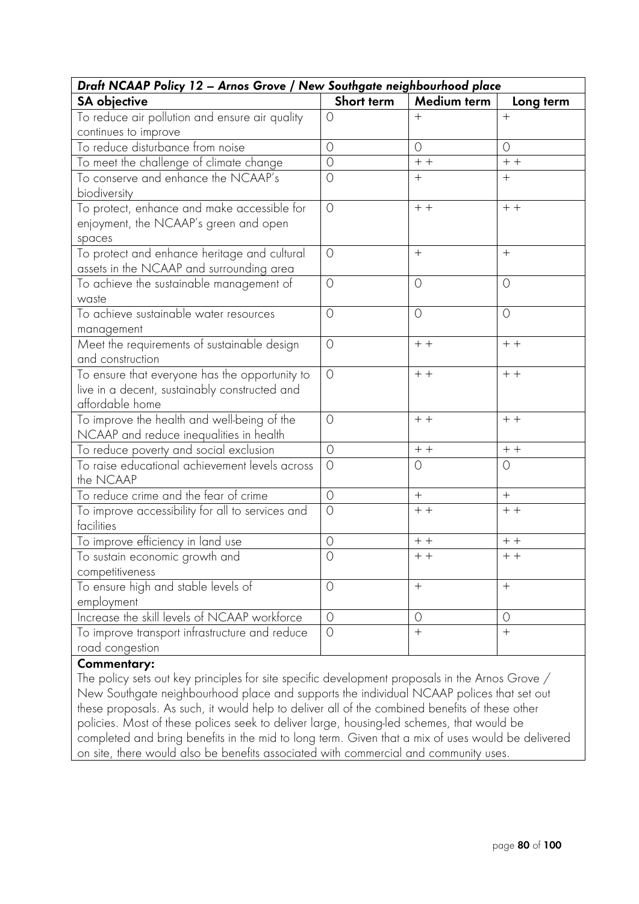| *Draft NCAAP Policy 12 – Arnos Grove / New Southgate neighbourhood place* | | | |
|---|---|---|---|
| **SA objective** | **Short term** | **Medium term** | **Long term** |
| To reduce air pollution and ensure air quality continues to improve | 0 | + | + |
| To reduce disturbance from noise | 0 | 0 | 0 |
| To meet the challenge of climate change | 0 | + + | + + |
| To conserve and enhance the NCAAP's biodiversity | 0 | + | + |
| To protect, enhance and make accessible for enjoyment, the NCAAP's green and open spaces | 0 | + + | + + |
| To protect and enhance heritage and cultural assets in the NCAAP and surrounding area | 0 | + | + |
| To achieve the sustainable management of waste | 0 | 0 | 0 |
| To achieve sustainable water resources management | 0 | 0 | 0 |
| Meet the requirements of sustainable design and construction | 0 | + + | + + |
| To ensure that everyone has the opportunity to live in a decent, sustainably constructed and affordable home | 0 | + + | + + |
| To improve the health and well-being of the NCAAP and reduce inequalities in health | 0 | + + | + + |
| To reduce poverty and social exclusion | 0 | + + | + + |
| To raise educational achievement levels across the NCAAP | 0 | 0 | 0 |
| To reduce crime and the fear of crime | 0 | + | + |
| To improve accessibility for all to services and facilities | 0 | + + | + + |
| To improve efficiency in land use | 0 | + + | + + |
| To sustain economic growth and competitiveness | 0 | + + | + + |
| To ensure high and stable levels of employment | 0 | + | + |
| Increase the skill levels of NCAAP workforce | 0 | 0 | 0 |
| To improve transport infrastructure and reduce road congestion | 0 | + | + |

**Commentary:**

The policy sets out key principles for site specific development proposals in the Arnos Grove / New Southgate neighbourhood place and supports the individual NCAAP polices that set out these proposals. As such, it would help to deliver all of the combined benefits of these other policies. Most of these polices seek to deliver large, housing-led schemes, that would be completed and bring benefits in the mid to long term. Given that a mix of uses would be delivered on site, there would also be benefits associated with commercial and community uses.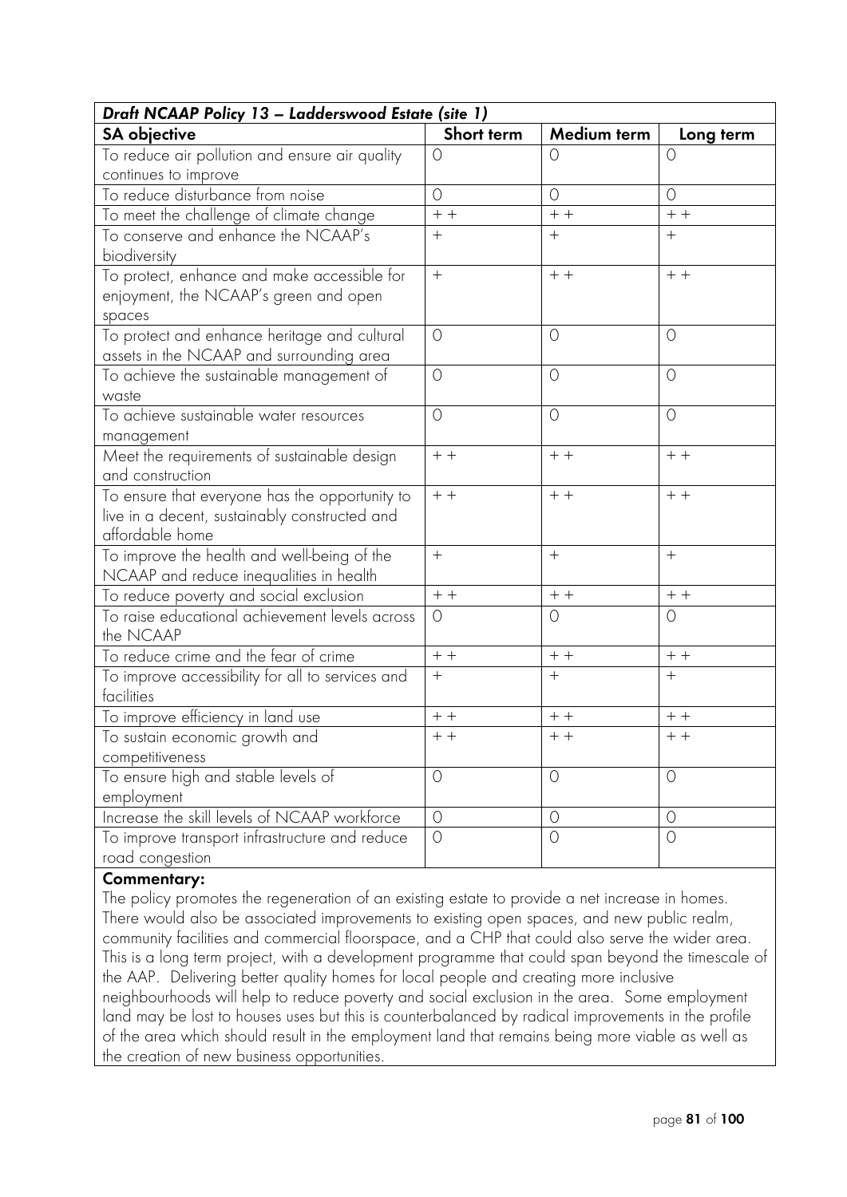| ***Draft NCAAP Policy 13 – Ladderswood Estate (site 1)*** | | | |
|---|---|---|---|
| **SA objective** | **Short term** | **Medium term** | **Long term** |
| To reduce air pollution and ensure air quality continues to improve | 0 | 0 | 0 |
| To reduce disturbance from noise | 0 | 0 | 0 |
| To meet the challenge of climate change | + + | + + | + + |
| To conserve and enhance the NCAAP's biodiversity | + | + | + |
| To protect, enhance and make accessible for enjoyment, the NCAAP's green and open spaces | + | + + | + + |
| To protect and enhance heritage and cultural assets in the NCAAP and surrounding area | 0 | 0 | 0 |
| To achieve the sustainable management of waste | 0 | 0 | 0 |
| To achieve sustainable water resources management | 0 | 0 | 0 |
| Meet the requirements of sustainable design and construction | + + | + + | + + |
| To ensure that everyone has the opportunity to live in a decent, sustainably constructed and affordable home | + + | + + | + + |
| To improve the health and well-being of the NCAAP and reduce inequalities in health | + | + | + |
| To reduce poverty and social exclusion | + + | + + | + + |
| To raise educational achievement levels across the NCAAP | 0 | 0 | 0 |
| To reduce crime and the fear of crime | + + | + + | + + |
| To improve accessibility for all to services and facilities | + | + | + |
| To improve efficiency in land use | + + | + + | + + |
| To sustain economic growth and competitiveness | + + | + + | + + |
| To ensure high and stable levels of employment | 0 | 0 | 0 |
| Increase the skill levels of NCAAP workforce | 0 | 0 | 0 |
| To improve transport infrastructure and reduce road congestion | 0 | 0 | 0 |

**Commentary:**

The policy promotes the regeneration of an existing estate to provide a net increase in homes. There would also be associated improvements to existing open spaces, and new public realm, community facilities and commercial floorspace, and a CHP that could also serve the wider area. This is a long term project, with a development programme that could span beyond the timescale of the AAP. Delivering better quality homes for local people and creating more inclusive neighbourhoods will help to reduce poverty and social exclusion in the area. Some employment land may be lost to houses uses but this is counterbalanced by radical improvements in the profile of the area which should result in the employment land that remains being more viable as well as the creation of new business opportunities.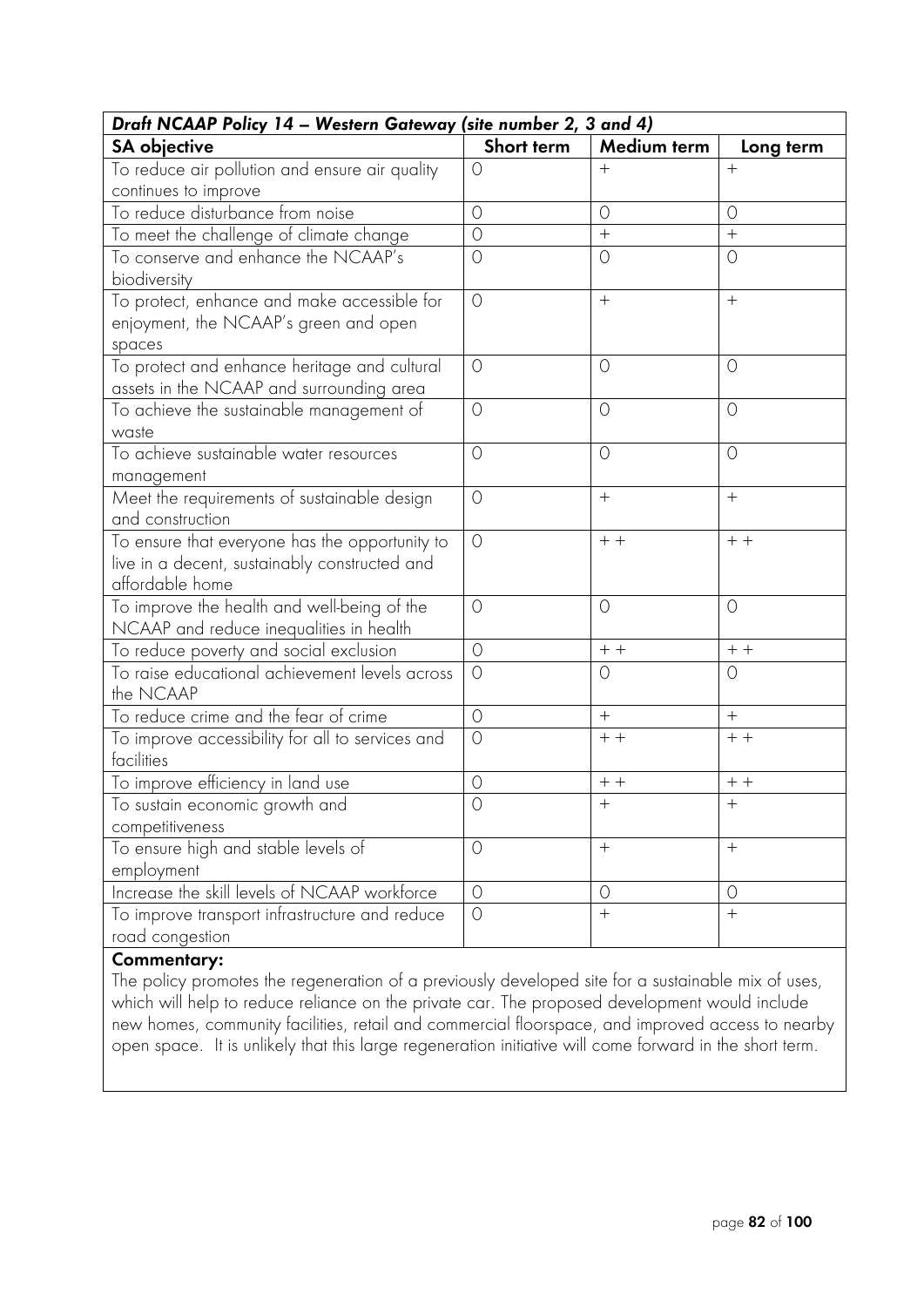| *Draft NCAAP Policy 14 – Western Gateway (site number 2, 3 and 4)* | | | |
|---|---|---|---|
| **SA objective** | **Short term** | **Medium term** | **Long term** |
| To reduce air pollution and ensure air quality continues to improve | 0 | + | + |
| To reduce disturbance from noise | 0 | 0 | 0 |
| To meet the challenge of climate change | 0 | + | + |
| To conserve and enhance the NCAAP's biodiversity | 0 | 0 | 0 |
| To protect, enhance and make accessible for enjoyment, the NCAAP's green and open spaces | 0 | + | + |
| To protect and enhance heritage and cultural assets in the NCAAP and surrounding area | 0 | 0 | 0 |
| To achieve the sustainable management of waste | 0 | 0 | 0 |
| To achieve sustainable water resources management | 0 | 0 | 0 |
| Meet the requirements of sustainable design and construction | 0 | + | + |
| To ensure that everyone has the opportunity to live in a decent, sustainably constructed and affordable home | 0 | + + | + + |
| To improve the health and well-being of the NCAAP and reduce inequalities in health | 0 | 0 | 0 |
| To reduce poverty and social exclusion | 0 | + + | + + |
| To raise educational achievement levels across the NCAAP | 0 | 0 | 0 |
| To reduce crime and the fear of crime | 0 | + | + |
| To improve accessibility for all to services and facilities | 0 | + + | + + |
| To improve efficiency in land use | 0 | + + | + + |
| To sustain economic growth and competitiveness | 0 | + | + |
| To ensure high and stable levels of employment | 0 | + | + |
| Increase the skill levels of NCAAP workforce | 0 | 0 | 0 |
| To improve transport infrastructure and reduce road congestion | 0 | + | + |

**Commentary:**

The policy promotes the regeneration of a previously developed site for a sustainable mix of uses, which will help to reduce reliance on the private car. The proposed development would include new homes, community facilities, retail and commercial floorspace, and improved access to nearby open space. It is unlikely that this large regeneration initiative will come forward in the short term.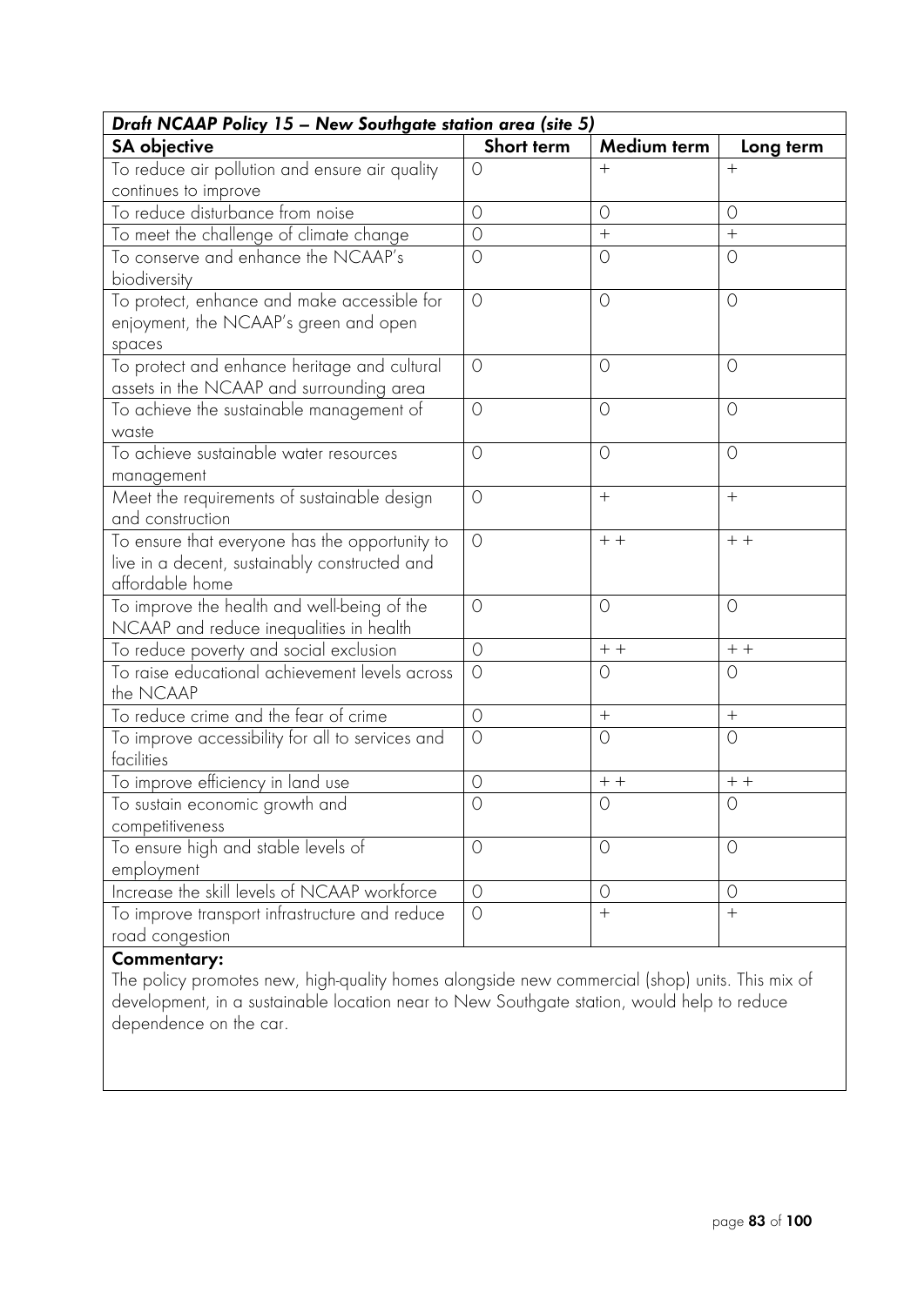| *Draft NCAAP Policy 15 – New Southgate station area (site 5)* | | | |
|---|---|---|---|
| **SA objective** | **Short term** | **Medium term** | **Long term** |
| To reduce air pollution and ensure air quality continues to improve | 0 | + | + |
| To reduce disturbance from noise | 0 | 0 | 0 |
| To meet the challenge of climate change | 0 | + | + |
| To conserve and enhance the NCAAP's biodiversity | 0 | 0 | 0 |
| To protect, enhance and make accessible for enjoyment, the NCAAP's green and open spaces | 0 | 0 | 0 |
| To protect and enhance heritage and cultural assets in the NCAAP and surrounding area | 0 | 0 | 0 |
| To achieve the sustainable management of waste | 0 | 0 | 0 |
| To achieve sustainable water resources management | 0 | 0 | 0 |
| Meet the requirements of sustainable design and construction | 0 | + | + |
| To ensure that everyone has the opportunity to live in a decent, sustainably constructed and affordable home | 0 | + + | + + |
| To improve the health and well-being of the NCAAP and reduce inequalities in health | 0 | 0 | 0 |
| To reduce poverty and social exclusion | 0 | + + | + + |
| To raise educational achievement levels across the NCAAP | 0 | 0 | 0 |
| To reduce crime and the fear of crime | 0 | + | + |
| To improve accessibility for all to services and facilities | 0 | 0 | 0 |
| To improve efficiency in land use | 0 | + + | + + |
| To sustain economic growth and competitiveness | 0 | 0 | 0 |
| To ensure high and stable levels of employment | 0 | 0 | 0 |
| Increase the skill levels of NCAAP workforce | 0 | 0 | 0 |
| To improve transport infrastructure and reduce road congestion | 0 | + | + |

**Commentary:**

The policy promotes new, high-quality homes alongside new commercial (shop) units. This mix of development, in a sustainable location near to New Southgate station, would help to reduce dependence on the car.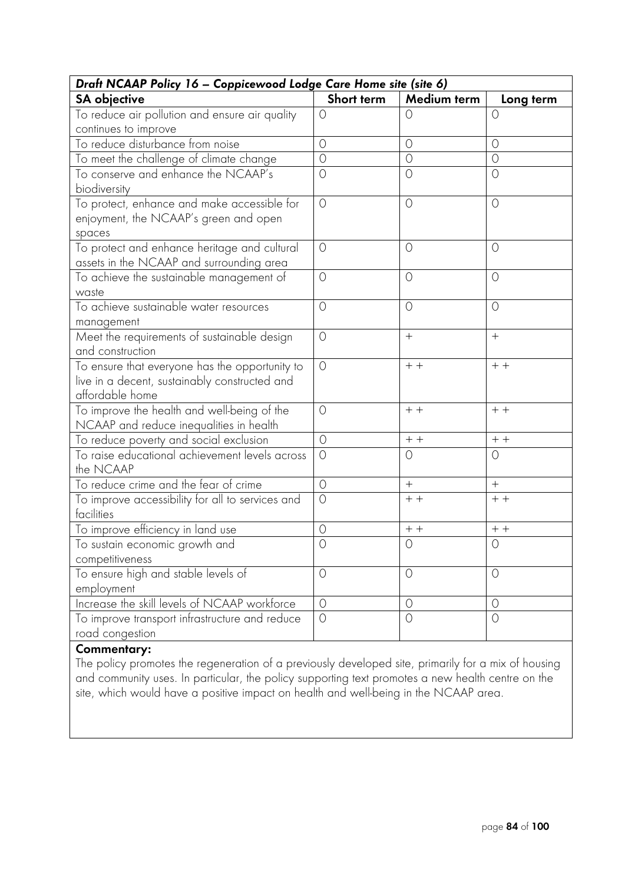| *Draft NCAAP Policy 16 – Coppicewood Lodge Care Home site (site 6)* | | | |
|---|---|---|---|
| **SA objective** | **Short term** | **Medium term** | **Long term** |
| To reduce air pollution and ensure air quality continues to improve | 0 | 0 | 0 |
| To reduce disturbance from noise | 0 | 0 | 0 |
| To meet the challenge of climate change | 0 | 0 | 0 |
| To conserve and enhance the NCAAP's biodiversity | 0 | 0 | 0 |
| To protect, enhance and make accessible for enjoyment, the NCAAP's green and open spaces | 0 | 0 | 0 |
| To protect and enhance heritage and cultural assets in the NCAAP and surrounding area | 0 | 0 | 0 |
| To achieve the sustainable management of waste | 0 | 0 | 0 |
| To achieve sustainable water resources management | 0 | 0 | 0 |
| Meet the requirements of sustainable design and construction | 0 | + | + |
| To ensure that everyone has the opportunity to live in a decent, sustainably constructed and affordable home | 0 | + + | + + |
| To improve the health and well-being of the NCAAP and reduce inequalities in health | 0 | + + | + + |
| To reduce poverty and social exclusion | 0 | + + | + + |
| To raise educational achievement levels across the NCAAP | 0 | 0 | 0 |
| To reduce crime and the fear of crime | 0 | + | + |
| To improve accessibility for all to services and facilities | 0 | + + | + + |
| To improve efficiency in land use | 0 | + + | + + |
| To sustain economic growth and competitiveness | 0 | 0 | 0 |
| To ensure high and stable levels of employment | 0 | 0 | 0 |
| Increase the skill levels of NCAAP workforce | 0 | 0 | 0 |
| To improve transport infrastructure and reduce road congestion | 0 | 0 | 0 |

**Commentary:**

The policy promotes the regeneration of a previously developed site, primarily for a mix of housing and community uses. In particular, the policy supporting text promotes a new health centre on the site, which would have a positive impact on health and well-being in the NCAAP area.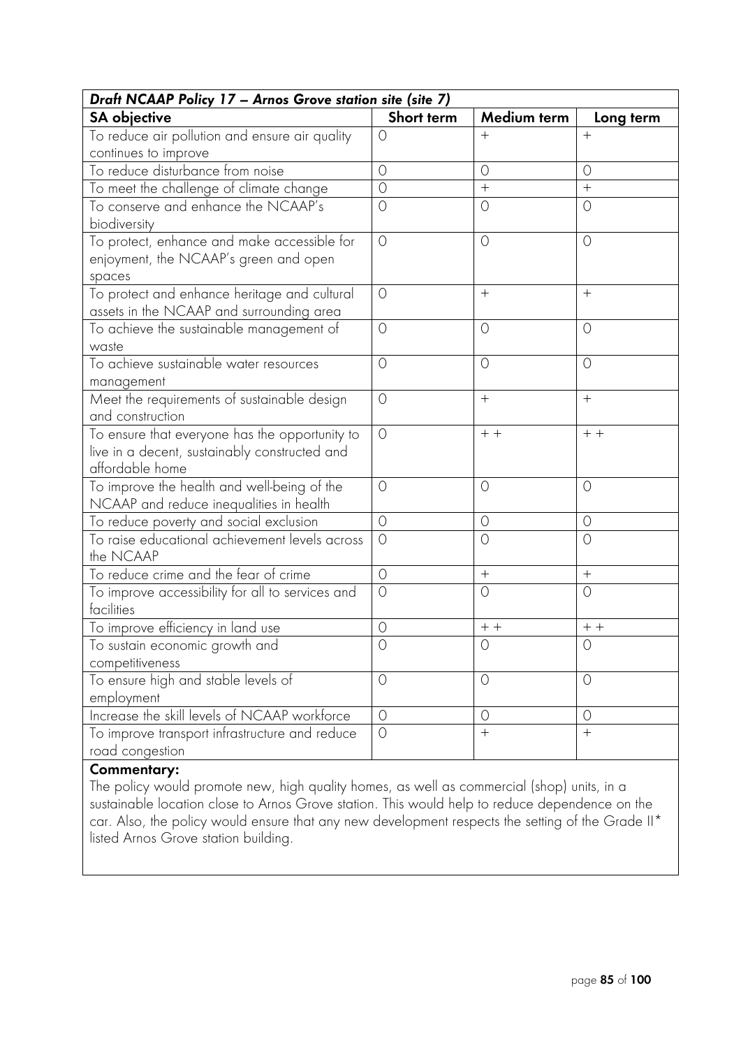| *Draft NCAAP Policy 17 – Arnos Grove station site (site 7)* | | | |
|---|---|---|---|
| **SA objective** | **Short term** | **Medium term** | **Long term** |
| To reduce air pollution and ensure air quality continues to improve | 0 | + | + |
| To reduce disturbance from noise | 0 | 0 | 0 |
| To meet the challenge of climate change | 0 | + | + |
| To conserve and enhance the NCAAP's biodiversity | 0 | 0 | 0 |
| To protect, enhance and make accessible for enjoyment, the NCAAP's green and open spaces | 0 | 0 | 0 |
| To protect and enhance heritage and cultural assets in the NCAAP and surrounding area | 0 | + | + |
| To achieve the sustainable management of waste | 0 | 0 | 0 |
| To achieve sustainable water resources management | 0 | 0 | 0 |
| Meet the requirements of sustainable design and construction | 0 | + | + |
| To ensure that everyone has the opportunity to live in a decent, sustainably constructed and affordable home | 0 | + + | + + |
| To improve the health and well-being of the NCAAP and reduce inequalities in health | 0 | 0 | 0 |
| To reduce poverty and social exclusion | 0 | 0 | 0 |
| To raise educational achievement levels across the NCAAP | 0 | 0 | 0 |
| To reduce crime and the fear of crime | 0 | + | + |
| To improve accessibility for all to services and facilities | 0 | 0 | 0 |
| To improve efficiency in land use | 0 | + + | + + |
| To sustain economic growth and competitiveness | 0 | 0 | 0 |
| To ensure high and stable levels of employment | 0 | 0 | 0 |
| Increase the skill levels of NCAAP workforce | 0 | 0 | 0 |
| To improve transport infrastructure and reduce road congestion | 0 | + | + |

**Commentary:**

The policy would promote new, high quality homes, as well as commercial (shop) units, in a sustainable location close to Arnos Grove station. This would help to reduce dependence on the car. Also, the policy would ensure that any new development respects the setting of the Grade II* listed Arnos Grove station building.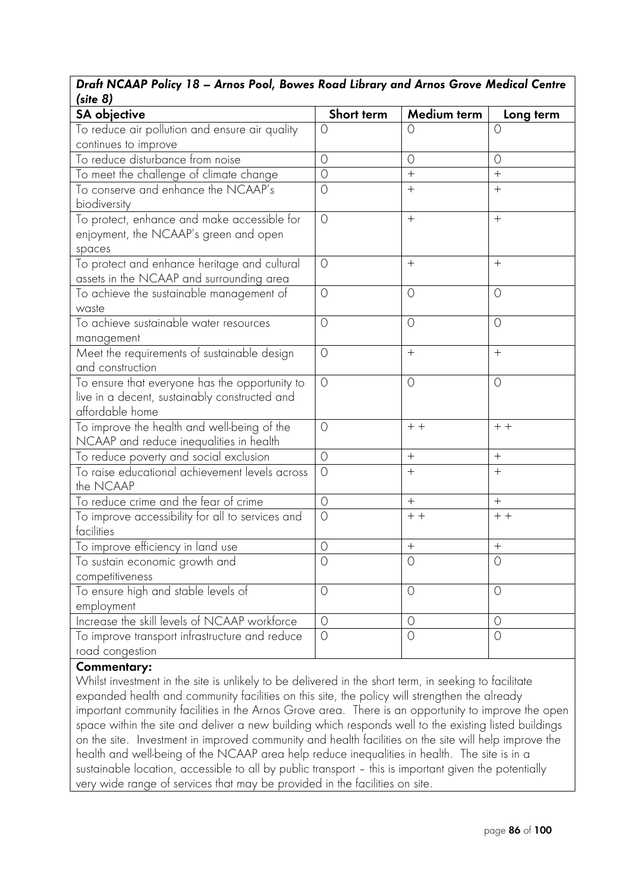| *Draft NCAAP Policy 18 – Arnos Pool, Bowes Road Library and Arnos Grove Medical Centre (site 8)* | | | |
|---|---|---|---|
| **SA objective** | **Short term** | **Medium term** | **Long term** |
| To reduce air pollution and ensure air quality continues to improve | 0 | 0 | 0 |
| To reduce disturbance from noise | 0 | 0 | 0 |
| To meet the challenge of climate change | 0 | + | + |
| To conserve and enhance the NCAAP's biodiversity | 0 | + | + |
| To protect, enhance and make accessible for enjoyment, the NCAAP's green and open spaces | 0 | + | + |
| To protect and enhance heritage and cultural assets in the NCAAP and surrounding area | 0 | + | + |
| To achieve the sustainable management of waste | 0 | 0 | 0 |
| To achieve sustainable water resources management | 0 | 0 | 0 |
| Meet the requirements of sustainable design and construction | 0 | + | + |
| To ensure that everyone has the opportunity to live in a decent, sustainably constructed and affordable home | 0 | 0 | 0 |
| To improve the health and well-being of the NCAAP and reduce inequalities in health | 0 | + + | + + |
| To reduce poverty and social exclusion | 0 | + | + |
| To raise educational achievement levels across the NCAAP | 0 | + | + |
| To reduce crime and the fear of crime | 0 | + | + |
| To improve accessibility for all to services and facilities | 0 | + + | + + |
| To improve efficiency in land use | 0 | + | + |
| To sustain economic growth and competitiveness | 0 | 0 | 0 |
| To ensure high and stable levels of employment | 0 | 0 | 0 |
| Increase the skill levels of NCAAP workforce | 0 | 0 | 0 |
| To improve transport infrastructure and reduce road congestion | 0 | 0 | 0 |

**Commentary:**

Whilst investment in the site is unlikely to be delivered in the short term, in seeking to facilitate expanded health and community facilities on this site, the policy will strengthen the already important community facilities in the Arnos Grove area. There is an opportunity to improve the open space within the site and deliver a new building which responds well to the existing listed buildings on the site. Investment in improved community and health facilities on the site will help improve the health and well-being of the NCAAP area help reduce inequalities in health. The site is in a sustainable location, accessible to all by public transport – this is important given the potentially very wide range of services that may be provided in the facilities on site.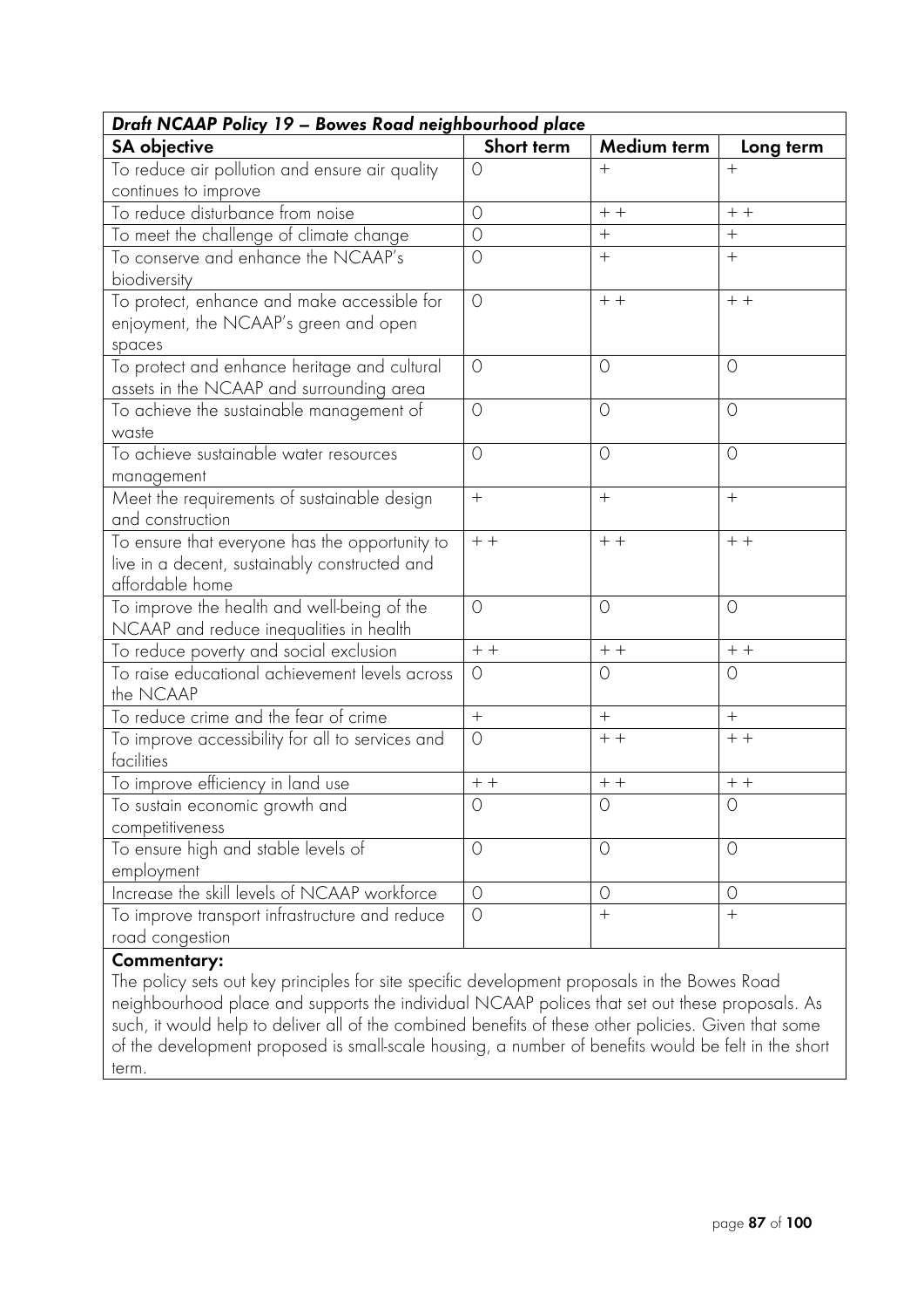| *Draft NCAAP Policy 19 – Bowes Road neighbourhood place* | | | |
|---|---|---|---|
| **SA objective** | **Short term** | **Medium term** | **Long term** |
| To reduce air pollution and ensure air quality continues to improve | 0 | + | + |
| To reduce disturbance from noise | 0 | + + | + + |
| To meet the challenge of climate change | 0 | + | + |
| To conserve and enhance the NCAAP's biodiversity | 0 | + | + |
| To protect, enhance and make accessible for enjoyment, the NCAAP's green and open spaces | 0 | + + | + + |
| To protect and enhance heritage and cultural assets in the NCAAP and surrounding area | 0 | 0 | 0 |
| To achieve the sustainable management of waste | 0 | 0 | 0 |
| To achieve sustainable water resources management | 0 | 0 | 0 |
| Meet the requirements of sustainable design and construction | + | + | + |
| To ensure that everyone has the opportunity to live in a decent, sustainably constructed and affordable home | + + | + + | + + |
| To improve the health and well-being of the NCAAP and reduce inequalities in health | 0 | 0 | 0 |
| To reduce poverty and social exclusion | + + | + + | + + |
| To raise educational achievement levels across the NCAAP | 0 | 0 | 0 |
| To reduce crime and the fear of crime | + | + | + |
| To improve accessibility for all to services and facilities | 0 | + + | + + |
| To improve efficiency in land use | + + | + + | + + |
| To sustain economic growth and competitiveness | 0 | 0 | 0 |
| To ensure high and stable levels of employment | 0 | 0 | 0 |
| Increase the skill levels of NCAAP workforce | 0 | 0 | 0 |
| To improve transport infrastructure and reduce road congestion | 0 | + | + |

**Commentary:**

The policy sets out key principles for site specific development proposals in the Bowes Road neighbourhood place and supports the individual NCAAP polices that set out these proposals. As such, it would help to deliver all of the combined benefits of these other policies. Given that some of the development proposed is small-scale housing, a number of benefits would be felt in the short term.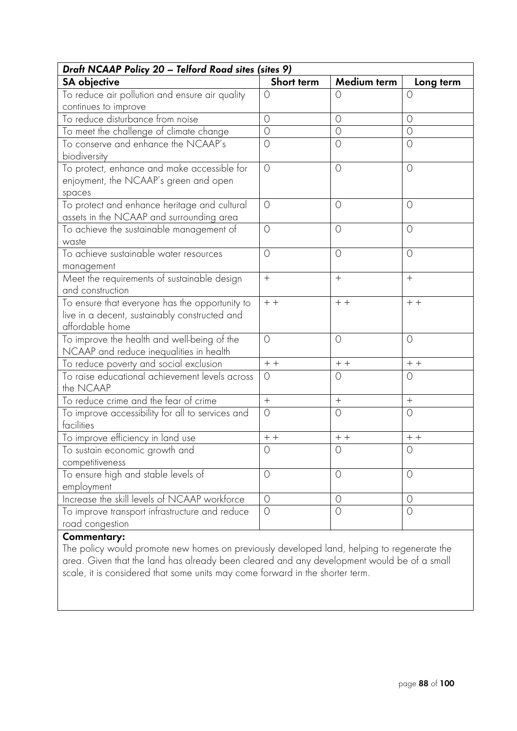| *Draft NCAAP Policy 20 – Telford Road sites (sites 9)* | | | |
|---|---|---|---|
| **SA objective** | **Short term** | **Medium term** | **Long term** |
| To reduce air pollution and ensure air quality continues to improve | 0 | 0 | 0 |
| To reduce disturbance from noise | 0 | 0 | 0 |
| To meet the challenge of climate change | 0 | 0 | 0 |
| To conserve and enhance the NCAAP's biodiversity | 0 | 0 | 0 |
| To protect, enhance and make accessible for enjoyment, the NCAAP's green and open spaces | 0 | 0 | 0 |
| To protect and enhance heritage and cultural assets in the NCAAP and surrounding area | 0 | 0 | 0 |
| To achieve the sustainable management of waste | 0 | 0 | 0 |
| To achieve sustainable water resources management | 0 | 0 | 0 |
| Meet the requirements of sustainable design and construction | + | + | + |
| To ensure that everyone has the opportunity to live in a decent, sustainably constructed and affordable home | + + | + + | + + |
| To improve the health and well-being of the NCAAP and reduce inequalities in health | 0 | 0 | 0 |
| To reduce poverty and social exclusion | + + | + + | + + |
| To raise educational achievement levels across the NCAAP | 0 | 0 | 0 |
| To reduce crime and the fear of crime | + | + | + |
| To improve accessibility for all to services and facilities | 0 | 0 | 0 |
| To improve efficiency in land use | + + | + + | + + |
| To sustain economic growth and competitiveness | 0 | 0 | 0 |
| To ensure high and stable levels of employment | 0 | 0 | 0 |
| Increase the skill levels of NCAAP workforce | 0 | 0 | 0 |
| To improve transport infrastructure and reduce road congestion | 0 | 0 | 0 |

**Commentary:**

The policy would promote new homes on previously developed land, helping to regenerate the area. Given that the land has already been cleared and any development would be of a small scale, it is considered that some units may come forward in the shorter term.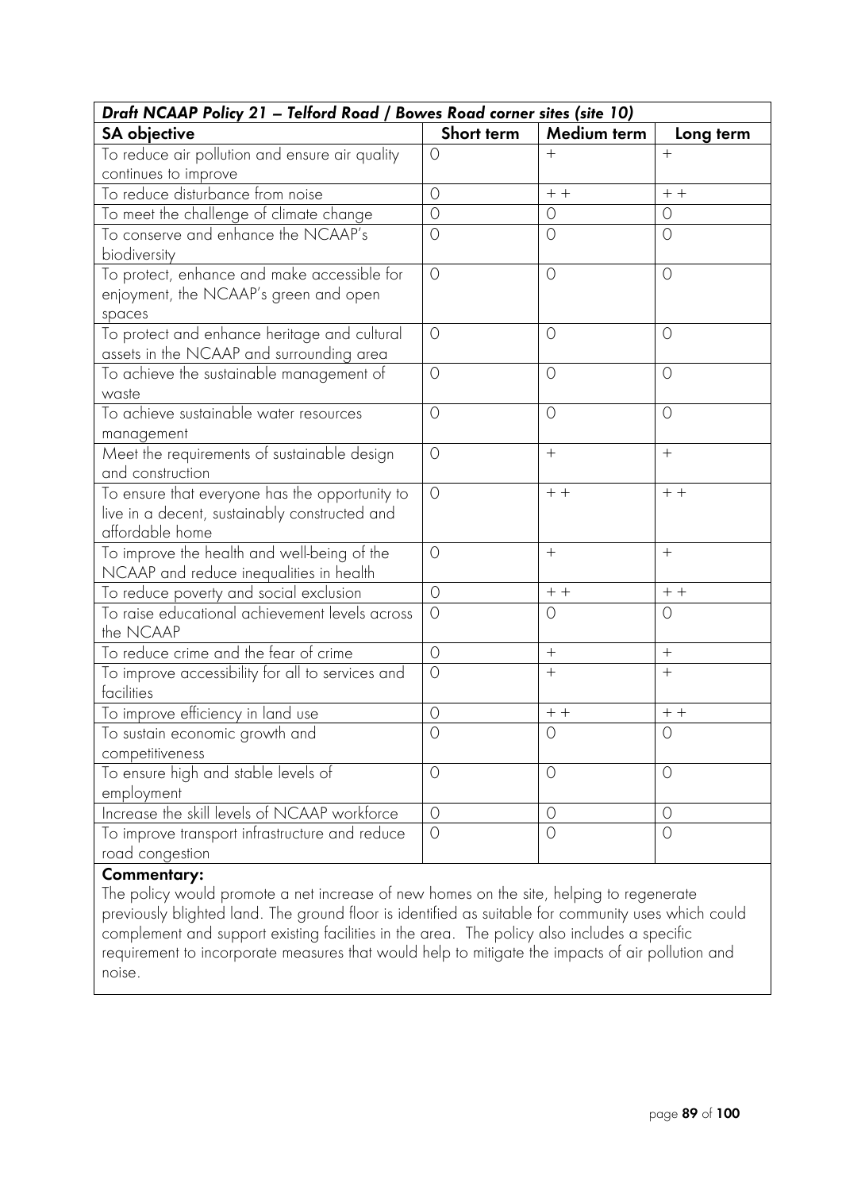| *Draft NCAAP Policy 21 – Telford Road / Bowes Road corner sites (site 10)* | | | |
|---|---|---|---|
| **SA objective** | **Short term** | **Medium term** | **Long term** |
| To reduce air pollution and ensure air quality continues to improve | 0 | + | + |
| To reduce disturbance from noise | 0 | + + | + + |
| To meet the challenge of climate change | 0 | 0 | 0 |
| To conserve and enhance the NCAAP's biodiversity | 0 | 0 | 0 |
| To protect, enhance and make accessible for enjoyment, the NCAAP's green and open spaces | 0 | 0 | 0 |
| To protect and enhance heritage and cultural assets in the NCAAP and surrounding area | 0 | 0 | 0 |
| To achieve the sustainable management of waste | 0 | 0 | 0 |
| To achieve sustainable water resources management | 0 | 0 | 0 |
| Meet the requirements of sustainable design and construction | 0 | + | + |
| To ensure that everyone has the opportunity to live in a decent, sustainably constructed and affordable home | 0 | + + | + + |
| To improve the health and well-being of the NCAAP and reduce inequalities in health | 0 | + | + |
| To reduce poverty and social exclusion | 0 | + + | + + |
| To raise educational achievement levels across the NCAAP | 0 | 0 | 0 |
| To reduce crime and the fear of crime | 0 | + | + |
| To improve accessibility for all to services and facilities | 0 | + | + |
| To improve efficiency in land use | 0 | + + | + + |
| To sustain economic growth and competitiveness | 0 | 0 | 0 |
| To ensure high and stable levels of employment | 0 | 0 | 0 |
| Increase the skill levels of NCAAP workforce | 0 | 0 | 0 |
| To improve transport infrastructure and reduce road congestion | 0 | 0 | 0 |

**Commentary:**

The policy would promote a net increase of new homes on the site, helping to regenerate previously blighted land. The ground floor is identified as suitable for community uses which could complement and support existing facilities in the area. The policy also includes a specific requirement to incorporate measures that would help to mitigate the impacts of air pollution and noise.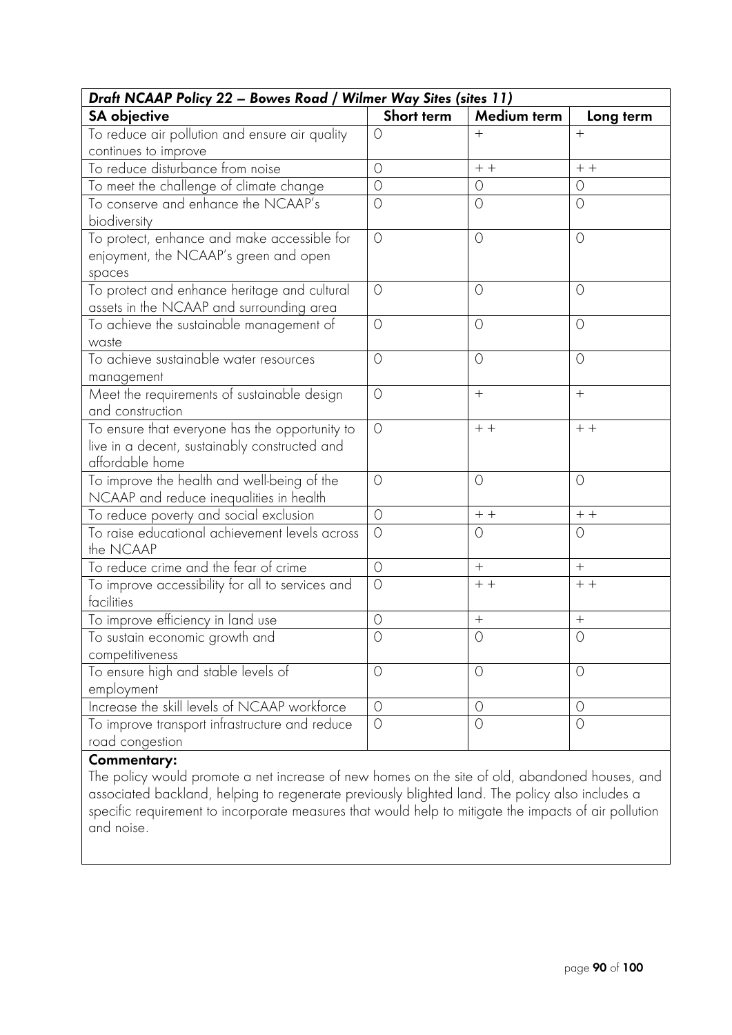| *Draft NCAAP Policy 22 – Bowes Road / Wilmer Way Sites (sites 11)* | | | |
|---|---|---|---|
| **SA objective** | **Short term** | **Medium term** | **Long term** |
| To reduce air pollution and ensure air quality continues to improve | 0 | + | + |
| To reduce disturbance from noise | 0 | + + | + + |
| To meet the challenge of climate change | 0 | 0 | 0 |
| To conserve and enhance the NCAAP's biodiversity | 0 | 0 | 0 |
| To protect, enhance and make accessible for enjoyment, the NCAAP's green and open spaces | 0 | 0 | 0 |
| To protect and enhance heritage and cultural assets in the NCAAP and surrounding area | 0 | 0 | 0 |
| To achieve the sustainable management of waste | 0 | 0 | 0 |
| To achieve sustainable water resources management | 0 | 0 | 0 |
| Meet the requirements of sustainable design and construction | 0 | + | + |
| To ensure that everyone has the opportunity to live in a decent, sustainably constructed and affordable home | 0 | + + | + + |
| To improve the health and well-being of the NCAAP and reduce inequalities in health | 0 | 0 | 0 |
| To reduce poverty and social exclusion | 0 | + + | + + |
| To raise educational achievement levels across the NCAAP | 0 | 0 | 0 |
| To reduce crime and the fear of crime | 0 | + | + |
| To improve accessibility for all to services and facilities | 0 | + + | + + |
| To improve efficiency in land use | 0 | + | + |
| To sustain economic growth and competitiveness | 0 | 0 | 0 |
| To ensure high and stable levels of employment | 0 | 0 | 0 |
| Increase the skill levels of NCAAP workforce | 0 | 0 | 0 |
| To improve transport infrastructure and reduce road congestion | 0 | 0 | 0 |

**Commentary:**

The policy would promote a net increase of new homes on the site of old, abandoned houses, and associated backland, helping to regenerate previously blighted land. The policy also includes a specific requirement to incorporate measures that would help to mitigate the impacts of air pollution and noise.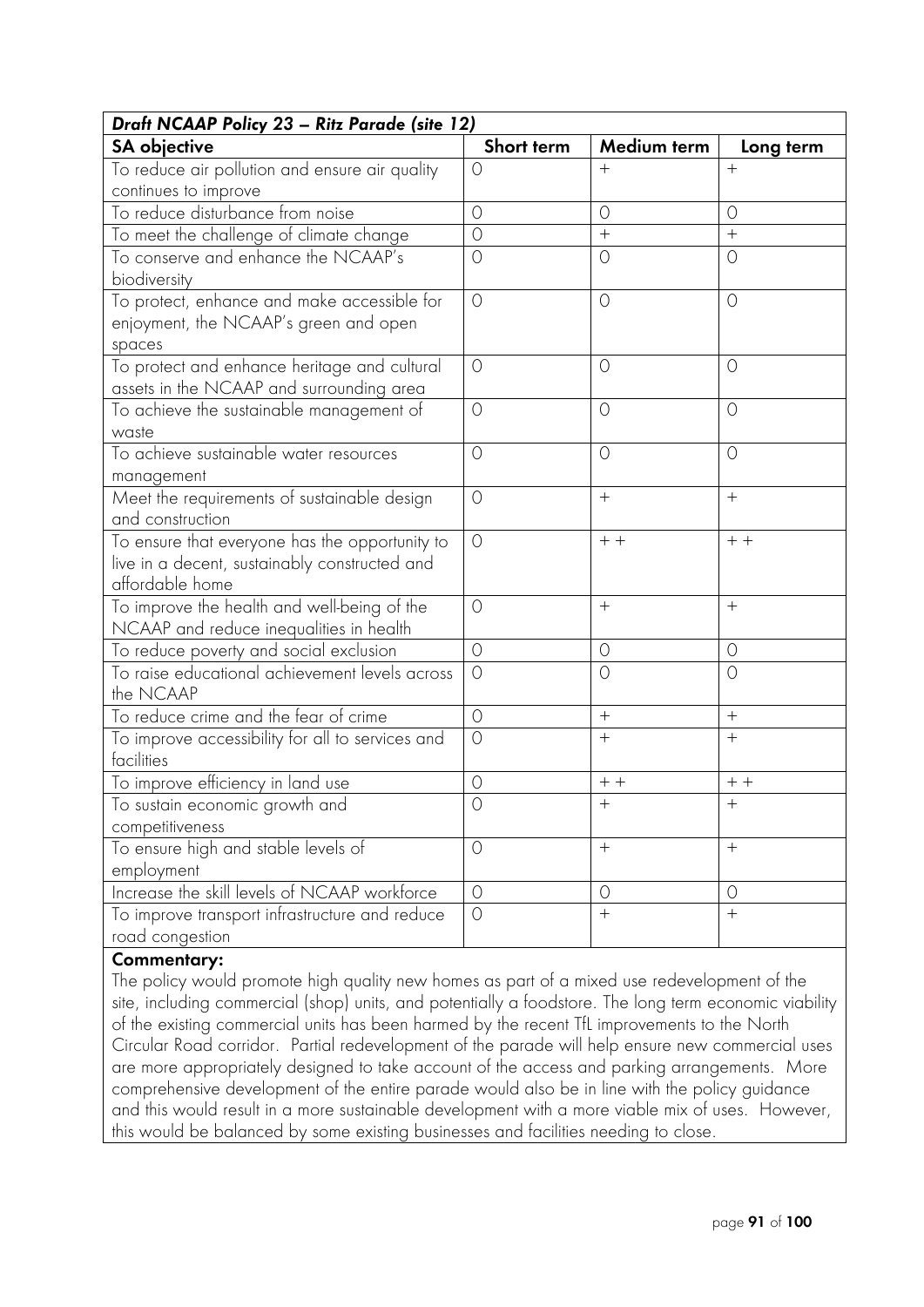| *Draft NCAAP Policy 23 – Ritz Parade (site 12)* | | | |
|---|---|---|---|
| **SA objective** | **Short term** | **Medium term** | **Long term** |
| To reduce air pollution and ensure air quality continues to improve | 0 | + | + |
| To reduce disturbance from noise | 0 | 0 | 0 |
| To meet the challenge of climate change | 0 | + | + |
| To conserve and enhance the NCAAP's biodiversity | 0 | 0 | 0 |
| To protect, enhance and make accessible for enjoyment, the NCAAP's green and open spaces | 0 | 0 | 0 |
| To protect and enhance heritage and cultural assets in the NCAAP and surrounding area | 0 | 0 | 0 |
| To achieve the sustainable management of waste | 0 | 0 | 0 |
| To achieve sustainable water resources management | 0 | 0 | 0 |
| Meet the requirements of sustainable design and construction | 0 | + | + |
| To ensure that everyone has the opportunity to live in a decent, sustainably constructed and affordable home | 0 | + + | + + |
| To improve the health and well-being of the NCAAP and reduce inequalities in health | 0 | + | + |
| To reduce poverty and social exclusion | 0 | 0 | 0 |
| To raise educational achievement levels across the NCAAP | 0 | 0 | 0 |
| To reduce crime and the fear of crime | 0 | + | + |
| To improve accessibility for all to services and facilities | 0 | + | + |
| To improve efficiency in land use | 0 | + + | + + |
| To sustain economic growth and competitiveness | 0 | + | + |
| To ensure high and stable levels of employment | 0 | + | + |
| Increase the skill levels of NCAAP workforce | 0 | 0 | 0 |
| To improve transport infrastructure and reduce road congestion | 0 | + | + |

**Commentary:**

The policy would promote high quality new homes as part of a mixed use redevelopment of the site, including commercial (shop) units, and potentially a foodstore. The long term economic viability of the existing commercial units has been harmed by the recent TfL improvements to the North Circular Road corridor. Partial redevelopment of the parade will help ensure new commercial uses are more appropriately designed to take account of the access and parking arrangements. More comprehensive development of the entire parade would also be in line with the policy guidance and this would result in a more sustainable development with a more viable mix of uses. However, this would be balanced by some existing businesses and facilities needing to close.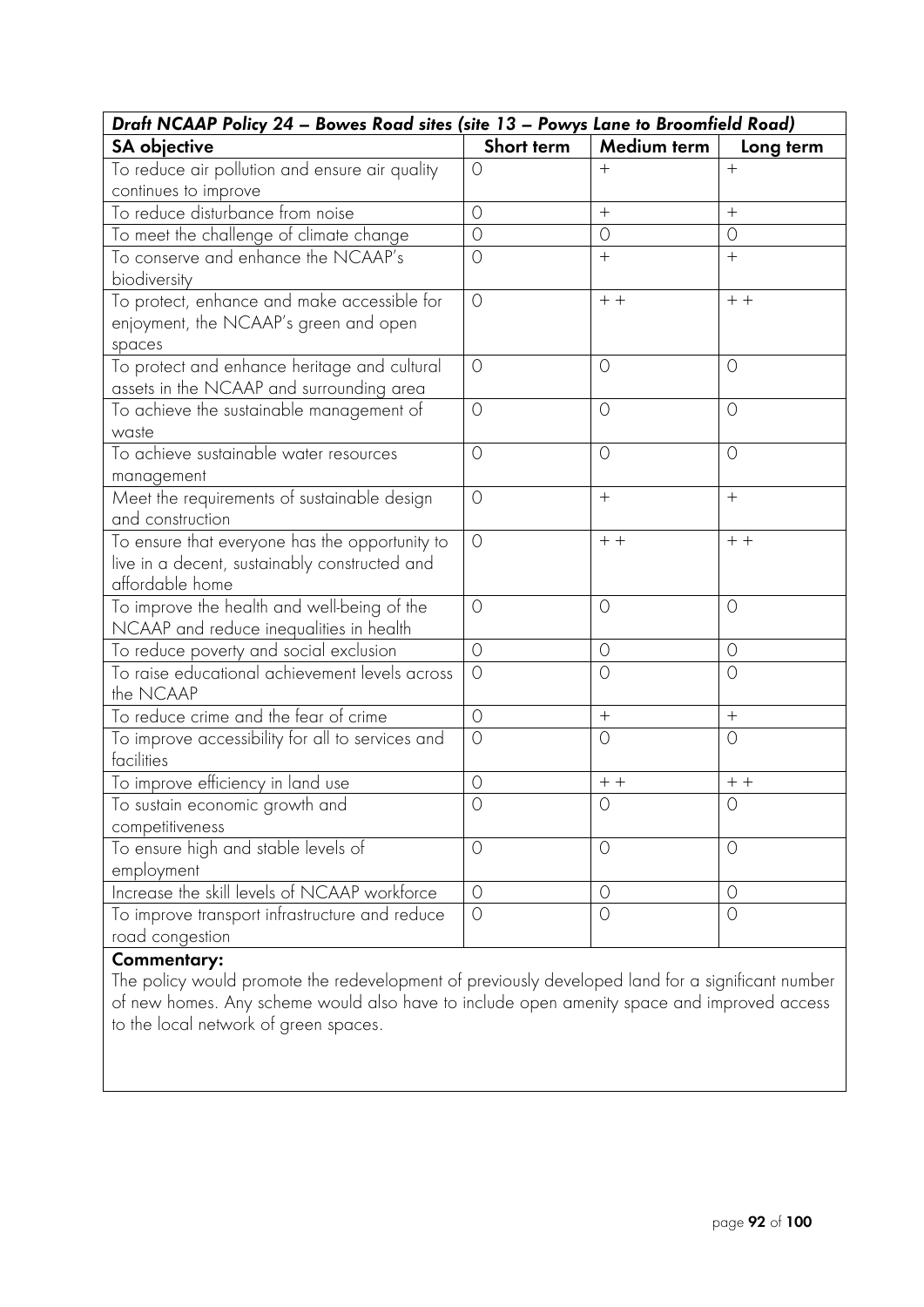| *Draft NCAAP Policy 24 – Bowes Road sites (site 13 – Powys Lane to Broomfield Road)* | | | |
|---|---|---|---|
| **SA objective** | **Short term** | **Medium term** | **Long term** |
| To reduce air pollution and ensure air quality continues to improve | 0 | + | + |
| To reduce disturbance from noise | 0 | + | + |
| To meet the challenge of climate change | 0 | 0 | 0 |
| To conserve and enhance the NCAAP's biodiversity | 0 | + | + |
| To protect, enhance and make accessible for enjoyment, the NCAAP's green and open spaces | 0 | + + | + + |
| To protect and enhance heritage and cultural assets in the NCAAP and surrounding area | 0 | 0 | 0 |
| To achieve the sustainable management of waste | 0 | 0 | 0 |
| To achieve sustainable water resources management | 0 | 0 | 0 |
| Meet the requirements of sustainable design and construction | 0 | + | + |
| To ensure that everyone has the opportunity to live in a decent, sustainably constructed and affordable home | 0 | + + | + + |
| To improve the health and well-being of the NCAAP and reduce inequalities in health | 0 | 0 | 0 |
| To reduce poverty and social exclusion | 0 | 0 | 0 |
| To raise educational achievement levels across the NCAAP | 0 | 0 | 0 |
| To reduce crime and the fear of crime | 0 | + | + |
| To improve accessibility for all to services and facilities | 0 | 0 | 0 |
| To improve efficiency in land use | 0 | + + | + + |
| To sustain economic growth and competitiveness | 0 | 0 | 0 |
| To ensure high and stable levels of employment | 0 | 0 | 0 |
| Increase the skill levels of NCAAP workforce | 0 | 0 | 0 |
| To improve transport infrastructure and reduce road congestion | 0 | 0 | 0 |

**Commentary:**

The policy would promote the redevelopment of previously developed land for a significant number of new homes. Any scheme would also have to include open amenity space and improved access to the local network of green spaces.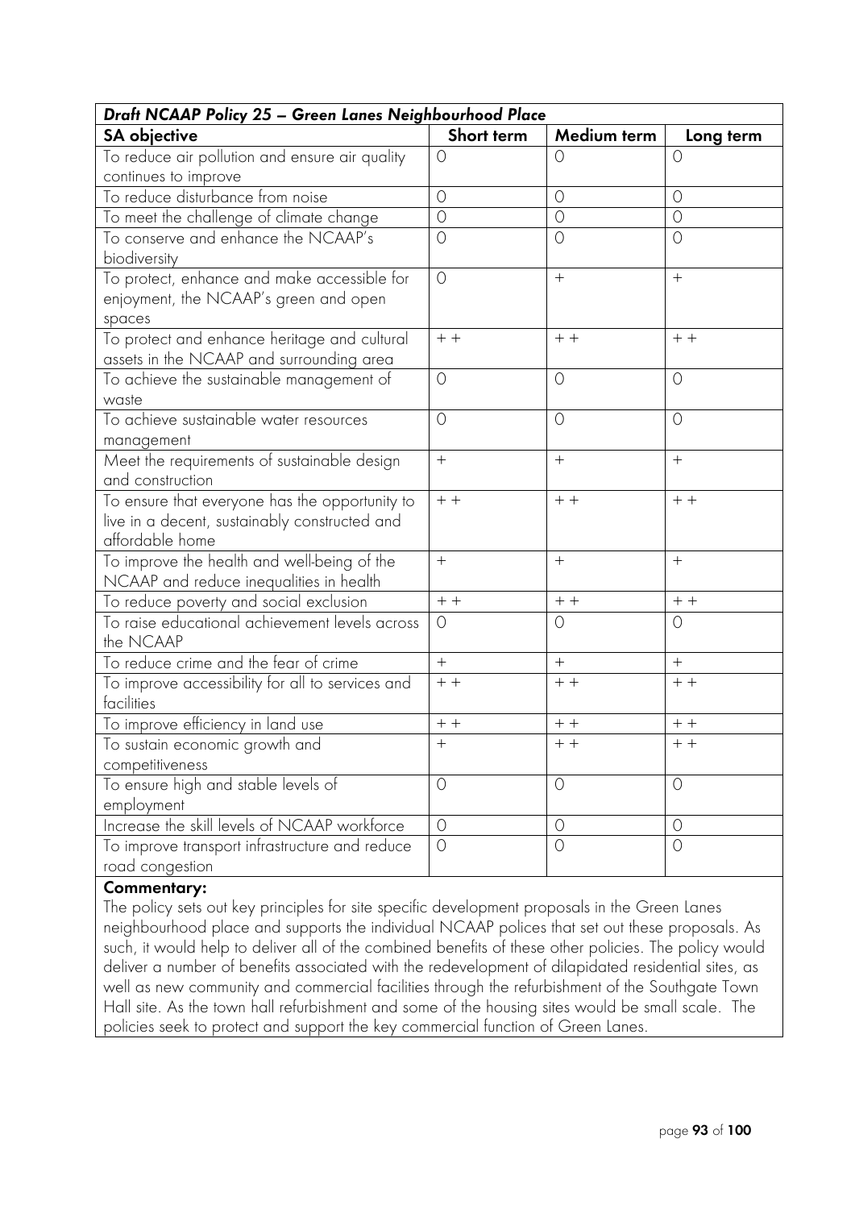| *Draft NCAAP Policy 25 – Green Lanes Neighbourhood Place* | | | |
|---|---|---|---|
| **SA objective** | **Short term** | **Medium term** | **Long term** |
| To reduce air pollution and ensure air quality continues to improve | 0 | 0 | 0 |
| To reduce disturbance from noise | 0 | 0 | 0 |
| To meet the challenge of climate change | 0 | 0 | 0 |
| To conserve and enhance the NCAAP's biodiversity | 0 | 0 | 0 |
| To protect, enhance and make accessible for enjoyment, the NCAAP's green and open spaces | 0 | + | + |
| To protect and enhance heritage and cultural assets in the NCAAP and surrounding area | + + | + + | + + |
| To achieve the sustainable management of waste | 0 | 0 | 0 |
| To achieve sustainable water resources management | 0 | 0 | 0 |
| Meet the requirements of sustainable design and construction | + | + | + |
| To ensure that everyone has the opportunity to live in a decent, sustainably constructed and affordable home | + + | + + | + + |
| To improve the health and well-being of the NCAAP and reduce inequalities in health | + | + | + |
| To reduce poverty and social exclusion | + + | + + | + + |
| To raise educational achievement levels across the NCAAP | 0 | 0 | 0 |
| To reduce crime and the fear of crime | + | + | + |
| To improve accessibility for all to services and facilities | + + | + + | + + |
| To improve efficiency in land use | + + | + + | + + |
| To sustain economic growth and competitiveness | + | + + | + + |
| To ensure high and stable levels of employment | 0 | 0 | 0 |
| Increase the skill levels of NCAAP workforce | 0 | 0 | 0 |
| To improve transport infrastructure and reduce road congestion | 0 | 0 | 0 |

**Commentary:**

The policy sets out key principles for site specific development proposals in the Green Lanes neighbourhood place and supports the individual NCAAP polices that set out these proposals. As such, it would help to deliver all of the combined benefits of these other policies. The policy would deliver a number of benefits associated with the redevelopment of dilapidated residential sites, as well as new community and commercial facilities through the refurbishment of the Southgate Town Hall site. As the town hall refurbishment and some of the housing sites would be small scale. The policies seek to protect and support the key commercial function of Green Lanes.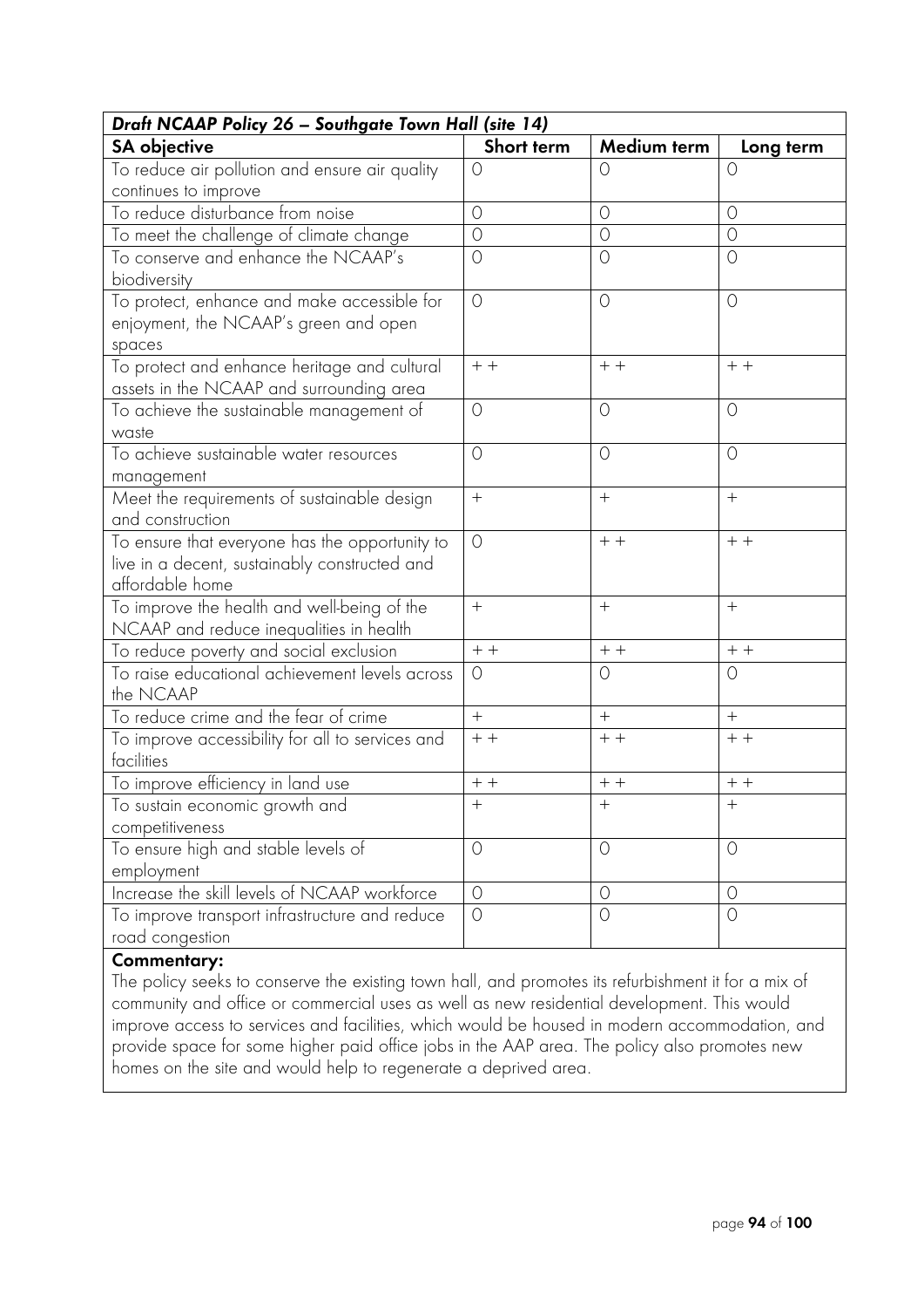| *Draft NCAAP Policy 26 – Southgate Town Hall (site 14)* | | | |
|---|---|---|---|
| **SA objective** | **Short term** | **Medium term** | **Long term** |
| To reduce air pollution and ensure air quality continues to improve | 0 | 0 | 0 |
| To reduce disturbance from noise | 0 | 0 | 0 |
| To meet the challenge of climate change | 0 | 0 | 0 |
| To conserve and enhance the NCAAP's biodiversity | 0 | 0 | 0 |
| To protect, enhance and make accessible for enjoyment, the NCAAP's green and open spaces | 0 | 0 | 0 |
| To protect and enhance heritage and cultural assets in the NCAAP and surrounding area | + + | + + | + + |
| To achieve the sustainable management of waste | 0 | 0 | 0 |
| To achieve sustainable water resources management | 0 | 0 | 0 |
| Meet the requirements of sustainable design and construction | + | + | + |
| To ensure that everyone has the opportunity to live in a decent, sustainably constructed and affordable home | 0 | + + | + + |
| To improve the health and well-being of the NCAAP and reduce inequalities in health | + | + | + |
| To reduce poverty and social exclusion | + + | + + | + + |
| To raise educational achievement levels across the NCAAP | 0 | 0 | 0 |
| To reduce crime and the fear of crime | + | + | + |
| To improve accessibility for all to services and facilities | + + | + + | + + |
| To improve efficiency in land use | + + | + + | + + |
| To sustain economic growth and competitiveness | + | + | + |
| To ensure high and stable levels of employment | 0 | 0 | 0 |
| Increase the skill levels of NCAAP workforce | 0 | 0 | 0 |
| To improve transport infrastructure and reduce road congestion | 0 | 0 | 0 |

**Commentary:**

The policy seeks to conserve the existing town hall, and promotes its refurbishment it for a mix of community and office or commercial uses as well as new residential development. This would improve access to services and facilities, which would be housed in modern accommodation, and provide space for some higher paid office jobs in the AAP area. The policy also promotes new homes on the site and would help to regenerate a deprived area.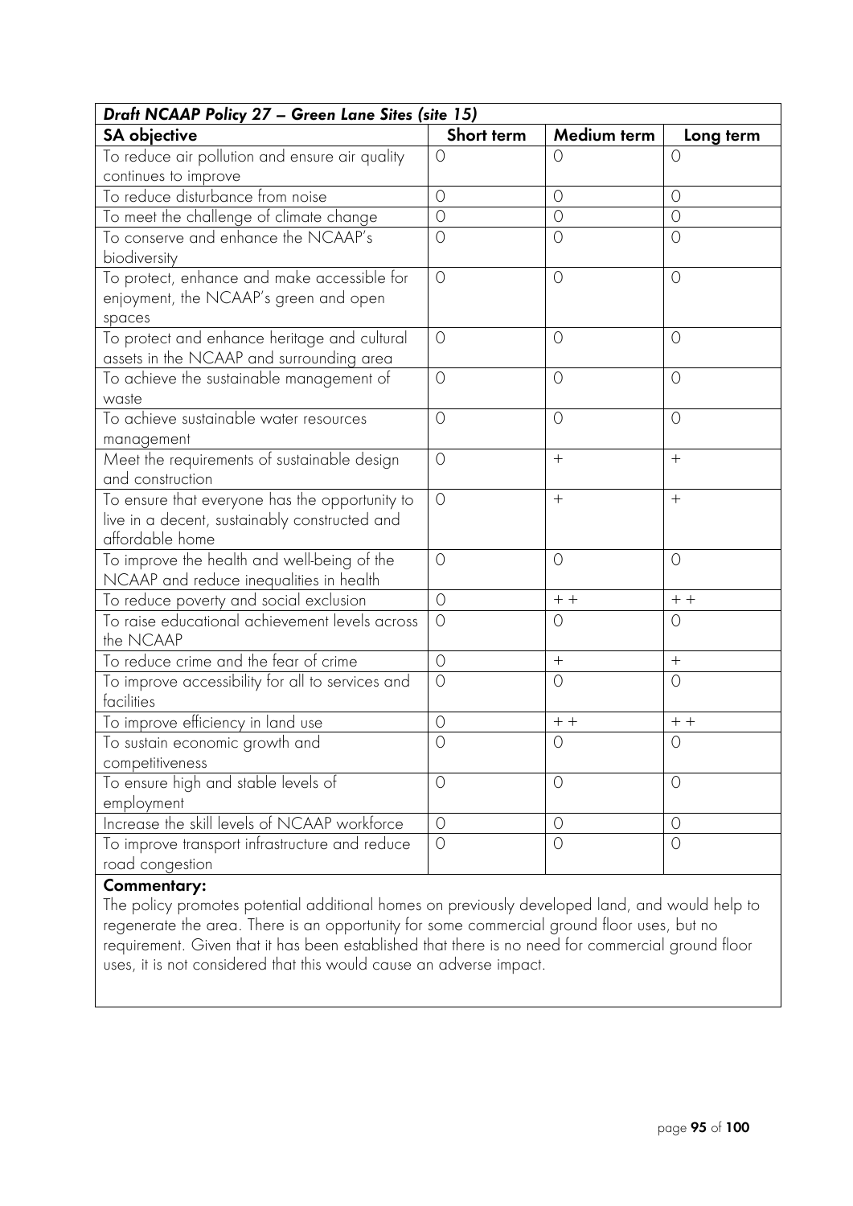| *Draft NCAAP Policy 27 – Green Lane Sites (site 15)* | | | |
|---|---|---|---|
| **SA objective** | **Short term** | **Medium term** | **Long term** |
| To reduce air pollution and ensure air quality continues to improve | 0 | 0 | 0 |
| To reduce disturbance from noise | 0 | 0 | 0 |
| To meet the challenge of climate change | 0 | 0 | 0 |
| To conserve and enhance the NCAAP's biodiversity | 0 | 0 | 0 |
| To protect, enhance and make accessible for enjoyment, the NCAAP's green and open spaces | 0 | 0 | 0 |
| To protect and enhance heritage and cultural assets in the NCAAP and surrounding area | 0 | 0 | 0 |
| To achieve the sustainable management of waste | 0 | 0 | 0 |
| To achieve sustainable water resources management | 0 | 0 | 0 |
| Meet the requirements of sustainable design and construction | 0 | + | + |
| To ensure that everyone has the opportunity to live in a decent, sustainably constructed and affordable home | 0 | + | + |
| To improve the health and well-being of the NCAAP and reduce inequalities in health | 0 | 0 | 0 |
| To reduce poverty and social exclusion | 0 | + + | + + |
| To raise educational achievement levels across the NCAAP | 0 | 0 | 0 |
| To reduce crime and the fear of crime | 0 | + | + |
| To improve accessibility for all to services and facilities | 0 | 0 | 0 |
| To improve efficiency in land use | 0 | + + | + + |
| To sustain economic growth and competitiveness | 0 | 0 | 0 |
| To ensure high and stable levels of employment | 0 | 0 | 0 |
| Increase the skill levels of NCAAP workforce | 0 | 0 | 0 |
| To improve transport infrastructure and reduce road congestion | 0 | 0 | 0 |

**Commentary:**

The policy promotes potential additional homes on previously developed land, and would help to regenerate the area. There is an opportunity for some commercial ground floor uses, but no requirement. Given that it has been established that there is no need for commercial ground floor uses, it is not considered that this would cause an adverse impact.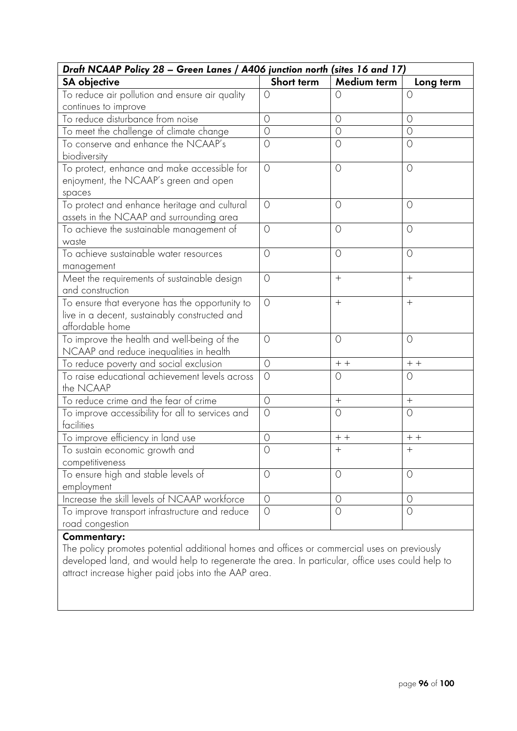| *Draft NCAAP Policy 28 – Green Lanes / A406 junction north (sites 16 and 17)* | | | |
|---|---|---|---|
| **SA objective** | **Short term** | **Medium term** | **Long term** |
| To reduce air pollution and ensure air quality continues to improve | 0 | 0 | 0 |
| To reduce disturbance from noise | 0 | 0 | 0 |
| To meet the challenge of climate change | 0 | 0 | 0 |
| To conserve and enhance the NCAAP's biodiversity | 0 | 0 | 0 |
| To protect, enhance and make accessible for enjoyment, the NCAAP's green and open spaces | 0 | 0 | 0 |
| To protect and enhance heritage and cultural assets in the NCAAP and surrounding area | 0 | 0 | 0 |
| To achieve the sustainable management of waste | 0 | 0 | 0 |
| To achieve sustainable water resources management | 0 | 0 | 0 |
| Meet the requirements of sustainable design and construction | 0 | + | + |
| To ensure that everyone has the opportunity to live in a decent, sustainably constructed and affordable home | 0 | + | + |
| To improve the health and well-being of the NCAAP and reduce inequalities in health | 0 | 0 | 0 |
| To reduce poverty and social exclusion | 0 | + + | + + |
| To raise educational achievement levels across the NCAAP | 0 | 0 | 0 |
| To reduce crime and the fear of crime | 0 | + | + |
| To improve accessibility for all to services and facilities | 0 | 0 | 0 |
| To improve efficiency in land use | 0 | + + | + + |
| To sustain economic growth and competitiveness | 0 | + | + |
| To ensure high and stable levels of employment | 0 | 0 | 0 |
| Increase the skill levels of NCAAP workforce | 0 | 0 | 0 |
| To improve transport infrastructure and reduce road congestion | 0 | 0 | 0 |

**Commentary:**

The policy promotes potential additional homes and offices or commercial uses on previously developed land, and would help to regenerate the area. In particular, office uses could help to attract increase higher paid jobs into the AAP area.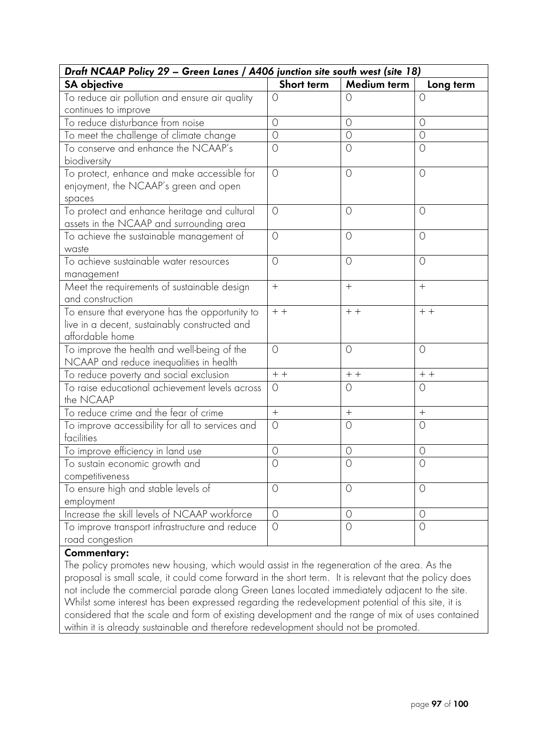| *Draft NCAAP Policy 29 – Green Lanes / A406 junction site south west (site 18)* | | | |
|---|---|---|---|
| **SA objective** | **Short term** | **Medium term** | **Long term** |
| To reduce air pollution and ensure air quality continues to improve | 0 | 0 | 0 |
| To reduce disturbance from noise | 0 | 0 | 0 |
| To meet the challenge of climate change | 0 | 0 | 0 |
| To conserve and enhance the NCAAP's biodiversity | 0 | 0 | 0 |
| To protect, enhance and make accessible for enjoyment, the NCAAP's green and open spaces | 0 | 0 | 0 |
| To protect and enhance heritage and cultural assets in the NCAAP and surrounding area | 0 | 0 | 0 |
| To achieve the sustainable management of waste | 0 | 0 | 0 |
| To achieve sustainable water resources management | 0 | 0 | 0 |
| Meet the requirements of sustainable design and construction | + | + | + |
| To ensure that everyone has the opportunity to live in a decent, sustainably constructed and affordable home | + + | + + | + + |
| To improve the health and well-being of the NCAAP and reduce inequalities in health | 0 | 0 | 0 |
| To reduce poverty and social exclusion | + + | + + | + + |
| To raise educational achievement levels across the NCAAP | 0 | 0 | 0 |
| To reduce crime and the fear of crime | + | + | + |
| To improve accessibility for all to services and facilities | 0 | 0 | 0 |
| To improve efficiency in land use | 0 | 0 | 0 |
| To sustain economic growth and competitiveness | 0 | 0 | 0 |
| To ensure high and stable levels of employment | 0 | 0 | 0 |
| Increase the skill levels of NCAAP workforce | 0 | 0 | 0 |
| To improve transport infrastructure and reduce road congestion | 0 | 0 | 0 |

**Commentary:**

The policy promotes new housing, which would assist in the regeneration of the area. As the proposal is small scale, it could come forward in the short term. It is relevant that the policy does not include the commercial parade along Green Lanes located immediately adjacent to the site. Whilst some interest has been expressed regarding the redevelopment potential of this site, it is considered that the scale and form of existing development and the range of mix of uses contained within it is already sustainable and therefore redevelopment should not be promoted.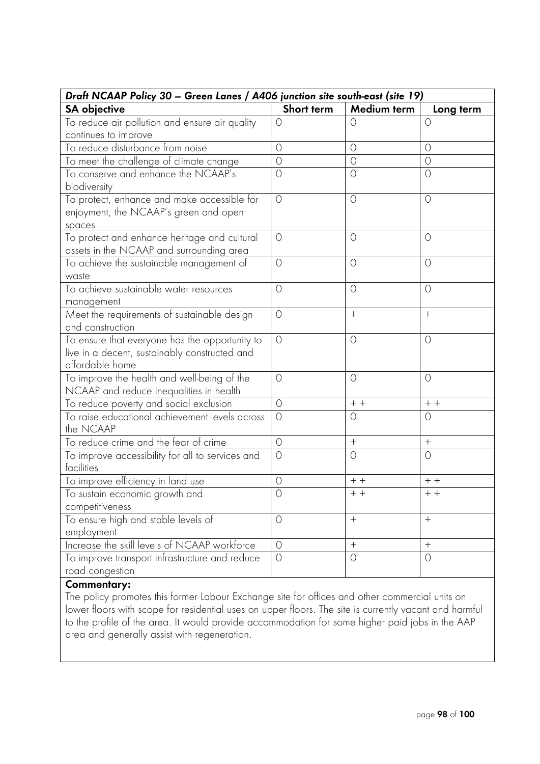| *Draft NCAAP Policy 30 – Green Lanes / A406 junction site south-east (site 19)* | | | |
|---|---|---|---|
| **SA objective** | **Short term** | **Medium term** | **Long term** |
| To reduce air pollution and ensure air quality continues to improve | 0 | 0 | 0 |
| To reduce disturbance from noise | 0 | 0 | 0 |
| To meet the challenge of climate change | 0 | 0 | 0 |
| To conserve and enhance the NCAAP's biodiversity | 0 | 0 | 0 |
| To protect, enhance and make accessible for enjoyment, the NCAAP's green and open spaces | 0 | 0 | 0 |
| To protect and enhance heritage and cultural assets in the NCAAP and surrounding area | 0 | 0 | 0 |
| To achieve the sustainable management of waste | 0 | 0 | 0 |
| To achieve sustainable water resources management | 0 | 0 | 0 |
| Meet the requirements of sustainable design and construction | 0 | + | + |
| To ensure that everyone has the opportunity to live in a decent, sustainably constructed and affordable home | 0 | 0 | 0 |
| To improve the health and well-being of the NCAAP and reduce inequalities in health | 0 | 0 | 0 |
| To reduce poverty and social exclusion | 0 | + + | + + |
| To raise educational achievement levels across the NCAAP | 0 | 0 | 0 |
| To reduce crime and the fear of crime | 0 | + | + |
| To improve accessibility for all to services and facilities | 0 | 0 | 0 |
| To improve efficiency in land use | 0 | + + | + + |
| To sustain economic growth and competitiveness | 0 | + + | + + |
| To ensure high and stable levels of employment | 0 | + | + |
| Increase the skill levels of NCAAP workforce | 0 | + | + |
| To improve transport infrastructure and reduce road congestion | 0 | 0 | 0 |

**Commentary:**

The policy promotes this former Labour Exchange site for offices and other commercial units on lower floors with scope for residential uses on upper floors. The site is currently vacant and harmful to the profile of the area. It would provide accommodation for some higher paid jobs in the AAP area and generally assist with regeneration.